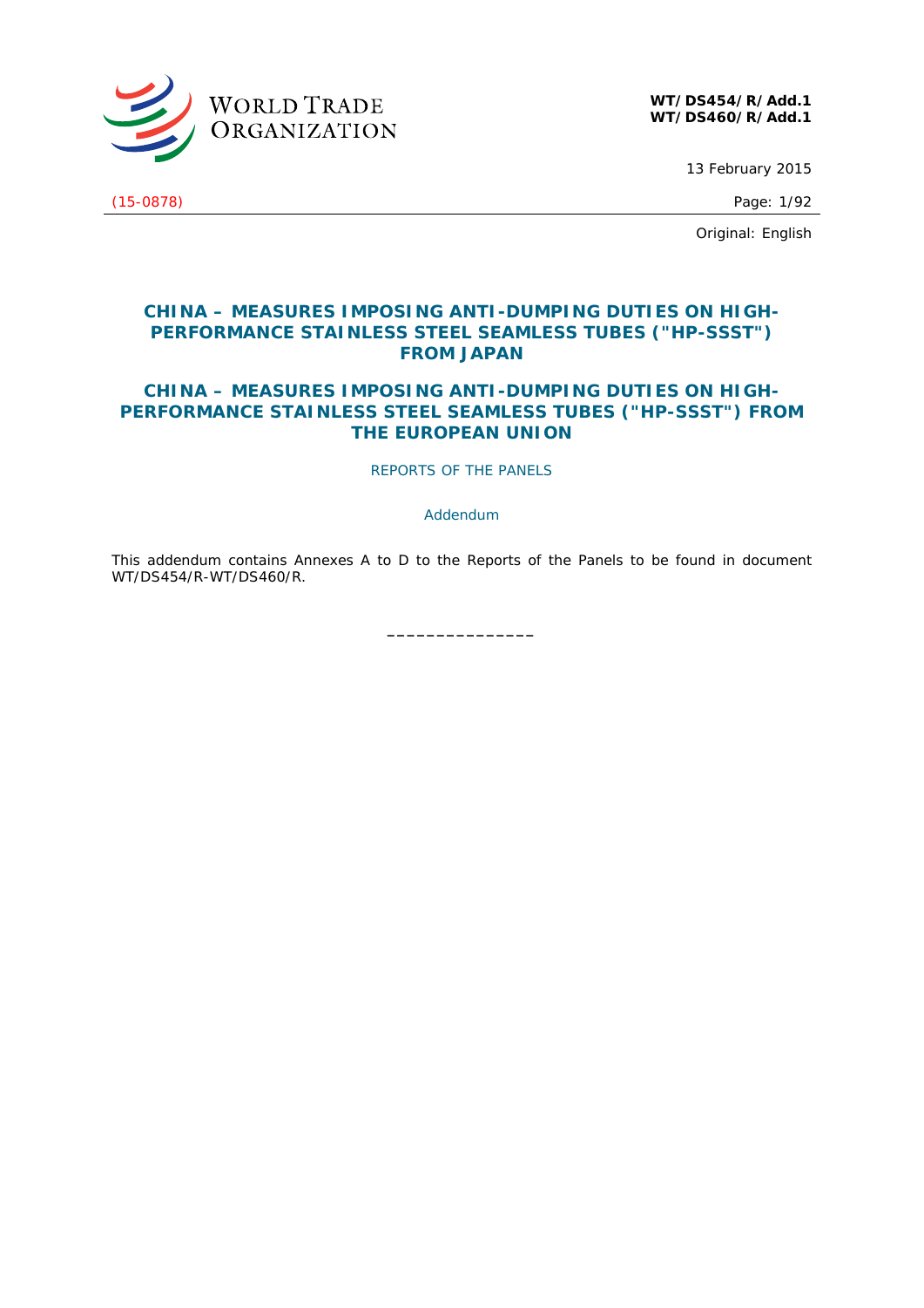WORLD TRADE ORGANIZATION

**WT/DS454/R/Add.1**
**WT/DS460/R/Add.1**

13 February 2015

(15-0878)

Original: English

## CHINA – MEASURES IMPOSING ANTI-DUMPING DUTIES ON HIGH-PERFORMANCE STAINLESS STEEL SEAMLESS TUBES ("HP-SSST") FROM JAPAN

## CHINA – MEASURES IMPOSING ANTI-DUMPING DUTIES ON HIGH-PERFORMANCE STAINLESS STEEL SEAMLESS TUBES ("HP-SSST") FROM THE EUROPEAN UNION

REPORTS OF THE PANELS

Addendum

This addendum contains Annexes A to D to the Reports of the Panels to be found in document WT/DS454/R-WT/DS460/R.

_______________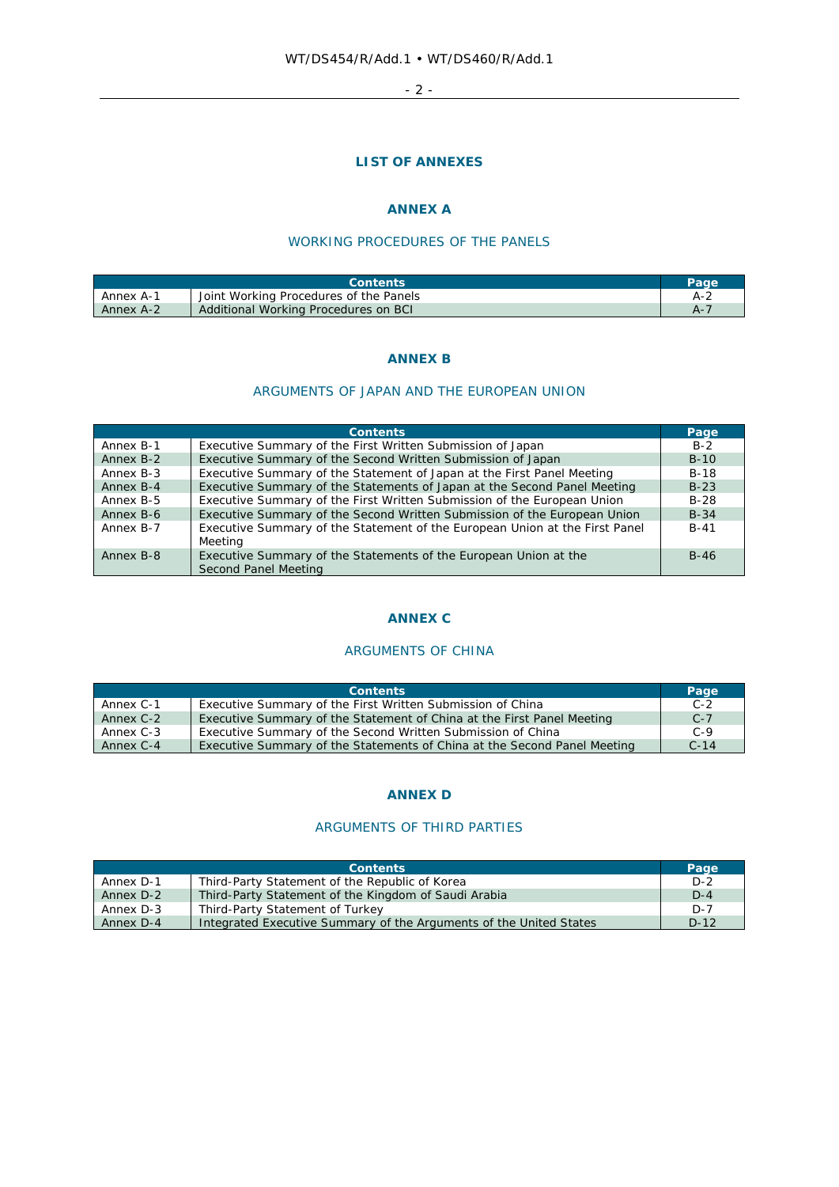# LIST OF ANNEXES

## ANNEX A

### WORKING PROCEDURES OF THE PANELS

| Contents | | Page |
|---|---|---|
| Annex A-1 | Joint Working Procedures of the Panels | A-2 |
| Annex A-2 | Additional Working Procedures on BCI | A-7 |

## ANNEX B

### ARGUMENTS OF JAPAN AND THE EUROPEAN UNION

| Contents | | Page |
|---|---|---|
| Annex B-1 | Executive Summary of the First Written Submission of Japan | B-2 |
| Annex B-2 | Executive Summary of the Second Written Submission of Japan | B-10 |
| Annex B-3 | Executive Summary of the Statement of Japan at the First Panel Meeting | B-18 |
| Annex B-4 | Executive Summary of the Statements of Japan at the Second Panel Meeting | B-23 |
| Annex B-5 | Executive Summary of the First Written Submission of the European Union | B-28 |
| Annex B-6 | Executive Summary of the Second Written Submission of the European Union | B-34 |
| Annex B-7 | Executive Summary of the Statement of the European Union at the First Panel Meeting | B-41 |
| Annex B-8 | Executive Summary of the Statements of the European Union at the Second Panel Meeting | B-46 |

## ANNEX C

### ARGUMENTS OF CHINA

| Contents | | Page |
|---|---|---|
| Annex C-1 | Executive Summary of the First Written Submission of China | C-2 |
| Annex C-2 | Executive Summary of the Statement of China at the First Panel Meeting | C-7 |
| Annex C-3 | Executive Summary of the Second Written Submission of China | C-9 |
| Annex C-4 | Executive Summary of the Statements of China at the Second Panel Meeting | C-14 |

## ANNEX D

### ARGUMENTS OF THIRD PARTIES

| Contents | | Page |
|---|---|---|
| Annex D-1 | Third-Party Statement of the Republic of Korea | D-2 |
| Annex D-2 | Third-Party Statement of the Kingdom of Saudi Arabia | D-4 |
| Annex D-3 | Third-Party Statement of Turkey | D-7 |
| Annex D-4 | Integrated Executive Summary of the Arguments of the United States | D-12 |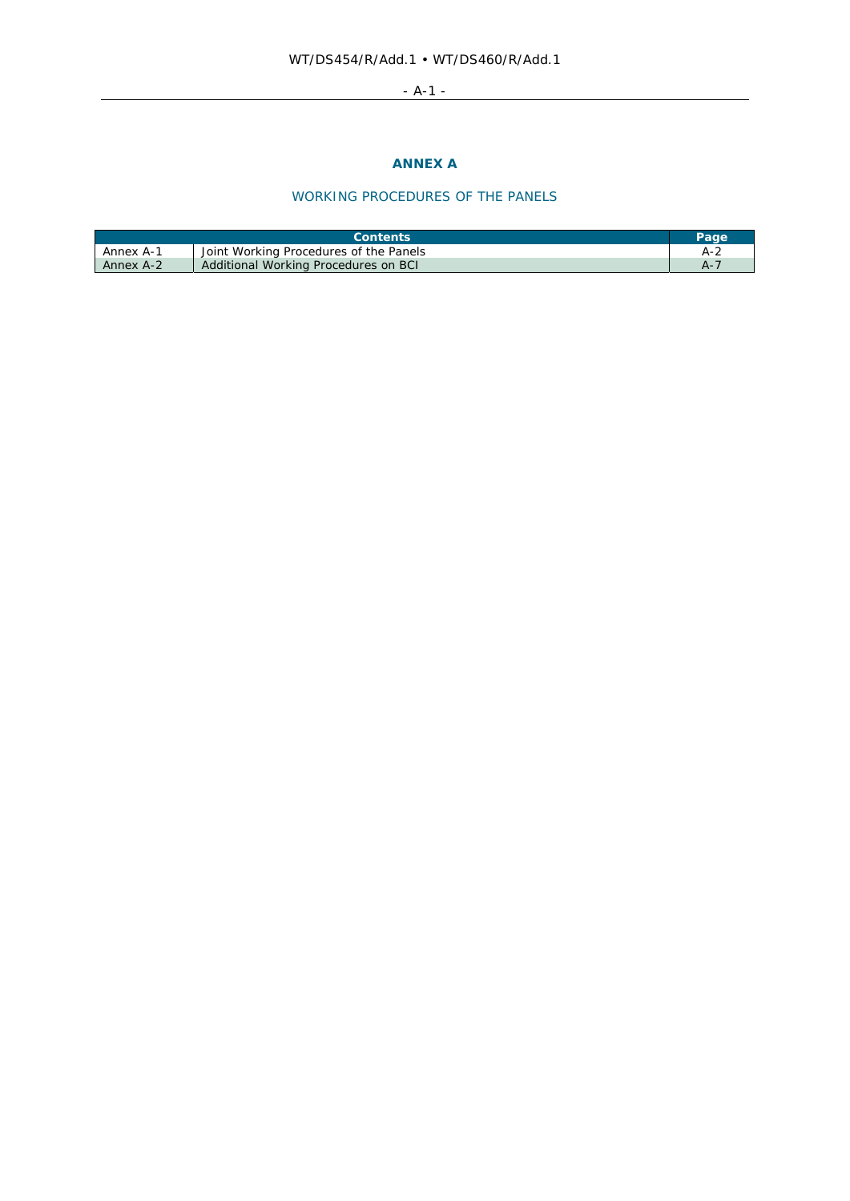# ANNEX A

## WORKING PROCEDURES OF THE PANELS

| Contents | | Page |
|---|---|---|
| Annex A-1 | Joint Working Procedures of the Panels | A-2 |
| Annex A-2 | Additional Working Procedures on BCI | A-7 |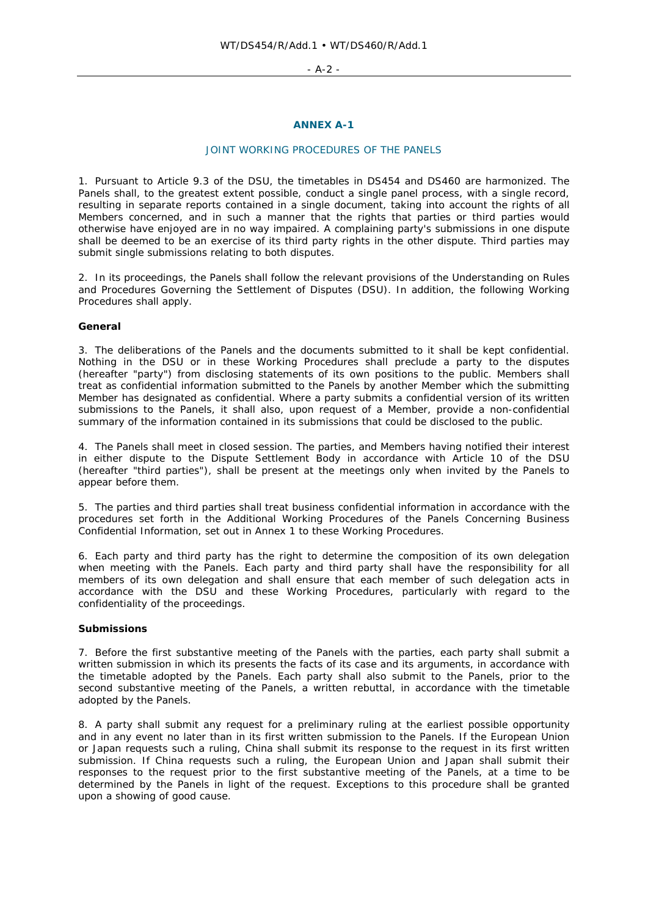## ANNEX A-1

### JOINT WORKING PROCEDURES OF THE PANELS

1. Pursuant to Article 9.3 of the DSU, the timetables in DS454 and DS460 are harmonized. The Panels shall, to the greatest extent possible, conduct a single panel process, with a single record, resulting in separate reports contained in a single document, taking into account the rights of all Members concerned, and in such a manner that the rights that parties or third parties would otherwise have enjoyed are in no way impaired. A complaining party's submissions in one dispute shall be deemed to be an exercise of its third party rights in the other dispute. Third parties may submit single submissions relating to both disputes.

2. In its proceedings, the Panels shall follow the relevant provisions of the Understanding on Rules and Procedures Governing the Settlement of Disputes (DSU). In addition, the following Working Procedures shall apply.

**General**

3. The deliberations of the Panels and the documents submitted to it shall be kept confidential. Nothing in the DSU or in these Working Procedures shall preclude a party to the disputes (hereafter "party") from disclosing statements of its own positions to the public. Members shall treat as confidential information submitted to the Panels by another Member which the submitting Member has designated as confidential. Where a party submits a confidential version of its written submissions to the Panels, it shall also, upon request of a Member, provide a non-confidential summary of the information contained in its submissions that could be disclosed to the public.

4. The Panels shall meet in closed session. The parties, and Members having notified their interest in either dispute to the Dispute Settlement Body in accordance with Article 10 of the DSU (hereafter "third parties"), shall be present at the meetings only when invited by the Panels to appear before them.

5. The parties and third parties shall treat business confidential information in accordance with the procedures set forth in the Additional Working Procedures of the Panels Concerning Business Confidential Information, set out in Annex 1 to these Working Procedures.

6. Each party and third party has the right to determine the composition of its own delegation when meeting with the Panels. Each party and third party shall have the responsibility for all members of its own delegation and shall ensure that each member of such delegation acts in accordance with the DSU and these Working Procedures, particularly with regard to the confidentiality of the proceedings.

**Submissions**

7. Before the first substantive meeting of the Panels with the parties, each party shall submit a written submission in which its presents the facts of its case and its arguments, in accordance with the timetable adopted by the Panels. Each party shall also submit to the Panels, prior to the second substantive meeting of the Panels, a written rebuttal, in accordance with the timetable adopted by the Panels.

8. A party shall submit any request for a preliminary ruling at the earliest possible opportunity and in any event no later than in its first written submission to the Panels. If the European Union or Japan requests such a ruling, China shall submit its response to the request in its first written submission. If China requests such a ruling, the European Union and Japan shall submit their responses to the request prior to the first substantive meeting of the Panels, at a time to be determined by the Panels in light of the request. Exceptions to this procedure shall be granted upon a showing of good cause.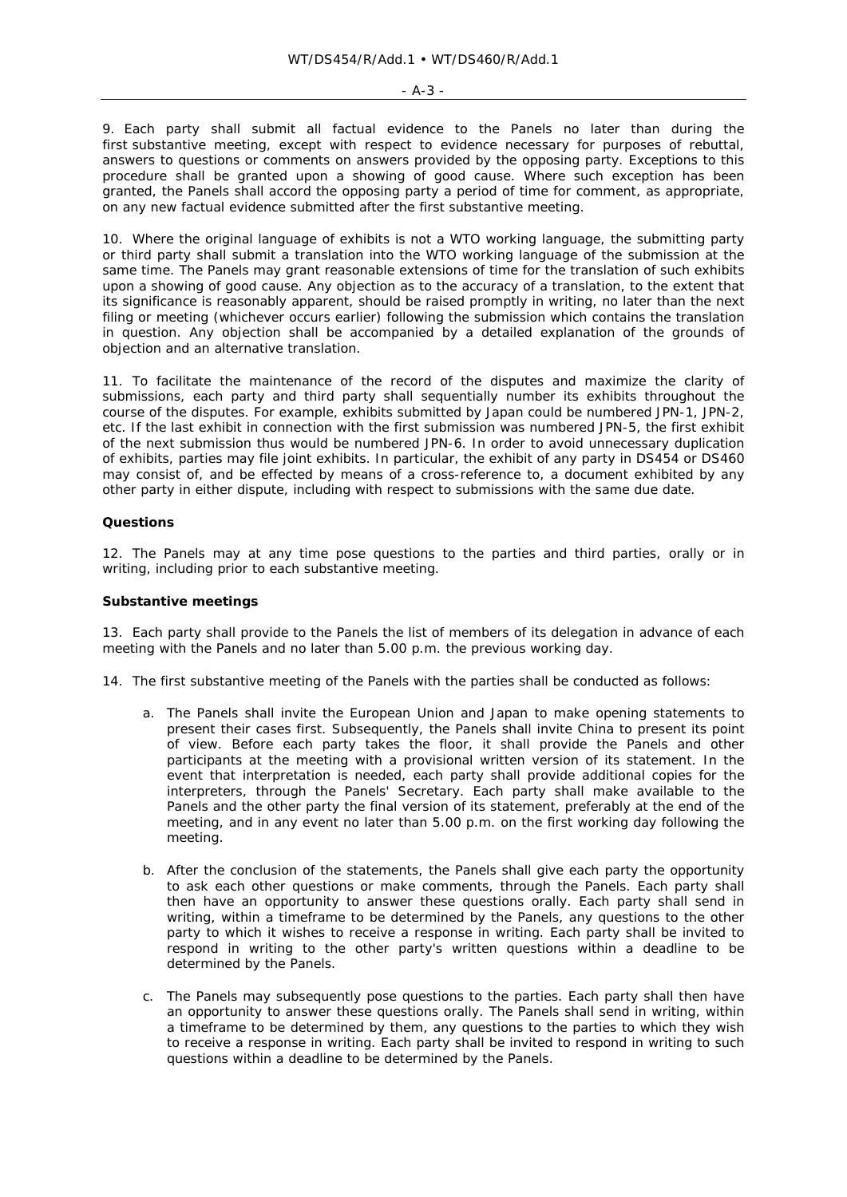9. Each party shall submit all factual evidence to the Panels no later than during the first substantive meeting, except with respect to evidence necessary for purposes of rebuttal, answers to questions or comments on answers provided by the opposing party. Exceptions to this procedure shall be granted upon a showing of good cause. Where such exception has been granted, the Panels shall accord the opposing party a period of time for comment, as appropriate, on any new factual evidence submitted after the first substantive meeting.

10. Where the original language of exhibits is not a WTO working language, the submitting party or third party shall submit a translation into the WTO working language of the submission at the same time. The Panels may grant reasonable extensions of time for the translation of such exhibits upon a showing of good cause. Any objection as to the accuracy of a translation, to the extent that its significance is reasonably apparent, should be raised promptly in writing, no later than the next filing or meeting (whichever occurs earlier) following the submission which contains the translation in question. Any objection shall be accompanied by a detailed explanation of the grounds of objection and an alternative translation.

11. To facilitate the maintenance of the record of the disputes and maximize the clarity of submissions, each party and third party shall sequentially number its exhibits throughout the course of the disputes. For example, exhibits submitted by Japan could be numbered JPN-1, JPN-2, etc. If the last exhibit in connection with the first submission was numbered JPN-5, the first exhibit of the next submission thus would be numbered JPN-6. In order to avoid unnecessary duplication of exhibits, parties may file joint exhibits. In particular, the exhibit of any party in DS454 or DS460 may consist of, and be effected by means of a cross-reference to, a document exhibited by any other party in either dispute, including with respect to submissions with the same due date.

**Questions**

12. The Panels may at any time pose questions to the parties and third parties, orally or in writing, including prior to each substantive meeting.

**Substantive meetings**

13. Each party shall provide to the Panels the list of members of its delegation in advance of each meeting with the Panels and no later than 5.00 p.m. the previous working day.

14. The first substantive meeting of the Panels with the parties shall be conducted as follows:

a. The Panels shall invite the European Union and Japan to make opening statements to present their cases first. Subsequently, the Panels shall invite China to present its point of view. Before each party takes the floor, it shall provide the Panels and other participants at the meeting with a provisional written version of its statement. In the event that interpretation is needed, each party shall provide additional copies for the interpreters, through the Panels' Secretary. Each party shall make available to the Panels and the other party the final version of its statement, preferably at the end of the meeting, and in any event no later than 5.00 p.m. on the first working day following the meeting.

b. After the conclusion of the statements, the Panels shall give each party the opportunity to ask each other questions or make comments, through the Panels. Each party shall then have an opportunity to answer these questions orally. Each party shall send in writing, within a timeframe to be determined by the Panels, any questions to the other party to which it wishes to receive a response in writing. Each party shall be invited to respond in writing to the other party's written questions within a deadline to be determined by the Panels.

c. The Panels may subsequently pose questions to the parties. Each party shall then have an opportunity to answer these questions orally. The Panels shall send in writing, within a timeframe to be determined by them, any questions to the parties to which they wish to receive a response in writing. Each party shall be invited to respond in writing to such questions within a deadline to be determined by the Panels.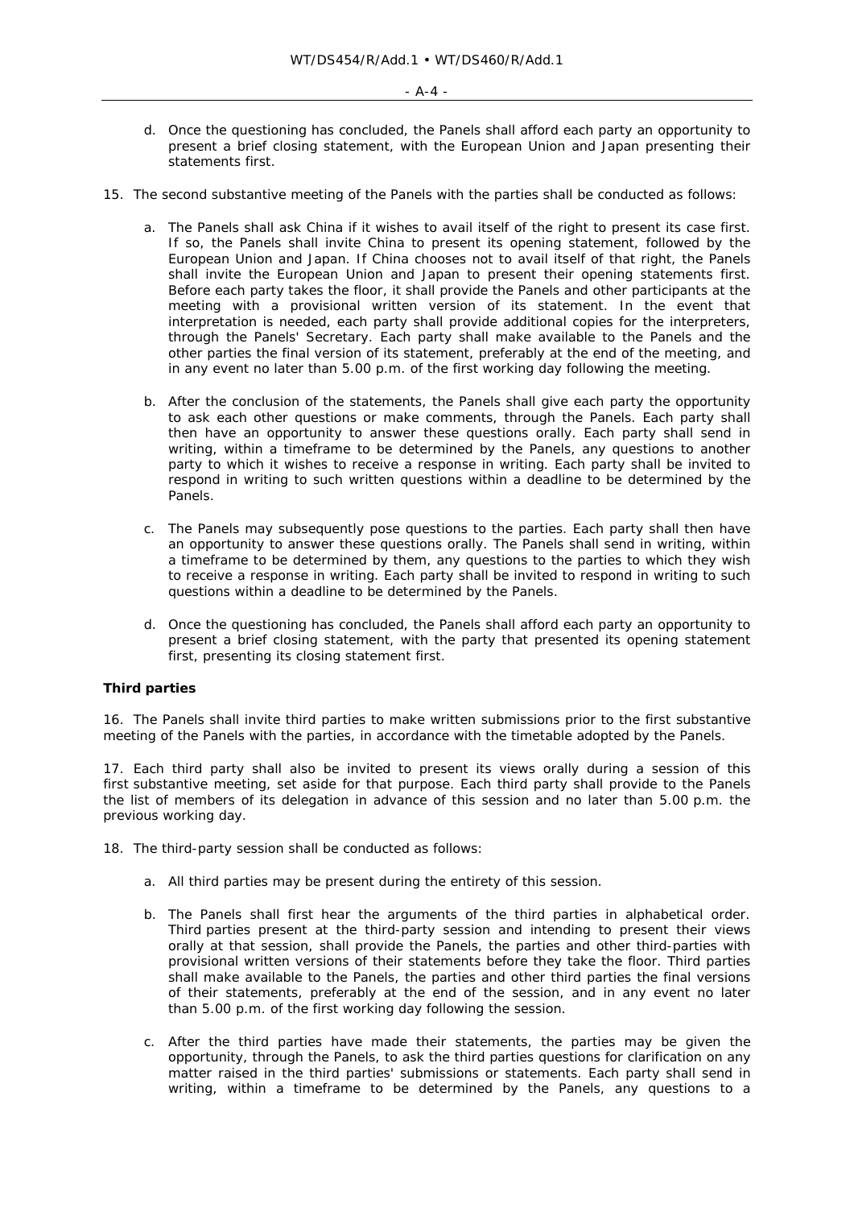d. Once the questioning has concluded, the Panels shall afford each party an opportunity to present a brief closing statement, with the European Union and Japan presenting their statements first.

15. The second substantive meeting of the Panels with the parties shall be conducted as follows:

   a. The Panels shall ask China if it wishes to avail itself of the right to present its case first. If so, the Panels shall invite China to present its opening statement, followed by the European Union and Japan. If China chooses not to avail itself of that right, the Panels shall invite the European Union and Japan to present their opening statements first. Before each party takes the floor, it shall provide the Panels and other participants at the meeting with a provisional written version of its statement. In the event that interpretation is needed, each party shall provide additional copies for the interpreters, through the Panels' Secretary. Each party shall make available to the Panels and the other parties the final version of its statement, preferably at the end of the meeting, and in any event no later than 5.00 p.m. of the first working day following the meeting.

   b. After the conclusion of the statements, the Panels shall give each party the opportunity to ask each other questions or make comments, through the Panels. Each party shall then have an opportunity to answer these questions orally. Each party shall send in writing, within a timeframe to be determined by the Panels, any questions to another party to which it wishes to receive a response in writing. Each party shall be invited to respond in writing to such written questions within a deadline to be determined by the Panels.

   c. The Panels may subsequently pose questions to the parties. Each party shall then have an opportunity to answer these questions orally. The Panels shall send in writing, within a timeframe to be determined by them, any questions to the parties to which they wish to receive a response in writing. Each party shall be invited to respond in writing to such questions within a deadline to be determined by the Panels.

   d. Once the questioning has concluded, the Panels shall afford each party an opportunity to present a brief closing statement, with the party that presented its opening statement first, presenting its closing statement first.

**Third parties**

16. The Panels shall invite third parties to make written submissions prior to the first substantive meeting of the Panels with the parties, in accordance with the timetable adopted by the Panels.

17. Each third party shall also be invited to present its views orally during a session of this first substantive meeting, set aside for that purpose. Each third party shall provide to the Panels the list of members of its delegation in advance of this session and no later than 5.00 p.m. the previous working day.

18. The third-party session shall be conducted as follows:

   a. All third parties may be present during the entirety of this session.

   b. The Panels shall first hear the arguments of the third parties in alphabetical order. Third parties present at the third-party session and intending to present their views orally at that session, shall provide the Panels, the parties and other third-parties with provisional written versions of their statements before they take the floor. Third parties shall make available to the Panels, the parties and other third parties the final versions of their statements, preferably at the end of the session, and in any event no later than 5.00 p.m. of the first working day following the session.

   c. After the third parties have made their statements, the parties may be given the opportunity, through the Panels, to ask the third parties questions for clarification on any matter raised in the third parties' submissions or statements. Each party shall send in writing, within a timeframe to be determined by the Panels, any questions to a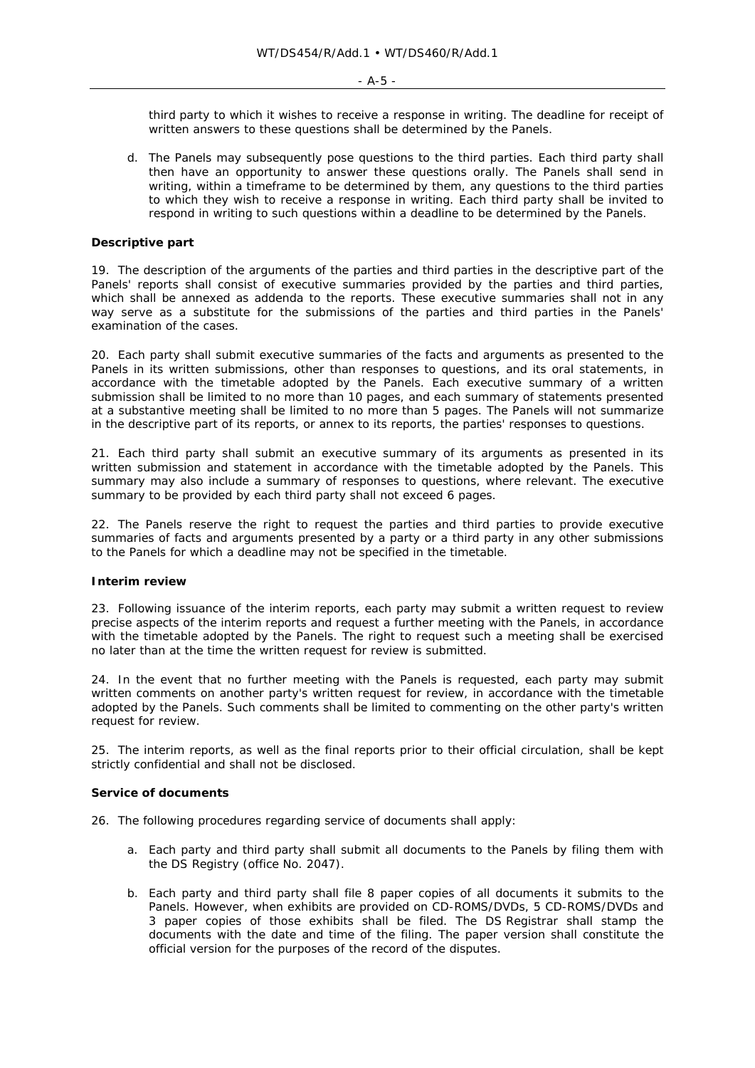third party to which it wishes to receive a response in writing. The deadline for receipt of written answers to these questions shall be determined by the Panels.

d. The Panels may subsequently pose questions to the third parties. Each third party shall then have an opportunity to answer these questions orally. The Panels shall send in writing, within a timeframe to be determined by them, any questions to the third parties to which they wish to receive a response in writing. Each third party shall be invited to respond in writing to such questions within a deadline to be determined by the Panels.

**Descriptive part**

19. The description of the arguments of the parties and third parties in the descriptive part of the Panels' reports shall consist of executive summaries provided by the parties and third parties, which shall be annexed as addenda to the reports. These executive summaries shall not in any way serve as a substitute for the submissions of the parties and third parties in the Panels' examination of the cases.

20. Each party shall submit executive summaries of the facts and arguments as presented to the Panels in its written submissions, other than responses to questions, and its oral statements, in accordance with the timetable adopted by the Panels. Each executive summary of a written submission shall be limited to no more than 10 pages, and each summary of statements presented at a substantive meeting shall be limited to no more than 5 pages. The Panels will not summarize in the descriptive part of its reports, or annex to its reports, the parties' responses to questions.

21. Each third party shall submit an executive summary of its arguments as presented in its written submission and statement in accordance with the timetable adopted by the Panels. This summary may also include a summary of responses to questions, where relevant. The executive summary to be provided by each third party shall not exceed 6 pages.

22. The Panels reserve the right to request the parties and third parties to provide executive summaries of facts and arguments presented by a party or a third party in any other submissions to the Panels for which a deadline may not be specified in the timetable.

**Interim review**

23. Following issuance of the interim reports, each party may submit a written request to review precise aspects of the interim reports and request a further meeting with the Panels, in accordance with the timetable adopted by the Panels. The right to request such a meeting shall be exercised no later than at the time the written request for review is submitted.

24. In the event that no further meeting with the Panels is requested, each party may submit written comments on another party's written request for review, in accordance with the timetable adopted by the Panels. Such comments shall be limited to commenting on the other party's written request for review.

25. The interim reports, as well as the final reports prior to their official circulation, shall be kept strictly confidential and shall not be disclosed.

**Service of documents**

26. The following procedures regarding service of documents shall apply:

a. Each party and third party shall submit all documents to the Panels by filing them with the DS Registry (office No. 2047).

b. Each party and third party shall file 8 paper copies of all documents it submits to the Panels. However, when exhibits are provided on CD-ROMS/DVDs, 5 CD-ROMS/DVDs and 3 paper copies of those exhibits shall be filed. The DS Registrar shall stamp the documents with the date and time of the filing. The paper version shall constitute the official version for the purposes of the record of the disputes.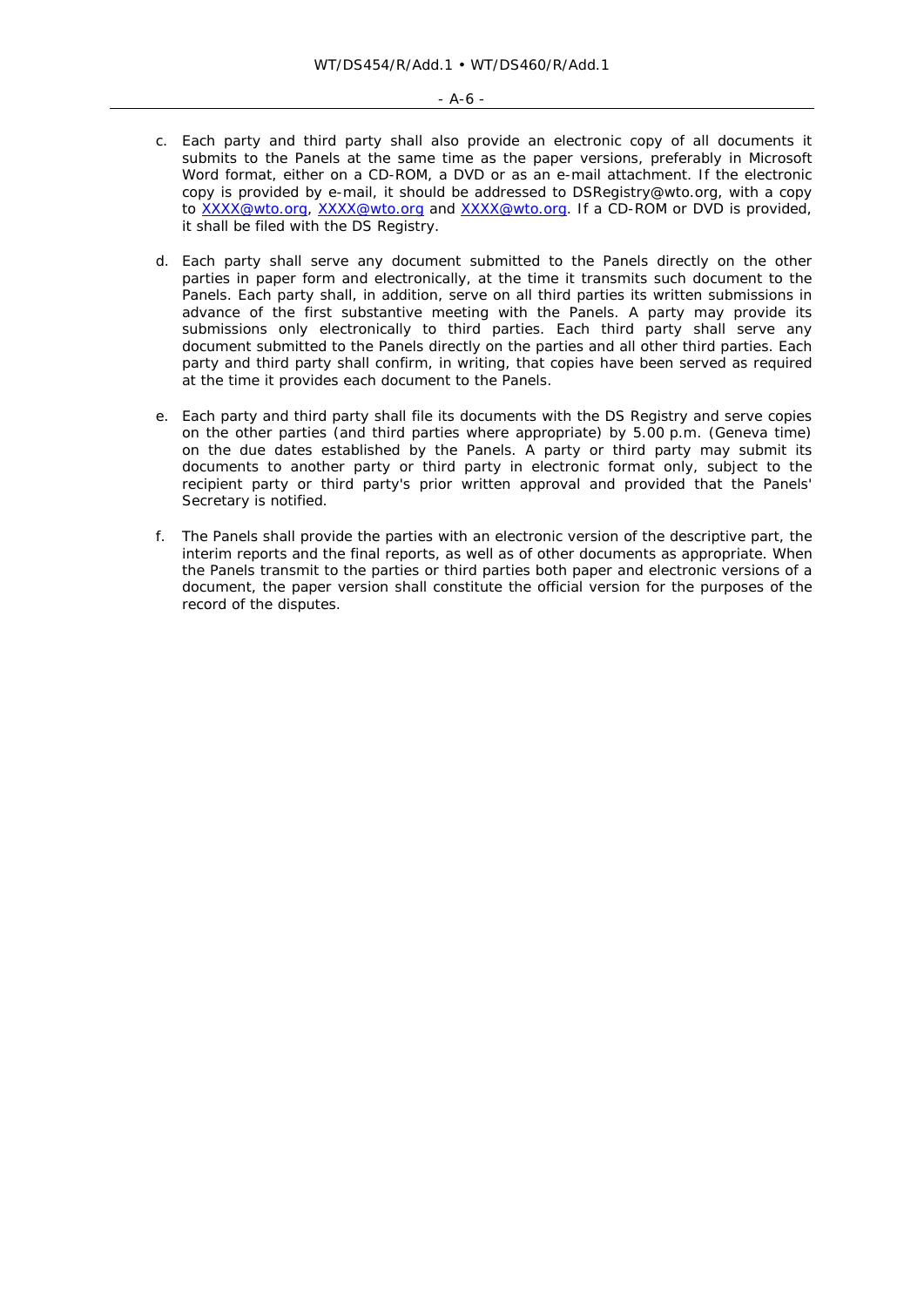c. Each party and third party shall also provide an electronic copy of all documents it submits to the Panels at the same time as the paper versions, preferably in Microsoft Word format, either on a CD-ROM, a DVD or as an e-mail attachment. If the electronic copy is provided by e-mail, it should be addressed to DSRegistry@wto.org, with a copy to XXXX@wto.org, XXXX@wto.org and XXXX@wto.org. If a CD-ROM or DVD is provided, it shall be filed with the DS Registry.

d. Each party shall serve any document submitted to the Panels directly on the other parties in paper form and electronically, at the time it transmits such document to the Panels. Each party shall, in addition, serve on all third parties its written submissions in advance of the first substantive meeting with the Panels. A party may provide its submissions only electronically to third parties. Each third party shall serve any document submitted to the Panels directly on the parties and all other third parties. Each party and third party shall confirm, in writing, that copies have been served as required at the time it provides each document to the Panels.

e. Each party and third party shall file its documents with the DS Registry and serve copies on the other parties (and third parties where appropriate) by 5.00 p.m. (Geneva time) on the due dates established by the Panels. A party or third party may submit its documents to another party or third party in electronic format only, subject to the recipient party or third party's prior written approval and provided that the Panels' Secretary is notified.

f. The Panels shall provide the parties with an electronic version of the descriptive part, the interim reports and the final reports, as well as of other documents as appropriate. When the Panels transmit to the parties or third parties both paper and electronic versions of a document, the paper version shall constitute the official version for the purposes of the record of the disputes.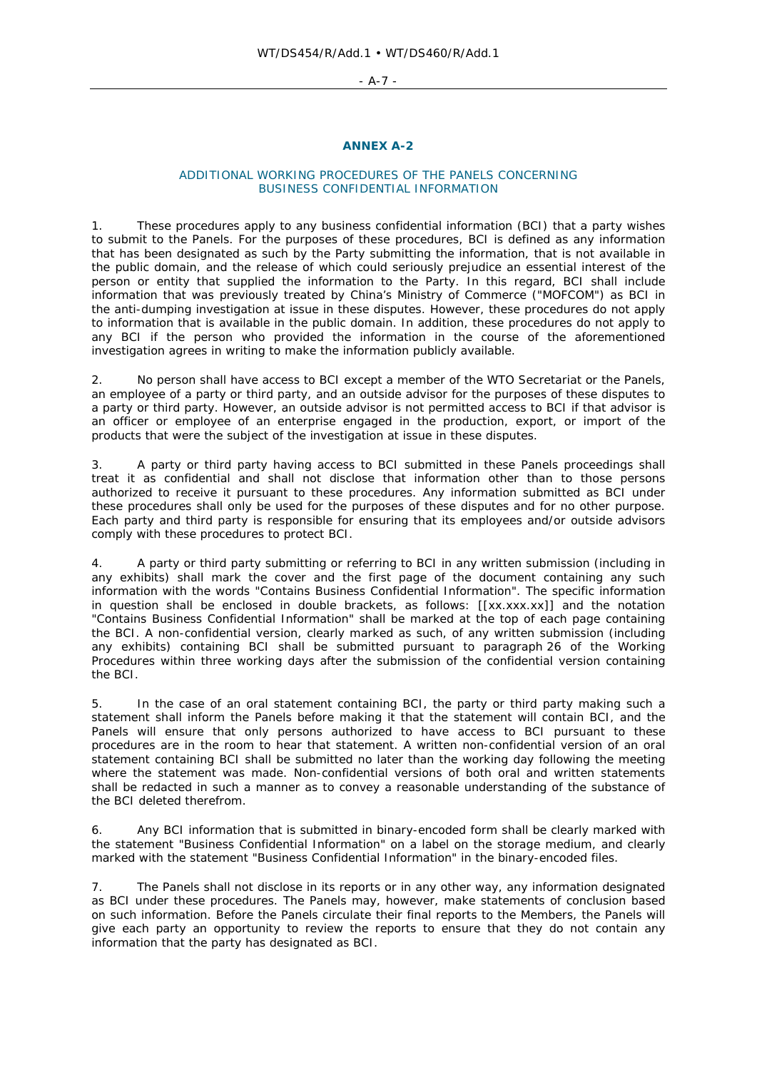## ANNEX A-2

### ADDITIONAL WORKING PROCEDURES OF THE PANELS CONCERNING BUSINESS CONFIDENTIAL INFORMATION

1. These procedures apply to any business confidential information (BCI) that a party wishes to submit to the Panels. For the purposes of these procedures, BCI is defined as any information that has been designated as such by the Party submitting the information, that is not available in the public domain, and the release of which could seriously prejudice an essential interest of the person or entity that supplied the information to the Party. In this regard, BCI shall include information that was previously treated by China's Ministry of Commerce ("MOFCOM") as BCI in the anti-dumping investigation at issue in these disputes. However, these procedures do not apply to information that is available in the public domain. In addition, these procedures do not apply to any BCI if the person who provided the information in the course of the aforementioned investigation agrees in writing to make the information publicly available.

2. No person shall have access to BCI except a member of the WTO Secretariat or the Panels, an employee of a party or third party, and an outside advisor for the purposes of these disputes to a party or third party. However, an outside advisor is not permitted access to BCI if that advisor is an officer or employee of an enterprise engaged in the production, export, or import of the products that were the subject of the investigation at issue in these disputes.

3. A party or third party having access to BCI submitted in these Panels proceedings shall treat it as confidential and shall not disclose that information other than to those persons authorized to receive it pursuant to these procedures. Any information submitted as BCI under these procedures shall only be used for the purposes of these disputes and for no other purpose. Each party and third party is responsible for ensuring that its employees and/or outside advisors comply with these procedures to protect BCI.

4. A party or third party submitting or referring to BCI in any written submission (including in any exhibits) shall mark the cover and the first page of the document containing any such information with the words "Contains Business Confidential Information". The specific information in question shall be enclosed in double brackets, as follows: [[xx.xxx.xx]] and the notation "Contains Business Confidential Information" shall be marked at the top of each page containing the BCI. A non-confidential version, clearly marked as such, of any written submission (including any exhibits) containing BCI shall be submitted pursuant to paragraph 26 of the Working Procedures within three working days after the submission of the confidential version containing the BCI.

5. In the case of an oral statement containing BCI, the party or third party making such a statement shall inform the Panels before making it that the statement will contain BCI, and the Panels will ensure that only persons authorized to have access to BCI pursuant to these procedures are in the room to hear that statement. A written non-confidential version of an oral statement containing BCI shall be submitted no later than the working day following the meeting where the statement was made. Non-confidential versions of both oral and written statements shall be redacted in such a manner as to convey a reasonable understanding of the substance of the BCI deleted therefrom.

6. Any BCI information that is submitted in binary-encoded form shall be clearly marked with the statement "Business Confidential Information" on a label on the storage medium, and clearly marked with the statement "Business Confidential Information" in the binary-encoded files.

7. The Panels shall not disclose in its reports or in any other way, any information designated as BCI under these procedures. The Panels may, however, make statements of conclusion based on such information. Before the Panels circulate their final reports to the Members, the Panels will give each party an opportunity to review the reports to ensure that they do not contain any information that the party has designated as BCI.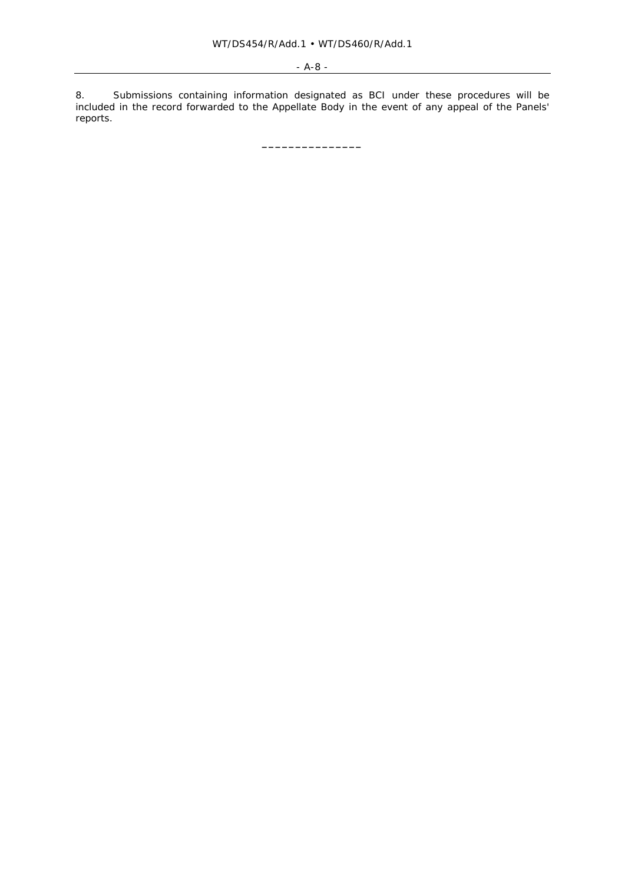8. Submissions containing information designated as BCI under these procedures will be included in the record forwarded to the Appellate Body in the event of any appeal of the Panels' reports.

_______________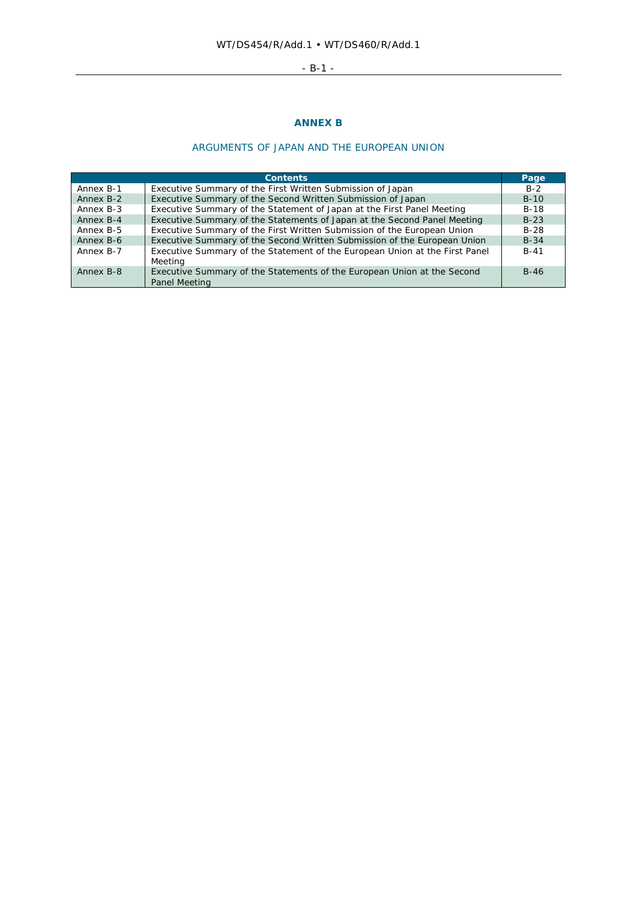# ANNEX B

## ARGUMENTS OF JAPAN AND THE EUROPEAN UNION

| Contents | | Page |
|---|---|---|
| Annex B-1 | Executive Summary of the First Written Submission of Japan | B-2 |
| Annex B-2 | Executive Summary of the Second Written Submission of Japan | B-10 |
| Annex B-3 | Executive Summary of the Statement of Japan at the First Panel Meeting | B-18 |
| Annex B-4 | Executive Summary of the Statements of Japan at the Second Panel Meeting | B-23 |
| Annex B-5 | Executive Summary of the First Written Submission of the European Union | B-28 |
| Annex B-6 | Executive Summary of the Second Written Submission of the European Union | B-34 |
| Annex B-7 | Executive Summary of the Statement of the European Union at the First Panel Meeting | B-41 |
| Annex B-8 | Executive Summary of the Statements of the European Union at the Second Panel Meeting | B-46 |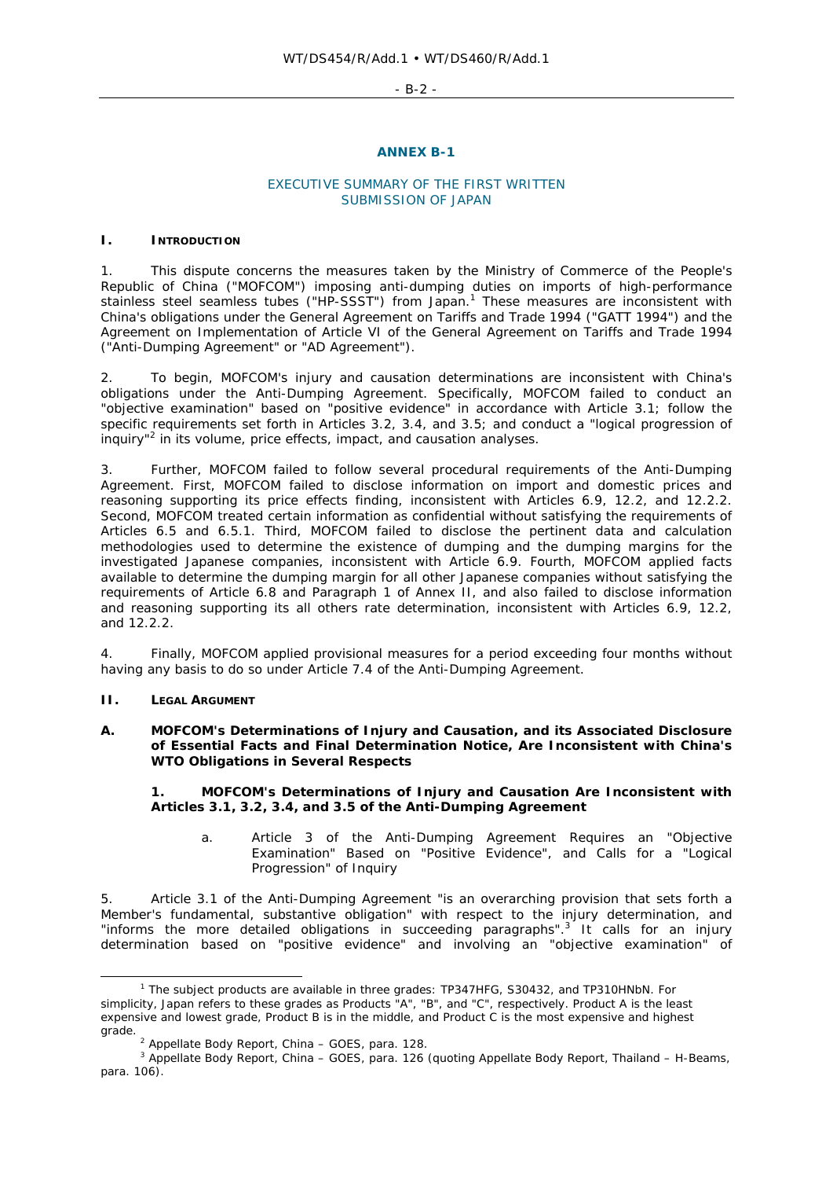## ANNEX B-1

### EXECUTIVE SUMMARY OF THE FIRST WRITTEN SUBMISSION OF JAPAN

## I. INTRODUCTION

1. This dispute concerns the measures taken by the Ministry of Commerce of the People's Republic of China ("MOFCOM") imposing anti-dumping duties on imports of high-performance stainless steel seamless tubes ("HP-SSST") from Japan.[1] These measures are inconsistent with China's obligations under the General Agreement on Tariffs and Trade 1994 ("GATT 1994") and the Agreement on Implementation of Article VI of the General Agreement on Tariffs and Trade 1994 ("Anti-Dumping Agreement" or "AD Agreement").

2. To begin, MOFCOM's injury and causation determinations are inconsistent with China's obligations under the Anti-Dumping Agreement. Specifically, MOFCOM failed to conduct an "objective examination" based on "positive evidence" in accordance with Article 3.1; follow the specific requirements set forth in Articles 3.2, 3.4, and 3.5; and conduct a "logical progression of inquiry"[2] in its volume, price effects, impact, and causation analyses.

3. Further, MOFCOM failed to follow several procedural requirements of the Anti-Dumping Agreement. First, MOFCOM failed to disclose information on import and domestic prices and reasoning supporting its price effects finding, inconsistent with Articles 6.9, 12.2, and 12.2.2. Second, MOFCOM treated certain information as confidential without satisfying the requirements of Articles 6.5 and 6.5.1. Third, MOFCOM failed to disclose the pertinent data and calculation methodologies used to determine the existence of dumping and the dumping margins for the investigated Japanese companies, inconsistent with Article 6.9. Fourth, MOFCOM applied facts available to determine the dumping margin for all other Japanese companies without satisfying the requirements of Article 6.8 and Paragraph 1 of Annex II, and also failed to disclose information and reasoning supporting its all others rate determination, inconsistent with Articles 6.9, 12.2, and 12.2.2.

4. Finally, MOFCOM applied provisional measures for a period exceeding four months without having any basis to do so under Article 7.4 of the Anti-Dumping Agreement.

## II. LEGAL ARGUMENT

### A. MOFCOM's Determinations of Injury and Causation, and its Associated Disclosure of Essential Facts and Final Determination Notice, Are Inconsistent with China's WTO Obligations in Several Respects

#### 1. MOFCOM's Determinations of Injury and Causation Are Inconsistent with Articles 3.1, 3.2, 3.4, and 3.5 of the Anti-Dumping Agreement

a. Article 3 of the Anti-Dumping Agreement Requires an "Objective Examination" Based on "Positive Evidence", and Calls for a "Logical Progression" of Inquiry

5. Article 3.1 of the Anti-Dumping Agreement "is an overarching provision that sets forth a Member's fundamental, substantive obligation" with respect to the injury determination, and "informs the more detailed obligations in succeeding paragraphs".[3] It calls for an injury determination based on "positive evidence" and involving an "objective examination" of

---

[1] The subject products are available in three grades: TP347HFG, S30432, and TP310HNbN. For simplicity, Japan refers to these grades as Products "A", "B", and "C", respectively. Product A is the least expensive and lowest grade, Product B is in the middle, and Product C is the most expensive and highest grade.

[2] Appellate Body Report, China – GOES, para. 128.

[3] Appellate Body Report, China – GOES, para. 126 (quoting Appellate Body Report, Thailand – H-Beams, para. 106).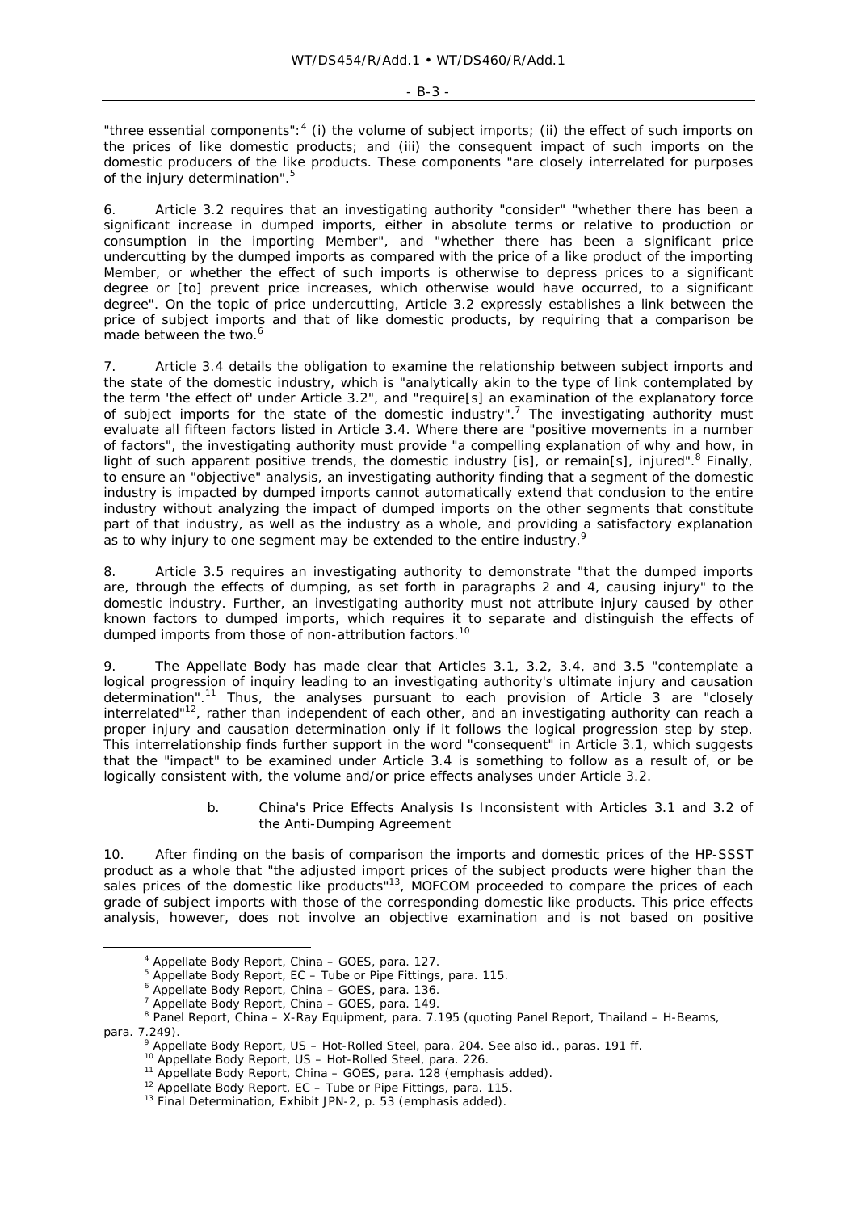"three essential components":[4] (i) the volume of subject imports; (ii) the effect of such imports on the prices of like domestic products; and (iii) the consequent impact of such imports on the domestic producers of the like products. These components "are closely interrelated for purposes of the injury determination".[5]

6. Article 3.2 requires that an investigating authority "consider" "whether there has been a significant increase in dumped imports, either in absolute terms or relative to production or consumption in the importing Member", and "whether there has been a significant price undercutting by the dumped imports as compared with the price of a like product of the importing Member, or whether the effect of such imports is otherwise to depress prices to a significant degree or [to] prevent price increases, which otherwise would have occurred, to a significant degree". On the topic of price undercutting, Article 3.2 expressly establishes a link between the price of subject imports and that of like domestic products, by requiring that a comparison be made between the two.[6]

7. Article 3.4 details the obligation to examine the relationship between subject imports and the state of the domestic industry, which is "analytically akin to the type of link contemplated by the term 'the effect of' under Article 3.2", and "require[s] an examination of the explanatory force of subject imports for the state of the domestic industry".[7] The investigating authority must evaluate all fifteen factors listed in Article 3.4. Where there are "positive movements in a number of factors", the investigating authority must provide "a compelling explanation of why and how, in light of such apparent positive trends, the domestic industry [is], or remain[s], injured".[8] Finally, to ensure an "objective" analysis, an investigating authority finding that a segment of the domestic industry is impacted by dumped imports cannot automatically extend that conclusion to the entire industry without analyzing the impact of dumped imports on the other segments that constitute part of that industry, as well as the industry as a whole, and providing a satisfactory explanation as to why injury to one segment may be extended to the entire industry.[9]

8. Article 3.5 requires an investigating authority to demonstrate "that the dumped imports are, through the effects of dumping, as set forth in paragraphs 2 and 4, causing injury" to the domestic industry. Further, an investigating authority must not attribute injury caused by other known factors to dumped imports, which requires it to separate and distinguish the effects of dumped imports from those of non-attribution factors.[10]

9. The Appellate Body has made clear that Articles 3.1, 3.2, 3.4, and 3.5 "contemplate a logical progression of inquiry leading to an investigating authority's ultimate injury and causation determination".[11] Thus, the analyses pursuant to each provision of Article 3 are "closely interrelated"[12], rather than independent of each other, and an investigating authority can reach a proper injury and causation determination only if it follows the logical progression step by step. This interrelationship finds further support in the word "consequent" in Article 3.1, which suggests that the "impact" to be examined under Article 3.4 is something to follow as a result of, or be logically consistent with, the volume and/or price effects analyses under Article 3.2.

b. China's Price Effects Analysis Is Inconsistent with Articles 3.1 and 3.2 of the Anti-Dumping Agreement

10. After finding on the basis of comparison the imports and domestic prices of the HP-SSST product as a whole that "the adjusted import prices of the subject products were higher than the sales prices of the domestic like products"[13], MOFCOM proceeded to compare the prices of each grade of subject imports with those of the corresponding domestic like products. This price effects analysis, however, does not involve an objective examination and is not based on positive

---

[4] Appellate Body Report, China – GOES, para. 127.

[5] Appellate Body Report, EC – Tube or Pipe Fittings, para. 115.

[6] Appellate Body Report, China – GOES, para. 136.

[7] Appellate Body Report, China – GOES, para. 149.

[8] Panel Report, China – X-Ray Equipment, para. 7.195 (quoting Panel Report, Thailand – H-Beams, para. 7.249).

[9] Appellate Body Report, US – Hot-Rolled Steel, para. 204. See also id., paras. 191 ff.

[10] Appellate Body Report, US – Hot-Rolled Steel, para. 226.

[11] Appellate Body Report, China – GOES, para. 128 (emphasis added).

[12] Appellate Body Report, EC – Tube or Pipe Fittings, para. 115.

[13] Final Determination, Exhibit JPN-2, p. 53 (emphasis added).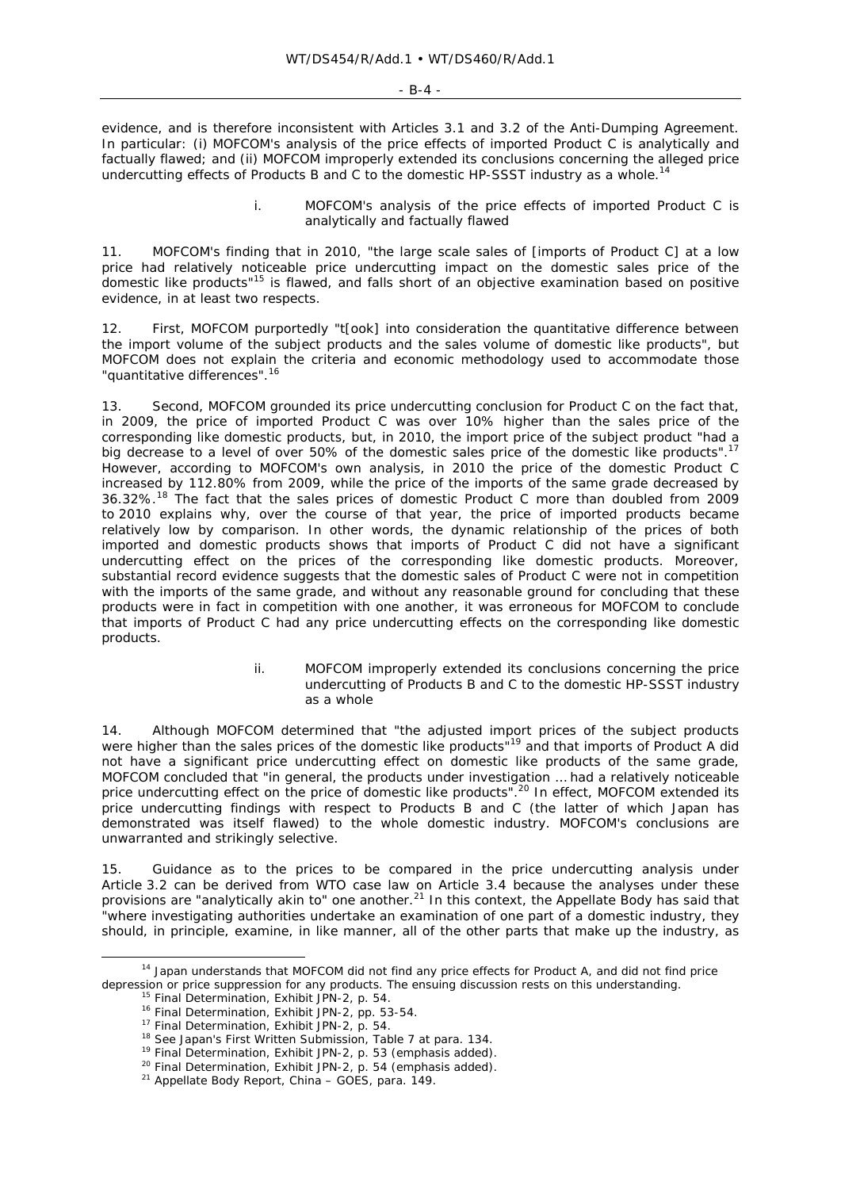evidence, and is therefore inconsistent with Articles 3.1 and 3.2 of the Anti-Dumping Agreement. In particular: (i) MOFCOM's analysis of the price effects of imported Product C is analytically and factually flawed; and (ii) MOFCOM improperly extended its conclusions concerning the alleged price undercutting effects of Products B and C to the domestic HP-SSST industry as a whole.[14]

i. MOFCOM's analysis of the price effects of imported Product C is analytically and factually flawed

11. MOFCOM's finding that in 2010, "the large scale sales of [imports of Product C] at a low price had relatively noticeable price undercutting impact on the domestic sales price of the domestic like products"[15] is flawed, and falls short of an objective examination based on positive evidence, in at least two respects.

12. First, MOFCOM purportedly "t[ook] into consideration the quantitative difference between the import volume of the subject products and the sales volume of domestic like products", but MOFCOM does not explain the criteria and economic methodology used to accommodate those "quantitative differences".[16]

13. Second, MOFCOM grounded its price undercutting conclusion for Product C on the fact that, in 2009, the price of imported Product C was over 10% higher than the sales price of the corresponding like domestic products, but, in 2010, the import price of the subject product "had a big decrease to a level of over 50% of the domestic sales price of the domestic like products".[17] However, according to MOFCOM's own analysis, in 2010 the price of the domestic Product C increased by 112.80% from 2009, while the price of the imports of the same grade decreased by 36.32%.[18] The fact that the sales prices of domestic Product C more than doubled from 2009 to 2010 explains why, over the course of that year, the price of imported products became relatively low by comparison. In other words, the dynamic relationship of the prices of both imported and domestic products shows that imports of Product C did not have a significant undercutting effect on the prices of the corresponding like domestic products. Moreover, substantial record evidence suggests that the domestic sales of Product C were not in competition with the imports of the same grade, and without any reasonable ground for concluding that these products were in fact in competition with one another, it was erroneous for MOFCOM to conclude that imports of Product C had any price undercutting effects on the corresponding like domestic products.

ii. MOFCOM improperly extended its conclusions concerning the price undercutting of Products B and C to the domestic HP-SSST industry as a whole

14. Although MOFCOM determined that "the adjusted import prices of the subject products were higher than the sales prices of the domestic like products"[19] and that imports of Product A did not have a significant price undercutting effect on domestic like products of the same grade, MOFCOM concluded that "in general, the products under investigation … had a relatively noticeable price undercutting effect on the price of domestic like products".[20] In effect, MOFCOM extended its price undercutting findings with respect to Products B and C (the latter of which Japan has demonstrated was itself flawed) to the whole domestic industry. MOFCOM's conclusions are unwarranted and strikingly selective.

15. Guidance as to the prices to be compared in the price undercutting analysis under Article 3.2 can be derived from WTO case law on Article 3.4 because the analyses under these provisions are "analytically akin to" one another.[21] In this context, the Appellate Body has said that "where investigating authorities undertake an examination of one part of a domestic industry, they should, in principle, examine, in like manner, all of the other parts that make up the industry, as

---

[14] Japan understands that MOFCOM did not find any price effects for Product A, and did not find price depression or price suppression for any products. The ensuing discussion rests on this understanding.

[15] Final Determination, Exhibit JPN-2, p. 54.

[16] Final Determination, Exhibit JPN-2, pp. 53-54.

[17] Final Determination, Exhibit JPN-2, p. 54.

[18] See Japan's First Written Submission, Table 7 at para. 134.

[19] Final Determination, Exhibit JPN-2, p. 53 (emphasis added).

[20] Final Determination, Exhibit JPN-2, p. 54 (emphasis added).

[21] Appellate Body Report, China – GOES, para. 149.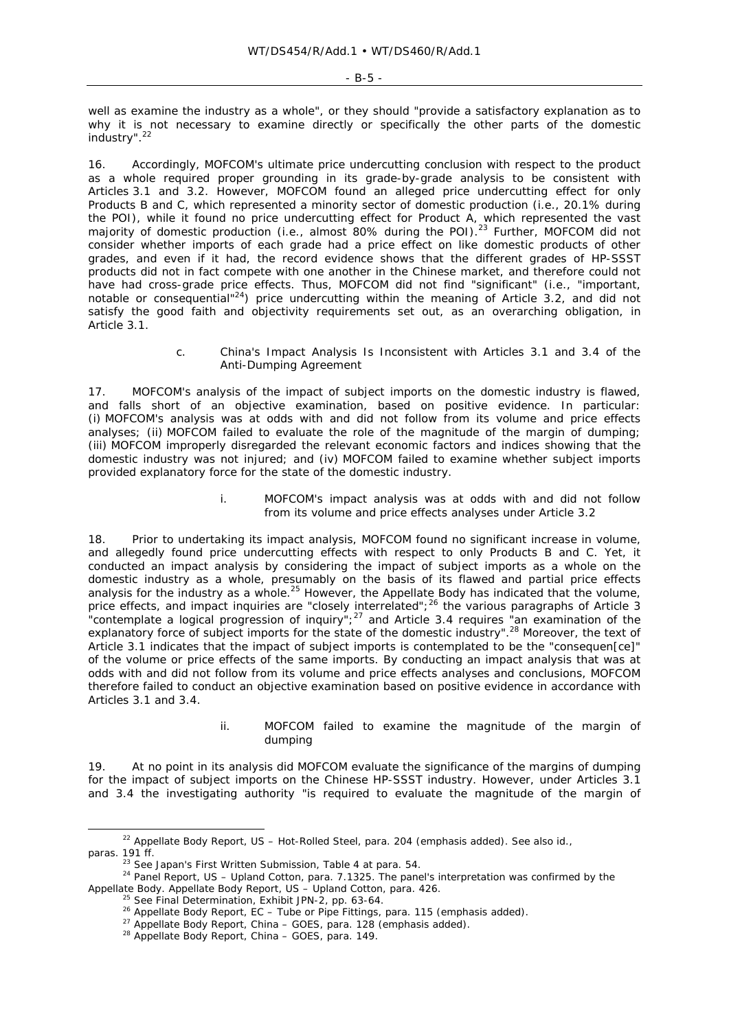well as examine the industry as a whole", or they should "provide a satisfactory explanation as to why it is not necessary to examine directly or specifically the other parts of the domestic industry".[22]

16. Accordingly, MOFCOM's ultimate price undercutting conclusion with respect to the product as a whole required proper grounding in its grade-by-grade analysis to be consistent with Articles 3.1 and 3.2. However, MOFCOM found an alleged price undercutting effect for only Products B and C, which represented a minority sector of domestic production (i.e., 20.1% during the POI), while it found no price undercutting effect for Product A, which represented the vast majority of domestic production (i.e., almost 80% during the POI).[23] Further, MOFCOM did not consider whether imports of each grade had a price effect on like domestic products of other grades, and even if it had, the record evidence shows that the different grades of HP-SSST products did not in fact compete with one another in the Chinese market, and therefore could not have had cross-grade price effects. Thus, MOFCOM did not find "significant" (i.e., "important, notable or consequential"[24]) price undercutting within the meaning of Article 3.2, and did not satisfy the good faith and objectivity requirements set out, as an overarching obligation, in Article 3.1.

### c. China's Impact Analysis Is Inconsistent with Articles 3.1 and 3.4 of the Anti-Dumping Agreement

17. MOFCOM's analysis of the impact of subject imports on the domestic industry is flawed, and falls short of an objective examination, based on positive evidence. In particular: (i) MOFCOM's analysis was at odds with and did not follow from its volume and price effects analyses; (ii) MOFCOM failed to evaluate the role of the magnitude of the margin of dumping; (iii) MOFCOM improperly disregarded the relevant economic factors and indices showing that the domestic industry was not injured; and (iv) MOFCOM failed to examine whether subject imports provided explanatory force for the state of the domestic industry.

#### i. MOFCOM's impact analysis was at odds with and did not follow from its volume and price effects analyses under Article 3.2

18. Prior to undertaking its impact analysis, MOFCOM found no significant increase in volume, and allegedly found price undercutting effects with respect to only Products B and C. Yet, it conducted an impact analysis by considering the impact of subject imports as a whole on the domestic industry as a whole, presumably on the basis of its flawed and partial price effects analysis for the industry as a whole.[25] However, the Appellate Body has indicated that the volume, price effects, and impact inquiries are "closely interrelated";[26] the various paragraphs of Article 3 "contemplate a logical progression of inquiry";[27] and Article 3.4 requires "an examination of the explanatory force of subject imports for the state of the domestic industry".[28] Moreover, the text of Article 3.1 indicates that the impact of subject imports is contemplated to be the "consequen[ce]" of the volume or price effects of the same imports. By conducting an impact analysis that was at odds with and did not follow from its volume and price effects analyses and conclusions, MOFCOM therefore failed to conduct an objective examination based on positive evidence in accordance with Articles 3.1 and 3.4.

#### ii. MOFCOM failed to examine the magnitude of the margin of dumping

19. At no point in its analysis did MOFCOM evaluate the significance of the margins of dumping for the impact of subject imports on the Chinese HP-SSST industry. However, under Articles 3.1 and 3.4 the investigating authority "is required to evaluate the magnitude of the margin of

---

[22] Appellate Body Report, *US – Hot-Rolled Steel*, para. 204 (emphasis added). See also *id.*, paras. 191 ff.

[23] See Japan's First Written Submission, Table 4 at para. 54.

[24] Panel Report, *US – Upland Cotton*, para. 7.1325. The panel's interpretation was confirmed by the Appellate Body. Appellate Body Report, *US – Upland Cotton*, para. 426.

[25] See Final Determination, Exhibit JPN-2, pp. 63-64.

[26] Appellate Body Report, *EC – Tube or Pipe Fittings*, para. 115 (emphasis added).

[27] Appellate Body Report, *China – GOES*, para. 128 (emphasis added).

[28] Appellate Body Report, *China – GOES*, para. 149.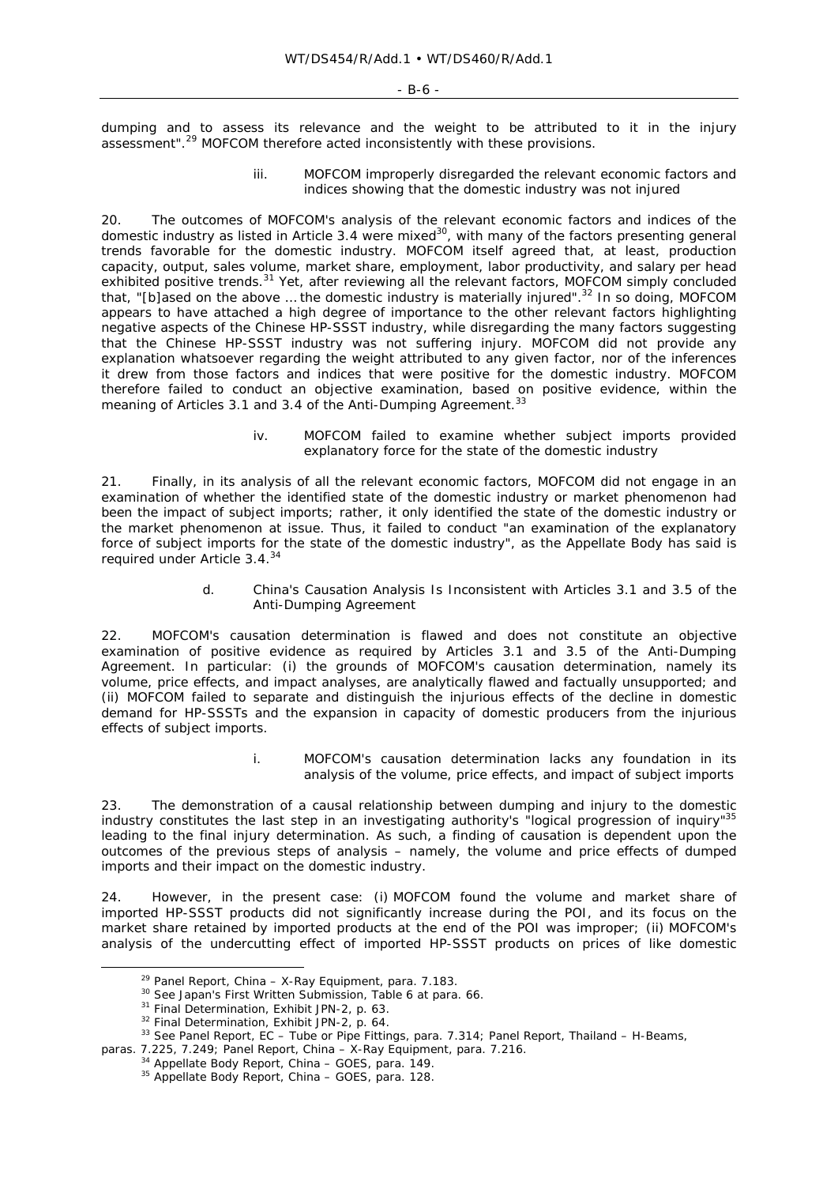dumping and to assess its relevance and the weight to be attributed to it in the injury assessment".[29] MOFCOM therefore acted inconsistently with these provisions.

iii. MOFCOM improperly disregarded the relevant economic factors and indices showing that the domestic industry was not injured

20. The outcomes of MOFCOM's analysis of the relevant economic factors and indices of the domestic industry as listed in Article 3.4 were mixed[30], with many of the factors presenting general trends favorable for the domestic industry. MOFCOM itself agreed that, at least, production capacity, output, sales volume, market share, employment, labor productivity, and salary per head exhibited positive trends.[31] Yet, after reviewing all the relevant factors, MOFCOM simply concluded that, "[b]ased on the above ... the domestic industry is materially injured".[32] In so doing, MOFCOM appears to have attached a high degree of importance to the other relevant factors highlighting negative aspects of the Chinese HP-SSST industry, while disregarding the many factors suggesting that the Chinese HP-SSST industry was not suffering injury. MOFCOM did not provide any explanation whatsoever regarding the weight attributed to any given factor, nor of the inferences it drew from those factors and indices that were positive for the domestic industry. MOFCOM therefore failed to conduct an objective examination, based on positive evidence, within the meaning of Articles 3.1 and 3.4 of the Anti-Dumping Agreement.[33]

iv. MOFCOM failed to examine whether subject imports provided explanatory force for the state of the domestic industry

21. Finally, in its analysis of all the relevant economic factors, MOFCOM did not engage in an examination of whether the identified state of the domestic industry or market phenomenon had been the impact of subject imports; rather, it only identified the state of the domestic industry or the market phenomenon at issue. Thus, it failed to conduct "an examination of the explanatory force of subject imports for the state of the domestic industry", as the Appellate Body has said is required under Article 3.4.[34]

d. China's Causation Analysis Is Inconsistent with Articles 3.1 and 3.5 of the Anti-Dumping Agreement

22. MOFCOM's causation determination is flawed and does not constitute an objective examination of positive evidence as required by Articles 3.1 and 3.5 of the Anti-Dumping Agreement. In particular: (i) the grounds of MOFCOM's causation determination, namely its volume, price effects, and impact analyses, are analytically flawed and factually unsupported; and (ii) MOFCOM failed to separate and distinguish the injurious effects of the decline in domestic demand for HP-SSSTs and the expansion in capacity of domestic producers from the injurious effects of subject imports.

i. MOFCOM's causation determination lacks any foundation in its analysis of the volume, price effects, and impact of subject imports

23. The demonstration of a causal relationship between dumping and injury to the domestic industry constitutes the last step in an investigating authority's "logical progression of inquiry"[35] leading to the final injury determination. As such, a finding of causation is dependent upon the outcomes of the previous steps of analysis – namely, the volume and price effects of dumped imports and their impact on the domestic industry.

24. However, in the present case: (i) MOFCOM found the volume and market share of imported HP-SSST products did not significantly increase during the POI, and its focus on the market share retained by imported products at the end of the POI was improper; (ii) MOFCOM's analysis of the undercutting effect of imported HP-SSST products on prices of like domestic

---

[29] Panel Report, *China – X-Ray Equipment*, para. 7.183.

[30] See Japan's First Written Submission, Table 6 at para. 66.

[31] Final Determination, Exhibit JPN-2, p. 63.

[32] Final Determination, Exhibit JPN-2, p. 64.

[33] See Panel Report, *EC – Tube or Pipe Fittings*, para. 7.314; Panel Report, *Thailand – H-Beams*, paras. 7.225, 7.249; Panel Report, *China – X-Ray Equipment*, para. 7.216.

[34] Appellate Body Report, *China – GOES*, para. 149.

[35] Appellate Body Report, *China – GOES*, para. 128.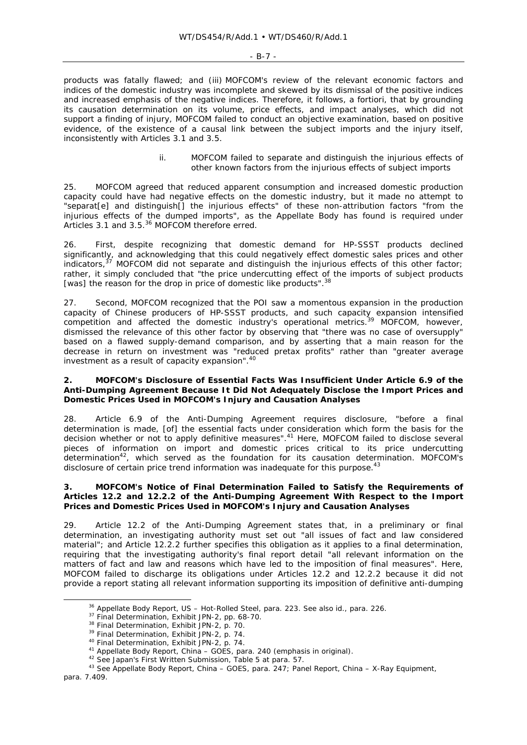products was fatally flawed; and (iii) MOFCOM's review of the relevant economic factors and indices of the domestic industry was incomplete and skewed by its dismissal of the positive indices and increased emphasis of the negative indices. Therefore, it follows, a fortiori, that by grounding its causation determination on its volume, price effects, and impact analyses, which did not support a finding of injury, MOFCOM failed to conduct an objective examination, based on positive evidence, of the existence of a causal link between the subject imports and the injury itself, inconsistently with Articles 3.1 and 3.5.

ii. MOFCOM failed to separate and distinguish the injurious effects of other known factors from the injurious effects of subject imports

25. MOFCOM agreed that reduced apparent consumption and increased domestic production capacity could have had negative effects on the domestic industry, but it made no attempt to "separat[e] and distinguish[] the injurious effects" of these non-attribution factors "from the injurious effects of the dumped imports", as the Appellate Body has found is required under Articles 3.1 and 3.5.[36] MOFCOM therefore erred.

26. First, despite recognizing that domestic demand for HP-SSST products declined significantly, and acknowledging that this could negatively effect domestic sales prices and other indicators,[37] MOFCOM did not separate and distinguish the injurious effects of this other factor; rather, it simply concluded that "the price undercutting effect of the imports of subject products [was] the reason for the drop in price of domestic like products".[38]

27. Second, MOFCOM recognized that the POI saw a momentous expansion in the production capacity of Chinese producers of HP-SSST products, and such capacity expansion intensified competition and affected the domestic industry's operational metrics.[39] MOFCOM, however, dismissed the relevance of this other factor by observing that "there was no case of oversupply" based on a flawed supply-demand comparison, and by asserting that a main reason for the decrease in return on investment was "reduced pretax profits" rather than "greater average investment as a result of capacity expansion".[40]

### 2. MOFCOM's Disclosure of Essential Facts Was Insufficient Under Article 6.9 of the Anti-Dumping Agreement Because It Did Not Adequately Disclose the Import Prices and Domestic Prices Used in MOFCOM's Injury and Causation Analyses

28. Article 6.9 of the Anti-Dumping Agreement requires disclosure, "before a final determination is made, [of] the essential facts under consideration which form the basis for the decision whether or not to apply definitive measures".[41] Here, MOFCOM failed to disclose several pieces of information on import and domestic prices critical to its price undercutting determination[42], which served as the foundation for its causation determination. MOFCOM's disclosure of certain price trend information was inadequate for this purpose.[43]

### 3. MOFCOM's Notice of Final Determination Failed to Satisfy the Requirements of Articles 12.2 and 12.2.2 of the Anti-Dumping Agreement With Respect to the Import Prices and Domestic Prices Used in MOFCOM's Injury and Causation Analyses

29. Article 12.2 of the Anti-Dumping Agreement states that, in a preliminary or final determination, an investigating authority must set out "all issues of fact and law considered material"; and Article 12.2.2 further specifies this obligation as it applies to a final determination, requiring that the investigating authority's final report detail "all relevant information on the matters of fact and law and reasons which have led to the imposition of final measures". Here, MOFCOM failed to discharge its obligations under Articles 12.2 and 12.2.2 because it did not provide a report stating all relevant information supporting its imposition of definitive anti-dumping

---

[36] Appellate Body Report, US – Hot-Rolled Steel, para. 223. See also id., para. 226.
[37] Final Determination, Exhibit JPN-2, pp. 68-70.
[38] Final Determination, Exhibit JPN-2, p. 70.
[39] Final Determination, Exhibit JPN-2, p. 74.
[40] Final Determination, Exhibit JPN-2, p. 74.
[41] Appellate Body Report, China – GOES, para. 240 (emphasis in original).
[42] See Japan's First Written Submission, Table 5 at para. 57.
[43] See Appellate Body Report, China – GOES, para. 247; Panel Report, China – X-Ray Equipment, para. 7.409.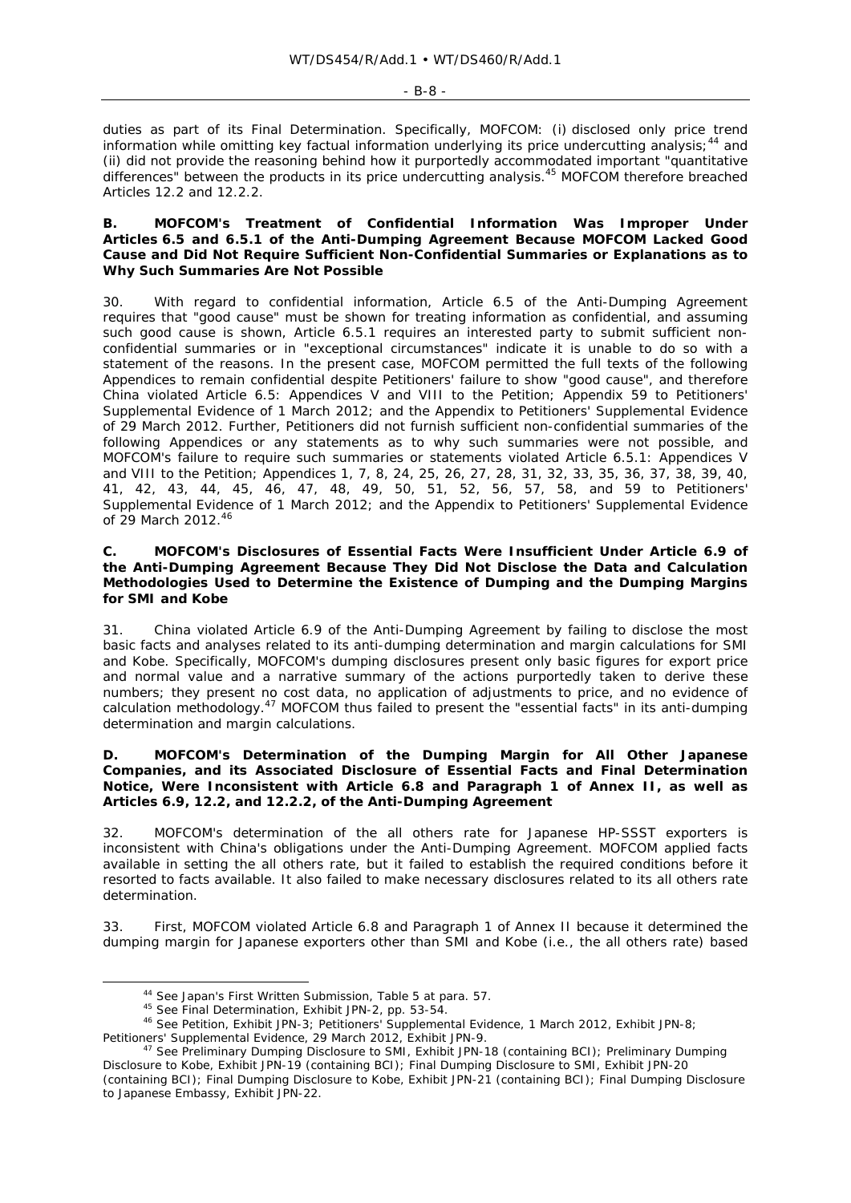duties as part of its Final Determination. Specifically, MOFCOM: (i) disclosed only price trend information while omitting key factual information underlying its price undercutting analysis;[44] and (ii) did not provide the reasoning behind how it purportedly accommodated important "quantitative differences" between the products in its price undercutting analysis.[45] MOFCOM therefore breached Articles 12.2 and 12.2.2.

### B. MOFCOM's Treatment of Confidential Information Was Improper Under Articles 6.5 and 6.5.1 of the Anti-Dumping Agreement Because MOFCOM Lacked Good Cause and Did Not Require Sufficient Non-Confidential Summaries or Explanations as to Why Such Summaries Are Not Possible

30. With regard to confidential information, Article 6.5 of the Anti-Dumping Agreement requires that "good cause" must be shown for treating information as confidential, and assuming such good cause is shown, Article 6.5.1 requires an interested party to submit sufficient non-confidential summaries or in "exceptional circumstances" indicate it is unable to do so with a statement of the reasons. In the present case, MOFCOM permitted the full texts of the following Appendices to remain confidential despite Petitioners' failure to show "good cause", and therefore China violated Article 6.5: Appendices V and VIII to the Petition; Appendix 59 to Petitioners' Supplemental Evidence of 1 March 2012; and the Appendix to Petitioners' Supplemental Evidence of 29 March 2012. Further, Petitioners did not furnish sufficient non-confidential summaries of the following Appendices or any statements as to why such summaries were not possible, and MOFCOM's failure to require such summaries or statements violated Article 6.5.1: Appendices V and VIII to the Petition; Appendices 1, 7, 8, 24, 25, 26, 27, 28, 31, 32, 33, 35, 36, 37, 38, 39, 40, 41, 42, 43, 44, 45, 46, 47, 48, 49, 50, 51, 52, 56, 57, 58, and 59 to Petitioners' Supplemental Evidence of 1 March 2012; and the Appendix to Petitioners' Supplemental Evidence of 29 March 2012.[46]

### C. MOFCOM's Disclosures of Essential Facts Were Insufficient Under Article 6.9 of the Anti-Dumping Agreement Because They Did Not Disclose the Data and Calculation Methodologies Used to Determine the Existence of Dumping and the Dumping Margins for SMI and Kobe

31. China violated Article 6.9 of the Anti-Dumping Agreement by failing to disclose the most basic facts and analyses related to its anti-dumping determination and margin calculations for SMI and Kobe. Specifically, MOFCOM's dumping disclosures present only basic figures for export price and normal value and a narrative summary of the actions purportedly taken to derive these numbers; they present no cost data, no application of adjustments to price, and no evidence of calculation methodology.[47] MOFCOM thus failed to present the "essential facts" in its anti-dumping determination and margin calculations.

### D. MOFCOM's Determination of the Dumping Margin for All Other Japanese Companies, and its Associated Disclosure of Essential Facts and Final Determination Notice, Were Inconsistent with Article 6.8 and Paragraph 1 of Annex II, as well as Articles 6.9, 12.2, and 12.2.2, of the Anti-Dumping Agreement

32. MOFCOM's determination of the all others rate for Japanese HP-SSST exporters is inconsistent with China's obligations under the Anti-Dumping Agreement. MOFCOM applied facts available in setting the all others rate, but it failed to establish the required conditions before it resorted to facts available. It also failed to make necessary disclosures related to its all others rate determination.

33. First, MOFCOM violated Article 6.8 and Paragraph 1 of Annex II because it determined the dumping margin for Japanese exporters other than SMI and Kobe (i.e., the all others rate) based

---

[44] See Japan's First Written Submission, Table 5 at para. 57.

[45] See Final Determination, Exhibit JPN-2, pp. 53-54.

[46] See Petition, Exhibit JPN-3; Petitioners' Supplemental Evidence, 1 March 2012, Exhibit JPN-8; Petitioners' Supplemental Evidence, 29 March 2012, Exhibit JPN-9.

[47] See Preliminary Dumping Disclosure to SMI, Exhibit JPN-18 (containing BCI); Preliminary Dumping Disclosure to Kobe, Exhibit JPN-19 (containing BCI); Final Dumping Disclosure to SMI, Exhibit JPN-20 (containing BCI); Final Dumping Disclosure to Kobe, Exhibit JPN-21 (containing BCI); Final Dumping Disclosure to Japanese Embassy, Exhibit JPN-22.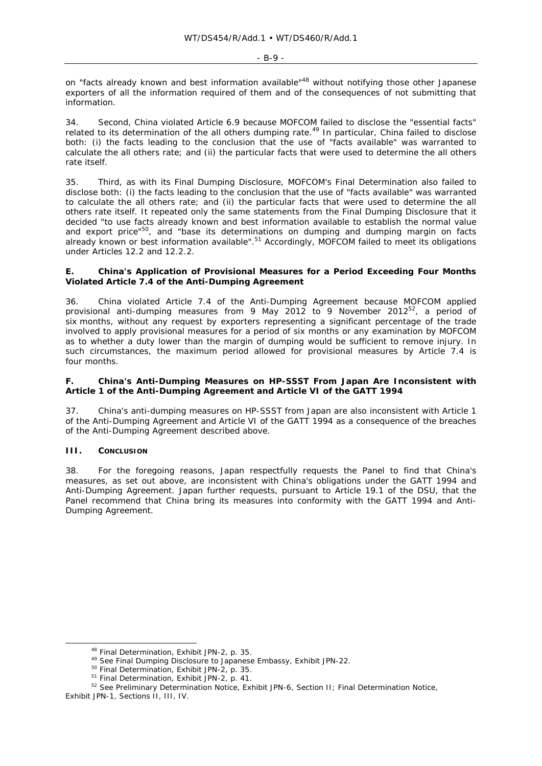on "facts already known and best information available"[48] without notifying those other Japanese exporters of all the information required of them and of the consequences of not submitting that information.

34. Second, China violated Article 6.9 because MOFCOM failed to disclose the "essential facts" related to its determination of the all others dumping rate.[49] In particular, China failed to disclose both: (i) the facts leading to the conclusion that the use of "facts available" was warranted to calculate the all others rate; and (ii) the particular facts that were used to determine the all others rate itself.

35. Third, as with its Final Dumping Disclosure, MOFCOM's Final Determination also failed to disclose both: (i) the facts leading to the conclusion that the use of "facts available" was warranted to calculate the all others rate; and (ii) the particular facts that were used to determine the all others rate itself. It repeated only the same statements from the Final Dumping Disclosure that it decided "to use facts already known and best information available to establish the normal value and export price"[50], and "base its determinations on dumping and dumping margin on facts already known or best information available".[51] Accordingly, MOFCOM failed to meet its obligations under Articles 12.2 and 12.2.2.

### E. China's Application of Provisional Measures for a Period Exceeding Four Months Violated Article 7.4 of the Anti-Dumping Agreement

36. China violated Article 7.4 of the Anti-Dumping Agreement because MOFCOM applied provisional anti-dumping measures from 9 May 2012 to 9 November 2012[52], a period of six months, without any request by exporters representing a significant percentage of the trade involved to apply provisional measures for a period of six months or any examination by MOFCOM as to whether a duty lower than the margin of dumping would be sufficient to remove injury. In such circumstances, the maximum period allowed for provisional measures by Article 7.4 is four months.

### F. China's Anti-Dumping Measures on HP-SSST From Japan Are Inconsistent with Article 1 of the Anti-Dumping Agreement and Article VI of the GATT 1994

37. China's anti-dumping measures on HP-SSST from Japan are also inconsistent with Article 1 of the Anti-Dumping Agreement and Article VI of the GATT 1994 as a consequence of the breaches of the Anti-Dumping Agreement described above.

## III. CONCLUSION

38. For the foregoing reasons, Japan respectfully requests the Panel to find that China's measures, as set out above, are inconsistent with China's obligations under the GATT 1994 and Anti-Dumping Agreement. Japan further requests, pursuant to Article 19.1 of the DSU, that the Panel recommend that China bring its measures into conformity with the GATT 1994 and Anti-Dumping Agreement.

---

[48] Final Determination, Exhibit JPN-2, p. 35.

[49] See Final Dumping Disclosure to Japanese Embassy, Exhibit JPN-22.

[50] Final Determination, Exhibit JPN-2, p. 35.

[51] Final Determination, Exhibit JPN-2, p. 41.

[52] See Preliminary Determination Notice, Exhibit JPN-6, Section II; Final Determination Notice, Exhibit JPN-1, Sections II, III, IV.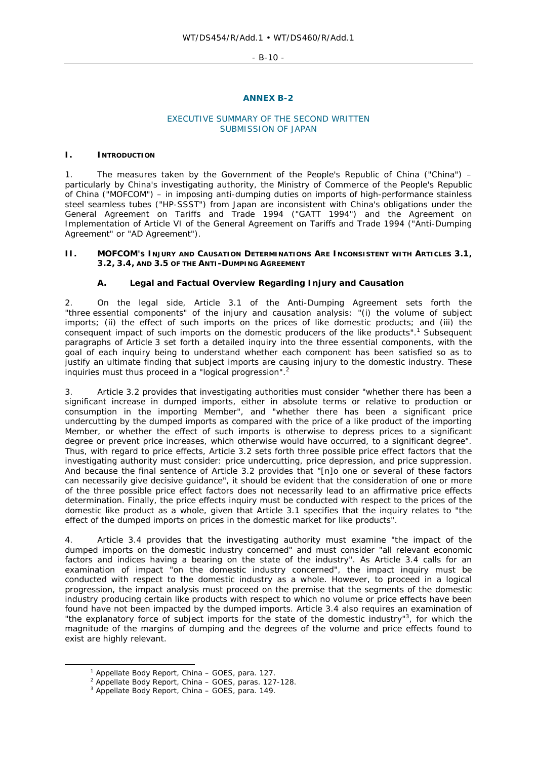## ANNEX B-2

### EXECUTIVE SUMMARY OF THE SECOND WRITTEN SUBMISSION OF JAPAN

## I. INTRODUCTION

1. The measures taken by the Government of the People's Republic of China ("China") – particularly by China's investigating authority, the Ministry of Commerce of the People's Republic of China ("MOFCOM") – in imposing anti-dumping duties on imports of high-performance stainless steel seamless tubes ("HP-SSST") from Japan are inconsistent with China's obligations under the General Agreement on Tariffs and Trade 1994 ("GATT 1994") and the Agreement on Implementation of Article VI of the General Agreement on Tariffs and Trade 1994 ("Anti-Dumping Agreement" or "AD Agreement").

## II. MOFCOM'S INJURY AND CAUSATION DETERMINATIONS ARE INCONSISTENT WITH ARTICLES 3.1, 3.2, 3.4, AND 3.5 OF THE ANTI-DUMPING AGREEMENT

### A. Legal and Factual Overview Regarding Injury and Causation

2. On the legal side, Article 3.1 of the Anti-Dumping Agreement sets forth the "three essential components" of the injury and causation analysis: "(i) the volume of subject imports; (ii) the effect of such imports on the prices of like domestic products; and (iii) the consequent impact of such imports on the domestic producers of the like products".[1] Subsequent paragraphs of Article 3 set forth a detailed inquiry into the three essential components, with the goal of each inquiry being to understand whether each component has been satisfied so as to justify an ultimate finding that subject imports are causing injury to the domestic industry. These inquiries must thus proceed in a "logical progression".[2]

3. Article 3.2 provides that investigating authorities must consider "whether there has been a significant increase in dumped imports, either in absolute terms or relative to production or consumption in the importing Member", and "whether there has been a significant price undercutting by the dumped imports as compared with the price of a like product of the importing Member, or whether the effect of such imports is otherwise to depress prices to a significant degree or prevent price increases, which otherwise would have occurred, to a significant degree". Thus, with regard to price effects, Article 3.2 sets forth three possible price effect factors that the investigating authority must consider: price undercutting, price depression, and price suppression. And because the final sentence of Article 3.2 provides that "[n]o one or several of these factors can necessarily give decisive guidance", it should be evident that the consideration of one or more of the three possible price effect factors does not necessarily lead to an affirmative price effects determination. Finally, the price effects inquiry must be conducted with respect to the prices of the domestic like product as a whole, given that Article 3.1 specifies that the inquiry relates to "the effect of the dumped imports on prices in the domestic market for like products".

4. Article 3.4 provides that the investigating authority must examine "the impact of the dumped imports on the domestic industry concerned" and must consider "all relevant economic factors and indices having a bearing on the state of the industry". As Article 3.4 calls for an examination of impact "on the domestic industry concerned", the impact inquiry must be conducted with respect to the domestic industry as a whole. However, to proceed in a logical progression, the impact analysis must proceed on the premise that the segments of the domestic industry producing certain like products with respect to which no volume or price effects have been found have not been impacted by the dumped imports. Article 3.4 also requires an examination of "the explanatory force of subject imports for the state of the domestic industry"[3], for which the magnitude of the margins of dumping and the degrees of the volume and price effects found to exist are highly relevant.

---

[1] Appellate Body Report, China – GOES, para. 127.
[2] Appellate Body Report, China – GOES, paras. 127-128.
[3] Appellate Body Report, China – GOES, para. 149.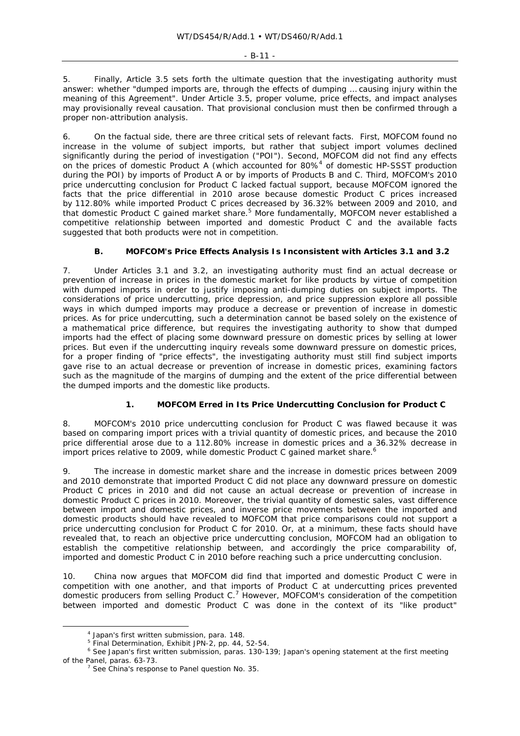5. Finally, Article 3.5 sets forth the ultimate question that the investigating authority must answer: whether "dumped imports are, through the effects of dumping … causing injury within the meaning of this Agreement". Under Article 3.5, proper volume, price effects, and impact analyses may provisionally reveal causation. That provisional conclusion must then be confirmed through a proper non-attribution analysis.

6. On the factual side, there are three critical sets of relevant facts. First, MOFCOM found no increase in the volume of subject imports, but rather that subject import volumes declined significantly during the period of investigation ("POI"). Second, MOFCOM did not find any effects on the prices of domestic Product A (which accounted for 80%[4] of domestic HP-SSST production during the POI) by imports of Product A or by imports of Products B and C. Third, MOFCOM's 2010 price undercutting conclusion for Product C lacked factual support, because MOFCOM ignored the facts that the price differential in 2010 arose because domestic Product C prices increased by 112.80% while imported Product C prices decreased by 36.32% between 2009 and 2010, and that domestic Product C gained market share.[5] More fundamentally, MOFCOM never established a competitive relationship between imported and domestic Product C and the available facts suggested that both products were not in competition.

### B. MOFCOM's Price Effects Analysis Is Inconsistent with Articles 3.1 and 3.2

7. Under Articles 3.1 and 3.2, an investigating authority must find an actual decrease or prevention of increase in prices in the domestic market for like products by virtue of competition with dumped imports in order to justify imposing anti-dumping duties on subject imports. The considerations of price undercutting, price depression, and price suppression explore all possible ways in which dumped imports may produce a decrease or prevention of increase in domestic prices. As for price undercutting, such a determination cannot be based solely on the existence of a mathematical price difference, but requires the investigating authority to show that dumped imports had the effect of placing some downward pressure on domestic prices by selling at lower prices. But even if the undercutting inquiry reveals some downward pressure on domestic prices, for a proper finding of "price effects", the investigating authority must still find subject imports gave rise to an actual decrease or prevention of increase in domestic prices, examining factors such as the magnitude of the margins of dumping and the extent of the price differential between the dumped imports and the domestic like products.

#### 1. MOFCOM Erred in Its Price Undercutting Conclusion for Product C

8. MOFCOM's 2010 price undercutting conclusion for Product C was flawed because it was based on comparing import prices with a trivial quantity of domestic prices, and because the 2010 price differential arose due to a 112.80% increase in domestic prices and a 36.32% decrease in import prices relative to 2009, while domestic Product C gained market share.[6]

9. The increase in domestic market share and the increase in domestic prices between 2009 and 2010 demonstrate that imported Product C did not place any downward pressure on domestic Product C prices in 2010 and did not cause an actual decrease or prevention of increase in domestic Product C prices in 2010. Moreover, the trivial quantity of domestic sales, vast difference between import and domestic prices, and inverse price movements between the imported and domestic products should have revealed to MOFCOM that price comparisons could not support a price undercutting conclusion for Product C for 2010. Or, at a minimum, these facts should have revealed that, to reach an objective price undercutting conclusion, MOFCOM had an obligation to establish the competitive relationship between, and accordingly the price comparability of, imported and domestic Product C in 2010 before reaching such a price undercutting conclusion.

10. China now argues that MOFCOM did find that imported and domestic Product C were in competition with one another, and that imports of Product C at undercutting prices prevented domestic producers from selling Product C.[7] However, MOFCOM's consideration of the competition between imported and domestic Product C was done in the context of its "like product"

---

[4] Japan's first written submission, para. 148.

[5] Final Determination, Exhibit JPN-2, pp. 44, 52-54.

[6] See Japan's first written submission, paras. 130-139; Japan's opening statement at the first meeting of the Panel, paras. 63-73.

[7] See China's response to Panel question No. 35.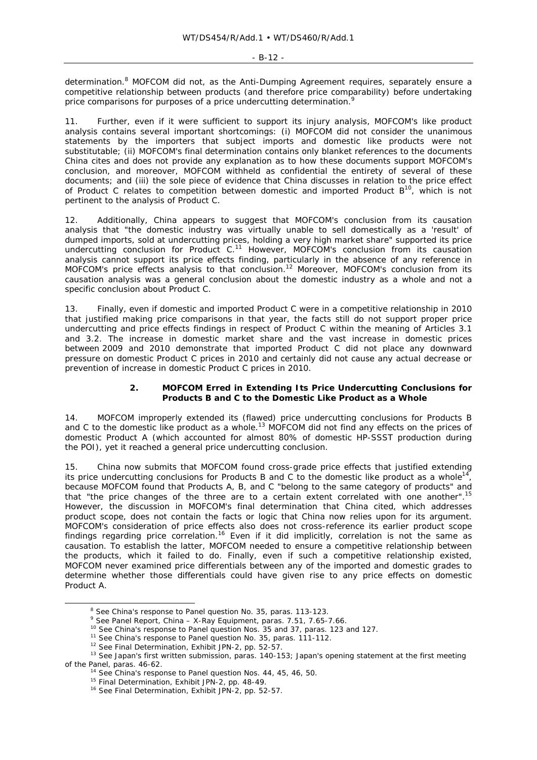determination.[8] MOFCOM did not, as the Anti-Dumping Agreement requires, separately ensure a competitive relationship between products (and therefore price comparability) before undertaking price comparisons for purposes of a price undercutting determination.[9]

11. Further, even if it were sufficient to support its injury analysis, MOFCOM's like product analysis contains several important shortcomings: (i) MOFCOM did not consider the unanimous statements by the importers that subject imports and domestic like products were not substitutable; (ii) MOFCOM's final determination contains only blanket references to the documents China cites and does not provide any explanation as to how these documents support MOFCOM's conclusion, and moreover, MOFCOM withheld as confidential the entirety of several of these documents; and (iii) the sole piece of evidence that China discusses in relation to the price effect of Product C relates to competition between domestic and imported Product B[10], which is not pertinent to the analysis of Product C.

12. Additionally, China appears to suggest that MOFCOM's conclusion from its causation analysis that "the domestic industry was virtually unable to sell domestically as a 'result' of dumped imports, sold at undercutting prices, holding a very high market share" supported its price undercutting conclusion for Product C.[11] However, MOFCOM's conclusion from its causation analysis cannot support its price effects finding, particularly in the absence of any reference in MOFCOM's price effects analysis to that conclusion.[12] Moreover, MOFCOM's conclusion from its causation analysis was a general conclusion about the domestic industry as a whole and not a specific conclusion about Product C.

13. Finally, even if domestic and imported Product C were in a competitive relationship in 2010 that justified making price comparisons in that year, the facts still do not support proper price undercutting and price effects findings in respect of Product C within the meaning of Articles 3.1 and 3.2. The increase in domestic market share and the vast increase in domestic prices between 2009 and 2010 demonstrate that imported Product C did not place any downward pressure on domestic Product C prices in 2010 and certainly did not cause any actual decrease or prevention of increase in domestic Product C prices in 2010.

#### 2. MOFCOM Erred in Extending Its Price Undercutting Conclusions for Products B and C to the Domestic Like Product as a Whole

14. MOFCOM improperly extended its (flawed) price undercutting conclusions for Products B and C to the domestic like product as a whole.[13] MOFCOM did not find any effects on the prices of domestic Product A (which accounted for almost 80% of domestic HP-SSST production during the POI), yet it reached a general price undercutting conclusion.

15. China now submits that MOFCOM found cross-grade price effects that justified extending its price undercutting conclusions for Products B and C to the domestic like product as a whole[14], because MOFCOM found that Products A, B, and C "belong to the same category of products" and that "the price changes of the three are to a certain extent correlated with one another".[15] However, the discussion in MOFCOM's final determination that China cited, which addresses product scope, does not contain the facts or logic that China now relies upon for its argument. MOFCOM's consideration of price effects also does not cross-reference its earlier product scope findings regarding price correlation.[16] Even if it did implicitly, correlation is not the same as causation. To establish the latter, MOFCOM needed to ensure a competitive relationship between the products, which it failed to do. Finally, even if such a competitive relationship existed, MOFCOM never examined price differentials between any of the imported and domestic grades to determine whether those differentials could have given rise to any price effects on domestic Product A.

---

[8] See China's response to Panel question No. 35, paras. 113-123.

[9] See Panel Report, *China – X-Ray Equipment*, paras. 7.51, 7.65-7.66.

[10] See China's response to Panel question Nos. 35 and 37, paras. 123 and 127.

[11] See China's response to Panel question No. 35, paras. 111-112.

[12] See Final Determination, Exhibit JPN-2, pp. 52-57.

[13] See Japan's first written submission, paras. 140-153; Japan's opening statement at the first meeting of the Panel, paras. 46-62.

[14] See China's response to Panel question Nos. 44, 45, 46, 50.

[15] Final Determination, Exhibit JPN-2, pp. 48-49.

[16] See Final Determination, Exhibit JPN-2, pp. 52-57.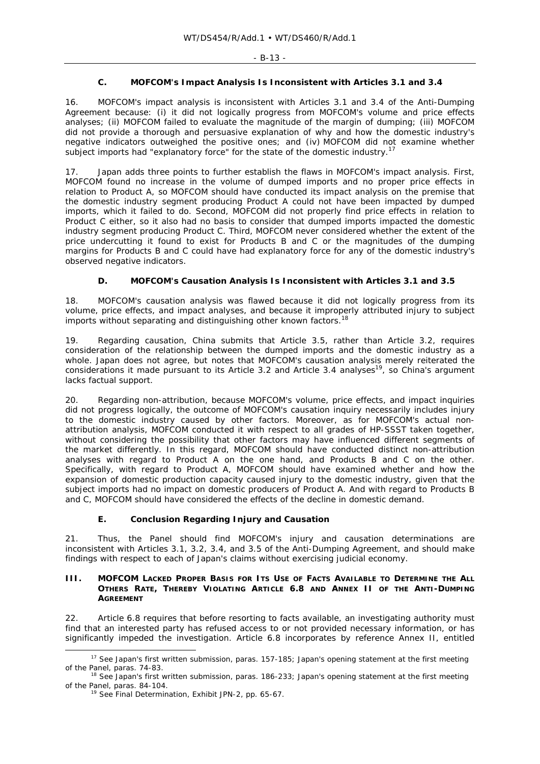### C. MOFCOM's Impact Analysis Is Inconsistent with Articles 3.1 and 3.4

16. MOFCOM's impact analysis is inconsistent with Articles 3.1 and 3.4 of the Anti-Dumping Agreement because: (i) it did not logically progress from MOFCOM's volume and price effects analyses; (ii) MOFCOM failed to evaluate the magnitude of the margin of dumping; (iii) MOFCOM did not provide a thorough and persuasive explanation of why and how the domestic industry's negative indicators outweighed the positive ones; and (iv) MOFCOM did not examine whether subject imports had "explanatory force" for the state of the domestic industry.[17]

17. Japan adds three points to further establish the flaws in MOFCOM's impact analysis. First, MOFCOM found no increase in the volume of dumped imports and no proper price effects in relation to Product A, so MOFCOM should have conducted its impact analysis on the premise that the domestic industry segment producing Product A could not have been impacted by dumped imports, which it failed to do. Second, MOFCOM did not properly find price effects in relation to Product C either, so it also had no basis to consider that dumped imports impacted the domestic industry segment producing Product C. Third, MOFCOM never considered whether the extent of the price undercutting it found to exist for Products B and C or the magnitudes of the dumping margins for Products B and C could have had explanatory force for any of the domestic industry's observed negative indicators.

### D. MOFCOM's Causation Analysis Is Inconsistent with Articles 3.1 and 3.5

18. MOFCOM's causation analysis was flawed because it did not logically progress from its volume, price effects, and impact analyses, and because it improperly attributed injury to subject imports without separating and distinguishing other known factors.[18]

19. Regarding causation, China submits that Article 3.5, rather than Article 3.2, requires consideration of the relationship between the dumped imports and the domestic industry as a whole. Japan does not agree, but notes that MOFCOM's causation analysis merely reiterated the considerations it made pursuant to its Article 3.2 and Article 3.4 analyses[19], so China's argument lacks factual support.

20. Regarding non-attribution, because MOFCOM's volume, price effects, and impact inquiries did not progress logically, the outcome of MOFCOM's causation inquiry necessarily includes injury to the domestic industry caused by other factors. Moreover, as for MOFCOM's actual non-attribution analysis, MOFCOM conducted it with respect to all grades of HP-SSST taken together, without considering the possibility that other factors may have influenced different segments of the market differently. In this regard, MOFCOM should have conducted distinct non-attribution analyses with regard to Product A on the one hand, and Products B and C on the other. Specifically, with regard to Product A, MOFCOM should have examined whether and how the expansion of domestic production capacity caused injury to the domestic industry, given that the subject imports had no impact on domestic producers of Product A. And with regard to Products B and C, MOFCOM should have considered the effects of the decline in domestic demand.

### E. Conclusion Regarding Injury and Causation

21. Thus, the Panel should find MOFCOM's injury and causation determinations are inconsistent with Articles 3.1, 3.2, 3.4, and 3.5 of the Anti-Dumping Agreement, and should make findings with respect to each of Japan's claims without exercising judicial economy.

## III. MOFCOM LACKED PROPER BASIS FOR ITS USE OF FACTS AVAILABLE TO DETERMINE THE ALL OTHERS RATE, THEREBY VIOLATING ARTICLE 6.8 AND ANNEX II OF THE ANTI-DUMPING AGREEMENT

22. Article 6.8 requires that before resorting to facts available, an investigating authority must find that an interested party has refused access to or not provided necessary information, or has significantly impeded the investigation. Article 6.8 incorporates by reference Annex II, entitled

---

[17] See Japan's first written submission, paras. 157-185; Japan's opening statement at the first meeting of the Panel, paras. 74-83.

[18] See Japan's first written submission, paras. 186-233; Japan's opening statement at the first meeting of the Panel, paras. 84-104.

[19] See Final Determination, Exhibit JPN-2, pp. 65-67.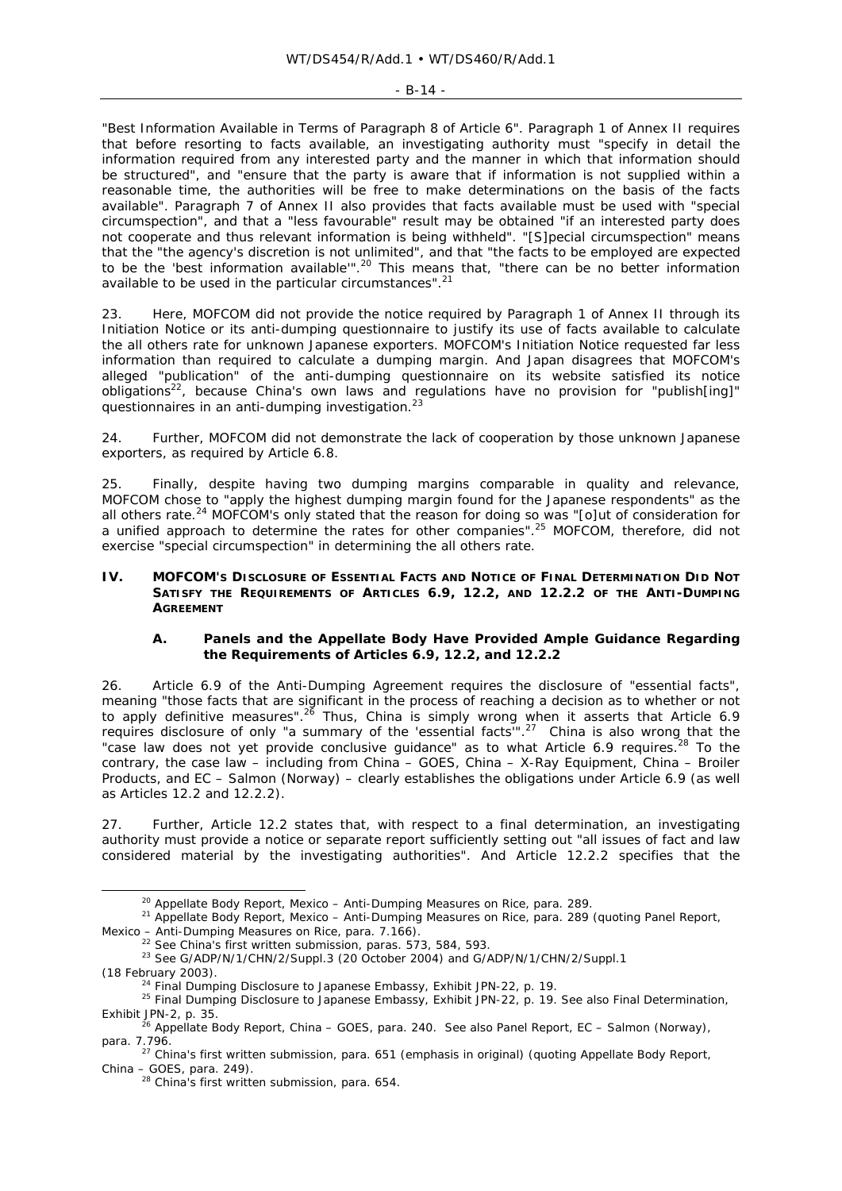"Best Information Available in Terms of Paragraph 8 of Article 6". Paragraph 1 of Annex II requires that before resorting to facts available, an investigating authority must "specify in detail the information required from any interested party and the manner in which that information should be structured", and "ensure that the party is aware that if information is not supplied within a reasonable time, the authorities will be free to make determinations on the basis of the facts available". Paragraph 7 of Annex II also provides that facts available must be used with "special circumspection", and that a "less favourable" result may be obtained "if an interested party does not cooperate and thus relevant information is being withheld". "[S]pecial circumspection" means that the "the agency's discretion is not unlimited", and that "the facts to be employed are expected to be the 'best information available'".[20] This means that, "there can be no better information available to be used in the particular circumstances".[21]

23. Here, MOFCOM did not provide the notice required by Paragraph 1 of Annex II through its Initiation Notice or its anti-dumping questionnaire to justify its use of facts available to calculate the all others rate for unknown Japanese exporters. MOFCOM's Initiation Notice requested far less information than required to calculate a dumping margin. And Japan disagrees that MOFCOM's alleged "publication" of the anti-dumping questionnaire on its website satisfied its notice obligations[22], because China's own laws and regulations have no provision for "publish[ing]" questionnaires in an anti-dumping investigation.[23]

24. Further, MOFCOM did not demonstrate the lack of cooperation by those unknown Japanese exporters, as required by Article 6.8.

25. Finally, despite having two dumping margins comparable in quality and relevance, MOFCOM chose to "apply the highest dumping margin found for the Japanese respondents" as the all others rate.[24] MOFCOM's only stated that the reason for doing so was "[o]ut of consideration for a unified approach to determine the rates for other companies".[25] MOFCOM, therefore, did not exercise "special circumspection" in determining the all others rate.

## IV. MOFCOM'S DISCLOSURE OF ESSENTIAL FACTS AND NOTICE OF FINAL DETERMINATION DID NOT SATISFY THE REQUIREMENTS OF ARTICLES 6.9, 12.2, AND 12.2.2 OF THE ANTI-DUMPING AGREEMENT

### A. Panels and the Appellate Body Have Provided Ample Guidance Regarding the Requirements of Articles 6.9, 12.2, and 12.2.2

26. Article 6.9 of the Anti-Dumping Agreement requires the disclosure of "essential facts", meaning "those facts that are significant in the process of reaching a decision as to whether or not to apply definitive measures".[26] Thus, China is simply wrong when it asserts that Article 6.9 requires disclosure of only "a summary of the 'essential facts'".[27] China is also wrong that the "case law does not yet provide conclusive guidance" as to what Article 6.9 requires.[28] To the contrary, the case law – including from *China – GOES*, *China – X-Ray Equipment*, *China – Broiler Products*, and *EC – Salmon (Norway)* – clearly establishes the obligations under Article 6.9 (as well as Articles 12.2 and 12.2.2).

27. Further, Article 12.2 states that, with respect to a final determination, an investigating authority must provide a notice or separate report sufficiently setting out "all issues of fact and law considered material by the investigating authorities". And Article 12.2.2 specifies that the

---

[20] Appellate Body Report, *Mexico – Anti-Dumping Measures on Rice*, para. 289.

[21] Appellate Body Report, *Mexico – Anti-Dumping Measures on Rice*, para. 289 (quoting Panel Report, *Mexico – Anti-Dumping Measures on Rice*, para. 7.166).

[22] See China's first written submission, paras. 573, 584, 593.

[23] See G/ADP/N/1/CHN/2/Suppl.3 (20 October 2004) and G/ADP/N/1/CHN/2/Suppl.1 (18 February 2003).

[24] Final Dumping Disclosure to Japanese Embassy, Exhibit JPN-22, p. 19.

[25] Final Dumping Disclosure to Japanese Embassy, Exhibit JPN-22, p. 19. See also Final Determination, Exhibit JPN-2, p. 35.

[26] Appellate Body Report, *China – GOES*, para. 240. See also Panel Report, *EC – Salmon (Norway)*, para. 7.796.

[27] China's first written submission, para. 651 (emphasis in original) (quoting Appellate Body Report, *China – GOES*, para. 249).

[28] China's first written submission, para. 654.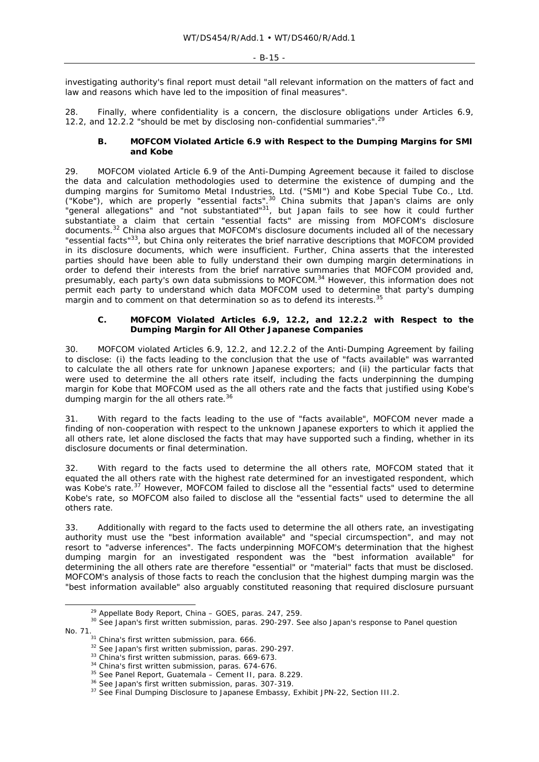investigating authority's final report must detail "all relevant information on the matters of fact and law and reasons which have led to the imposition of final measures".

28. Finally, where confidentiality is a concern, the disclosure obligations under Articles 6.9, 12.2, and 12.2.2 "should be met by disclosing non-confidential summaries".[29]

### B. MOFCOM Violated Article 6.9 with Respect to the Dumping Margins for SMI and Kobe

29. MOFCOM violated Article 6.9 of the Anti-Dumping Agreement because it failed to disclose the data and calculation methodologies used to determine the existence of dumping and the dumping margins for Sumitomo Metal Industries, Ltd. ("SMI") and Kobe Special Tube Co., Ltd. ("Kobe"), which are properly "essential facts".[30] China submits that Japan's claims are only "general allegations" and "not substantiated"[31], but Japan fails to see how it could further substantiate a claim that certain "essential facts" are missing from MOFCOM's disclosure documents.[32] China also argues that MOFCOM's disclosure documents included all of the necessary "essential facts"[33], but China only reiterates the brief narrative descriptions that MOFCOM provided in its disclosure documents, which were insufficient. Further, China asserts that the interested parties should have been able to fully understand their own dumping margin determinations in order to defend their interests from the brief narrative summaries that MOFCOM provided and, presumably, each party's own data submissions to MOFCOM.[34] However, this information does not permit each party to understand which data MOFCOM used to determine that party's dumping margin and to comment on that determination so as to defend its interests.[35]

### C. MOFCOM Violated Articles 6.9, 12.2, and 12.2.2 with Respect to the Dumping Margin for All Other Japanese Companies

30. MOFCOM violated Articles 6.9, 12.2, and 12.2.2 of the Anti-Dumping Agreement by failing to disclose: (i) the facts leading to the conclusion that the use of "facts available" was warranted to calculate the all others rate for unknown Japanese exporters; and (ii) the particular facts that were used to determine the all others rate itself, including the facts underpinning the dumping margin for Kobe that MOFCOM used as the all others rate and the facts that justified using Kobe's dumping margin for the all others rate.[36]

31. With regard to the facts leading to the use of "facts available", MOFCOM never made a finding of non-cooperation with respect to the unknown Japanese exporters to which it applied the all others rate, let alone disclosed the facts that may have supported such a finding, whether in its disclosure documents or final determination.

32. With regard to the facts used to determine the all others rate, MOFCOM stated that it equated the all others rate with the highest rate determined for an investigated respondent, which was Kobe's rate.[37] However, MOFCOM failed to disclose all the "essential facts" used to determine Kobe's rate, so MOFCOM also failed to disclose all the "essential facts" used to determine the all others rate.

33. Additionally with regard to the facts used to determine the all others rate, an investigating authority must use the "best information available" and "special circumspection", and may not resort to "adverse inferences". The facts underpinning MOFCOM's determination that the highest dumping margin for an investigated respondent was the "best information available" for determining the all others rate are therefore "essential" or "material" facts that must be disclosed. MOFCOM's analysis of those facts to reach the conclusion that the highest dumping margin was the "best information available" also arguably constituted reasoning that required disclosure pursuant

---

[29] Appellate Body Report, *China – GOES*, paras. 247, 259.

[30] See Japan's first written submission, paras. 290-297. See also Japan's response to Panel question No. 71.

[31] China's first written submission, para. 666.

[32] See Japan's first written submission, paras. 290-297.

[33] China's first written submission, paras. 669-673.

[34] China's first written submission, paras. 674-676.

[35] See Panel Report, *Guatemala – Cement II*, para. 8.229.

[36] See Japan's first written submission, paras. 307-319.

[37] See Final Dumping Disclosure to Japanese Embassy, Exhibit JPN-22, Section III.2.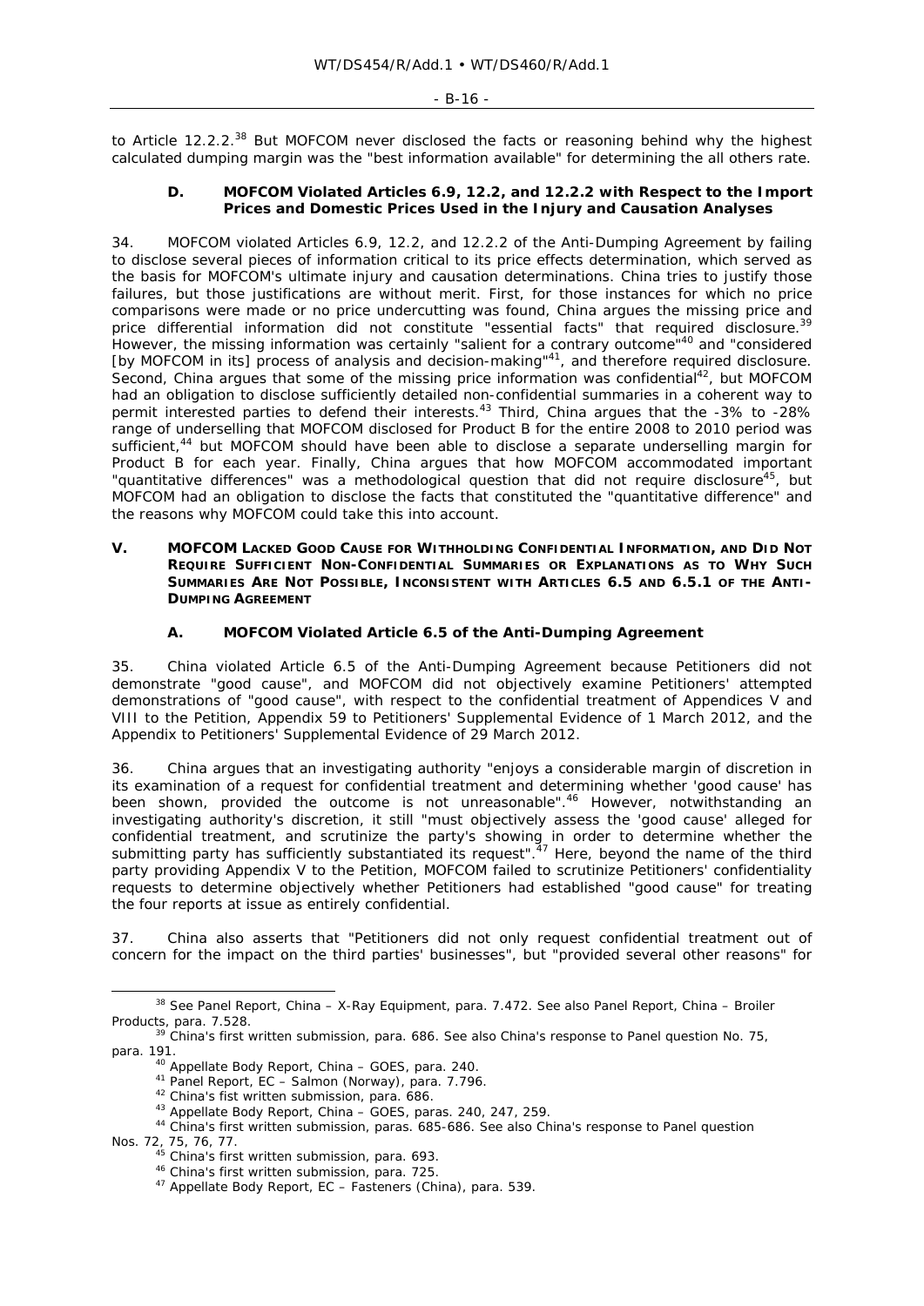to Article 12.2.2.[38] But MOFCOM never disclosed the facts or reasoning behind why the highest calculated dumping margin was the "best information available" for determining the all others rate.

### D. MOFCOM Violated Articles 6.9, 12.2, and 12.2.2 with Respect to the Import Prices and Domestic Prices Used in the Injury and Causation Analyses

34. MOFCOM violated Articles 6.9, 12.2, and 12.2.2 of the Anti-Dumping Agreement by failing to disclose several pieces of information critical to its price effects determination, which served as the basis for MOFCOM's ultimate injury and causation determinations. China tries to justify those failures, but those justifications are without merit. First, for those instances for which no price comparisons were made or no price undercutting was found, China argues the missing price and price differential information did not constitute "essential facts" that required disclosure.[39] However, the missing information was certainly "salient for a contrary outcome"[40] and "considered [by MOFCOM in its] process of analysis and decision-making"[41], and therefore required disclosure. Second, China argues that some of the missing price information was confidential[42], but MOFCOM had an obligation to disclose sufficiently detailed non-confidential summaries in a coherent way to permit interested parties to defend their interests.[43] Third, China argues that the -3% to -28% range of underselling that MOFCOM disclosed for Product B for the entire 2008 to 2010 period was sufficient,[44] but MOFCOM should have been able to disclose a separate underselling margin for Product B for each year. Finally, China argues that how MOFCOM accommodated important "quantitative differences" was a methodological question that did not require disclosure[45], but MOFCOM had an obligation to disclose the facts that constituted the "quantitative difference" and the reasons why MOFCOM could take this into account.

## V. MOFCOM LACKED GOOD CAUSE FOR WITHHOLDING CONFIDENTIAL INFORMATION, AND DID NOT REQUIRE SUFFICIENT NON-CONFIDENTIAL SUMMARIES OR EXPLANATIONS AS TO WHY SUCH SUMMARIES ARE NOT POSSIBLE, INCONSISTENT WITH ARTICLES 6.5 AND 6.5.1 OF THE ANTI-DUMPING AGREEMENT

### A. MOFCOM Violated Article 6.5 of the Anti-Dumping Agreement

35. China violated Article 6.5 of the Anti-Dumping Agreement because Petitioners did not demonstrate "good cause", and MOFCOM did not objectively examine Petitioners' attempted demonstrations of "good cause", with respect to the confidential treatment of Appendices V and VIII to the Petition, Appendix 59 to Petitioners' Supplemental Evidence of 1 March 2012, and the Appendix to Petitioners' Supplemental Evidence of 29 March 2012.

36. China argues that an investigating authority "enjoys a considerable margin of discretion in its examination of a request for confidential treatment and determining whether 'good cause' has been shown, provided the outcome is not unreasonable".[46] However, notwithstanding an investigating authority's discretion, it still "must objectively assess the 'good cause' alleged for confidential treatment, and scrutinize the party's showing in order to determine whether the submitting party has sufficiently substantiated its request".[47] Here, beyond the name of the third party providing Appendix V to the Petition, MOFCOM failed to scrutinize Petitioners' confidentiality requests to determine objectively whether Petitioners had established "good cause" for treating the four reports at issue as entirely confidential.

37. China also asserts that "Petitioners did not only request confidential treatment out of concern for the impact on the third parties' businesses", but "provided several other reasons" for

---

[38] See Panel Report, *China – X-Ray Equipment*, para. 7.472. See also Panel Report, *China – Broiler Products*, para. 7.528.

[39] China's first written submission, para. 686. See also China's response to Panel question No. 75, para. 191.

[40] Appellate Body Report, *China – GOES*, para. 240.

[41] Panel Report, *EC – Salmon (Norway)*, para. 7.796.

[42] China's fist written submission, para. 686.

[43] Appellate Body Report, *China – GOES*, paras. 240, 247, 259.

[44] China's first written submission, paras. 685-686. See also China's response to Panel question Nos. 72, 75, 76, 77.

[45] China's first written submission, para. 693.

[46] China's first written submission, para. 725.

[47] Appellate Body Report, *EC – Fasteners (China)*, para. 539.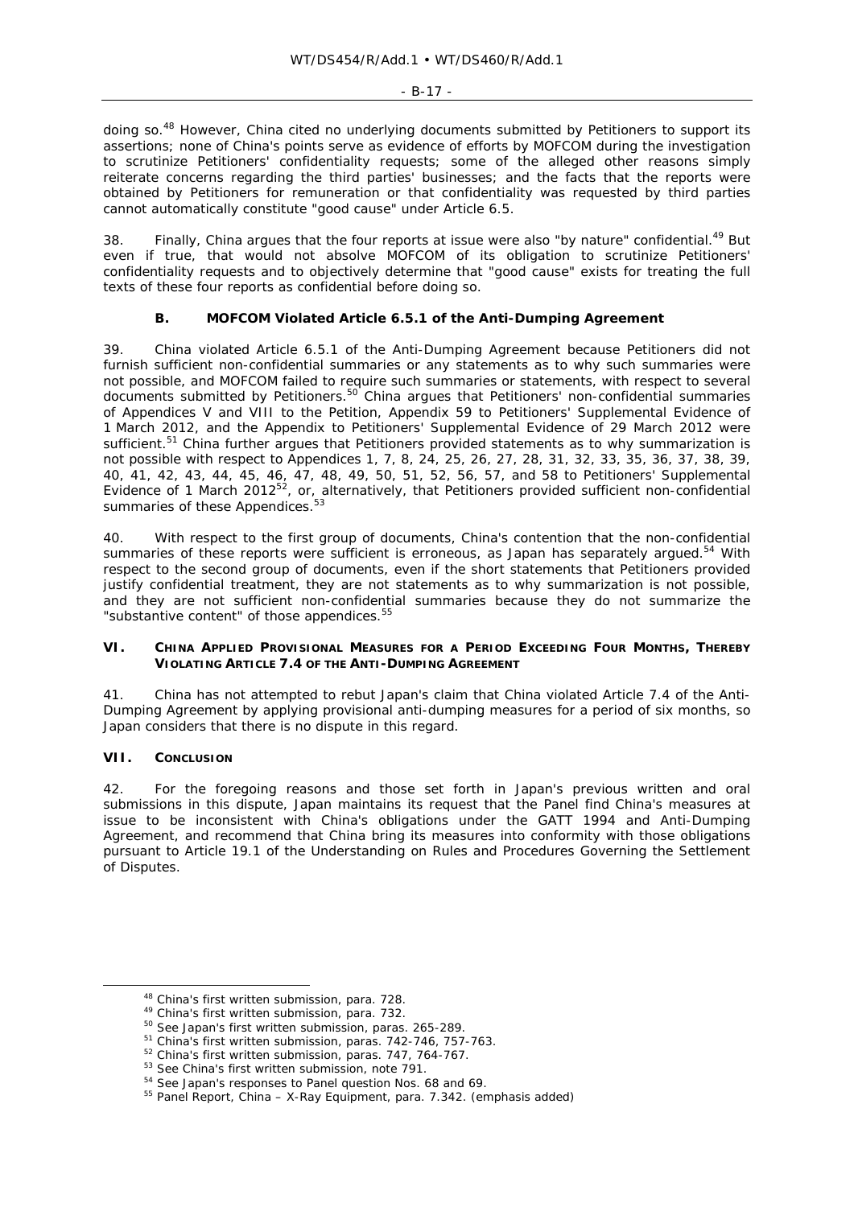doing so.[48] However, China cited no underlying documents submitted by Petitioners to support its assertions; none of China's points serve as evidence of efforts by MOFCOM during the investigation to scrutinize Petitioners' confidentiality requests; some of the alleged other reasons simply reiterate concerns regarding the third parties' businesses; and the facts that the reports were obtained by Petitioners for remuneration or that confidentiality was requested by third parties cannot automatically constitute "good cause" under Article 6.5.

38. Finally, China argues that the four reports at issue were also "by nature" confidential.[49] But even if true, that would not absolve MOFCOM of its obligation to scrutinize Petitioners' confidentiality requests and to objectively determine that "good cause" exists for treating the full texts of these four reports as confidential before doing so.

### B. MOFCOM Violated Article 6.5.1 of the Anti-Dumping Agreement

39. China violated Article 6.5.1 of the Anti-Dumping Agreement because Petitioners did not furnish sufficient non-confidential summaries or any statements as to why such summaries were not possible, and MOFCOM failed to require such summaries or statements, with respect to several documents submitted by Petitioners.[50] China argues that Petitioners' non-confidential summaries of Appendices V and VIII to the Petition, Appendix 59 to Petitioners' Supplemental Evidence of 1 March 2012, and the Appendix to Petitioners' Supplemental Evidence of 29 March 2012 were sufficient.[51] China further argues that Petitioners provided statements as to why summarization is not possible with respect to Appendices 1, 7, 8, 24, 25, 26, 27, 28, 31, 32, 33, 35, 36, 37, 38, 39, 40, 41, 42, 43, 44, 45, 46, 47, 48, 49, 50, 51, 52, 56, 57, and 58 to Petitioners' Supplemental Evidence of 1 March 2012[52], or, alternatively, that Petitioners provided sufficient non-confidential summaries of these Appendices.[53]

40. With respect to the first group of documents, China's contention that the non-confidential summaries of these reports were sufficient is erroneous, as Japan has separately argued.[54] With respect to the second group of documents, even if the short statements that Petitioners provided justify confidential treatment, they are not statements as to why summarization is not possible, and they are not sufficient non-confidential summaries because they do not summarize the "*substantive content*" of those appendices.[55]

## VI. CHINA APPLIED PROVISIONAL MEASURES FOR A PERIOD EXCEEDING FOUR MONTHS, THEREBY VIOLATING ARTICLE 7.4 OF THE ANTI-DUMPING AGREEMENT

41. China has not attempted to rebut Japan's claim that China violated Article 7.4 of the Anti-Dumping Agreement by applying provisional anti-dumping measures for a period of six months, so Japan considers that there is no dispute in this regard.

## VII. CONCLUSION

42. For the foregoing reasons and those set forth in Japan's previous written and oral submissions in this dispute, Japan maintains its request that the Panel find China's measures at issue to be inconsistent with China's obligations under the GATT 1994 and Anti-Dumping Agreement, and recommend that China bring its measures into conformity with those obligations pursuant to Article 19.1 of the Understanding on Rules and Procedures Governing the Settlement of Disputes.

---

[48] China's first written submission, para. 728.
[49] China's first written submission, para. 732.
[50] See Japan's first written submission, paras. 265-289.
[51] China's first written submission, paras. 742-746, 757-763.
[52] China's first written submission, paras. 747, 764-767.
[53] See China's first written submission, note 791.
[54] See Japan's responses to Panel question Nos. 68 and 69.
[55] Panel Report, *China – X-Ray Equipment*, para. 7.342. (emphasis added)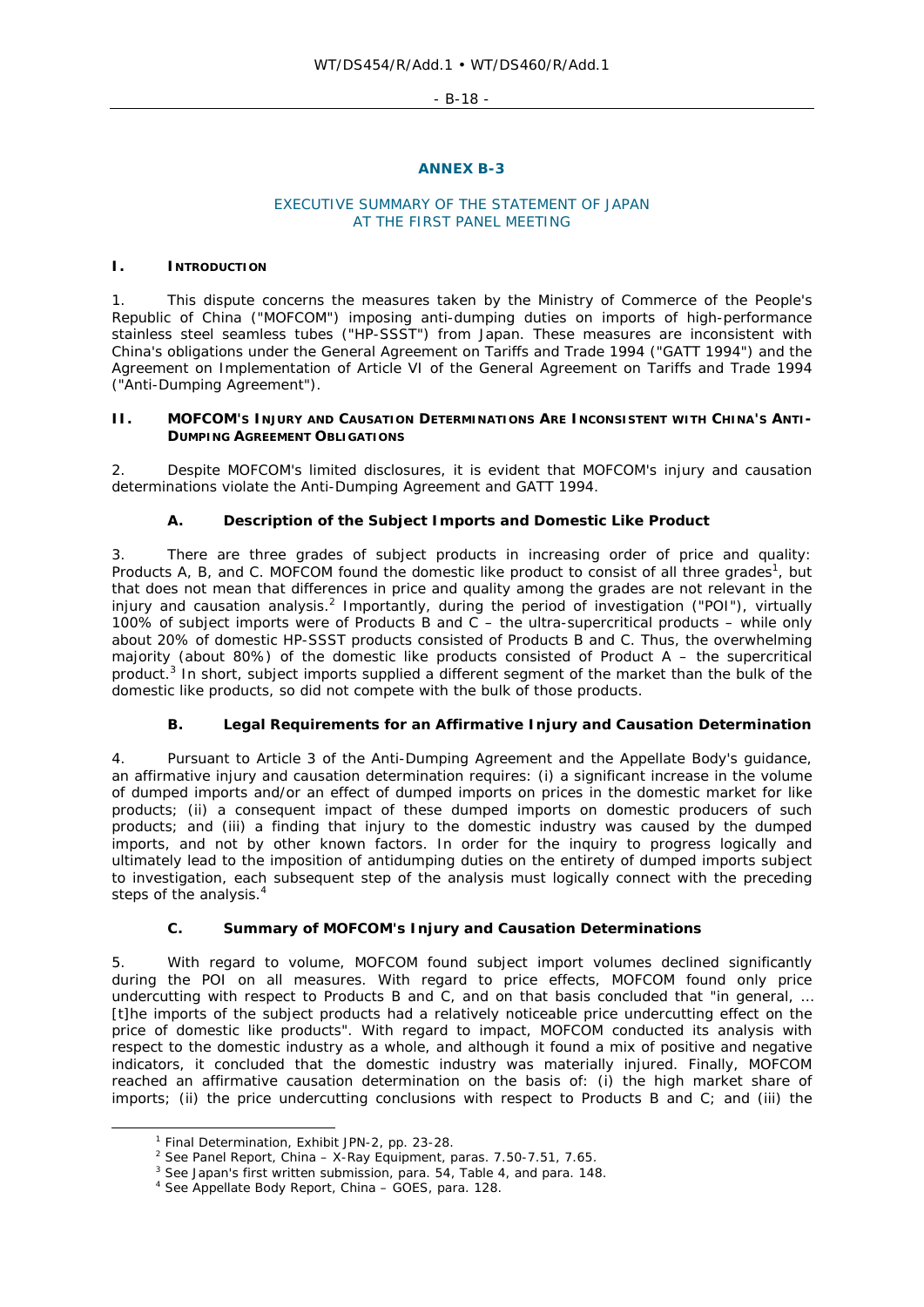## ANNEX B-3

### EXECUTIVE SUMMARY OF THE STATEMENT OF JAPAN AT THE FIRST PANEL MEETING

#### I. INTRODUCTION

1. This dispute concerns the measures taken by the Ministry of Commerce of the People's Republic of China ("MOFCOM") imposing anti-dumping duties on imports of high-performance stainless steel seamless tubes ("HP-SSST") from Japan. These measures are inconsistent with China's obligations under the General Agreement on Tariffs and Trade 1994 ("GATT 1994") and the Agreement on Implementation of Article VI of the General Agreement on Tariffs and Trade 1994 ("Anti-Dumping Agreement").

#### II. MOFCOM'S INJURY AND CAUSATION DETERMINATIONS ARE INCONSISTENT WITH CHINA'S ANTI-DUMPING AGREEMENT OBLIGATIONS

2. Despite MOFCOM's limited disclosures, it is evident that MOFCOM's injury and causation determinations violate the Anti-Dumping Agreement and GATT 1994.

##### A. Description of the Subject Imports and Domestic Like Product

3. There are three grades of subject products in increasing order of price and quality: Products A, B, and C. MOFCOM found the domestic like product to consist of all three grades[1], but that does not mean that differences in price and quality among the grades are not relevant in the injury and causation analysis.[2] Importantly, during the period of investigation ("POI"), virtually 100% of subject imports were of Products B and C – the ultra-supercritical products – while only about 20% of domestic HP-SSST products consisted of Products B and C. Thus, the overwhelming majority (about 80%) of the domestic like products consisted of Product A – the supercritical product.[3] In short, subject imports supplied a different segment of the market than the bulk of the domestic like products, so did not compete with the bulk of those products.

##### B. Legal Requirements for an Affirmative Injury and Causation Determination

4. Pursuant to Article 3 of the Anti-Dumping Agreement and the Appellate Body's guidance, an affirmative injury and causation determination requires: (i) a significant increase in the volume of dumped imports and/or an effect of dumped imports on prices in the domestic market for like products; (ii) a consequent impact of these dumped imports on domestic producers of such products; and (iii) a finding that injury to the domestic industry was caused by the dumped imports, and not by other known factors. In order for the inquiry to progress logically and ultimately lead to the imposition of antidumping duties on the entirety of dumped imports subject to investigation, each subsequent step of the analysis must logically connect with the preceding steps of the analysis.[4]

##### C. Summary of MOFCOM's Injury and Causation Determinations

5. With regard to volume, MOFCOM found subject import volumes declined significantly during the POI on all measures. With regard to price effects, MOFCOM found only price undercutting with respect to Products B and C, and on that basis concluded that "in general, … [t]he imports of the subject products had a relatively noticeable price undercutting effect on the price of domestic like products". With regard to impact, MOFCOM conducted its analysis with respect to the domestic industry as a whole, and although it found a mix of positive and negative indicators, it concluded that the domestic industry was materially injured. Finally, MOFCOM reached an affirmative causation determination on the basis of: (i) the high market share of imports; (ii) the price undercutting conclusions with respect to Products B and C; and (iii) the

---

[1] Final Determination, Exhibit JPN-2, pp. 23-28.

[2] See Panel Report, *China – X-Ray Equipment*, paras. 7.50-7.51, 7.65.

[3] See Japan's first written submission, para. 54, Table 4, and para. 148.

[4] See Appellate Body Report, *China – GOES*, para. 128.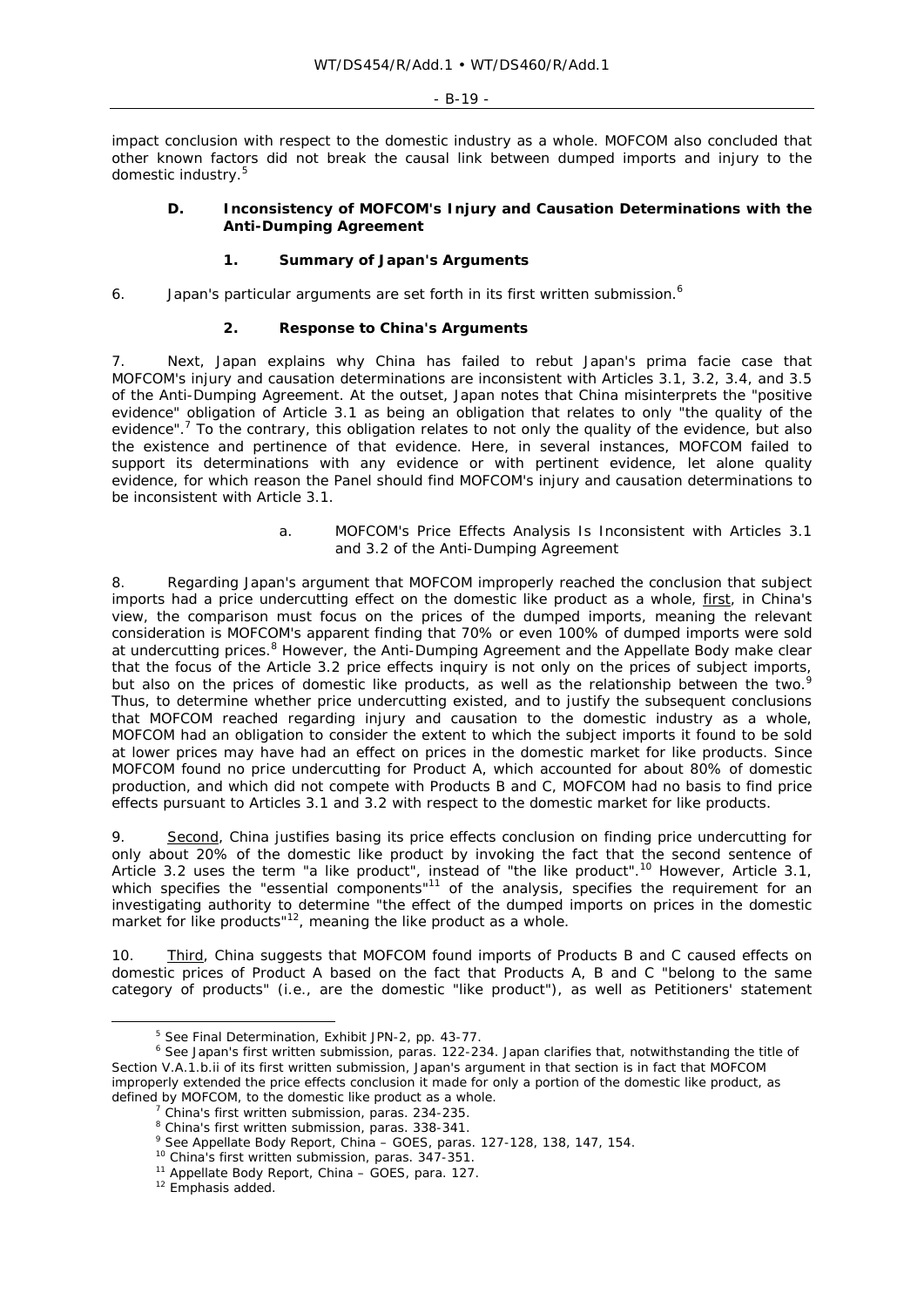impact conclusion with respect to the domestic industry as a whole. MOFCOM also concluded that other known factors did not break the causal link between dumped imports and injury to the domestic industry.[5]

### D. Inconsistency of MOFCOM's Injury and Causation Determinations with the Anti-Dumping Agreement

#### 1. Summary of Japan's Arguments

6. Japan's particular arguments are set forth in its first written submission.[6]

#### 2. Response to China's Arguments

7. Next, Japan explains why China has failed to rebut Japan's prima facie case that MOFCOM's injury and causation determinations are inconsistent with Articles 3.1, 3.2, 3.4, and 3.5 of the Anti-Dumping Agreement. At the outset, Japan notes that China misinterprets the "positive evidence" obligation of Article 3.1 as being an obligation that relates to only "the quality of the evidence".[7] To the contrary, this obligation relates to not only the quality of the evidence, but also the existence and pertinence of that evidence. Here, in several instances, MOFCOM failed to support its determinations with any evidence or with pertinent evidence, let alone quality evidence, for which reason the Panel should find MOFCOM's injury and causation determinations to be inconsistent with Article 3.1.

##### a. MOFCOM's Price Effects Analysis Is Inconsistent with Articles 3.1 and 3.2 of the Anti-Dumping Agreement

8. Regarding Japan's argument that MOFCOM improperly reached the conclusion that subject imports had a price undercutting effect on the domestic like product as a whole, first, in China's view, the comparison must focus on the prices of the dumped imports, meaning the relevant consideration is MOFCOM's apparent finding that 70% or even 100% of dumped imports were sold at undercutting prices.[8] However, the Anti-Dumping Agreement and the Appellate Body make clear that the focus of the Article 3.2 price effects inquiry is not only on the prices of subject imports, but also on the prices of domestic like products, as well as the relationship between the two.[9] Thus, to determine whether price undercutting existed, and to justify the subsequent conclusions that MOFCOM reached regarding injury and causation to the domestic industry as a whole, MOFCOM had an obligation to consider the extent to which the subject imports it found to be sold at lower prices may have had an effect on prices in the domestic market for like products. Since MOFCOM found no price undercutting for Product A, which accounted for about 80% of domestic production, and which did not compete with Products B and C, MOFCOM had no basis to find price effects pursuant to Articles 3.1 and 3.2 with respect to the domestic market for like products.

9. Second, China justifies basing its price effects conclusion on finding price undercutting for only about 20% of the domestic like product by invoking the fact that the second sentence of Article 3.2 uses the term "a like product", instead of "the like product".[10] However, Article 3.1, which specifies the "essential components"[11] of the analysis, specifies the requirement for an investigating authority to determine "the effect of the dumped imports on prices in the domestic market for like products"[12], meaning the like product as a whole.

10. Third, China suggests that MOFCOM found imports of Products B and C caused effects on domestic prices of Product A based on the fact that Products A, B and C "belong to the same category of products" (i.e., are the domestic "like product"), as well as Petitioners' statement

---

[5] See Final Determination, Exhibit JPN-2, pp. 43-77.

[6] See Japan's first written submission, paras. 122-234. Japan clarifies that, notwithstanding the title of Section V.A.1.b.ii of its first written submission, Japan's argument in that section is in fact that MOFCOM improperly extended the price effects conclusion it made for only a portion of the domestic like product, as defined by MOFCOM, to the domestic like product as a whole.

[7] China's first written submission, paras. 234-235.

[8] China's first written submission, paras. 338-341.

[9] See Appellate Body Report, China – GOES, paras. 127-128, 138, 147, 154.

[10] China's first written submission, paras. 347-351.

[11] Appellate Body Report, China – GOES, para. 127.

[12] Emphasis added.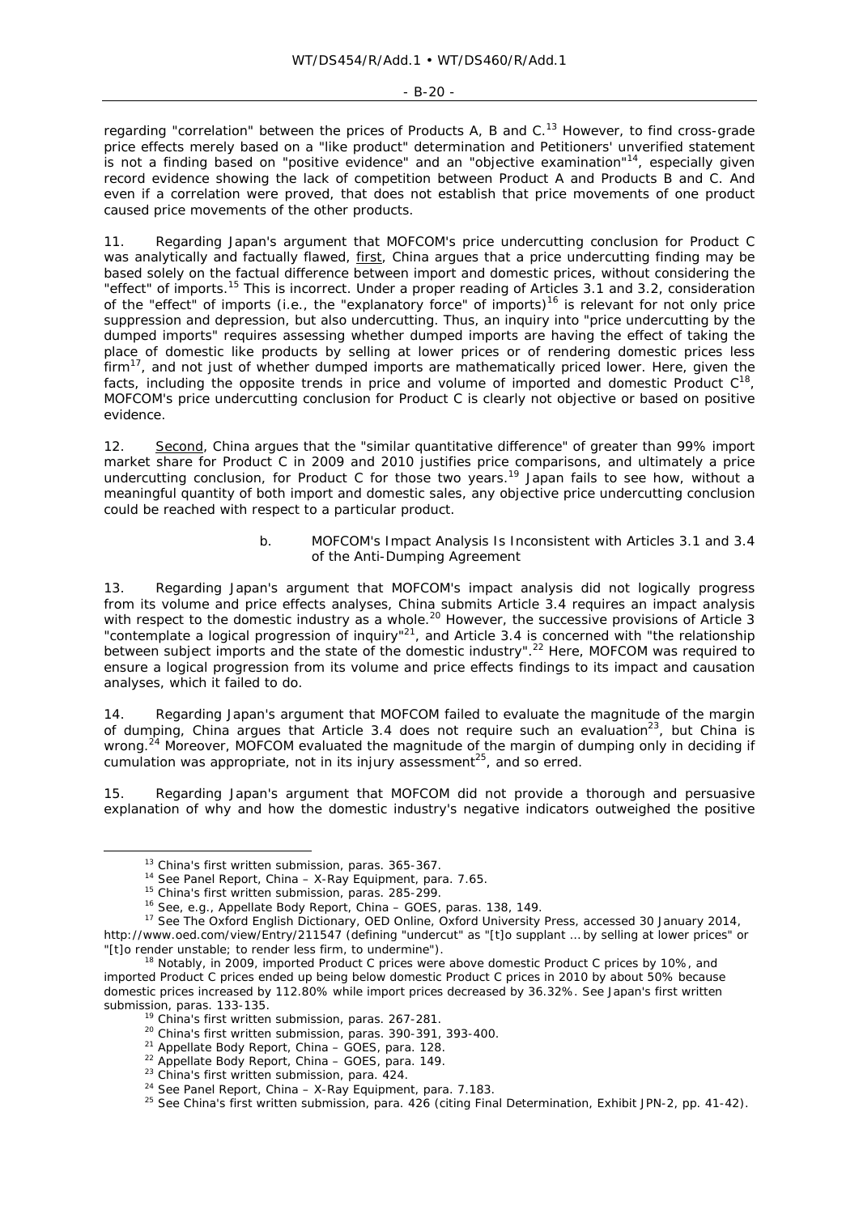regarding "correlation" between the prices of Products A, B and C.[13] However, to find cross-grade price effects merely based on a "like product" determination and Petitioners' unverified statement is not a finding based on "positive evidence" and an "objective examination"[14], especially given record evidence showing the lack of competition between Product A and Products B and C. And even if a correlation were proved, that does not establish that price movements of one product caused price movements of the other products.

11. Regarding Japan's argument that MOFCOM's price undercutting conclusion for Product C was analytically and factually flawed, first, China argues that a price undercutting finding may be based solely on the factual difference between import and domestic prices, without considering the "effect" of imports.[15] This is incorrect. Under a proper reading of Articles 3.1 and 3.2, consideration of the "effect" of imports (i.e., the "explanatory force" of imports)[16] is relevant for not only price suppression and depression, but also undercutting. Thus, an inquiry into "price undercutting by the dumped imports" requires assessing whether dumped imports are having the effect of taking the place of domestic like products by selling at lower prices or of rendering domestic prices less firm[17], and not just of whether dumped imports are mathematically priced lower. Here, given the facts, including the opposite trends in price and volume of imported and domestic Product C[18], MOFCOM's price undercutting conclusion for Product C is clearly not objective or based on positive evidence.

12. Second, China argues that the "similar quantitative difference" of greater than 99% import market share for Product C in 2009 and 2010 justifies price comparisons, and ultimately a price undercutting conclusion, for Product C for those two years.[19] Japan fails to see how, without a meaningful quantity of both import and domestic sales, any objective price undercutting conclusion could be reached with respect to a particular product.

b. MOFCOM's Impact Analysis Is Inconsistent with Articles 3.1 and 3.4 of the Anti-Dumping Agreement

13. Regarding Japan's argument that MOFCOM's impact analysis did not logically progress from its volume and price effects analyses, China submits Article 3.4 requires an impact analysis with respect to the domestic industry as a whole.[20] However, the successive provisions of Article 3 "contemplate a logical progression of inquiry"[21], and Article 3.4 is concerned with "the relationship between subject imports and the state of the domestic industry".[22] Here, MOFCOM was required to ensure a logical progression from its volume and price effects findings to its impact and causation analyses, which it failed to do.

14. Regarding Japan's argument that MOFCOM failed to evaluate the magnitude of the margin of dumping, China argues that Article 3.4 does not require such an evaluation[23], but China is wrong.[24] Moreover, MOFCOM evaluated the magnitude of the margin of dumping only in deciding if cumulation was appropriate, not in its injury assessment[25], and so erred.

15. Regarding Japan's argument that MOFCOM did not provide a thorough and persuasive explanation of why and how the domestic industry's negative indicators outweighed the positive

---

[13] China's first written submission, paras. 365-367.

[14] See Panel Report, *China – X-Ray Equipment*, para. 7.65.

[15] China's first written submission, paras. 285-299.

[16] See, e.g., Appellate Body Report, *China – GOES*, paras. 138, 149.

[17] See The Oxford English Dictionary, OED Online, Oxford University Press, accessed 30 January 2014, http://www.oed.com/view/Entry/211547 (defining "undercut" as "[t]o supplant ... by selling at lower prices" or "[t]o render unstable; to render less firm, to undermine").

[18] Notably, in 2009, imported Product C prices were above domestic Product C prices by 10%, and imported Product C prices ended up being below domestic Product C prices in 2010 by about 50% because domestic prices increased by 112.80% while import prices decreased by 36.32%. See Japan's first written submission, paras. 133-135.

[19] China's first written submission, paras. 267-281.

[20] China's first written submission, paras. 390-391, 393-400.

[21] Appellate Body Report, *China – GOES*, para. 128.

[22] Appellate Body Report, *China – GOES*, para. 149.

[23] China's first written submission, para. 424.

[24] See Panel Report, *China – X-Ray Equipment*, para. 7.183.

[25] See China's first written submission, para. 426 (citing Final Determination, Exhibit JPN-2, pp. 41-42).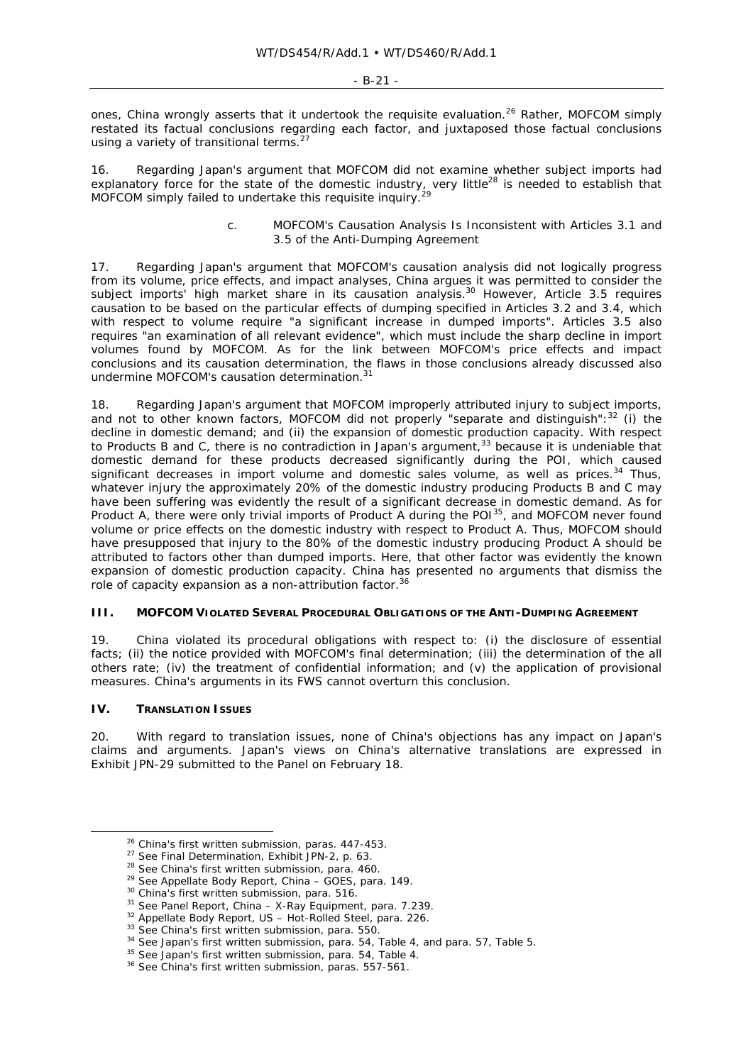ones, China wrongly asserts that it undertook the requisite evaluation.[26] Rather, MOFCOM simply restated its factual conclusions regarding each factor, and juxtaposed those factual conclusions using a variety of transitional terms.[27]

16. Regarding Japan's argument that MOFCOM did not examine whether subject imports had explanatory force for the state of the domestic industry, very little[28] is needed to establish that MOFCOM simply failed to undertake this requisite inquiry.[29]

c. MOFCOM's Causation Analysis Is Inconsistent with Articles 3.1 and 3.5 of the Anti-Dumping Agreement

17. Regarding Japan's argument that MOFCOM's causation analysis did not logically progress from its volume, price effects, and impact analyses, China argues it was permitted to consider the subject imports' high market share in its causation analysis.[30] However, Article 3.5 requires causation to be based on the particular effects of dumping specified in Articles 3.2 and 3.4, which with respect to volume require "a significant increase in dumped imports". Articles 3.5 also requires "an examination of all relevant evidence", which must include the sharp decline in import volumes found by MOFCOM. As for the link between MOFCOM's price effects and impact conclusions and its causation determination, the flaws in those conclusions already discussed also undermine MOFCOM's causation determination.[31]

18. Regarding Japan's argument that MOFCOM improperly attributed injury to subject imports, and not to other known factors, MOFCOM did not properly "separate and distinguish":[32] (i) the decline in domestic demand; and (ii) the expansion of domestic production capacity. With respect to Products B and C, there is no contradiction in Japan's argument,[33] because it is undeniable that domestic demand for these products decreased significantly during the POI, which caused significant decreases in import volume and domestic sales volume, as well as prices.[34] Thus, whatever injury the approximately 20% of the domestic industry producing Products B and C may have been suffering was evidently the result of a significant decrease in domestic demand. As for Product A, there were only trivial imports of Product A during the POI[35], and MOFCOM never found volume or price effects on the domestic industry with respect to Product A. Thus, MOFCOM should have presupposed that injury to the 80% of the domestic industry producing Product A should be attributed to factors other than dumped imports. Here, that other factor was evidently the known expansion of domestic production capacity. China has presented no arguments that dismiss the role of capacity expansion as a non-attribution factor.[36]

## III. MOFCOM VIOLATED SEVERAL PROCEDURAL OBLIGATIONS OF THE ANTI-DUMPING AGREEMENT

19. China violated its procedural obligations with respect to: (i) the disclosure of essential facts; (ii) the notice provided with MOFCOM's final determination; (iii) the determination of the all others rate; (iv) the treatment of confidential information; and (v) the application of provisional measures. China's arguments in its FWS cannot overturn this conclusion.

## IV. TRANSLATION ISSUES

20. With regard to translation issues, none of China's objections has any impact on Japan's claims and arguments. Japan's views on China's alternative translations are expressed in Exhibit JPN-29 submitted to the Panel on February 18.

---

[26] China's first written submission, paras. 447-453.
[27] See Final Determination, Exhibit JPN-2, p. 63.
[28] See China's first written submission, para. 460.
[29] See Appellate Body Report, *China – GOES*, para. 149.
[30] China's first written submission, para. 516.
[31] See Panel Report, *China – X-Ray Equipment*, para. 7.239.
[32] Appellate Body Report, *US – Hot-Rolled Steel*, para. 226.
[33] See China's first written submission, para. 550.
[34] See Japan's first written submission, para. 54, Table 4, and para. 57, Table 5.
[35] See Japan's first written submission, para. 54, Table 4.
[36] See China's first written submission, paras. 557-561.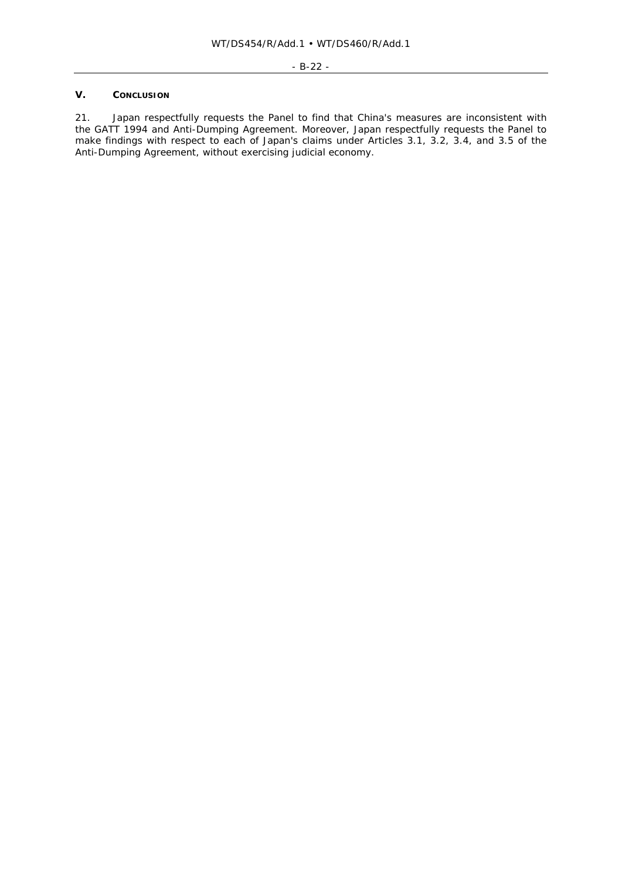## V. CONCLUSION

21. Japan respectfully requests the Panel to find that China's measures are inconsistent with the GATT 1994 and Anti-Dumping Agreement. Moreover, Japan respectfully requests the Panel to make findings with respect to each of Japan's claims under Articles 3.1, 3.2, 3.4, and 3.5 of the Anti-Dumping Agreement, without exercising judicial economy.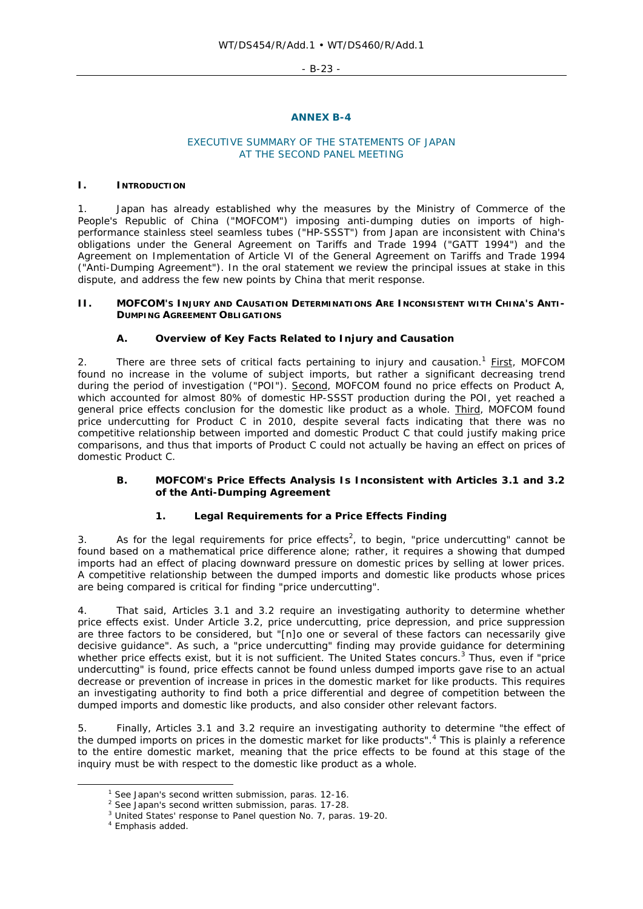## ANNEX B-4

### EXECUTIVE SUMMARY OF THE STATEMENTS OF JAPAN AT THE SECOND PANEL MEETING

## I. INTRODUCTION

1. Japan has already established why the measures by the Ministry of Commerce of the People's Republic of China ("MOFCOM") imposing anti-dumping duties on imports of high-performance stainless steel seamless tubes ("HP-SSST") from Japan are inconsistent with China's obligations under the General Agreement on Tariffs and Trade 1994 ("GATT 1994") and the Agreement on Implementation of Article VI of the General Agreement on Tariffs and Trade 1994 ("Anti-Dumping Agreement"). In the oral statement we review the principal issues at stake in this dispute, and address the few new points by China that merit response.

## II. MOFCOM'S INJURY AND CAUSATION DETERMINATIONS ARE INCONSISTENT WITH CHINA'S ANTI-DUMPING AGREEMENT OBLIGATIONS

### A. Overview of Key Facts Related to Injury and Causation

2. There are three sets of critical facts pertaining to injury and causation.[1] First, MOFCOM found no increase in the volume of subject imports, but rather a significant decreasing trend during the period of investigation ("POI"). Second, MOFCOM found no price effects on Product A, which accounted for almost 80% of domestic HP-SSST production during the POI, yet reached a general price effects conclusion for the domestic like product as a whole. Third, MOFCOM found price undercutting for Product C in 2010, despite several facts indicating that there was no competitive relationship between imported and domestic Product C that could justify making price comparisons, and thus that imports of Product C could not actually be having an effect on prices of domestic Product C.

### B. MOFCOM's Price Effects Analysis Is Inconsistent with Articles 3.1 and 3.2 of the Anti-Dumping Agreement

#### 1. Legal Requirements for a Price Effects Finding

3. As for the legal requirements for price effects[2], to begin, "price undercutting" cannot be found based on a mathematical price difference alone; rather, it requires a showing that dumped imports had an effect of placing downward pressure on domestic prices by selling at lower prices. A competitive relationship between the dumped imports and domestic like products whose prices are being compared is critical for finding "price undercutting".

4. That said, Articles 3.1 and 3.2 require an investigating authority to determine whether price effects exist. Under Article 3.2, price undercutting, price depression, and price suppression are three factors to be considered, but "[n]o one or several of these factors can necessarily give decisive guidance". As such, a "price undercutting" finding may provide guidance for determining whether price effects exist, but it is not sufficient. The United States concurs.[3] Thus, even if "price undercutting" is found, price effects cannot be found unless dumped imports gave rise to an actual decrease or prevention of increase in prices in the domestic market for like products. This requires an investigating authority to find both a price differential and degree of competition between the dumped imports and domestic like products, and also consider other relevant factors.

5. Finally, Articles 3.1 and 3.2 require an investigating authority to determine "the effect of the dumped imports on prices in the domestic market for like products".[4] This is plainly a reference to the entire domestic market, meaning that the price effects to be found at this stage of the inquiry must be with respect to the domestic like product as a whole.

---

[1] See Japan's second written submission, paras. 12-16.

[2] See Japan's second written submission, paras. 17-28.

[3] United States' response to Panel question No. 7, paras. 19-20.

[4] Emphasis added.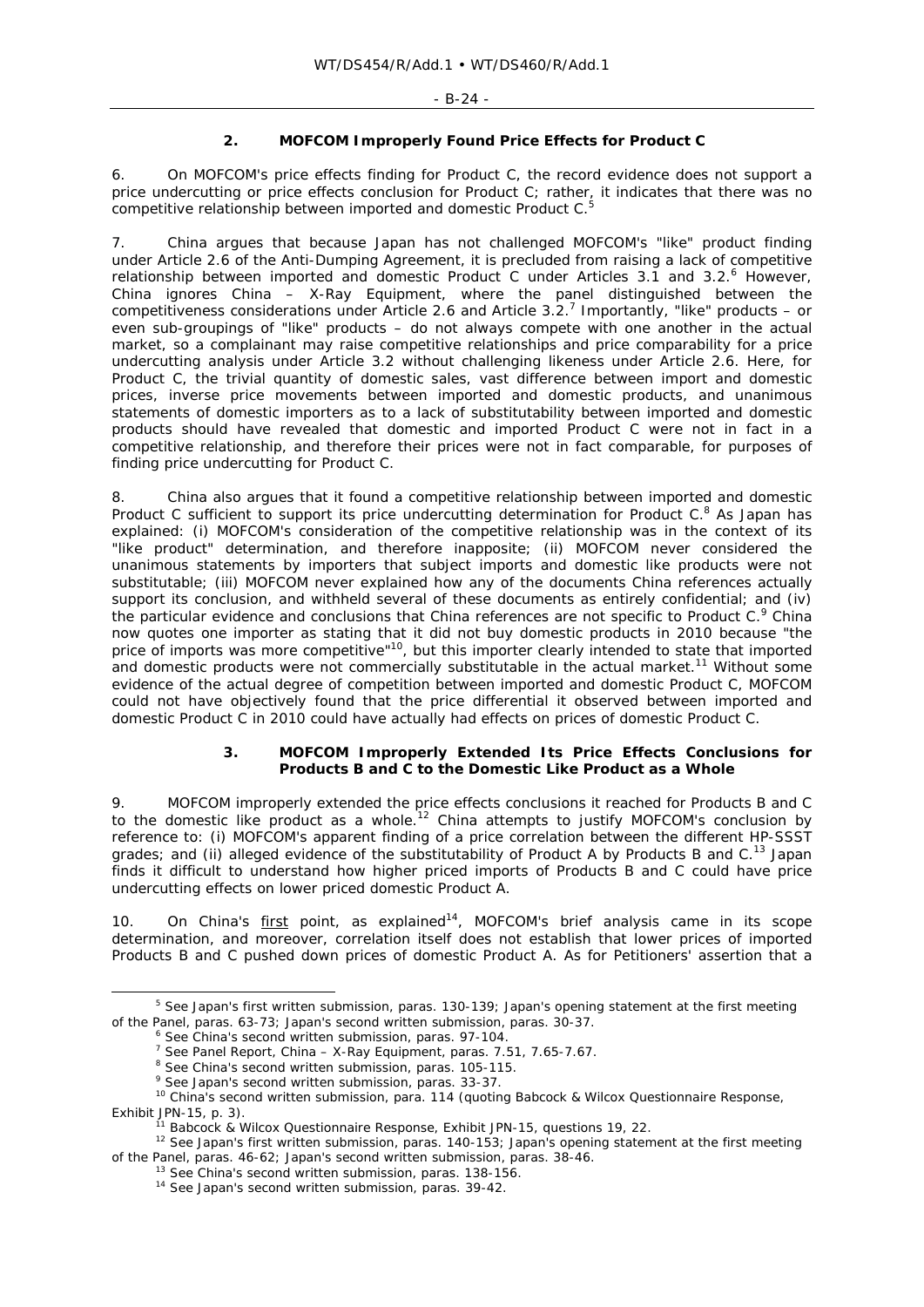## 2. MOFCOM Improperly Found Price Effects for Product C

6. On MOFCOM's price effects finding for Product C, the record evidence does not support a price undercutting or price effects conclusion for Product C; rather, it indicates that there was no competitive relationship between imported and domestic Product C.[5]

7. China argues that because Japan has not challenged MOFCOM's "like" product finding under Article 2.6 of the Anti-Dumping Agreement, it is precluded from raising a lack of competitive relationship between imported and domestic Product C under Articles 3.1 and 3.2.[6] However, China ignores *China – X-Ray Equipment*, where the panel distinguished between the competitiveness considerations under Article 2.6 and Article 3.2.[7] Importantly, "like" products – or even sub-groupings of "like" products – do not always compete with one another in the actual market, so a complainant may raise competitive relationships and price comparability for a price undercutting analysis under Article 3.2 without challenging likeness under Article 2.6. Here, for Product C, the trivial quantity of domestic sales, vast difference between import and domestic prices, inverse price movements between imported and domestic products, and unanimous statements of domestic importers as to a lack of substitutability between imported and domestic products should have revealed that domestic and imported Product C were not in fact in a competitive relationship, and therefore their prices were not in fact comparable, for purposes of finding price undercutting for Product C.

8. China also argues that it found a competitive relationship between imported and domestic Product C sufficient to support its price undercutting determination for Product C.[8] As Japan has explained: (i) MOFCOM's consideration of the competitive relationship was in the context of its "like product" determination, and therefore inapposite; (ii) MOFCOM never considered the unanimous statements by importers that subject imports and domestic like products were not substitutable; (iii) MOFCOM never explained how any of the documents China references actually support its conclusion, and withheld several of these documents as entirely confidential; and (iv) the particular evidence and conclusions that China references are not specific to Product C.[9] China now quotes one importer as stating that it did not buy domestic products in 2010 because "the price of imports was more competitive"[10], but this importer clearly intended to state that imported and domestic products were not commercially substitutable in the actual market.[11] Without some evidence of the actual degree of competition between imported and domestic Product C, MOFCOM could not have objectively found that the price differential it observed between imported and domestic Product C in 2010 could have actually had effects on prices of domestic Product C.

## 3. MOFCOM Improperly Extended Its Price Effects Conclusions for Products B and C to the Domestic Like Product as a Whole

9. MOFCOM improperly extended the price effects conclusions it reached for Products B and C to the domestic like product as a whole.[12] China attempts to justify MOFCOM's conclusion by reference to: (i) MOFCOM's apparent finding of a price correlation between the different HP-SSST grades; and (ii) alleged evidence of the substitutability of Product A by Products B and C.[13] Japan finds it difficult to understand how higher priced imports of Products B and C could have price undercutting effects on lower priced domestic Product A.

10. On China's first point, as explained[14], MOFCOM's brief analysis came in its scope determination, and moreover, correlation itself does not establish that lower prices of imported Products B and C pushed down prices of domestic Product A. As for Petitioners' assertion that a

---

[5] See Japan's first written submission, paras. 130-139; Japan's opening statement at the first meeting of the Panel, paras. 63-73; Japan's second written submission, paras. 30-37.

[6] See China's second written submission, paras. 97-104.

[7] See Panel Report, *China – X-Ray Equipment*, paras. 7.51, 7.65-7.67.

[8] See China's second written submission, paras. 105-115.

[9] See Japan's second written submission, paras. 33-37.

[10] China's second written submission, para. 114 (quoting Babcock & Wilcox Questionnaire Response, Exhibit JPN-15, p. 3).

[11] Babcock & Wilcox Questionnaire Response, Exhibit JPN-15, questions 19, 22.

[12] See Japan's first written submission, paras. 140-153; Japan's opening statement at the first meeting of the Panel, paras. 46-62; Japan's second written submission, paras. 38-46.

[13] See China's second written submission, paras. 138-156.

[14] See Japan's second written submission, paras. 39-42.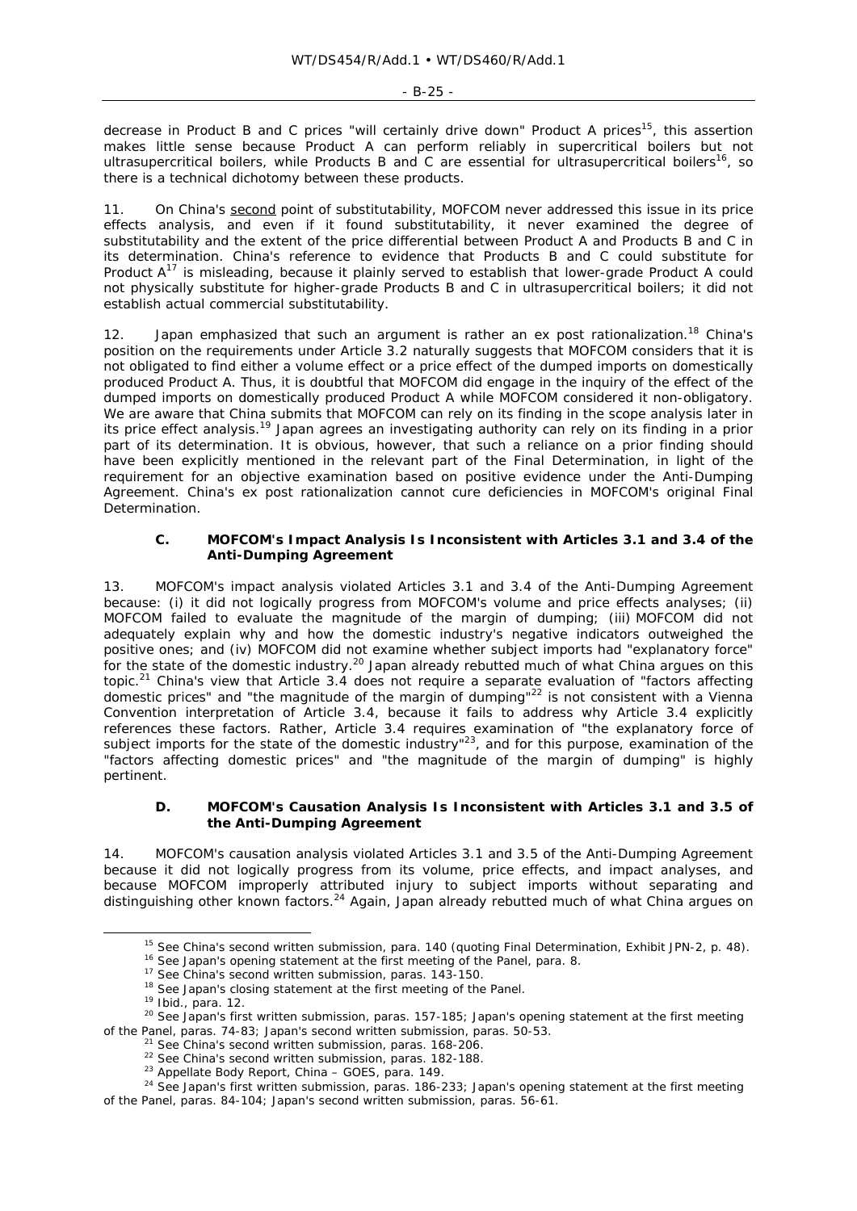decrease in Product B and C prices "will certainly drive down" Product A prices[15], this assertion makes little sense because Product A can perform reliably in supercritical boilers but not ultrasupercritical boilers, while Products B and C are essential for ultrasupercritical boilers[16], so there is a technical dichotomy between these products.

11. On China's second point of substitutability, MOFCOM never addressed this issue in its price effects analysis, and even if it found substitutability, it never examined the degree of substitutability and the extent of the price differential between Product A and Products B and C in its determination. China's reference to evidence that Products B and C could substitute for Product A[17] is misleading, because it plainly served to establish that lower-grade Product A could not physically substitute for higher-grade Products B and C in ultrasupercritical boilers; it did not establish actual commercial substitutability.

12. Japan emphasized that such an argument is rather an ex post rationalization.[18] China's position on the requirements under Article 3.2 naturally suggests that MOFCOM considers that it is not obligated to find either a volume effect or a price effect of the dumped imports on domestically produced Product A. Thus, it is doubtful that MOFCOM did engage in the inquiry of the effect of the dumped imports on domestically produced Product A while MOFCOM considered it non-obligatory. We are aware that China submits that MOFCOM can rely on its finding in the scope analysis later in its price effect analysis.[19] Japan agrees an investigating authority can rely on its finding in a prior part of its determination. It is obvious, however, that such a reliance on a prior finding should have been explicitly mentioned in the relevant part of the Final Determination, in light of the requirement for an objective examination based on positive evidence under the Anti-Dumping Agreement. China's ex post rationalization cannot cure deficiencies in MOFCOM's original Final Determination.

### C. MOFCOM's Impact Analysis Is Inconsistent with Articles 3.1 and 3.4 of the Anti-Dumping Agreement

13. MOFCOM's impact analysis violated Articles 3.1 and 3.4 of the Anti-Dumping Agreement because: (i) it did not logically progress from MOFCOM's volume and price effects analyses; (ii) MOFCOM failed to evaluate the magnitude of the margin of dumping; (iii) MOFCOM did not adequately explain why and how the domestic industry's negative indicators outweighed the positive ones; and (iv) MOFCOM did not examine whether subject imports had "explanatory force" for the state of the domestic industry.[20] Japan already rebutted much of what China argues on this topic.[21] China's view that Article 3.4 does not require a separate evaluation of "factors affecting domestic prices" and "the magnitude of the margin of dumping"[22] is not consistent with a Vienna Convention interpretation of Article 3.4, because it fails to address why Article 3.4 explicitly references these factors. Rather, Article 3.4 requires examination of "the explanatory force of subject imports for the state of the domestic industry"[23], and for this purpose, examination of the "factors affecting domestic prices" and "the magnitude of the margin of dumping" is highly pertinent.

### D. MOFCOM's Causation Analysis Is Inconsistent with Articles 3.1 and 3.5 of the Anti-Dumping Agreement

14. MOFCOM's causation analysis violated Articles 3.1 and 3.5 of the Anti-Dumping Agreement because it did not logically progress from its volume, price effects, and impact analyses, and because MOFCOM improperly attributed injury to subject imports without separating and distinguishing other known factors.[24] Again, Japan already rebutted much of what China argues on

---

[15] See China's second written submission, para. 140 (quoting Final Determination, Exhibit JPN-2, p. 48).

[16] See Japan's opening statement at the first meeting of the Panel, para. 8.

[17] See China's second written submission, paras. 143-150.

[18] See Japan's closing statement at the first meeting of the Panel.

[19] *Ibid.*, para. 12.

[20] See Japan's first written submission, paras. 157-185; Japan's opening statement at the first meeting of the Panel, paras. 74-83; Japan's second written submission, paras. 50-53.

[21] See China's second written submission, paras. 168-206.

[22] See China's second written submission, paras. 182-188.

[23] Appellate Body Report, *China – GOES*, para. 149.

[24] See Japan's first written submission, paras. 186-233; Japan's opening statement at the first meeting of the Panel, paras. 84-104; Japan's second written submission, paras. 56-61.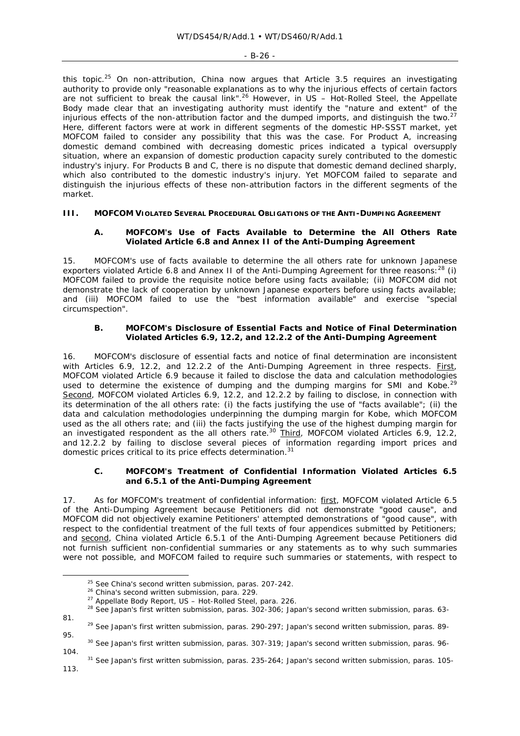this topic.[25] On non-attribution, China now argues that Article 3.5 requires an investigating authority to provide only "reasonable explanations as to why the injurious effects of certain factors are not sufficient to break the causal link".[26] However, in *US – Hot-Rolled Steel*, the Appellate Body made clear that an investigating authority must identify the "nature and extent" of the injurious effects of the non-attribution factor and the dumped imports, and distinguish the two.[27] Here, different factors were at work in different segments of the domestic HP-SSST market, yet MOFCOM failed to consider any possibility that this was the case. For Product A, increasing domestic demand combined with decreasing domestic prices indicated a typical oversupply situation, where an expansion of domestic production capacity surely contributed to the domestic industry's injury. For Products B and C, there is no dispute that domestic demand declined sharply, which also contributed to the domestic industry's injury. Yet MOFCOM failed to separate and distinguish the injurious effects of these non-attribution factors in the different segments of the market.

## III. MOFCOM VIOLATED SEVERAL PROCEDURAL OBLIGATIONS OF THE ANTI-DUMPING AGREEMENT

### A. MOFCOM's Use of Facts Available to Determine the All Others Rate Violated Article 6.8 and Annex II of the Anti-Dumping Agreement

15. MOFCOM's use of facts available to determine the all others rate for unknown Japanese exporters violated Article 6.8 and Annex II of the Anti-Dumping Agreement for three reasons:[28] (i) MOFCOM failed to provide the requisite notice before using facts available; (ii) MOFCOM did not demonstrate the lack of cooperation by unknown Japanese exporters before using facts available; and (iii) MOFCOM failed to use the "best information available" and exercise "special circumspection".

### B. MOFCOM's Disclosure of Essential Facts and Notice of Final Determination Violated Articles 6.9, 12.2, and 12.2.2 of the Anti-Dumping Agreement

16. MOFCOM's disclosure of essential facts and notice of final determination are inconsistent with Articles 6.9, 12.2, and 12.2.2 of the Anti-Dumping Agreement in three respects. First, MOFCOM violated Article 6.9 because it failed to disclose the data and calculation methodologies used to determine the existence of dumping and the dumping margins for SMI and Kobe.[29] Second, MOFCOM violated Articles 6.9, 12.2, and 12.2.2 by failing to disclose, in connection with its determination of the all others rate: (i) the facts justifying the use of "facts available"; (ii) the data and calculation methodologies underpinning the dumping margin for Kobe, which MOFCOM used as the all others rate; and (iii) the facts justifying the use of the highest dumping margin for an investigated respondent as the all others rate.[30] Third, MOFCOM violated Articles 6.9, 12.2, and 12.2.2 by failing to disclose several pieces of information regarding import prices and domestic prices critical to its price effects determination.[31]

### C. MOFCOM's Treatment of Confidential Information Violated Articles 6.5 and 6.5.1 of the Anti-Dumping Agreement

17. As for MOFCOM's treatment of confidential information: first, MOFCOM violated Article 6.5 of the Anti-Dumping Agreement because Petitioners did not demonstrate "good cause", and MOFCOM did not objectively examine Petitioners' attempted demonstrations of "good cause", with respect to the confidential treatment of the full texts of four appendices submitted by Petitioners; and second, China violated Article 6.5.1 of the Anti-Dumping Agreement because Petitioners did not furnish sufficient non-confidential summaries or any statements as to why such summaries were not possible, and MOFCOM failed to require such summaries or statements, with respect to

---

[25] See China's second written submission, paras. 207-242.

[26] China's second written submission, para. 229.

[27] Appellate Body Report, *US – Hot-Rolled Steel*, para. 226.

[28] See Japan's first written submission, paras. 302-306; Japan's second written submission, paras. 63-81.

[29] See Japan's first written submission, paras. 290-297; Japan's second written submission, paras. 89-95.

[30] See Japan's first written submission, paras. 307-319; Japan's second written submission, paras. 96-104.

[31] See Japan's first written submission, paras. 235-264; Japan's second written submission, paras. 105-113.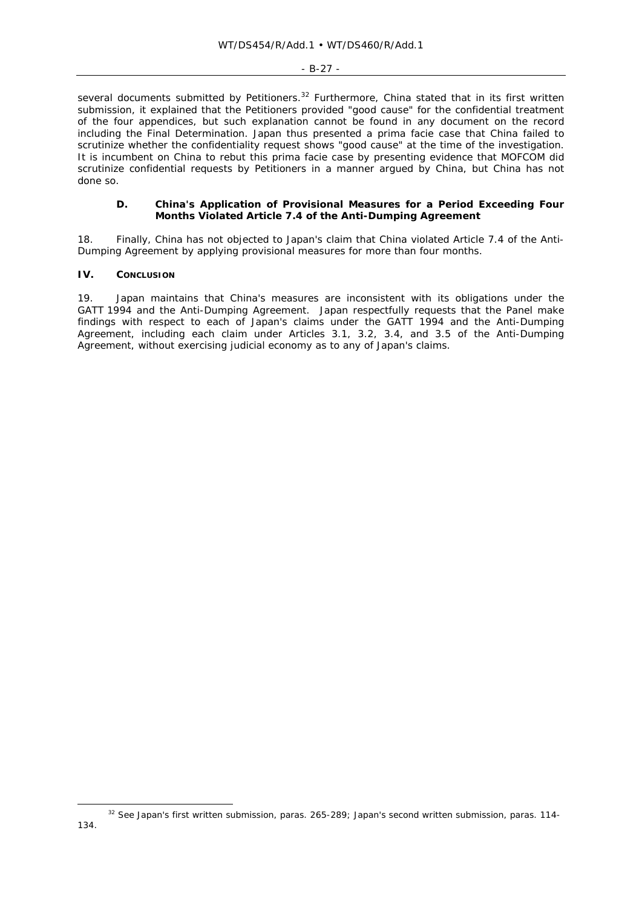several documents submitted by Petitioners.[32] Furthermore, China stated that in its first written submission, it explained that the Petitioners provided "good cause" for the confidential treatment of the four appendices, but such explanation cannot be found in any document on the record including the Final Determination. Japan thus presented a prima facie case that China failed to scrutinize whether the confidentiality request shows "good cause" at the time of the investigation. It is incumbent on China to rebut this prima facie case by presenting evidence that MOFCOM did scrutinize confidential requests by Petitioners in a manner argued by China, but China has not done so.

### D. China's Application of Provisional Measures for a Period Exceeding Four Months Violated Article 7.4 of the Anti-Dumping Agreement

18. Finally, China has not objected to Japan's claim that China violated Article 7.4 of the Anti-Dumping Agreement by applying provisional measures for more than four months.

## IV. CONCLUSION

19. Japan maintains that China's measures are inconsistent with its obligations under the GATT 1994 and the Anti-Dumping Agreement. Japan respectfully requests that the Panel make findings with respect to each of Japan's claims under the GATT 1994 and the Anti-Dumping Agreement, including each claim under Articles 3.1, 3.2, 3.4, and 3.5 of the Anti-Dumping Agreement, without exercising judicial economy as to any of Japan's claims.

---

[32] See Japan's first written submission, paras. 265-289; Japan's second written submission, paras. 114-134.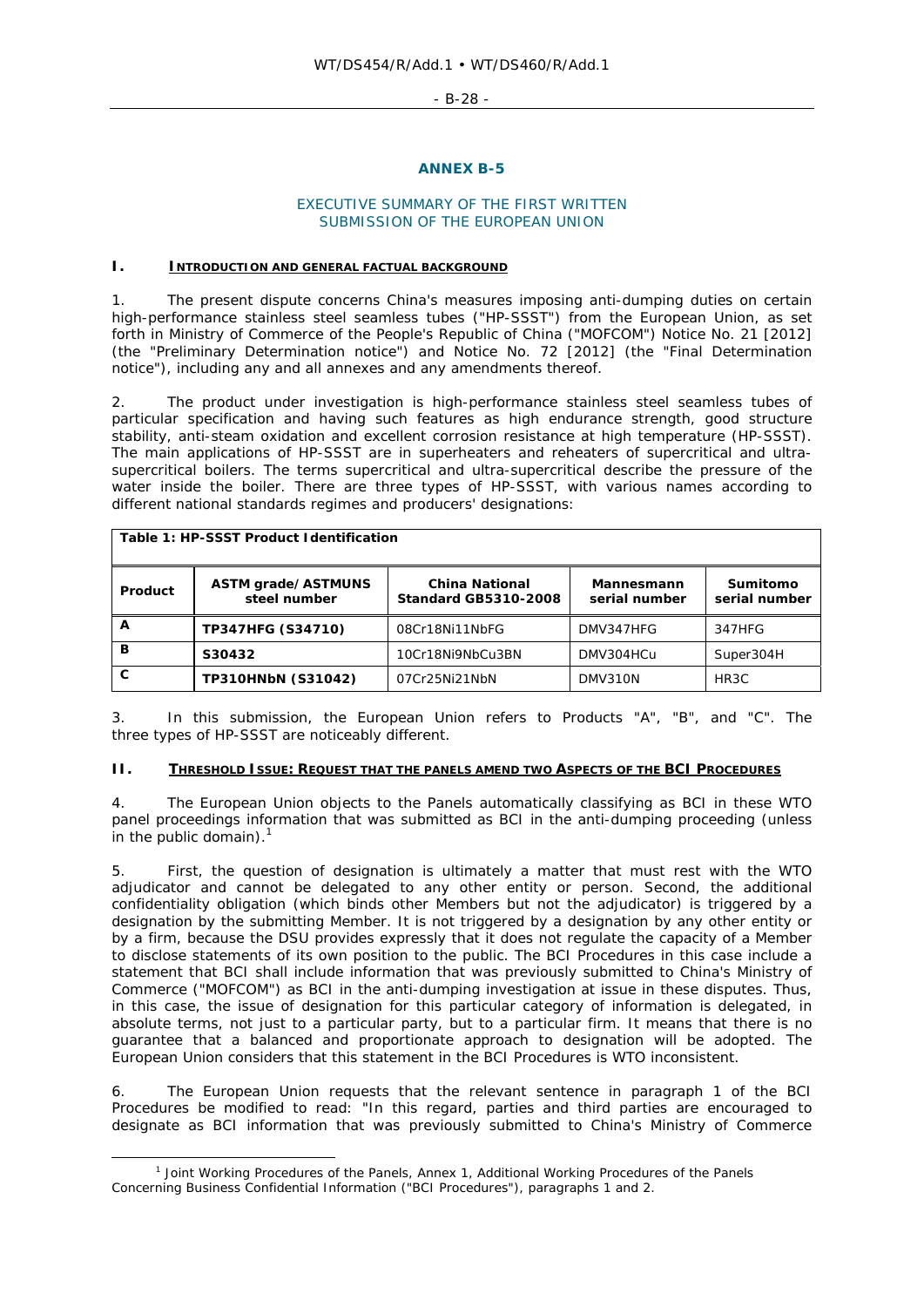## ANNEX B-5

### EXECUTIVE SUMMARY OF THE FIRST WRITTEN SUBMISSION OF THE EUROPEAN UNION

### I. INTRODUCTION AND GENERAL FACTUAL BACKGROUND

1. The present dispute concerns China's measures imposing anti-dumping duties on certain high-performance stainless steel seamless tubes ("HP-SSST") from the European Union, as set forth in Ministry of Commerce of the People's Republic of China ("MOFCOM") Notice No. 21 [2012] (the "Preliminary Determination notice") and Notice No. 72 [2012] (the "Final Determination notice"), including any and all annexes and any amendments thereof.

2. The product under investigation is high-performance stainless steel seamless tubes of particular specification and having such features as high endurance strength, good structure stability, anti-steam oxidation and excellent corrosion resistance at high temperature (HP-SSST). The main applications of HP-SSST are in superheaters and reheaters of supercritical and ultra-supercritical boilers. The terms supercritical and ultra-supercritical describe the pressure of the water inside the boiler. There are three types of HP-SSST, with various names according to different national standards regimes and producers' designations:

**Table 1: HP-SSST Product Identification**

| Product | ASTM grade/ASTMUNS steel number | China National Standard GB5310-2008 | Mannesmann serial number | Sumitomo serial number |
|---|---|---|---|---|
| A | **TP347HFG (S34710)** | 08Cr18Ni11NbFG | DMV347HFG | 347HFG |
| B | **S30432** | 10Cr18Ni9NbCu3BN | DMV304HCu | Super304H |
| C | **TP310HNbN (S31042)** | 07Cr25Ni21NbN | DMV310N | HR3C |

3. In this submission, the European Union refers to Products "A", "B", and "C". The three types of HP-SSST are noticeably different.

### II. THRESHOLD ISSUE: REQUEST THAT THE PANELS AMEND TWO ASPECTS OF THE BCI PROCEDURES

4. The European Union objects to the Panels automatically classifying as BCI in these WTO panel proceedings information that was submitted as BCI in the anti-dumping proceeding (unless in the public domain).[1]

5. First, the question of designation is ultimately a matter that must rest with the WTO adjudicator and cannot be delegated to any other entity or person. Second, the additional confidentiality obligation (which binds other Members but not the adjudicator) is triggered by a designation by the submitting Member. It is not triggered by a designation by any other entity or by a firm, because the DSU provides expressly that it does not regulate the capacity of a Member to disclose statements of its own position to the public. The BCI Procedures in this case include a statement that BCI shall include information that was previously submitted to China's Ministry of Commerce ("MOFCOM") as BCI in the anti-dumping investigation at issue in these disputes. Thus, in this case, the issue of designation for this particular category of information is delegated, in absolute terms, not just to a particular party, but to a particular firm. It means that there is no guarantee that a balanced and proportionate approach to designation will be adopted. The European Union considers that this statement in the BCI Procedures is WTO inconsistent.

6. The European Union requests that the relevant sentence in paragraph 1 of the BCI Procedures be modified to read: "In this regard, parties and third parties are encouraged to designate as BCI information that was previously submitted to China's Ministry of Commerce

---

[1] Joint Working Procedures of the Panels, Annex 1, Additional Working Procedures of the Panels Concerning Business Confidential Information ("BCI Procedures"), paragraphs 1 and 2.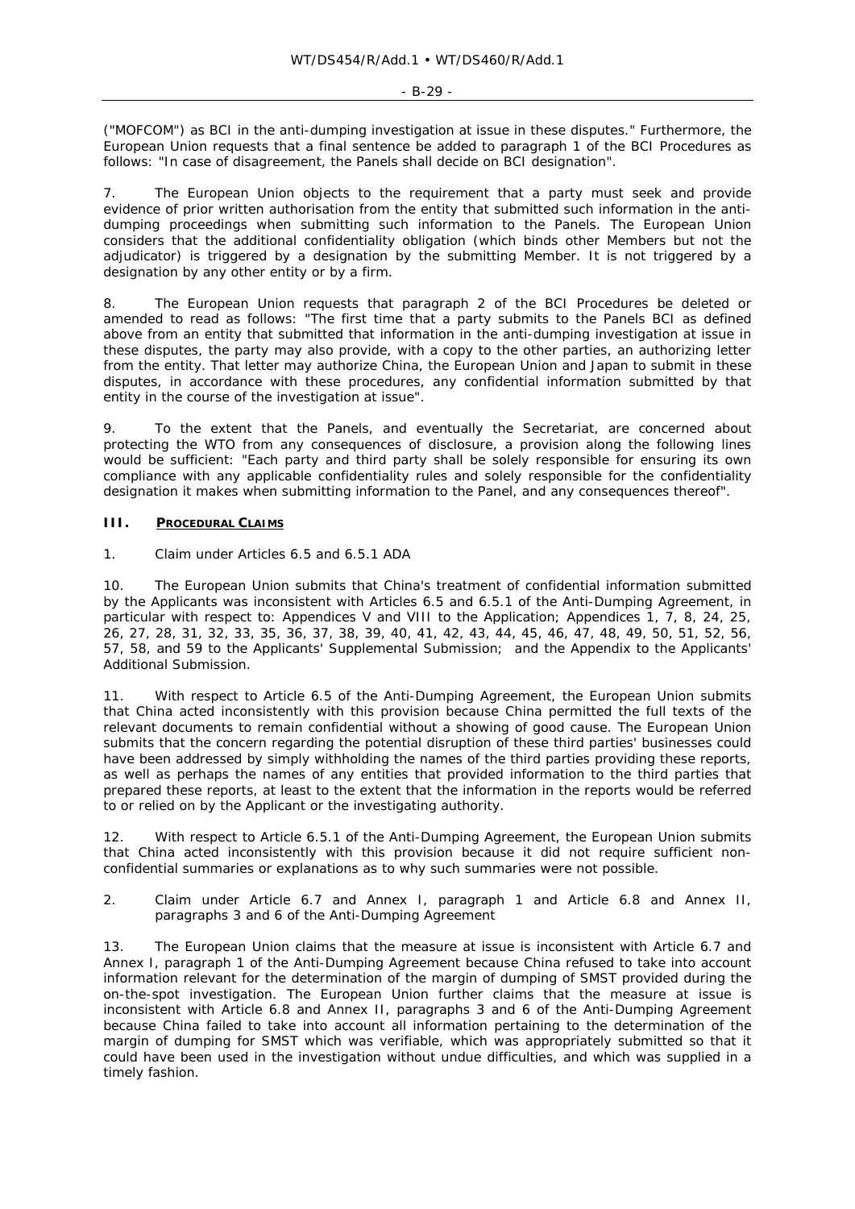("MOFCOM") as BCI in the anti-dumping investigation at issue in these disputes." Furthermore, the European Union requests that a final sentence be added to paragraph 1 of the BCI Procedures as follows: "In case of disagreement, the Panels shall decide on BCI designation".

7. The European Union objects to the requirement that a party must seek and provide evidence of prior written authorisation from the entity that submitted such information in the anti-dumping proceedings when submitting such information to the Panels. The European Union considers that the additional confidentiality obligation (which binds other Members but not the adjudicator) is triggered by a designation by the submitting Member. It is not triggered by a designation by any other entity or by a firm.

8. The European Union requests that paragraph 2 of the BCI Procedures be deleted or amended to read as follows: "The first time that a party submits to the Panels BCI as defined above from an entity that submitted that information in the anti-dumping investigation at issue in these disputes, the party may also provide, with a copy to the other parties, an authorizing letter from the entity. That letter may authorize China, the European Union and Japan to submit in these disputes, in accordance with these procedures, any confidential information submitted by that entity in the course of the investigation at issue".

9. To the extent that the Panels, and eventually the Secretariat, are concerned about protecting the WTO from any consequences of disclosure, a provision along the following lines would be sufficient: "Each party and third party shall be solely responsible for ensuring its own compliance with any applicable confidentiality rules and solely responsible for the confidentiality designation it makes when submitting information to the Panel, and any consequences thereof".

## III. PROCEDURAL CLAIMS

### 1. Claim under Articles 6.5 and 6.5.1 ADA

10. The European Union submits that China's treatment of confidential information submitted by the Applicants was inconsistent with Articles 6.5 and 6.5.1 of the Anti-Dumping Agreement, in particular with respect to: Appendices V and VIII to the Application; Appendices 1, 7, 8, 24, 25, 26, 27, 28, 31, 32, 33, 35, 36, 37, 38, 39, 40, 41, 42, 43, 44, 45, 46, 47, 48, 49, 50, 51, 52, 56, 57, 58, and 59 to the Applicants' Supplemental Submission; and the Appendix to the Applicants' Additional Submission.

11. With respect to Article 6.5 of the Anti-Dumping Agreement, the European Union submits that China acted inconsistently with this provision because China permitted the full texts of the relevant documents to remain confidential without a showing of good cause. The European Union submits that the concern regarding the potential disruption of these third parties' businesses could have been addressed by simply withholding the names of the third parties providing these reports, as well as perhaps the names of any entities that provided information to the third parties that prepared these reports, at least to the extent that the information in the reports would be referred to or relied on by the Applicant or the investigating authority.

12. With respect to Article 6.5.1 of the Anti-Dumping Agreement, the European Union submits that China acted inconsistently with this provision because it did not require sufficient non-confidential summaries or explanations as to why such summaries were not possible.

### 2. Claim under Article 6.7 and Annex I, paragraph 1 and Article 6.8 and Annex II, paragraphs 3 and 6 of the Anti-Dumping Agreement

13. The European Union claims that the measure at issue is inconsistent with Article 6.7 and Annex I, paragraph 1 of the Anti-Dumping Agreement because China refused to take into account information relevant for the determination of the margin of dumping of SMST provided during the on-the-spot investigation. The European Union further claims that the measure at issue is inconsistent with Article 6.8 and Annex II, paragraphs 3 and 6 of the Anti-Dumping Agreement because China failed to take into account all information pertaining to the determination of the margin of dumping for SMST which was verifiable, which was appropriately submitted so that it could have been used in the investigation without undue difficulties, and which was supplied in a timely fashion.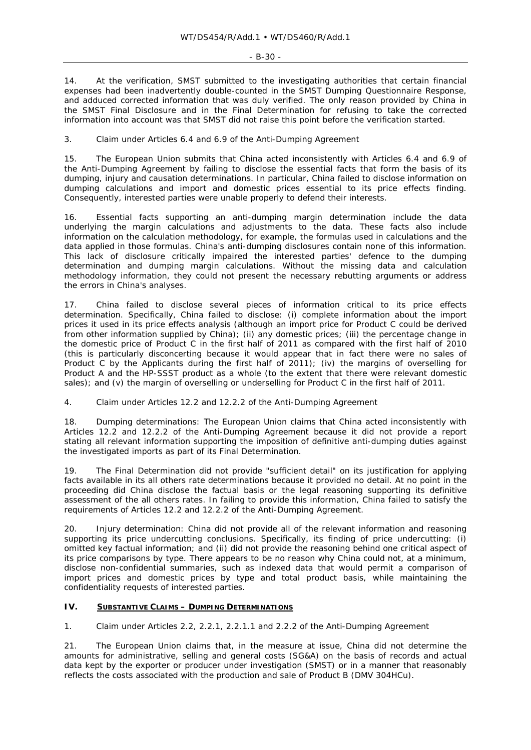14. At the verification, SMST submitted to the investigating authorities that certain financial expenses had been inadvertently double-counted in the SMST Dumping Questionnaire Response, and adduced corrected information that was duly verified. The only reason provided by China in the SMST Final Disclosure and in the Final Determination for refusing to take the corrected information into account was that SMST did not raise this point before the verification started.

3. Claim under Articles 6.4 and 6.9 of the Anti-Dumping Agreement

15. The European Union submits that China acted inconsistently with Articles 6.4 and 6.9 of the Anti-Dumping Agreement by failing to disclose the essential facts that form the basis of its dumping, injury and causation determinations. In particular, China failed to disclose information on dumping calculations and import and domestic prices essential to its price effects finding. Consequently, interested parties were unable properly to defend their interests.

16. Essential facts supporting an anti-dumping margin determination include the data underlying the margin calculations and adjustments to the data. These facts also include information on the calculation methodology, for example, the formulas used in calculations and the data applied in those formulas. China's anti-dumping disclosures contain none of this information. This lack of disclosure critically impaired the interested parties' defence to the dumping determination and dumping margin calculations. Without the missing data and calculation methodology information, they could not present the necessary rebutting arguments or address the errors in China's analyses.

17. China failed to disclose several pieces of information critical to its price effects determination. Specifically, China failed to disclose: (i) complete information about the import prices it used in its price effects analysis (although an import price for Product C could be derived from other information supplied by China); (ii) any domestic prices; (iii) the percentage change in the domestic price of Product C in the first half of 2011 as compared with the first half of 2010 (this is particularly disconcerting because it would appear that in fact there were no sales of Product C by the Applicants during the first half of 2011); (iv) the margins of overselling for Product A and the HP-SSST product as a whole (to the extent that there were relevant domestic sales); and (v) the margin of overselling or underselling for Product C in the first half of 2011.

4. Claim under Articles 12.2 and 12.2.2 of the Anti-Dumping Agreement

18. Dumping determinations: The European Union claims that China acted inconsistently with Articles 12.2 and 12.2.2 of the Anti-Dumping Agreement because it did not provide a report stating all relevant information supporting the imposition of definitive anti-dumping duties against the investigated imports as part of its Final Determination.

19. The Final Determination did not provide "sufficient detail" on its justification for applying facts available in its all others rate determinations because it provided no detail. At no point in the proceeding did China disclose the factual basis or the legal reasoning supporting its definitive assessment of the all others rates. In failing to provide this information, China failed to satisfy the requirements of Articles 12.2 and 12.2.2 of the Anti-Dumping Agreement.

20. Injury determination: China did not provide all of the relevant information and reasoning supporting its price undercutting conclusions. Specifically, its finding of price undercutting: (i) omitted key factual information; and (ii) did not provide the reasoning behind one critical aspect of its price comparisons by type. There appears to be no reason why China could not, at a minimum, disclose non-confidential summaries, such as indexed data that would permit a comparison of import prices and domestic prices by type and total product basis, while maintaining the confidentiality requests of interested parties.

## IV. SUBSTANTIVE CLAIMS – DUMPING DETERMINATIONS

1. Claim under Articles 2.2, 2.2.1, 2.2.1.1 and 2.2.2 of the Anti-Dumping Agreement

21. The European Union claims that, in the measure at issue, China did not determine the amounts for administrative, selling and general costs (SG&A) on the basis of records and actual data kept by the exporter or producer under investigation (SMST) or in a manner that reasonably reflects the costs associated with the production and sale of Product B (DMV 304HCu).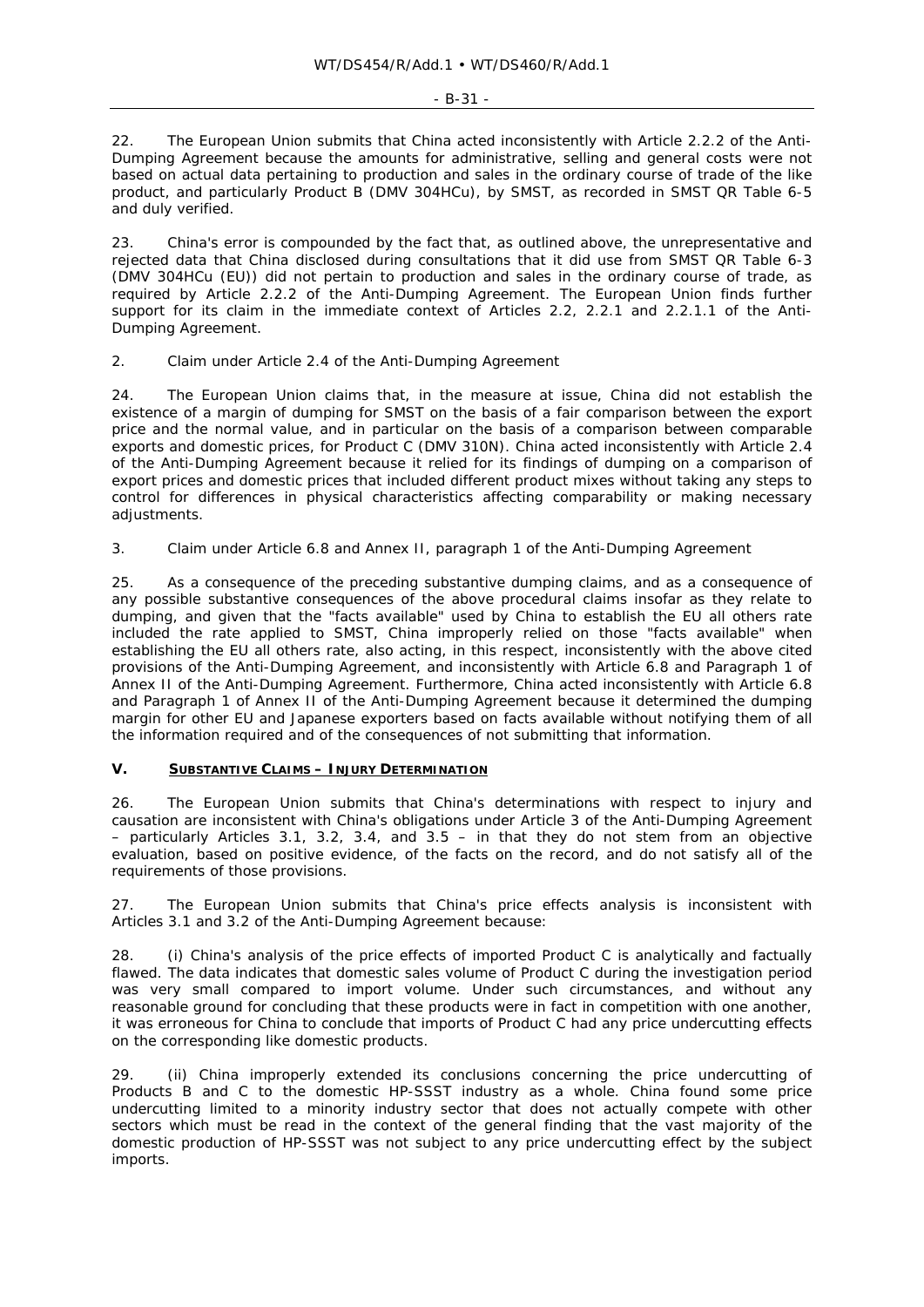22. The European Union submits that China acted inconsistently with Article 2.2.2 of the Anti-Dumping Agreement because the amounts for administrative, selling and general costs were not based on actual data pertaining to production and sales in the ordinary course of trade of the like product, and particularly Product B (DMV 304HCu), by SMST, as recorded in SMST QR Table 6-5 and duly verified.

23. China's error is compounded by the fact that, as outlined above, the unrepresentative and rejected data that China disclosed during consultations that it did use from SMST QR Table 6-3 (DMV 304HCu (EU)) did not pertain to production and sales in the ordinary course of trade, as required by Article 2.2.2 of the Anti-Dumping Agreement. The European Union finds further support for its claim in the immediate context of Articles 2.2, 2.2.1 and 2.2.1.1 of the Anti-Dumping Agreement.

2. Claim under Article 2.4 of the Anti-Dumping Agreement

24. The European Union claims that, in the measure at issue, China did not establish the existence of a margin of dumping for SMST on the basis of a fair comparison between the export price and the normal value, and in particular on the basis of a comparison between comparable exports and domestic prices, for Product C (DMV 310N). China acted inconsistently with Article 2.4 of the Anti-Dumping Agreement because it relied for its findings of dumping on a comparison of export prices and domestic prices that included different product mixes without taking any steps to control for differences in physical characteristics affecting comparability or making necessary adjustments.

3. Claim under Article 6.8 and Annex II, paragraph 1 of the Anti-Dumping Agreement

25. As a consequence of the preceding substantive dumping claims, and as a consequence of any possible substantive consequences of the above procedural claims insofar as they relate to dumping, and given that the "facts available" used by China to establish the EU all others rate included the rate applied to SMST, China improperly relied on those "facts available" when establishing the EU all others rate, also acting, in this respect, inconsistently with the above cited provisions of the Anti-Dumping Agreement, and inconsistently with Article 6.8 and Paragraph 1 of Annex II of the Anti-Dumping Agreement. Furthermore, China acted inconsistently with Article 6.8 and Paragraph 1 of Annex II of the Anti-Dumping Agreement because it determined the dumping margin for other EU and Japanese exporters based on facts available without notifying them of all the information required and of the consequences of not submitting that information.

## V. SUBSTANTIVE CLAIMS – INJURY DETERMINATION

26. The European Union submits that China's determinations with respect to injury and causation are inconsistent with China's obligations under Article 3 of the Anti-Dumping Agreement – particularly Articles 3.1, 3.2, 3.4, and 3.5 – in that they do not stem from an objective evaluation, based on positive evidence, of the facts on the record, and do not satisfy all of the requirements of those provisions.

27. The European Union submits that China's price effects analysis is inconsistent with Articles 3.1 and 3.2 of the Anti-Dumping Agreement because:

28. (i) China's analysis of the price effects of imported Product C is analytically and factually flawed. The data indicates that domestic sales volume of Product C during the investigation period was very small compared to import volume. Under such circumstances, and without any reasonable ground for concluding that these products were in fact in competition with one another, it was erroneous for China to conclude that imports of Product C had any price undercutting effects on the corresponding like domestic products.

29. (ii) China improperly extended its conclusions concerning the price undercutting of Products B and C to the domestic HP-SSST industry as a whole. China found some price undercutting limited to a minority industry sector that does not actually compete with other sectors which must be read in the context of the general finding that the vast majority of the domestic production of HP-SSST was not subject to any price undercutting effect by the subject imports.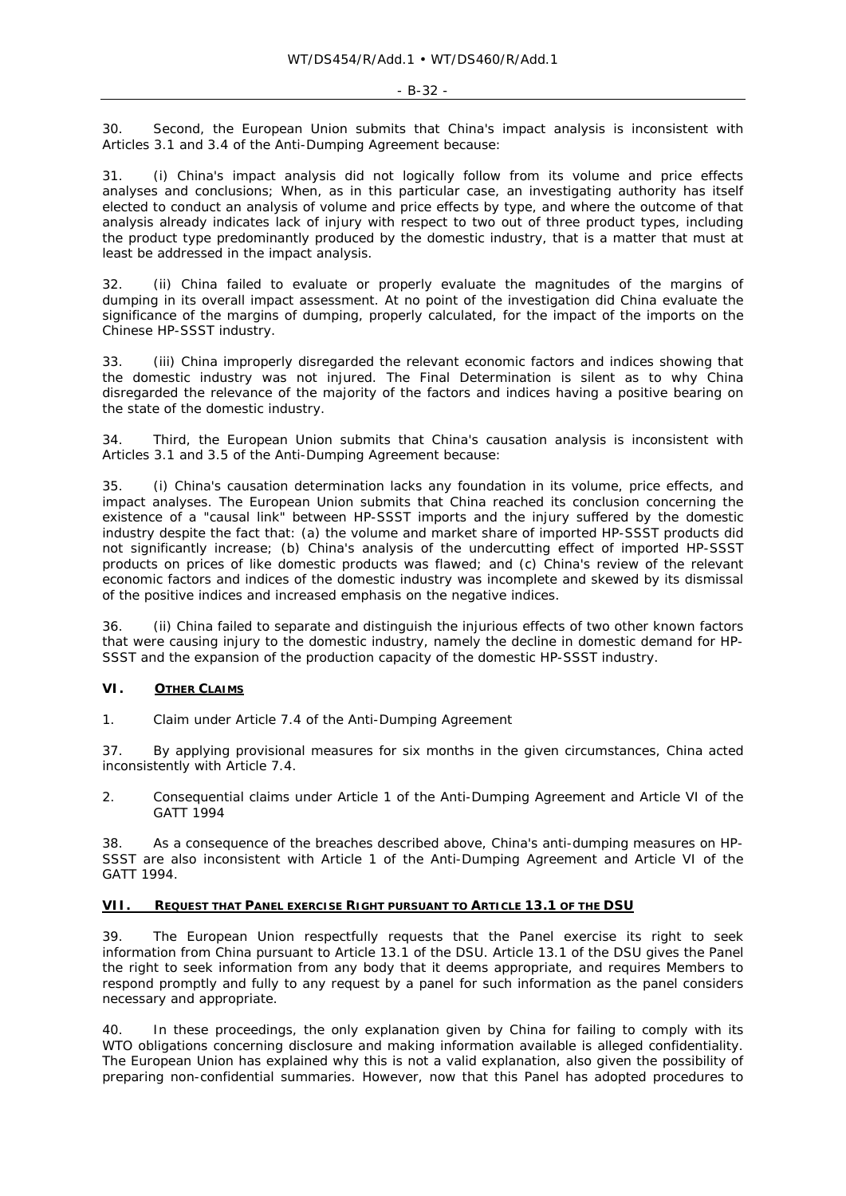30. Second, the European Union submits that China's impact analysis is inconsistent with Articles 3.1 and 3.4 of the Anti-Dumping Agreement because:

31. (i) China's impact analysis did not logically follow from its volume and price effects analyses and conclusions; When, as in this particular case, an investigating authority has itself elected to conduct an analysis of volume and price effects by type, and where the outcome of that analysis already indicates lack of injury with respect to two out of three product types, including the product type predominantly produced by the domestic industry, that is a matter that must at least be addressed in the impact analysis.

32. (ii) China failed to evaluate or properly evaluate the magnitudes of the margins of dumping in its overall impact assessment. At no point of the investigation did China evaluate the significance of the margins of dumping, properly calculated, for the impact of the imports on the Chinese HP-SSST industry.

33. (iii) China improperly disregarded the relevant economic factors and indices showing that the domestic industry was not injured. The Final Determination is silent as to why China disregarded the relevance of the majority of the factors and indices having a positive bearing on the state of the domestic industry.

34. Third, the European Union submits that China's causation analysis is inconsistent with Articles 3.1 and 3.5 of the Anti-Dumping Agreement because:

35. (i) China's causation determination lacks any foundation in its volume, price effects, and impact analyses. The European Union submits that China reached its conclusion concerning the existence of a "causal link" between HP-SSST imports and the injury suffered by the domestic industry despite the fact that: (a) the volume and market share of imported HP-SSST products did not significantly increase; (b) China's analysis of the undercutting effect of imported HP-SSST products on prices of like domestic products was flawed; and (c) China's review of the relevant economic factors and indices of the domestic industry was incomplete and skewed by its dismissal of the positive indices and increased emphasis on the negative indices.

36. (ii) China failed to separate and distinguish the injurious effects of two other known factors that were causing injury to the domestic industry, namely the decline in domestic demand for HP-SSST and the expansion of the production capacity of the domestic HP-SSST industry.

## VI. OTHER CLAIMS

1. Claim under Article 7.4 of the Anti-Dumping Agreement

37. By applying provisional measures for six months in the given circumstances, China acted inconsistently with Article 7.4.

2. Consequential claims under Article 1 of the Anti-Dumping Agreement and Article VI of the GATT 1994

38. As a consequence of the breaches described above, China's anti-dumping measures on HP-SSST are also inconsistent with Article 1 of the Anti-Dumping Agreement and Article VI of the GATT 1994.

## VII. REQUEST THAT PANEL EXERCISE RIGHT PURSUANT TO ARTICLE 13.1 OF THE DSU

39. The European Union respectfully requests that the Panel exercise its right to seek information from China pursuant to Article 13.1 of the DSU. Article 13.1 of the DSU gives the Panel the right to seek information from any body that it deems appropriate, and requires Members to respond promptly and fully to any request by a panel for such information as the panel considers necessary and appropriate.

40. In these proceedings, the only explanation given by China for failing to comply with its WTO obligations concerning disclosure and making information available is alleged confidentiality. The European Union has explained why this is not a valid explanation, also given the possibility of preparing non-confidential summaries. However, now that this Panel has adopted procedures to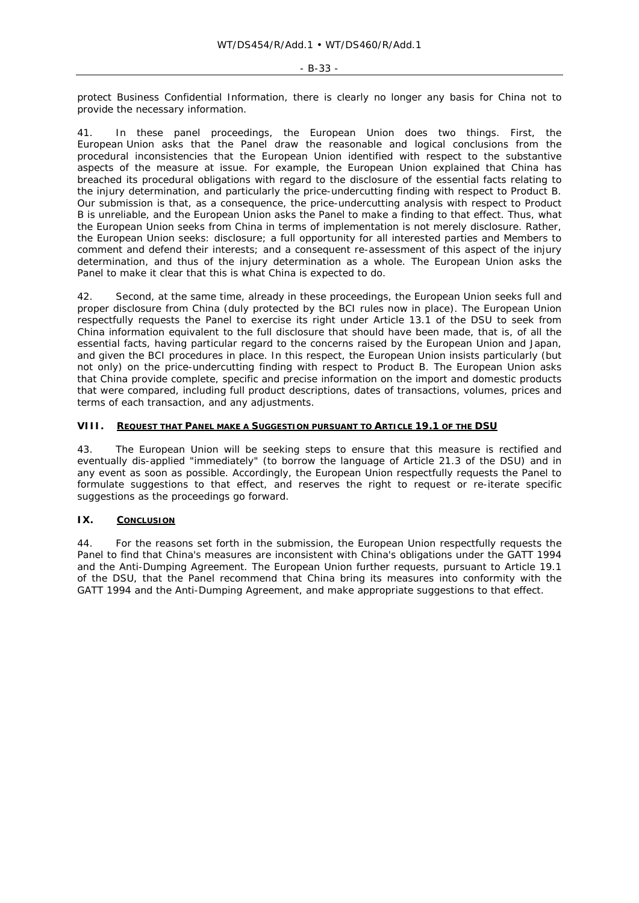protect Business Confidential Information, there is clearly no longer any basis for China not to provide the necessary information.

41. In these panel proceedings, the European Union does two things. First, the European Union asks that the Panel draw the reasonable and logical conclusions from the procedural inconsistencies that the European Union identified with respect to the substantive aspects of the measure at issue. For example, the European Union explained that China has breached its procedural obligations with regard to the disclosure of the essential facts relating to the injury determination, and particularly the price-undercutting finding with respect to Product B. Our submission is that, as a consequence, the price-undercutting analysis with respect to Product B is unreliable, and the European Union asks the Panel to make a finding to that effect. Thus, what the European Union seeks from China in terms of implementation is not merely disclosure. Rather, the European Union seeks: disclosure; a full opportunity for all interested parties and Members to comment and defend their interests; and a consequent re-assessment of this aspect of the injury determination, and thus of the injury determination as a whole. The European Union asks the Panel to make it clear that this is what China is expected to do.

42. Second, at the same time, already in these proceedings, the European Union seeks full and proper disclosure from China (duly protected by the BCI rules now in place). The European Union respectfully requests the Panel to exercise its right under Article 13.1 of the DSU to seek from China information equivalent to the full disclosure that should have been made, that is, of all the essential facts, having particular regard to the concerns raised by the European Union and Japan, and given the BCI procedures in place. In this respect, the European Union insists particularly (but not only) on the price-undercutting finding with respect to Product B. The European Union asks that China provide complete, specific and precise information on the import and domestic products that were compared, including full product descriptions, dates of transactions, volumes, prices and terms of each transaction, and any adjustments.

## VIII. Request that Panel make a Suggestion pursuant to Article 19.1 of the DSU

43. The European Union will be seeking steps to ensure that this measure is rectified and eventually dis-applied "immediately" (to borrow the language of Article 21.3 of the DSU) and in any event as soon as possible. Accordingly, the European Union respectfully requests the Panel to formulate suggestions to that effect, and reserves the right to request or re-iterate specific suggestions as the proceedings go forward.

## IX. Conclusion

44. For the reasons set forth in the submission, the European Union respectfully requests the Panel to find that China's measures are inconsistent with China's obligations under the GATT 1994 and the Anti-Dumping Agreement. The European Union further requests, pursuant to Article 19.1 of the DSU, that the Panel recommend that China bring its measures into conformity with the GATT 1994 and the Anti-Dumping Agreement, and make appropriate suggestions to that effect.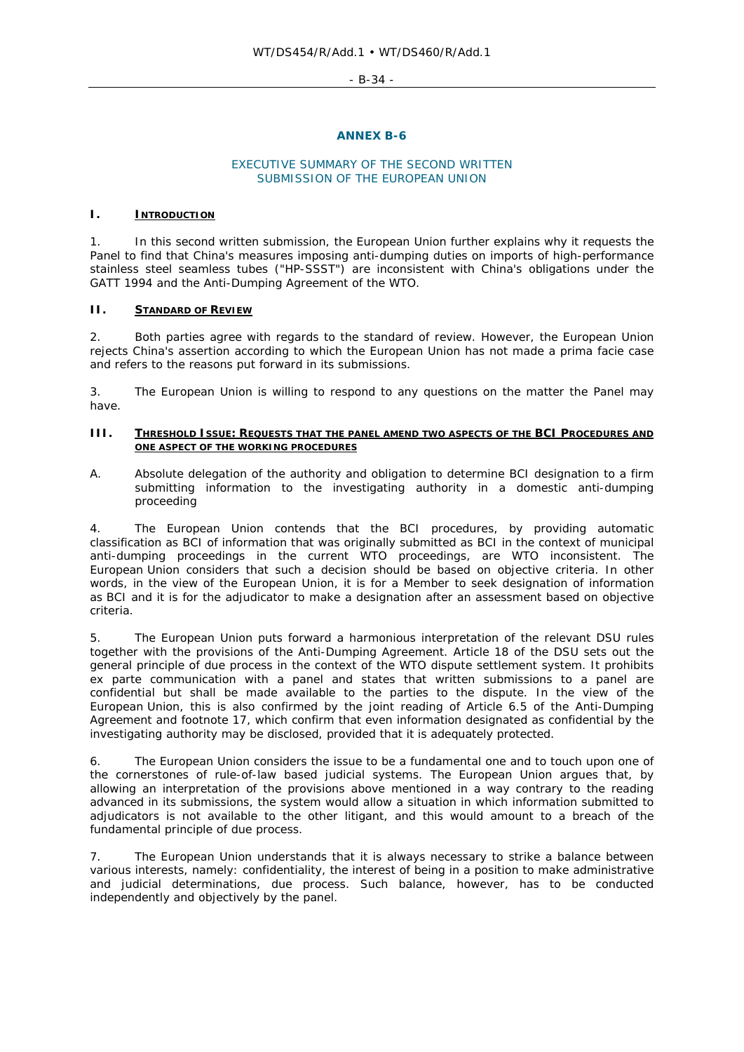## ANNEX B-6

### EXECUTIVE SUMMARY OF THE SECOND WRITTEN SUBMISSION OF THE EUROPEAN UNION

### I. INTRODUCTION

1. In this second written submission, the European Union further explains why it requests the Panel to find that China's measures imposing anti-dumping duties on imports of high-performance stainless steel seamless tubes ("HP-SSST") are inconsistent with China's obligations under the GATT 1994 and the Anti-Dumping Agreement of the WTO.

### II. STANDARD OF REVIEW

2. Both parties agree with regards to the standard of review. However, the European Union rejects China's assertion according to which the European Union has not made a prima facie case and refers to the reasons put forward in its submissions.

3. The European Union is willing to respond to any questions on the matter the Panel may have.

### III. THRESHOLD ISSUE: REQUESTS THAT THE PANEL AMEND TWO ASPECTS OF THE BCI PROCEDURES AND ONE ASPECT OF THE WORKING PROCEDURES

A. Absolute delegation of the authority and obligation to determine BCI designation to a firm submitting information to the investigating authority in a domestic anti-dumping proceeding

4. The European Union contends that the BCI procedures, by providing automatic classification as BCI of information that was originally submitted as BCI in the context of municipal anti-dumping proceedings in the current WTO proceedings, are WTO inconsistent. The European Union considers that such a decision should be based on objective criteria. In other words, in the view of the European Union, it is for a Member to seek designation of information as BCI and it is for the adjudicator to make a designation after an assessment based on objective criteria.

5. The European Union puts forward a harmonious interpretation of the relevant DSU rules together with the provisions of the Anti-Dumping Agreement. Article 18 of the DSU sets out the general principle of due process in the context of the WTO dispute settlement system. It prohibits ex parte communication with a panel and states that written submissions to a panel are confidential but shall be made available to the parties to the dispute. In the view of the European Union, this is also confirmed by the joint reading of Article 6.5 of the Anti-Dumping Agreement and footnote 17, which confirm that even information designated as confidential by the investigating authority may be disclosed, provided that it is adequately protected.

6. The European Union considers the issue to be a fundamental one and to touch upon one of the cornerstones of rule-of-law based judicial systems. The European Union argues that, by allowing an interpretation of the provisions above mentioned in a way contrary to the reading advanced in its submissions, the system would allow a situation in which information submitted to adjudicators is not available to the other litigant, and this would amount to a breach of the fundamental principle of due process.

7. The European Union understands that it is always necessary to strike a balance between various interests, namely: confidentiality, the interest of being in a position to make administrative and judicial determinations, due process. Such balance, however, has to be conducted independently and objectively by the panel.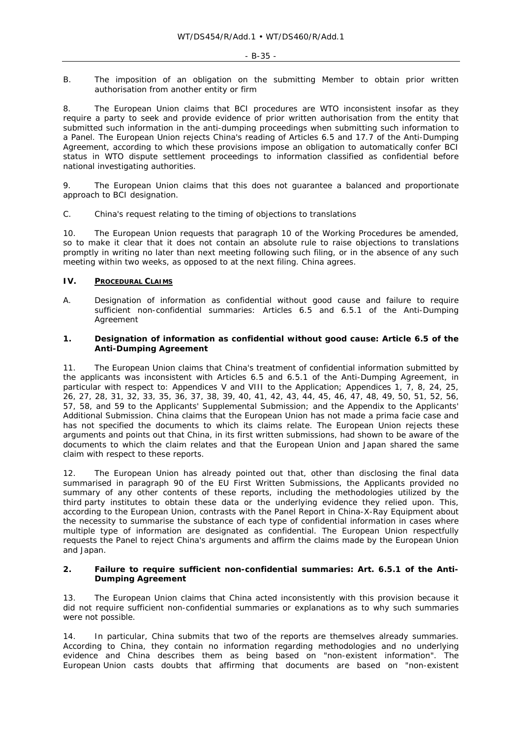B. The imposition of an obligation on the submitting Member to obtain prior written authorisation from another entity or firm

8. The European Union claims that BCI procedures are WTO inconsistent insofar as they require a party to seek and provide evidence of prior written authorisation from the entity that submitted such information in the anti-dumping proceedings when submitting such information to a Panel. The European Union rejects China's reading of Articles 6.5 and 17.7 of the Anti-Dumping Agreement, according to which these provisions impose an obligation to automatically confer BCI status in WTO dispute settlement proceedings to information classified as confidential before national investigating authorities.

9. The European Union claims that this does not guarantee a balanced and proportionate approach to BCI designation.

C. China's request relating to the timing of objections to translations

10. The European Union requests that paragraph 10 of the Working Procedures be amended, so to make it clear that it does not contain an absolute rule to raise objections to translations promptly in writing no later than next meeting following such filing, or in the absence of any such meeting within two weeks, as opposed to at the next filing. China agrees.

## IV. PROCEDURAL CLAIMS

A. Designation of information as confidential without good cause and failure to require sufficient non-confidential summaries: Articles 6.5 and 6.5.1 of the Anti-Dumping Agreement

### 1. Designation of information as confidential without good cause: Article 6.5 of the Anti-Dumping Agreement

11. The European Union claims that China's treatment of confidential information submitted by the applicants was inconsistent with Articles 6.5 and 6.5.1 of the Anti-Dumping Agreement, in particular with respect to: Appendices V and VIII to the Application; Appendices 1, 7, 8, 24, 25, 26, 27, 28, 31, 32, 33, 35, 36, 37, 38, 39, 40, 41, 42, 43, 44, 45, 46, 47, 48, 49, 50, 51, 52, 56, 57, 58, and 59 to the Applicants' Supplemental Submission; and the Appendix to the Applicants' Additional Submission. China claims that the European Union has not made a prima facie case and has not specified the documents to which its claims relate. The European Union rejects these arguments and points out that China, in its first written submissions, had shown to be aware of the documents to which the claim relates and that the European Union and Japan shared the same claim with respect to these reports.

12. The European Union has already pointed out that, other than disclosing the final data summarised in paragraph 90 of the EU First Written Submissions, the Applicants provided no summary of any other contents of these reports, including the methodologies utilized by the third party institutes to obtain these data or the underlying evidence they relied upon. This, according to the European Union, contrasts with the Panel Report in China-X-Ray Equipment about the necessity to summarise the substance of each type of confidential information in cases where multiple type of information are designated as confidential. The European Union respectfully requests the Panel to reject China's arguments and affirm the claims made by the European Union and Japan.

### 2. Failure to require sufficient non-confidential summaries: Art. 6.5.1 of the Anti-Dumping Agreement

13. The European Union claims that China acted inconsistently with this provision because it did not require sufficient non-confidential summaries or explanations as to why such summaries were not possible.

14. In particular, China submits that two of the reports are themselves already summaries. According to China, they contain no information regarding methodologies and no underlying evidence and China describes them as being based on "non-existent information". The European Union casts doubts that affirming that documents are based on "non-existent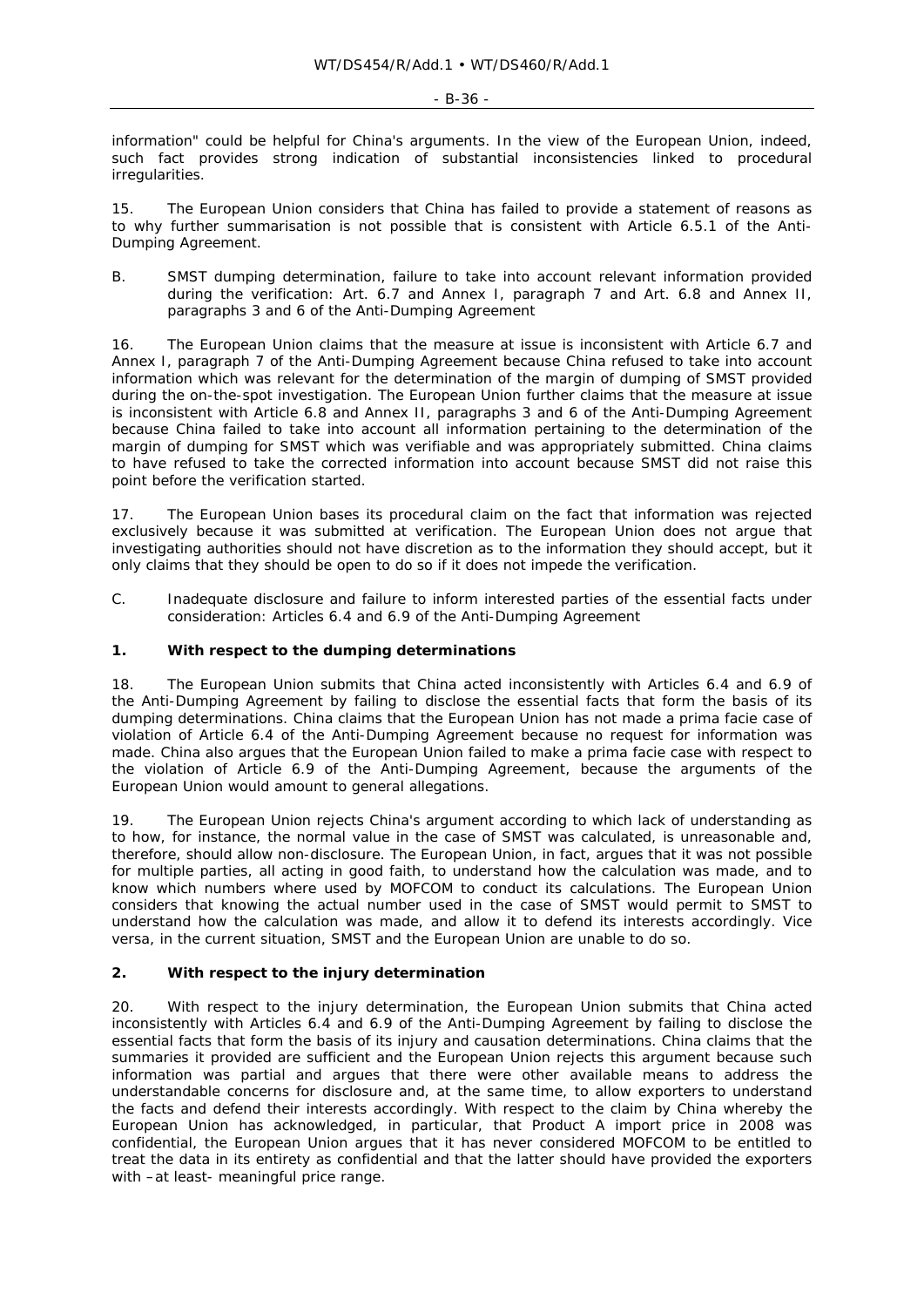information" could be helpful for China's arguments. In the view of the European Union, indeed, such fact provides strong indication of substantial inconsistencies linked to procedural irregularities.

15. The European Union considers that China has failed to provide a statement of reasons as to why further summarisation is not possible that is consistent with Article 6.5.1 of the Anti-Dumping Agreement.

B. SMST dumping determination, failure to take into account relevant information provided during the verification: Art. 6.7 and Annex I, paragraph 7 and Art. 6.8 and Annex II, paragraphs 3 and 6 of the Anti-Dumping Agreement

16. The European Union claims that the measure at issue is inconsistent with Article 6.7 and Annex I, paragraph 7 of the Anti-Dumping Agreement because China refused to take into account information which was relevant for the determination of the margin of dumping of SMST provided during the on-the-spot investigation. The European Union further claims that the measure at issue is inconsistent with Article 6.8 and Annex II, paragraphs 3 and 6 of the Anti-Dumping Agreement because China failed to take into account all information pertaining to the determination of the margin of dumping for SMST which was verifiable and was appropriately submitted. China claims to have refused to take the corrected information into account because SMST did not raise this point before the verification started.

17. The European Union bases its procedural claim on the fact that information was rejected exclusively because it was submitted at verification. The European Union does not argue that investigating authorities should not have discretion as to the information they should accept, but it only claims that they should be open to do so if it does not impede the verification.

C. Inadequate disclosure and failure to inform interested parties of the essential facts under consideration: Articles 6.4 and 6.9 of the Anti-Dumping Agreement

**1. With respect to the dumping determinations**

18. The European Union submits that China acted inconsistently with Articles 6.4 and 6.9 of the Anti-Dumping Agreement by failing to disclose the essential facts that form the basis of its dumping determinations. China claims that the European Union has not made a prima facie case of violation of Article 6.4 of the Anti-Dumping Agreement because no request for information was made. China also argues that the European Union failed to make a prima facie case with respect to the violation of Article 6.9 of the Anti-Dumping Agreement, because the arguments of the European Union would amount to general allegations.

19. The European Union rejects China's argument according to which lack of understanding as to how, for instance, the normal value in the case of SMST was calculated, is unreasonable and, therefore, should allow non-disclosure. The European Union, in fact, argues that it was not possible for multiple parties, all acting in good faith, to understand how the calculation was made, and to know which numbers where used by MOFCOM to conduct its calculations. The European Union considers that knowing the actual number used in the case of SMST would permit to SMST to understand how the calculation was made, and allow it to defend its interests accordingly. Vice versa, in the current situation, SMST and the European Union are unable to do so.

**2. With respect to the injury determination**

20. With respect to the injury determination, the European Union submits that China acted inconsistently with Articles 6.4 and 6.9 of the Anti-Dumping Agreement by failing to disclose the essential facts that form the basis of its injury and causation determinations. China claims that the summaries it provided are sufficient and the European Union rejects this argument because such information was partial and argues that there were other available means to address the understandable concerns for disclosure and, at the same time, to allow exporters to understand the facts and defend their interests accordingly. With respect to the claim by China whereby the European Union has acknowledged, in particular, that Product A import price in 2008 was confidential, the European Union argues that it has never considered MOFCOM to be entitled to treat the data in its entirety as confidential and that the latter should have provided the exporters with –at least- meaningful price range.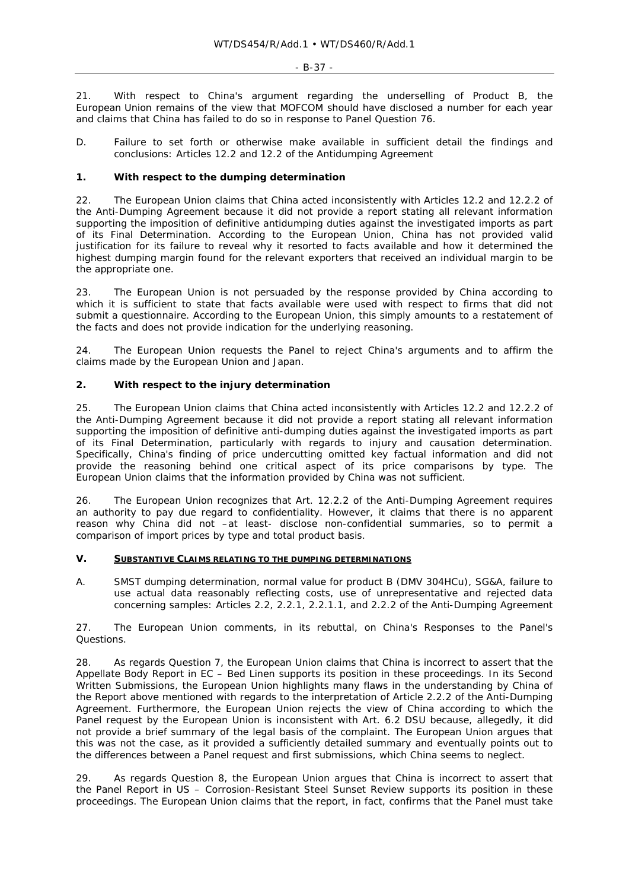21. With respect to China's argument regarding the underselling of Product B, the European Union remains of the view that MOFCOM should have disclosed a number for each year and claims that China has failed to do so in response to Panel Question 76.

D. Failure to set forth or otherwise make available in sufficient detail the findings and conclusions: Articles 12.2 and 12.2 of the Antidumping Agreement

### 1. With respect to the dumping determination

22. The European Union claims that China acted inconsistently with Articles 12.2 and 12.2.2 of the Anti-Dumping Agreement because it did not provide a report stating all relevant information supporting the imposition of definitive antidumping duties against the investigated imports as part of its Final Determination. According to the European Union, China has not provided valid justification for its failure to reveal why it resorted to facts available and how it determined the highest dumping margin found for the relevant exporters that received an individual margin to be the appropriate one.

23. The European Union is not persuaded by the response provided by China according to which it is sufficient to state that facts available were used with respect to firms that did not submit a questionnaire. According to the European Union, this simply amounts to a restatement of the facts and does not provide indication for the underlying reasoning.

24. The European Union requests the Panel to reject China's arguments and to affirm the claims made by the European Union and Japan.

### 2. With respect to the injury determination

25. The European Union claims that China acted inconsistently with Articles 12.2 and 12.2.2 of the Anti-Dumping Agreement because it did not provide a report stating all relevant information supporting the imposition of definitive anti-dumping duties against the investigated imports as part of its Final Determination, particularly with regards to injury and causation determination. Specifically, China's finding of price undercutting omitted key factual information and did not provide the reasoning behind one critical aspect of its price comparisons by type. The European Union claims that the information provided by China was not sufficient.

26. The European Union recognizes that Art. 12.2.2 of the Anti-Dumping Agreement requires an authority to pay due regard to confidentiality. However, it claims that there is no apparent reason why China did not –at least- disclose non-confidential summaries, so to permit a comparison of import prices by type and total product basis.

## V. SUBSTANTIVE CLAIMS RELATING TO THE DUMPING DETERMINATIONS

A. SMST dumping determination, normal value for product B (DMV 304HCu), SG&A, failure to use actual data reasonably reflecting costs, use of unrepresentative and rejected data concerning samples: Articles 2.2, 2.2.1, 2.2.1.1, and 2.2.2 of the Anti-Dumping Agreement

27. The European Union comments, in its rebuttal, on China's Responses to the Panel's Questions.

28. As regards Question 7, the European Union claims that China is incorrect to assert that the Appellate Body Report in *EC – Bed Linen* supports its position in these proceedings. In its Second Written Submissions, the European Union highlights many flaws in the understanding by China of the Report above mentioned with regards to the interpretation of Article 2.2.2 of the Anti-Dumping Agreement. Furthermore, the European Union rejects the view of China according to which the Panel request by the European Union is inconsistent with Art. 6.2 DSU because, allegedly, it did not provide a brief summary of the legal basis of the complaint. The European Union argues that this was not the case, as it provided a sufficiently detailed summary and eventually points out to the differences between a Panel request and first submissions, which China seems to neglect.

29. As regards Question 8, the European Union argues that China is incorrect to assert that the Panel Report in *US – Corrosion-Resistant Steel Sunset Review* supports its position in these proceedings. The European Union claims that the report, in fact, confirms that the Panel must take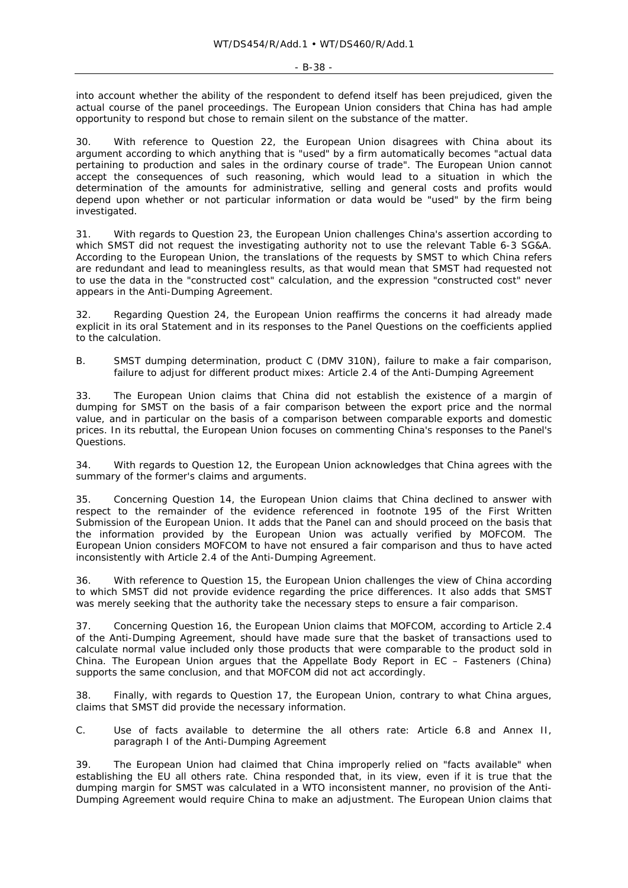into account whether the ability of the respondent to defend itself has been prejudiced, given the actual course of the panel proceedings. The European Union considers that China has had ample opportunity to respond but chose to remain silent on the substance of the matter.

30. With reference to Question 22, the European Union disagrees with China about its argument according to which anything that is "used" by a firm automatically becomes "actual data pertaining to production and sales in the ordinary course of trade". The European Union cannot accept the consequences of such reasoning, which would lead to a situation in which the determination of the amounts for administrative, selling and general costs and profits would depend upon whether or not particular information or data would be "used" by the firm being investigated.

31. With regards to Question 23, the European Union challenges China's assertion according to which SMST did not request the investigating authority not to use the relevant Table 6-3 SG&A. According to the European Union, the translations of the requests by SMST to which China refers are redundant and lead to meaningless results, as that would mean that SMST had requested not to use the data in the "constructed cost" calculation, and the expression "constructed cost" never appears in the Anti-Dumping Agreement.

32. Regarding Question 24, the European Union reaffirms the concerns it had already made explicit in its oral Statement and in its responses to the Panel Questions on the coefficients applied to the calculation.

B. SMST dumping determination, product C (DMV 310N), failure to make a fair comparison, failure to adjust for different product mixes: Article 2.4 of the Anti-Dumping Agreement

33. The European Union claims that China did not establish the existence of a margin of dumping for SMST on the basis of a fair comparison between the export price and the normal value, and in particular on the basis of a comparison between comparable exports and domestic prices. In its rebuttal, the European Union focuses on commenting China's responses to the Panel's Questions.

34. With regards to Question 12, the European Union acknowledges that China agrees with the summary of the former's claims and arguments.

35. Concerning Question 14, the European Union claims that China declined to answer with respect to the remainder of the evidence referenced in footnote 195 of the First Written Submission of the European Union. It adds that the Panel can and should proceed on the basis that the information provided by the European Union was actually verified by MOFCOM. The European Union considers MOFCOM to have not ensured a fair comparison and thus to have acted inconsistently with Article 2.4 of the Anti-Dumping Agreement.

36. With reference to Question 15, the European Union challenges the view of China according to which SMST did not provide evidence regarding the price differences. It also adds that SMST was merely seeking that the authority take the necessary steps to ensure a fair comparison.

37. Concerning Question 16, the European Union claims that MOFCOM, according to Article 2.4 of the Anti-Dumping Agreement, should have made sure that the basket of transactions used to calculate normal value included only those products that were comparable to the product sold in China. The European Union argues that the Appellate Body Report in *EC – Fasteners (China)* supports the same conclusion, and that MOFCOM did not act accordingly.

38. Finally, with regards to Question 17, the European Union, contrary to what China argues, claims that SMST did provide the necessary information.

C. Use of facts available to determine the all others rate: Article 6.8 and Annex II, paragraph I of the Anti-Dumping Agreement

39. The European Union had claimed that China improperly relied on "facts available" when establishing the EU all others rate. China responded that, in its view, even if it is true that the dumping margin for SMST was calculated in a WTO inconsistent manner, no provision of the Anti-Dumping Agreement would require China to make an adjustment. The European Union claims that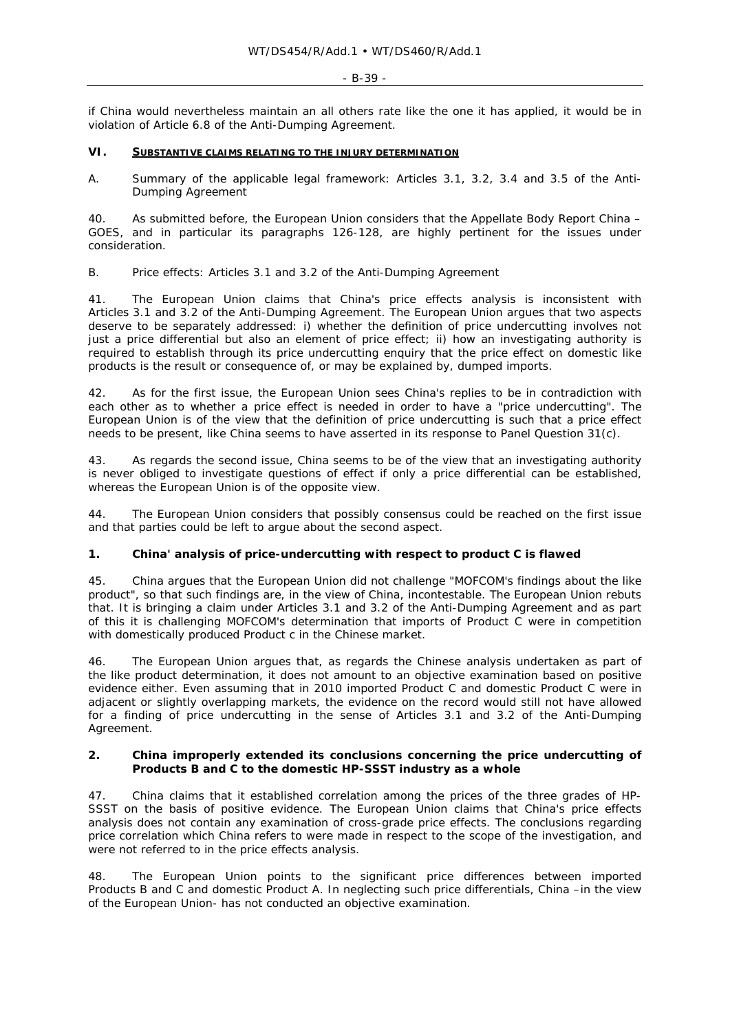if China would nevertheless maintain an all others rate like the one it has applied, it would be in violation of Article 6.8 of the Anti-Dumping Agreement.

## VI. SUBSTANTIVE CLAIMS RELATING TO THE INJURY DETERMINATION

### A. Summary of the applicable legal framework: Articles 3.1, 3.2, 3.4 and 3.5 of the Anti-Dumping Agreement

40. As submitted before, the European Union considers that the Appellate Body Report China – GOES, and in particular its paragraphs 126-128, are highly pertinent for the issues under consideration.

### B. Price effects: Articles 3.1 and 3.2 of the Anti-Dumping Agreement

41. The European Union claims that China's price effects analysis is inconsistent with Articles 3.1 and 3.2 of the Anti-Dumping Agreement. The European Union argues that two aspects deserve to be separately addressed: i) whether the definition of price undercutting involves not just a price differential but also an element of price effect; ii) how an investigating authority is required to establish through its price undercutting enquiry that the price effect on domestic like products is the result or consequence of, or may be explained by, dumped imports.

42. As for the first issue, the European Union sees China's replies to be in contradiction with each other as to whether a price effect is needed in order to have a "price undercutting". The European Union is of the view that the definition of price undercutting is such that a price effect needs to be present, like China seems to have asserted in its response to Panel Question 31(c).

43. As regards the second issue, China seems to be of the view that an investigating authority is never obliged to investigate questions of effect if only a price differential can be established, whereas the European Union is of the opposite view.

44. The European Union considers that possibly consensus could be reached on the first issue and that parties could be left to argue about the second aspect.

#### 1. China' analysis of price-undercutting with respect to product C is flawed

45. China argues that the European Union did not challenge "MOFCOM's findings about the like product", so that such findings are, in the view of China, incontestable. The European Union rebuts that. It is bringing a claim under Articles 3.1 and 3.2 of the Anti-Dumping Agreement and as part of this it is challenging MOFCOM's determination that imports of Product C were in competition with domestically produced Product c in the Chinese market.

46. The European Union argues that, as regards the Chinese analysis undertaken as part of the like product determination, it does not amount to an objective examination based on positive evidence either. Even assuming that in 2010 imported Product C and domestic Product C were in adjacent or slightly overlapping markets, the evidence on the record would still not have allowed for a finding of price undercutting in the sense of Articles 3.1 and 3.2 of the Anti-Dumping Agreement.

#### 2. China improperly extended its conclusions concerning the price undercutting of Products B and C to the domestic HP-SSST industry as a whole

47. China claims that it established correlation among the prices of the three grades of HP-SSST on the basis of positive evidence. The European Union claims that China's price effects analysis does not contain any examination of cross-grade price effects. The conclusions regarding price correlation which China refers to were made in respect to the scope of the investigation, and were not referred to in the price effects analysis.

48. The European Union points to the significant price differences between imported Products B and C and domestic Product A. In neglecting such price differentials, China –in the view of the European Union- has not conducted an objective examination.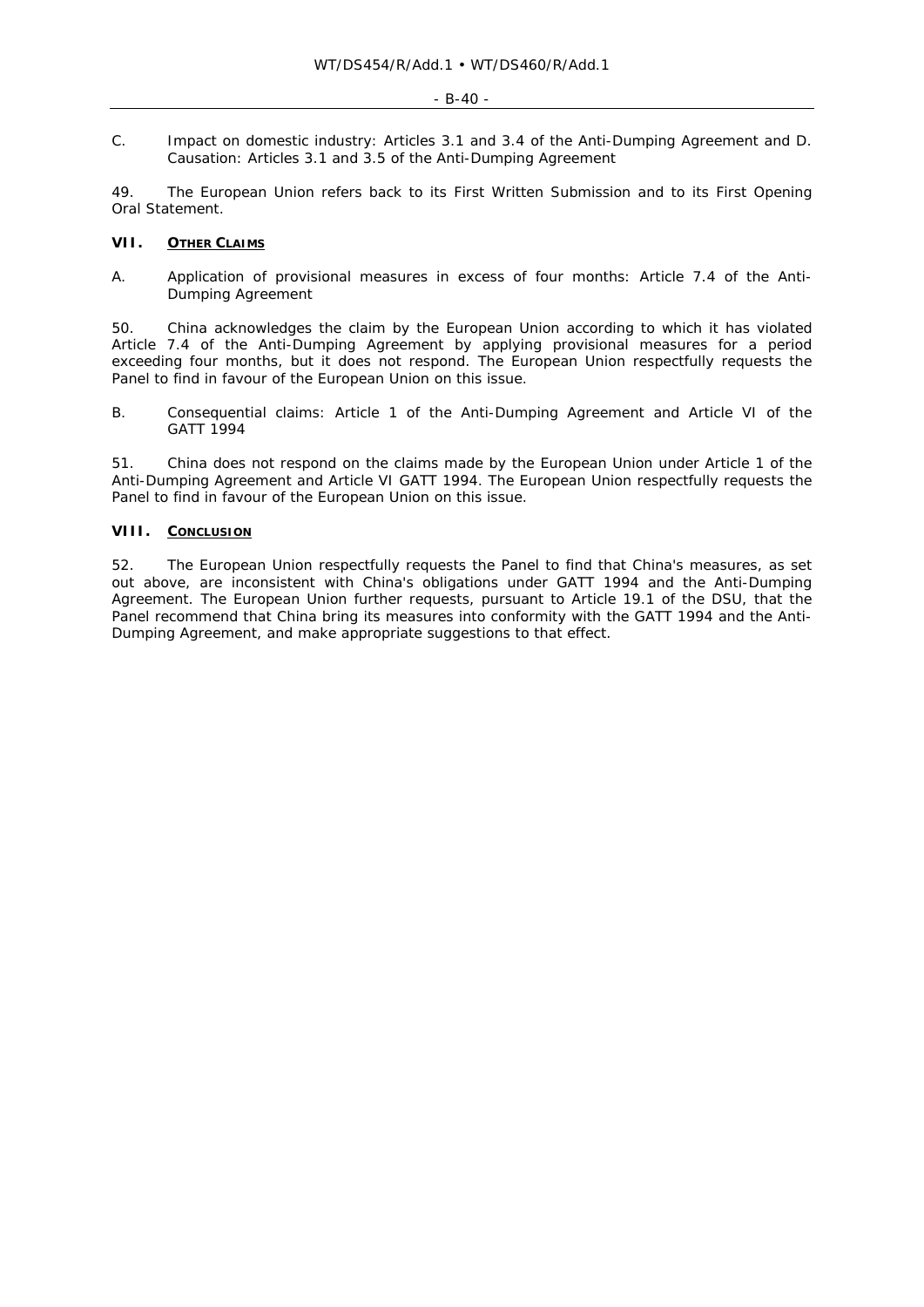C. Impact on domestic industry: Articles 3.1 and 3.4 of the Anti-Dumping Agreement and D. Causation: Articles 3.1 and 3.5 of the Anti-Dumping Agreement

49. The European Union refers back to its First Written Submission and to its First Opening Oral Statement.

## VII. OTHER CLAIMS

A. Application of provisional measures in excess of four months: Article 7.4 of the Anti-Dumping Agreement

50. China acknowledges the claim by the European Union according to which it has violated Article 7.4 of the Anti-Dumping Agreement by applying provisional measures for a period exceeding four months, but it does not respond. The European Union respectfully requests the Panel to find in favour of the European Union on this issue.

B. Consequential claims: Article 1 of the Anti-Dumping Agreement and Article VI of the GATT 1994

51. China does not respond on the claims made by the European Union under Article 1 of the Anti-Dumping Agreement and Article VI GATT 1994. The European Union respectfully requests the Panel to find in favour of the European Union on this issue.

## VIII. CONCLUSION

52. The European Union respectfully requests the Panel to find that China's measures, as set out above, are inconsistent with China's obligations under GATT 1994 and the Anti-Dumping Agreement. The European Union further requests, pursuant to Article 19.1 of the DSU, that the Panel recommend that China bring its measures into conformity with the GATT 1994 and the Anti-Dumping Agreement, and make appropriate suggestions to that effect.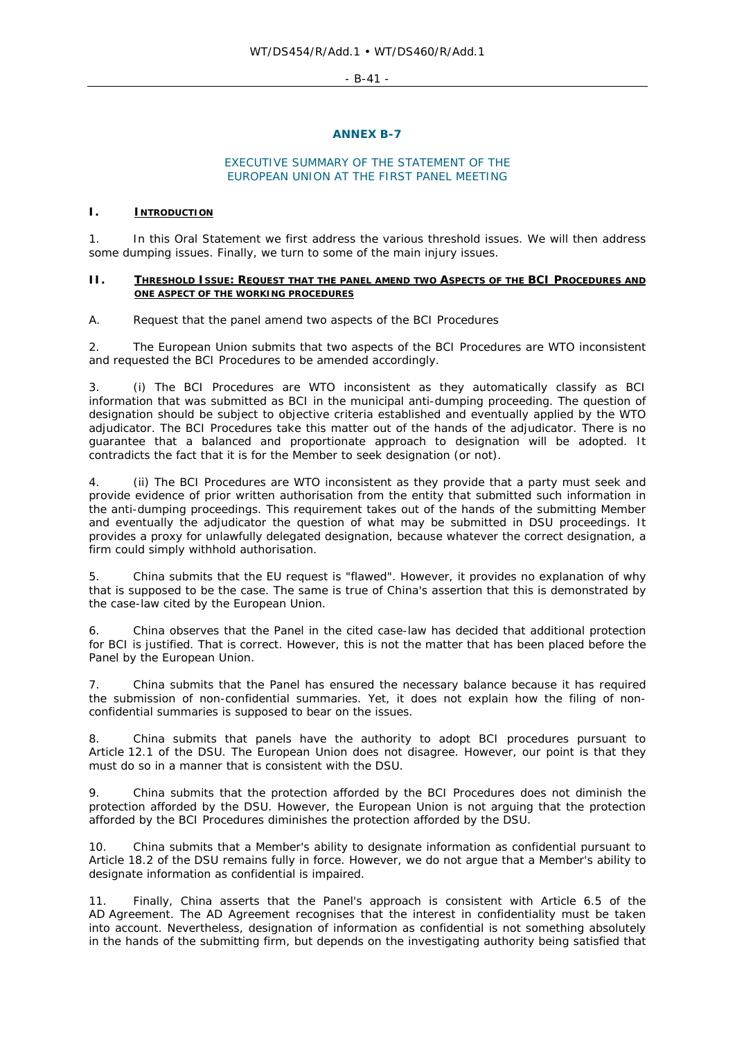## ANNEX B-7

### EXECUTIVE SUMMARY OF THE STATEMENT OF THE EUROPEAN UNION AT THE FIRST PANEL MEETING

### I. INTRODUCTION

1. In this Oral Statement we first address the various threshold issues. We will then address some dumping issues. Finally, we turn to some of the main injury issues.

### II. THRESHOLD ISSUE: REQUEST THAT THE PANEL AMEND TWO ASPECTS OF THE BCI PROCEDURES AND ONE ASPECT OF THE WORKING PROCEDURES

A. Request that the panel amend two aspects of the BCI Procedures

2. The European Union submits that two aspects of the BCI Procedures are WTO inconsistent and requested the BCI Procedures to be amended accordingly.

3. (i) The BCI Procedures are WTO inconsistent as they automatically classify as BCI information that was submitted as BCI in the municipal anti-dumping proceeding. The question of designation should be subject to objective criteria established and eventually applied by the WTO adjudicator. The BCI Procedures take this matter out of the hands of the adjudicator. There is no guarantee that a balanced and proportionate approach to designation will be adopted. It contradicts the fact that it is for the Member to seek designation (or not).

4. (ii) The BCI Procedures are WTO inconsistent as they provide that a party must seek and provide evidence of prior written authorisation from the entity that submitted such information in the anti-dumping proceedings. This requirement takes out of the hands of the submitting Member and eventually the adjudicator the question of what may be submitted in DSU proceedings. It provides a proxy for unlawfully delegated designation, because whatever the correct designation, a firm could simply withhold authorisation.

5. China submits that the EU request is "flawed". However, it provides no explanation of why that is supposed to be the case. The same is true of China's assertion that this is demonstrated by the case-law cited by the European Union.

6. China observes that the Panel in the cited case-law has decided that additional protection for BCI is justified. That is correct. However, this is not the matter that has been placed before the Panel by the European Union.

7. China submits that the Panel has ensured the necessary balance because it has required the submission of non-confidential summaries. Yet, it does not explain how the filing of non-confidential summaries is supposed to bear on the issues.

8. China submits that panels have the authority to adopt BCI procedures pursuant to Article 12.1 of the DSU. The European Union does not disagree. However, our point is that they must do so in a manner that is consistent with the DSU.

9. China submits that the protection afforded by the BCI Procedures does not diminish the protection afforded by the DSU. However, the European Union is not arguing that the protection afforded by the BCI Procedures diminishes the protection afforded by the DSU.

10. China submits that a Member's ability to designate information as confidential pursuant to Article 18.2 of the DSU remains fully in force. However, we do not argue that a Member's ability to designate information as confidential is impaired.

11. Finally, China asserts that the Panel's approach is consistent with Article 6.5 of the AD Agreement. The AD Agreement recognises that the interest in confidentiality must be taken into account. Nevertheless, designation of information as confidential is not something absolutely in the hands of the submitting firm, but depends on the investigating authority being satisfied that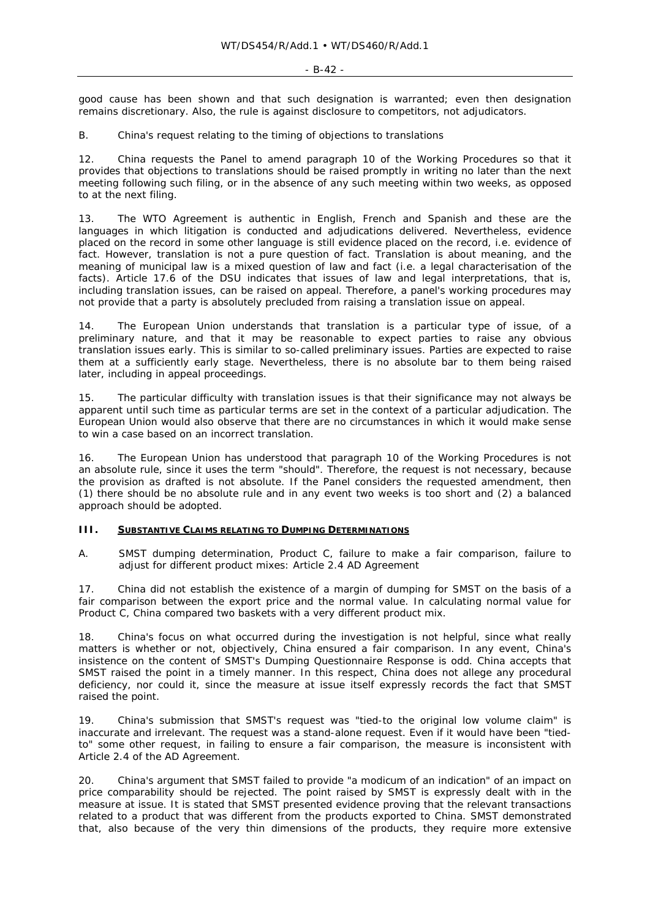good cause has been shown and that such designation is warranted; even then designation remains discretionary. Also, the rule is against disclosure to competitors, not adjudicators.

B. China's request relating to the timing of objections to translations

12. China requests the Panel to amend paragraph 10 of the Working Procedures so that it provides that objections to translations should be raised promptly in writing no later than the next meeting following such filing, or in the absence of any such meeting within two weeks, as opposed to at the next filing.

13. The WTO Agreement is authentic in English, French and Spanish and these are the languages in which litigation is conducted and adjudications delivered. Nevertheless, evidence placed on the record in some other language is still evidence placed on the record, i.e. evidence of fact. However, translation is not a pure question of fact. Translation is about meaning, and the meaning of municipal law is a mixed question of law and fact (i.e. a legal characterisation of the facts). Article 17.6 of the DSU indicates that issues of law and legal interpretations, that is, including translation issues, can be raised on appeal. Therefore, a panel's working procedures may not provide that a party is absolutely precluded from raising a translation issue on appeal.

14. The European Union understands that translation is a particular type of issue, of a preliminary nature, and that it may be reasonable to expect parties to raise any obvious translation issues early. This is similar to so-called preliminary issues. Parties are expected to raise them at a sufficiently early stage. Nevertheless, there is no absolute bar to them being raised later, including in appeal proceedings.

15. The particular difficulty with translation issues is that their significance may not always be apparent until such time as particular terms are set in the context of a particular adjudication. The European Union would also observe that there are no circumstances in which it would make sense to win a case based on an incorrect translation.

16. The European Union has understood that paragraph 10 of the Working Procedures is not an absolute rule, since it uses the term "should". Therefore, the request is not necessary, because the provision as drafted is not absolute. If the Panel considers the requested amendment, then (1) there should be no absolute rule and in any event two weeks is too short and (2) a balanced approach should be adopted.

## III. SUBSTANTIVE CLAIMS RELATING TO DUMPING DETERMINATIONS

A. SMST dumping determination, Product C, failure to make a fair comparison, failure to adjust for different product mixes: Article 2.4 AD Agreement

17. China did not establish the existence of a margin of dumping for SMST on the basis of a fair comparison between the export price and the normal value. In calculating normal value for Product C, China compared two baskets with a very different product mix.

18. China's focus on what occurred during the investigation is not helpful, since what really matters is whether or not, objectively, China ensured a fair comparison. In any event, China's insistence on the content of SMST's Dumping Questionnaire Response is odd. China accepts that SMST raised the point in a timely manner. In this respect, China does not allege any procedural deficiency, nor could it, since the measure at issue itself expressly records the fact that SMST raised the point.

19. China's submission that SMST's request was "tied-to the original low volume claim" is inaccurate and irrelevant. The request was a stand-alone request. Even if it would have been "tied-to" some other request, in failing to ensure a fair comparison, the measure is inconsistent with Article 2.4 of the AD Agreement.

20. China's argument that SMST failed to provide "a modicum of an indication" of an impact on price comparability should be rejected. The point raised by SMST is expressly dealt with in the measure at issue. It is stated that SMST presented evidence proving that the relevant transactions related to a product that was different from the products exported to China. SMST demonstrated that, also because of the very thin dimensions of the products, they require more extensive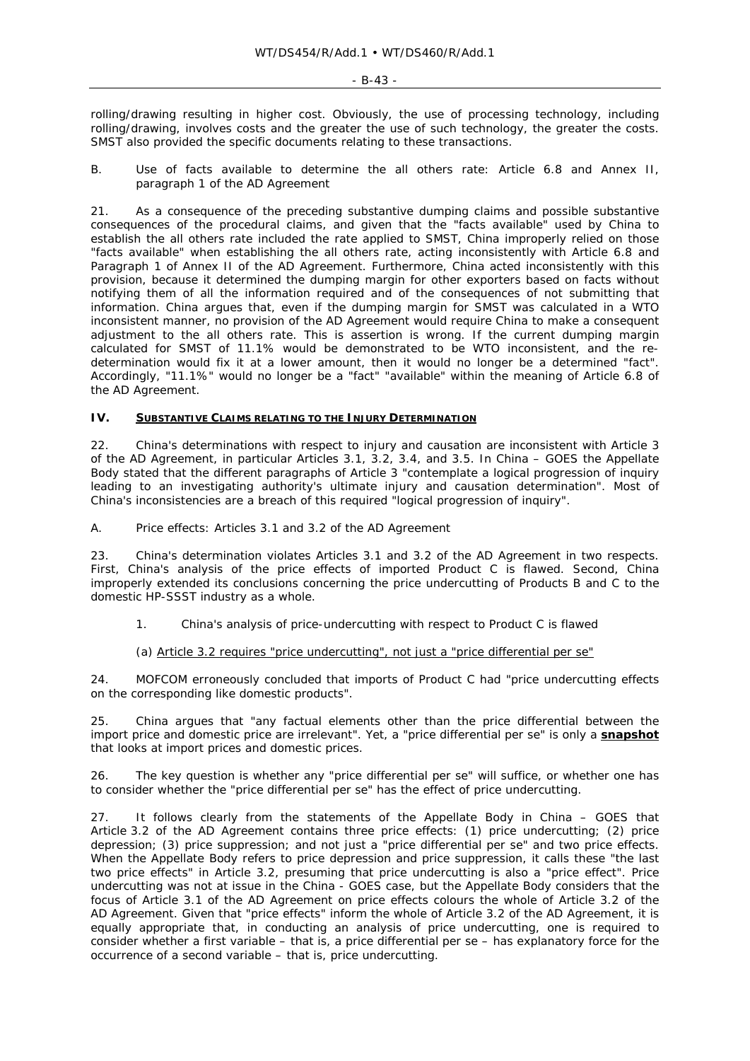rolling/drawing resulting in higher cost. Obviously, the use of processing technology, including rolling/drawing, involves costs and the greater the use of such technology, the greater the costs. SMST also provided the specific documents relating to these transactions.

B. Use of facts available to determine the all others rate: Article 6.8 and Annex II, paragraph 1 of the AD Agreement

21. As a consequence of the preceding substantive dumping claims and possible substantive consequences of the procedural claims, and given that the "facts available" used by China to establish the all others rate included the rate applied to SMST, China improperly relied on those "facts available" when establishing the all others rate, acting inconsistently with Article 6.8 and Paragraph 1 of Annex II of the AD Agreement. Furthermore, China acted inconsistently with this provision, because it determined the dumping margin for other exporters based on facts without notifying them of all the information required and of the consequences of not submitting that information. China argues that, even if the dumping margin for SMST was calculated in a WTO inconsistent manner, no provision of the AD Agreement would require China to make a consequent adjustment to the all others rate. This is assertion is wrong. If the current dumping margin calculated for SMST of 11.1% would be demonstrated to be WTO inconsistent, and the re-determination would fix it at a lower amount, then it would no longer be a determined "fact". Accordingly, "11.1%" would no longer be a "fact" "available" within the meaning of Article 6.8 of the AD Agreement.

## IV. SUBSTANTIVE CLAIMS RELATING TO THE INJURY DETERMINATION

22. China's determinations with respect to injury and causation are inconsistent with Article 3 of the AD Agreement, in particular Articles 3.1, 3.2, 3.4, and 3.5. In *China – GOES* the Appellate Body stated that the different paragraphs of Article 3 "contemplate a logical progression of inquiry leading to an investigating authority's ultimate injury and causation determination". Most of China's inconsistencies are a breach of this required "logical progression of inquiry".

A. Price effects: Articles 3.1 and 3.2 of the AD Agreement

23. China's determination violates Articles 3.1 and 3.2 of the AD Agreement in two respects. First, China's analysis of the price effects of imported Product C is flawed. Second, China improperly extended its conclusions concerning the price undercutting of Products B and C to the domestic HP-SSST industry as a whole.

1. China's analysis of price-undercutting with respect to Product C is flawed

(a) Article 3.2 requires "price undercutting", not just a "price differential per se"

24. MOFCOM erroneously concluded that imports of Product C had "price undercutting effects on the corresponding like domestic products".

25. China argues that "any factual elements other than the price differential between the import price and domestic price are irrelevant". Yet, a "price differential per se" is only a **snapshot** that looks at import prices and domestic prices.

26. The key question is whether any "price differential per se" will suffice, or whether one has to consider whether the "price differential per se" has the effect of price undercutting.

27. It follows clearly from the statements of the Appellate Body in *China – GOES* that Article 3.2 of the AD Agreement contains three price effects: (1) price undercutting; (2) price depression; (3) price suppression; and not just a "price differential per se" and two price effects. When the Appellate Body refers to price depression and price suppression, it calls these "the last two price effects" in Article 3.2, presuming that price undercutting is also a "price effect". Price undercutting was not at issue in the *China - GOES* case, but the Appellate Body considers that the focus of Article 3.1 of the AD Agreement on price effects colours the whole of Article 3.2 of the AD Agreement. Given that "price effects" inform the whole of Article 3.2 of the AD Agreement, it is equally appropriate that, in conducting an analysis of price undercutting, one is required to consider whether a first variable – that is, a price differential per se – has explanatory force for the occurrence of a second variable – that is, price undercutting.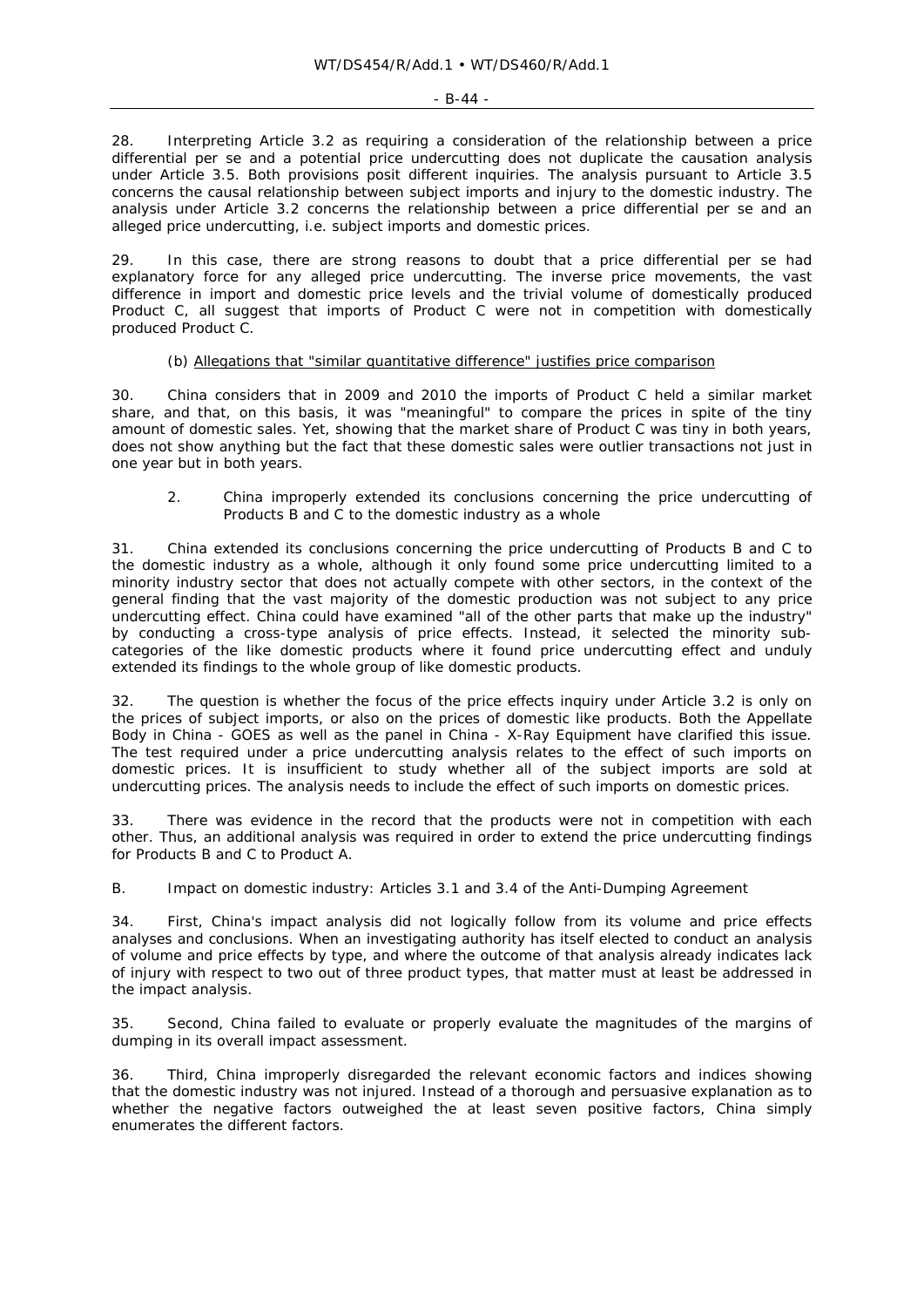28. Interpreting Article 3.2 as requiring a consideration of the relationship between a price differential per se and a potential price undercutting does not duplicate the causation analysis under Article 3.5. Both provisions posit different inquiries. The analysis pursuant to Article 3.5 concerns the causal relationship between subject imports and injury to the domestic industry. The analysis under Article 3.2 concerns the relationship between a price differential per se and an alleged price undercutting, i.e. subject imports and domestic prices.

29. In this case, there are strong reasons to doubt that a price differential per se had explanatory force for any alleged price undercutting. The inverse price movements, the vast difference in import and domestic price levels and the trivial volume of domestically produced Product C, all suggest that imports of Product C were not in competition with domestically produced Product C.

(b) Allegations that "similar quantitative difference" justifies price comparison

30. China considers that in 2009 and 2010 the imports of Product C held a similar market share, and that, on this basis, it was "meaningful" to compare the prices in spite of the tiny amount of domestic sales. Yet, showing that the market share of Product C was tiny in both years, does not show anything but the fact that these domestic sales were outlier transactions not just in one year but in both years.

2. China improperly extended its conclusions concerning the price undercutting of Products B and C to the domestic industry as a whole

31. China extended its conclusions concerning the price undercutting of Products B and C to the domestic industry as a whole, although it only found some price undercutting limited to a minority industry sector that does not actually compete with other sectors, in the context of the general finding that the vast majority of the domestic production was not subject to any price undercutting effect. China could have examined "all of the other parts that make up the industry" by conducting a cross-type analysis of price effects. Instead, it selected the minority sub-categories of the like domestic products where it found price undercutting effect and unduly extended its findings to the whole group of like domestic products.

32. The question is whether the focus of the price effects inquiry under Article 3.2 is only on the prices of subject imports, or also on the prices of domestic like products. Both the Appellate Body in China - GOES as well as the panel in China - X-Ray Equipment have clarified this issue. The test required under a price undercutting analysis relates to the effect of such imports on domestic prices. It is insufficient to study whether all of the subject imports are sold at undercutting prices. The analysis needs to include the effect of such imports on domestic prices.

33. There was evidence in the record that the products were not in competition with each other. Thus, an additional analysis was required in order to extend the price undercutting findings for Products B and C to Product A.

B. Impact on domestic industry: Articles 3.1 and 3.4 of the Anti-Dumping Agreement

34. First, China's impact analysis did not logically follow from its volume and price effects analyses and conclusions. When an investigating authority has itself elected to conduct an analysis of volume and price effects by type, and where the outcome of that analysis already indicates lack of injury with respect to two out of three product types, that matter must at least be addressed in the impact analysis.

35. Second, China failed to evaluate or properly evaluate the magnitudes of the margins of dumping in its overall impact assessment.

36. Third, China improperly disregarded the relevant economic factors and indices showing that the domestic industry was not injured. Instead of a thorough and persuasive explanation as to whether the negative factors outweighed the at least seven positive factors, China simply enumerates the different factors.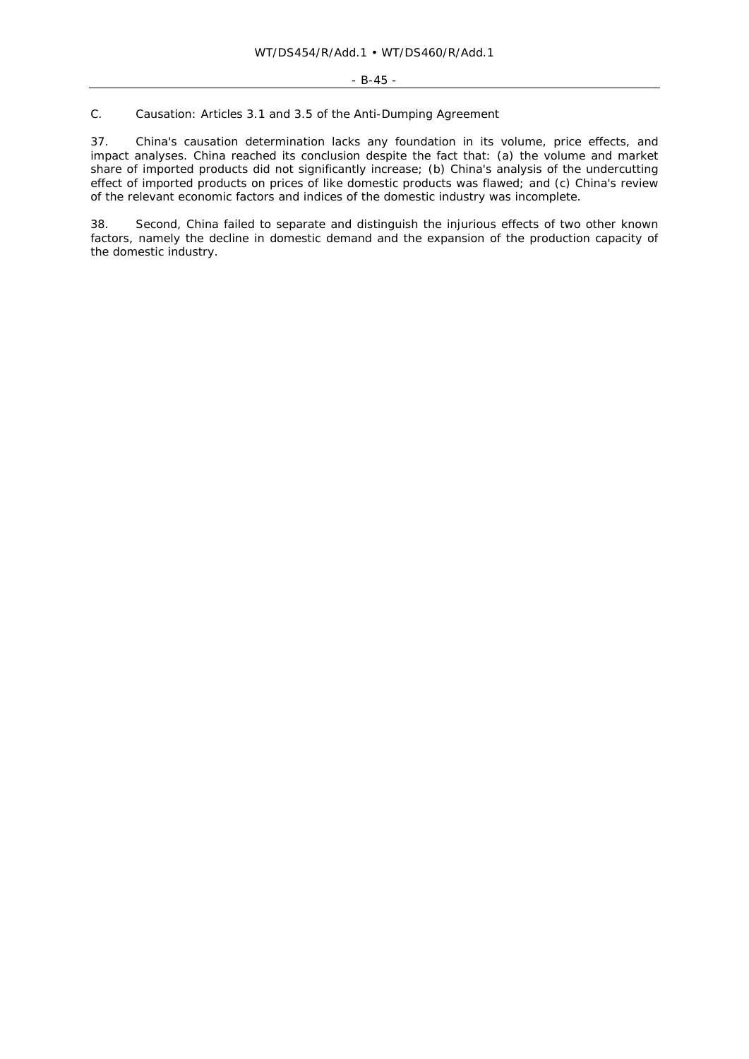### C. Causation: Articles 3.1 and 3.5 of the Anti-Dumping Agreement

37. China's causation determination lacks any foundation in its volume, price effects, and impact analyses. China reached its conclusion despite the fact that: (a) the volume and market share of imported products did not significantly increase; (b) China's analysis of the undercutting effect of imported products on prices of like domestic products was flawed; and (c) China's review of the relevant economic factors and indices of the domestic industry was incomplete.

38. Second, China failed to separate and distinguish the injurious effects of two other known factors, namely the decline in domestic demand and the expansion of the production capacity of the domestic industry.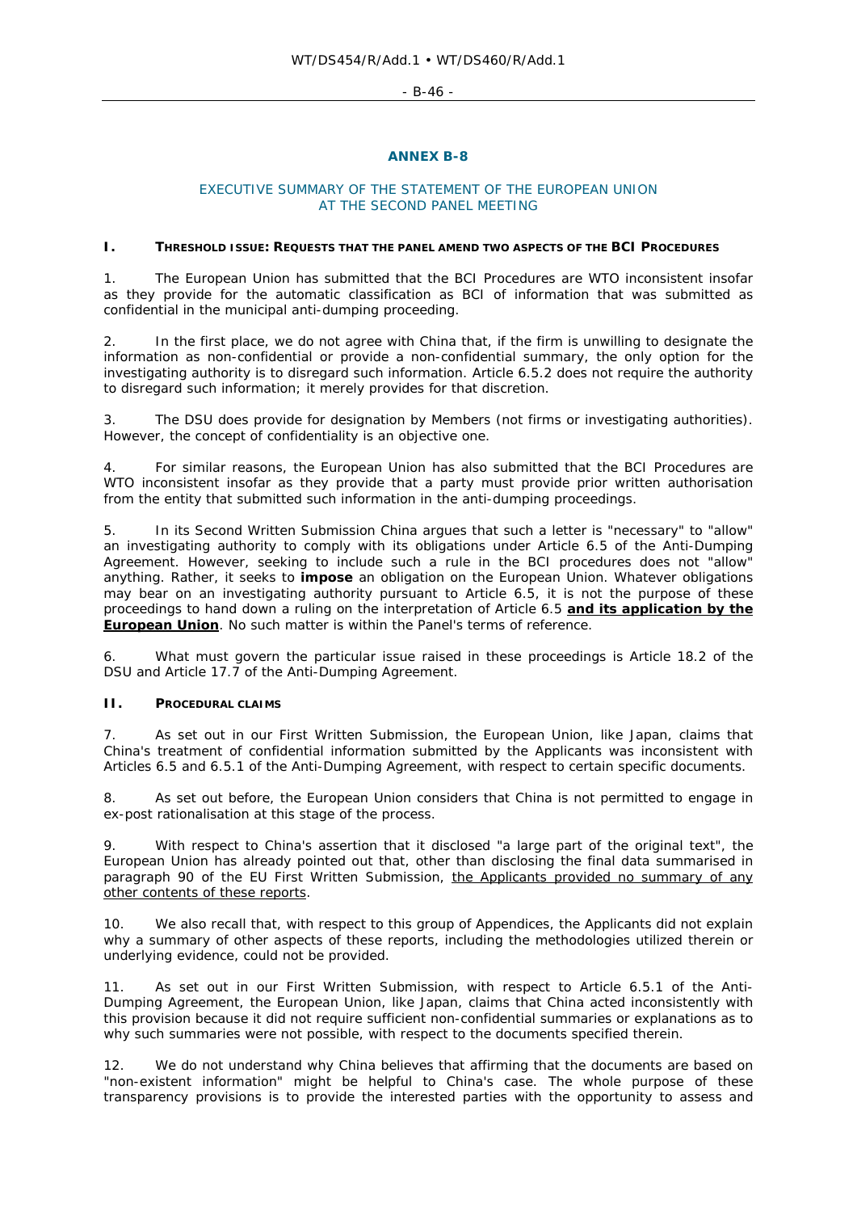## ANNEX B-8

### EXECUTIVE SUMMARY OF THE STATEMENT OF THE EUROPEAN UNION AT THE SECOND PANEL MEETING

### I. THRESHOLD ISSUE: REQUESTS THAT THE PANEL AMEND TWO ASPECTS OF THE BCI PROCEDURES

1. The European Union has submitted that the BCI Procedures are WTO inconsistent insofar as they provide for the automatic classification as BCI of information that was submitted as confidential in the municipal anti-dumping proceeding.

2. In the first place, we do not agree with China that, if the firm is unwilling to designate the information as non-confidential or provide a non-confidential summary, the only option for the investigating authority is to disregard such information. Article 6.5.2 does not require the authority to disregard such information; it merely provides for that discretion.

3. The DSU does provide for designation by Members (not firms or investigating authorities). However, the concept of confidentiality is an objective one.

4. For similar reasons, the European Union has also submitted that the BCI Procedures are WTO inconsistent insofar as they provide that a party must provide prior written authorisation from the entity that submitted such information in the anti-dumping proceedings.

5. In its Second Written Submission China argues that such a letter is "necessary" to "allow" an investigating authority to comply with its obligations under Article 6.5 of the Anti-Dumping Agreement. However, seeking to include such a rule in the BCI procedures does not "allow" anything. Rather, it seeks to **impose** an obligation on the European Union. Whatever obligations may bear on an investigating authority pursuant to Article 6.5, it is not the purpose of these proceedings to hand down a ruling on the interpretation of Article 6.5 **and its application by the European Union**. No such matter is within the Panel's terms of reference.

6. What must govern the particular issue raised in these proceedings is Article 18.2 of the DSU and Article 17.7 of the Anti-Dumping Agreement.

### II. PROCEDURAL CLAIMS

7. As set out in our First Written Submission, the European Union, like Japan, claims that China's treatment of confidential information submitted by the Applicants was inconsistent with Articles 6.5 and 6.5.1 of the Anti-Dumping Agreement, with respect to certain specific documents.

8. As set out before, the European Union considers that China is not permitted to engage in ex-post rationalisation at this stage of the process.

9. With respect to China's assertion that it disclosed "a large part of the original text", the European Union has already pointed out that, other than disclosing the final data summarised in paragraph 90 of the EU First Written Submission, the Applicants provided no summary of any other contents of these reports.

10. We also recall that, with respect to this group of Appendices, the Applicants did not explain why a summary of other aspects of these reports, including the methodologies utilized therein or underlying evidence, could not be provided.

11. As set out in our First Written Submission, with respect to Article 6.5.1 of the Anti-Dumping Agreement, the European Union, like Japan, claims that China acted inconsistently with this provision because it did not require sufficient non-confidential summaries or explanations as to why such summaries were not possible, with respect to the documents specified therein.

12. We do not understand why China believes that affirming that the documents are based on "non-existent information" might be helpful to China's case. The whole purpose of these transparency provisions is to provide the interested parties with the opportunity to assess and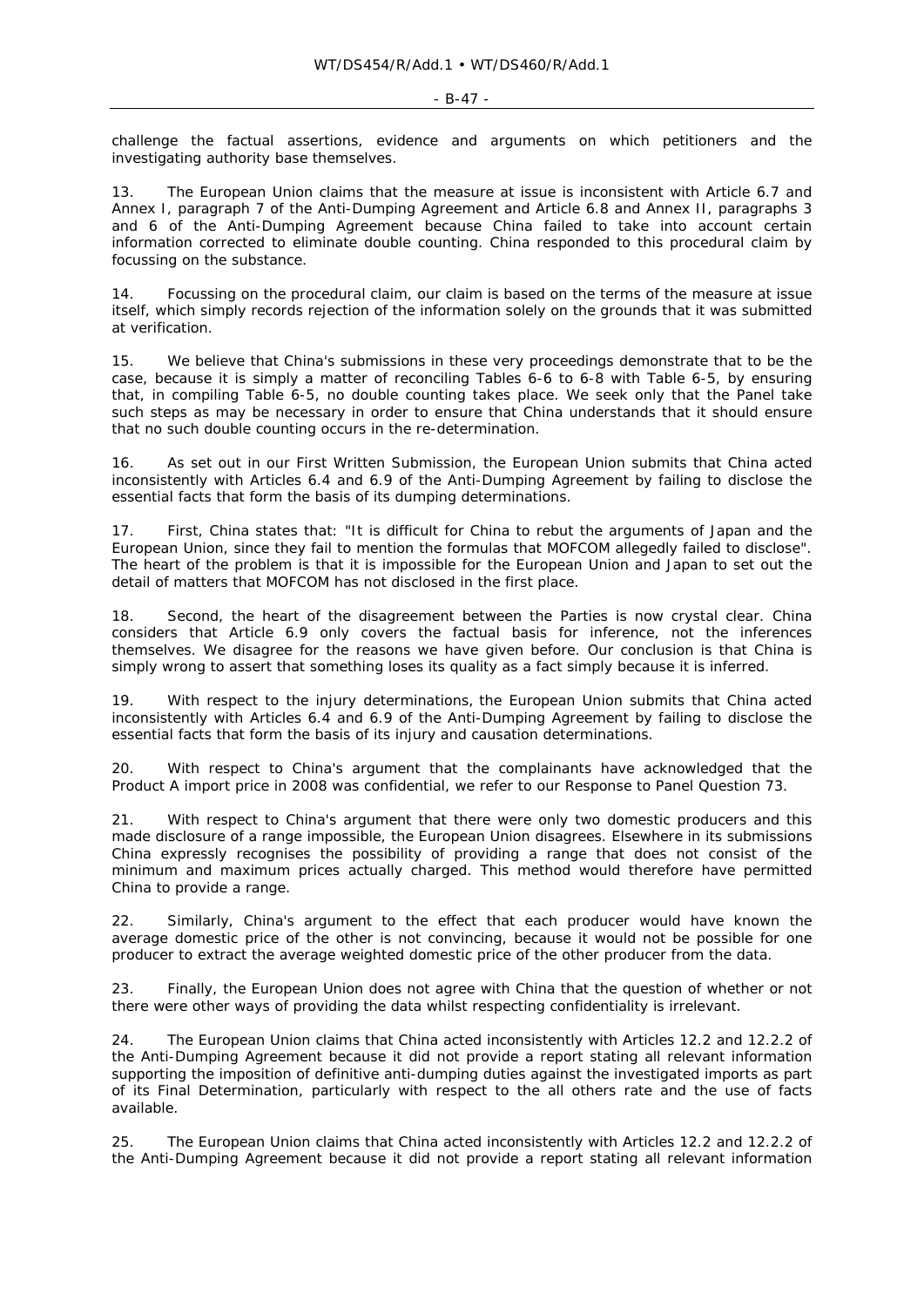challenge the factual assertions, evidence and arguments on which petitioners and the investigating authority base themselves.

13. The European Union claims that the measure at issue is inconsistent with Article 6.7 and Annex I, paragraph 7 of the Anti-Dumping Agreement and Article 6.8 and Annex II, paragraphs 3 and 6 of the Anti-Dumping Agreement because China failed to take into account certain information corrected to eliminate double counting. China responded to this procedural claim by focussing on the substance.

14. Focussing on the procedural claim, our claim is based on the terms of the measure at issue itself, which simply records rejection of the information solely on the grounds that it was submitted at verification.

15. We believe that China's submissions in these very proceedings demonstrate that to be the case, because it is simply a matter of reconciling Tables 6-6 to 6-8 with Table 6-5, by ensuring that, in compiling Table 6-5, no double counting takes place. We seek only that the Panel take such steps as may be necessary in order to ensure that China understands that it should ensure that no such double counting occurs in the re-determination.

16. As set out in our First Written Submission, the European Union submits that China acted inconsistently with Articles 6.4 and 6.9 of the Anti-Dumping Agreement by failing to disclose the essential facts that form the basis of its dumping determinations.

17. First, China states that: "It is difficult for China to rebut the arguments of Japan and the European Union, since they fail to mention the formulas that MOFCOM allegedly failed to disclose". The heart of the problem is that it is impossible for the European Union and Japan to set out the detail of matters that MOFCOM has not disclosed in the first place.

18. Second, the heart of the disagreement between the Parties is now crystal clear. China considers that Article 6.9 only covers the factual basis for inference, not the inferences themselves. We disagree for the reasons we have given before. Our conclusion is that China is simply wrong to assert that something loses its quality as a fact simply because it is inferred.

19. With respect to the injury determinations, the European Union submits that China acted inconsistently with Articles 6.4 and 6.9 of the Anti-Dumping Agreement by failing to disclose the essential facts that form the basis of its injury and causation determinations.

20. With respect to China's argument that the complainants have acknowledged that the Product A import price in 2008 was confidential, we refer to our Response to Panel Question 73.

21. With respect to China's argument that there were only two domestic producers and this made disclosure of a range impossible, the European Union disagrees. Elsewhere in its submissions China expressly recognises the possibility of providing a range that does not consist of the minimum and maximum prices actually charged. This method would therefore have permitted China to provide a range.

22. Similarly, China's argument to the effect that each producer would have known the average domestic price of the other is not convincing, because it would not be possible for one producer to extract the average weighted domestic price of the other producer from the data.

23. Finally, the European Union does not agree with China that the question of whether or not there were other ways of providing the data whilst respecting confidentiality is irrelevant.

24. The European Union claims that China acted inconsistently with Articles 12.2 and 12.2.2 of the Anti-Dumping Agreement because it did not provide a report stating all relevant information supporting the imposition of definitive anti-dumping duties against the investigated imports as part of its Final Determination, particularly with respect to the all others rate and the use of facts available.

25. The European Union claims that China acted inconsistently with Articles 12.2 and 12.2.2 of the Anti-Dumping Agreement because it did not provide a report stating all relevant information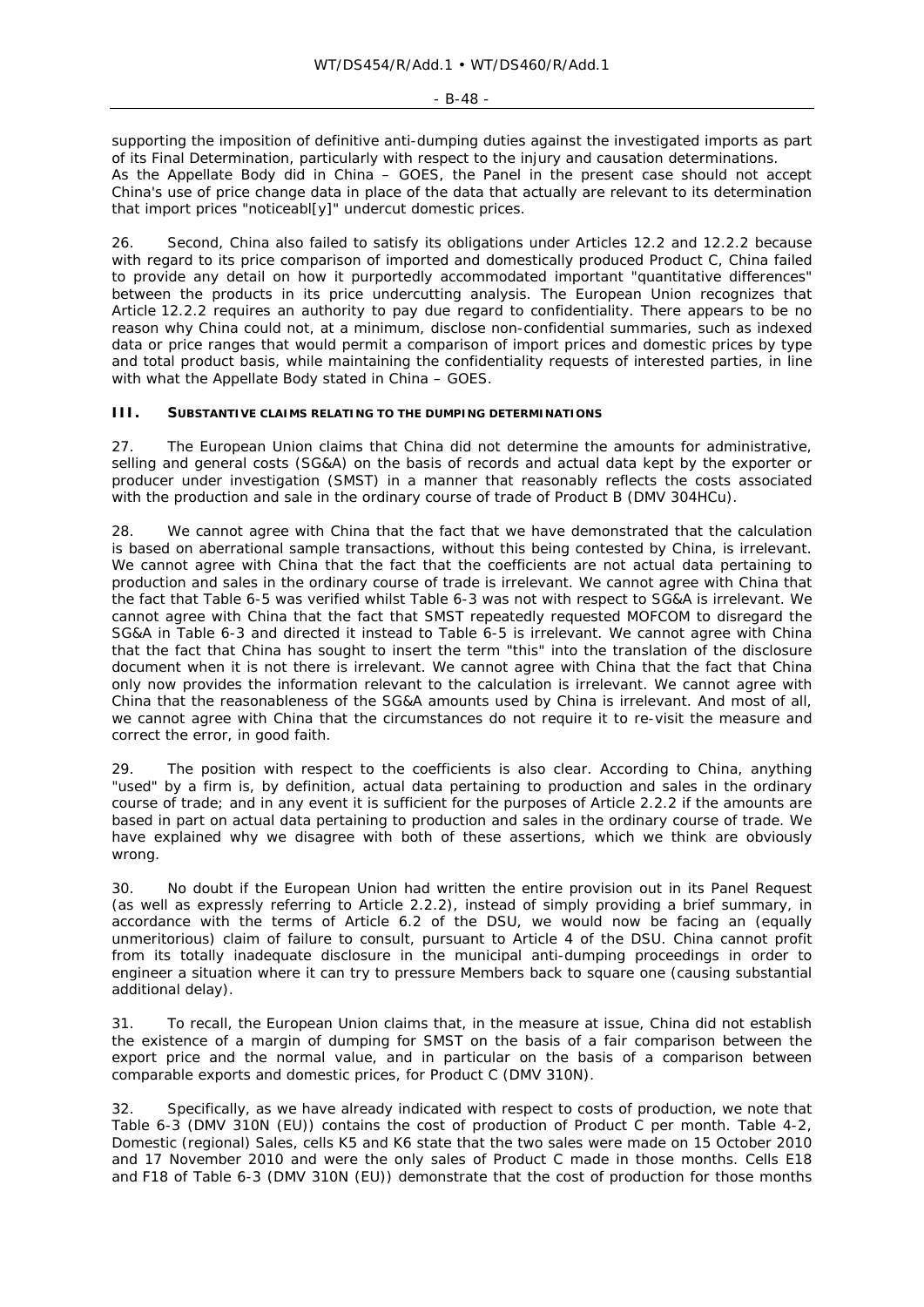supporting the imposition of definitive anti-dumping duties against the investigated imports as part of its Final Determination, particularly with respect to the injury and causation determinations. As the Appellate Body did in *China – GOES*, the Panel in the present case should not accept China's use of price change data in place of the data that actually are relevant to its determination that import prices "noticeabl[y]" undercut domestic prices.

26. Second, China also failed to satisfy its obligations under Articles 12.2 and 12.2.2 because with regard to its price comparison of imported and domestically produced Product C, China failed to provide any detail on how it purportedly accommodated important "quantitative differences" between the products in its price undercutting analysis. The European Union recognizes that Article 12.2.2 requires an authority to pay due regard to confidentiality. There appears to be no reason why China could not, at a minimum, disclose non-confidential summaries, such as indexed data or price ranges that would permit a comparison of import prices and domestic prices by type and total product basis, while maintaining the confidentiality requests of interested parties, in line with what the Appellate Body stated in *China – GOES*.

### III. SUBSTANTIVE CLAIMS RELATING TO THE DUMPING DETERMINATIONS

27. The European Union claims that China did not determine the amounts for administrative, selling and general costs (SG&A) on the basis of records and actual data kept by the exporter or producer under investigation (SMST) in a manner that reasonably reflects the costs associated with the production and sale in the ordinary course of trade of Product B (DMV 304HCu).

28. We cannot agree with China that the fact that we have demonstrated that the calculation is based on aberrational sample transactions, without this being contested by China, is irrelevant. We cannot agree with China that the fact that the coefficients are not actual data pertaining to production and sales in the ordinary course of trade is irrelevant. We cannot agree with China that the fact that Table 6-5 was verified whilst Table 6-3 was not with respect to SG&A is irrelevant. We cannot agree with China that the fact that SMST repeatedly requested MOFCOM to disregard the SG&A in Table 6-3 and directed it instead to Table 6-5 is irrelevant. We cannot agree with China that the fact that China has sought to insert the term "this" into the translation of the disclosure document when it is not there is irrelevant. We cannot agree with China that the fact that China only now provides the information relevant to the calculation is irrelevant. We cannot agree with China that the reasonableness of the SG&A amounts used by China is irrelevant. And most of all, we cannot agree with China that the circumstances do not require it to re-visit the measure and correct the error, in good faith.

29. The position with respect to the coefficients is also clear. According to China, anything "used" by a firm is, by definition, actual data pertaining to production and sales in the ordinary course of trade; and in any event it is sufficient for the purposes of Article 2.2.2 if the amounts are based in part on actual data pertaining to production and sales in the ordinary course of trade. We have explained why we disagree with both of these assertions, which we think are obviously wrong.

30. No doubt if the European Union had written the entire provision out in its Panel Request (as well as expressly referring to Article 2.2.2), instead of simply providing a brief summary, in accordance with the terms of Article 6.2 of the DSU, we would now be facing an (equally unmeritorious) claim of failure to consult, pursuant to Article 4 of the DSU. China cannot profit from its totally inadequate disclosure in the municipal anti-dumping proceedings in order to engineer a situation where it can try to pressure Members back to square one (causing substantial additional delay).

31. To recall, the European Union claims that, in the measure at issue, China did not establish the existence of a margin of dumping for SMST on the basis of a fair comparison between the export price and the normal value, and in particular on the basis of a comparison between comparable exports and domestic prices, for Product C (DMV 310N).

32. Specifically, as we have already indicated with respect to costs of production, we note that Table 6-3 (DMV 310N (EU)) contains the cost of production of Product C per month. Table 4-2, Domestic (regional) Sales, cells K5 and K6 state that the two sales were made on 15 October 2010 and 17 November 2010 and were the only sales of Product C made in those months. Cells E18 and F18 of Table 6-3 (DMV 310N (EU)) demonstrate that the cost of production for those months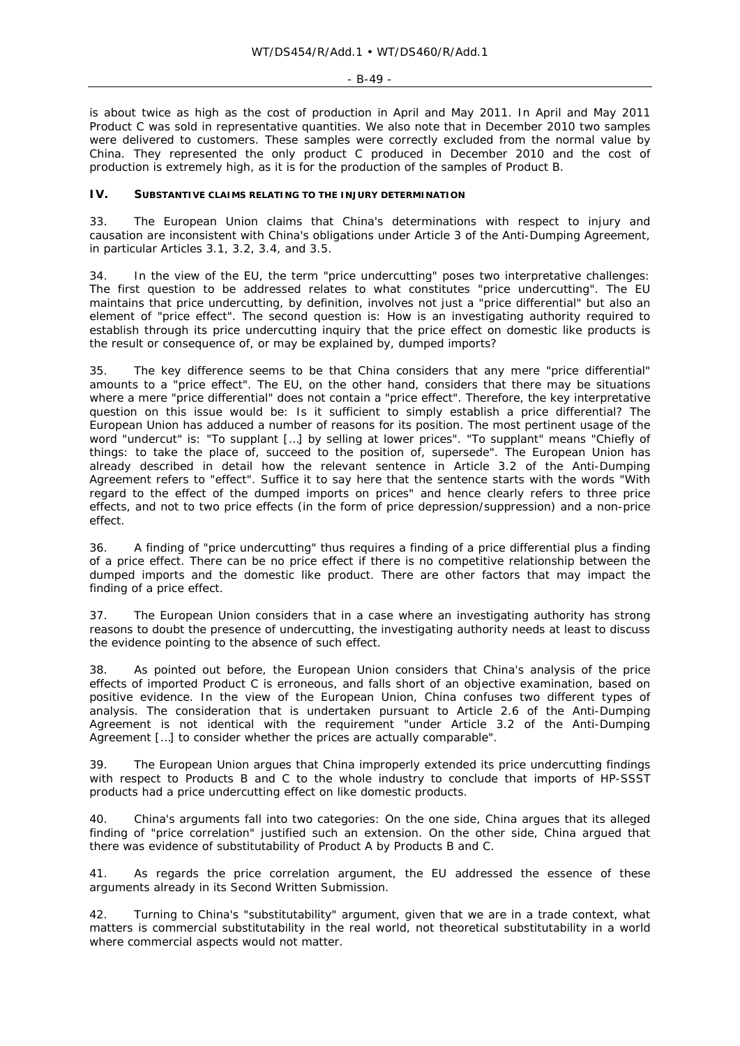is about twice as high as the cost of production in April and May 2011. In April and May 2011 Product C was sold in representative quantities. We also note that in December 2010 two samples were delivered to customers. These samples were correctly excluded from the normal value by China. They represented the only product C produced in December 2010 and the cost of production is extremely high, as it is for the production of the samples of Product B.

## IV. SUBSTANTIVE CLAIMS RELATING TO THE INJURY DETERMINATION

33. The European Union claims that China's determinations with respect to injury and causation are inconsistent with China's obligations under Article 3 of the Anti-Dumping Agreement, in particular Articles 3.1, 3.2, 3.4, and 3.5.

34. In the view of the EU, the term "price undercutting" poses two interpretative challenges: The first question to be addressed relates to what constitutes "price undercutting". The EU maintains that price undercutting, by definition, involves not just a "price differential" but also an element of "price effect". The second question is: How is an investigating authority required to establish through its price undercutting inquiry that the price effect on domestic like products is the result or consequence of, or may be explained by, dumped imports?

35. The key difference seems to be that China considers that any mere "price differential" amounts to a "price effect". The EU, on the other hand, considers that there may be situations where a mere "price differential" does not contain a "price effect". Therefore, the key interpretative question on this issue would be: Is it sufficient to simply establish a price differential? The European Union has adduced a number of reasons for its position. The most pertinent usage of the word "undercut" is: "To supplant […] by selling at lower prices". "To supplant" means "Chiefly of things: to take the place of, succeed to the position of, supersede". The European Union has already described in detail how the relevant sentence in Article 3.2 of the Anti-Dumping Agreement refers to "effect". Suffice it to say here that the sentence starts with the words "With regard to the effect of the dumped imports on prices" and hence clearly refers to three price effects, and not to two price effects (in the form of price depression/suppression) and a non-price effect.

36. A finding of "price undercutting" thus requires a finding of a price differential plus a finding of a price effect. There can be no price effect if there is no competitive relationship between the dumped imports and the domestic like product. There are other factors that may impact the finding of a price effect.

37. The European Union considers that in a case where an investigating authority has strong reasons to doubt the presence of undercutting, the investigating authority needs at least to discuss the evidence pointing to the absence of such effect.

38. As pointed out before, the European Union considers that China's analysis of the price effects of imported Product C is erroneous, and falls short of an objective examination, based on positive evidence. In the view of the European Union, China confuses two different types of analysis. The consideration that is undertaken pursuant to Article 2.6 of the Anti-Dumping Agreement is not identical with the requirement "under Article 3.2 of the Anti-Dumping Agreement […] to consider whether the prices are actually comparable".

39. The European Union argues that China improperly extended its price undercutting findings with respect to Products B and C to the whole industry to conclude that imports of HP-SSST products had a price undercutting effect on like domestic products.

40. China's arguments fall into two categories: On the one side, China argues that its alleged finding of "price correlation" justified such an extension. On the other side, China argued that there was evidence of substitutability of Product A by Products B and C.

41. As regards the price correlation argument, the EU addressed the essence of these arguments already in its Second Written Submission.

42. Turning to China's "substitutability" argument, given that we are in a trade context, what matters is commercial substitutability in the real world, not theoretical substitutability in a world where commercial aspects would not matter.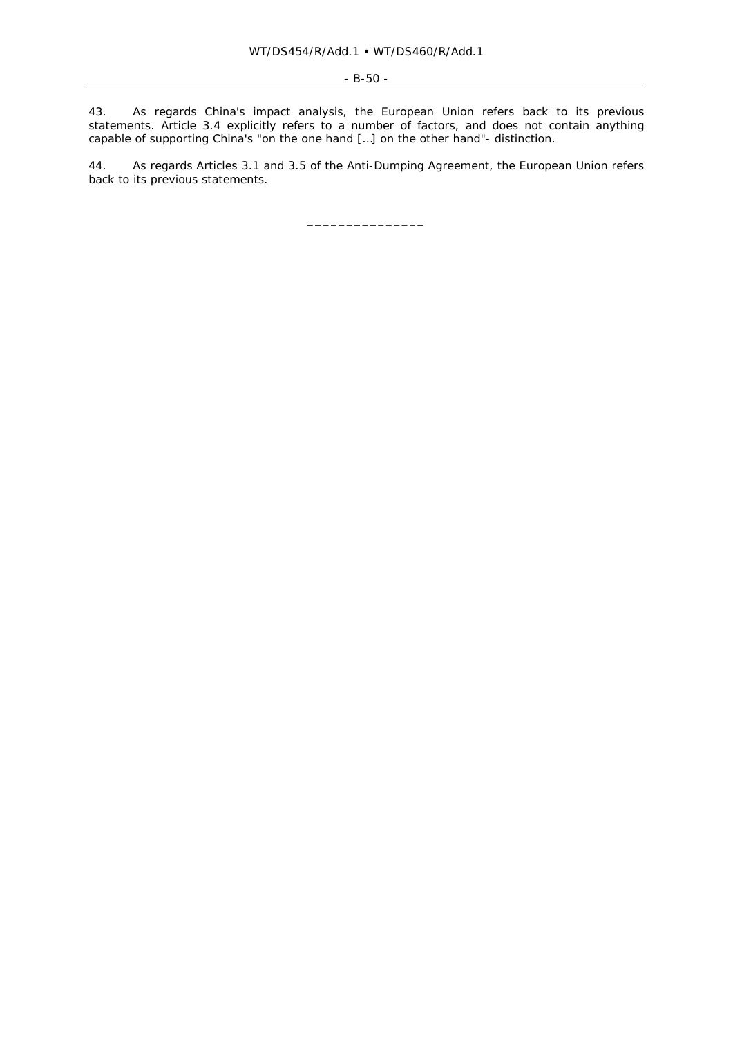43. As regards China's impact analysis, the European Union refers back to its previous statements. Article 3.4 explicitly refers to a number of factors, and does not contain anything capable of supporting China's "on the one hand […] on the other hand"- distinction.

44. As regards Articles 3.1 and 3.5 of the Anti-Dumping Agreement, the European Union refers back to its previous statements.

\_\_\_\_\_\_\_\_\_\_\_\_\_\_\_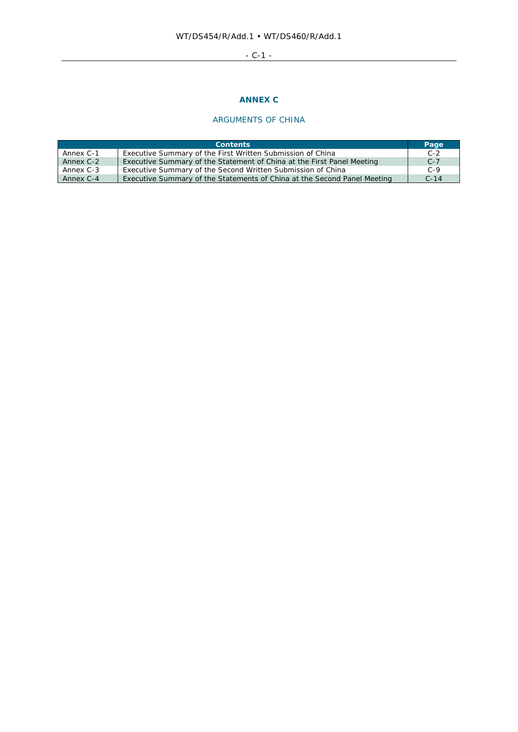# ANNEX C

## ARGUMENTS OF CHINA

| Contents | | Page |
|---|---|---|
| Annex C-1 | Executive Summary of the First Written Submission of China | C-2 |
| Annex C-2 | Executive Summary of the Statement of China at the First Panel Meeting | C-7 |
| Annex C-3 | Executive Summary of the Second Written Submission of China | C-9 |
| Annex C-4 | Executive Summary of the Statements of China at the Second Panel Meeting | C-14 |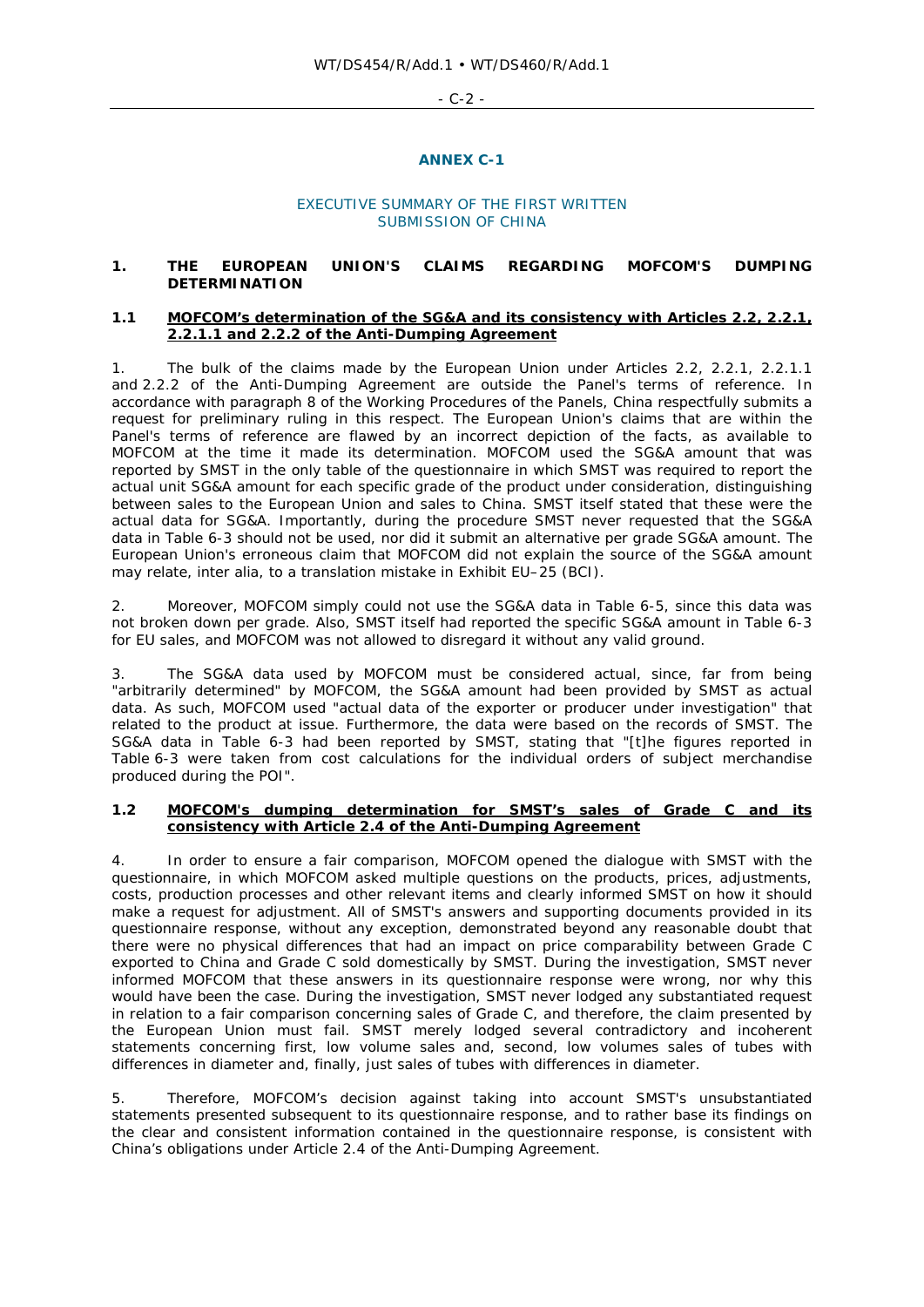## ANNEX C-1

### EXECUTIVE SUMMARY OF THE FIRST WRITTEN SUBMISSION OF CHINA

### 1. THE EUROPEAN UNION'S CLAIMS REGARDING MOFCOM'S DUMPING DETERMINATION

#### 1.1 MOFCOM's determination of the SG&A and its consistency with Articles 2.2, 2.2.1, 2.2.1.1 and 2.2.2 of the Anti-Dumping Agreement

1. The bulk of the claims made by the European Union under Articles 2.2, 2.2.1, 2.2.1.1 and 2.2.2 of the Anti-Dumping Agreement are outside the Panel's terms of reference. In accordance with paragraph 8 of the Working Procedures of the Panels, China respectfully submits a request for preliminary ruling in this respect. The European Union's claims that are within the Panel's terms of reference are flawed by an incorrect depiction of the facts, as available to MOFCOM at the time it made its determination. MOFCOM used the SG&A amount that was reported by SMST in the only table of the questionnaire in which SMST was required to report the actual unit SG&A amount for each specific grade of the product under consideration, distinguishing between sales to the European Union and sales to China. SMST itself stated that these were the actual data for SG&A. Importantly, during the procedure SMST never requested that the SG&A data in Table 6-3 should not be used, nor did it submit an alternative per grade SG&A amount. The European Union's erroneous claim that MOFCOM did not explain the source of the SG&A amount may relate, inter alia, to a translation mistake in Exhibit EU–25 (BCI).

2. Moreover, MOFCOM simply could not use the SG&A data in Table 6-5, since this data was not broken down per grade. Also, SMST itself had reported the specific SG&A amount in Table 6-3 for EU sales, and MOFCOM was not allowed to disregard it without any valid ground.

3. The SG&A data used by MOFCOM must be considered actual, since, far from being "arbitrarily determined" by MOFCOM, the SG&A amount had been provided by SMST as actual data. As such, MOFCOM used "actual data of the exporter or producer under investigation" that related to the product at issue. Furthermore, the data were based on the records of SMST. The SG&A data in Table 6-3 had been reported by SMST, stating that "[t]he figures reported in Table 6-3 were taken from cost calculations for the individual orders of subject merchandise produced during the POI".

#### 1.2 MOFCOM's dumping determination for SMST's sales of Grade C and its consistency with Article 2.4 of the Anti-Dumping Agreement

4. In order to ensure a fair comparison, MOFCOM opened the dialogue with SMST with the questionnaire, in which MOFCOM asked multiple questions on the products, prices, adjustments, costs, production processes and other relevant items and clearly informed SMST on how it should make a request for adjustment. All of SMST's answers and supporting documents provided in its questionnaire response, without any exception, demonstrated beyond any reasonable doubt that there were no physical differences that had an impact on price comparability between Grade C exported to China and Grade C sold domestically by SMST. During the investigation, SMST never informed MOFCOM that these answers in its questionnaire response were wrong, nor why this would have been the case. During the investigation, SMST never lodged any substantiated request in relation to a fair comparison concerning sales of Grade C, and therefore, the claim presented by the European Union must fail. SMST merely lodged several contradictory and incoherent statements concerning first, low volume sales and, second, low volumes sales of tubes with differences in diameter and, finally, just sales of tubes with differences in diameter.

5. Therefore, MOFCOM's decision against taking into account SMST's unsubstantiated statements presented subsequent to its questionnaire response, and to rather base its findings on the clear and consistent information contained in the questionnaire response, is consistent with China's obligations under Article 2.4 of the Anti-Dumping Agreement.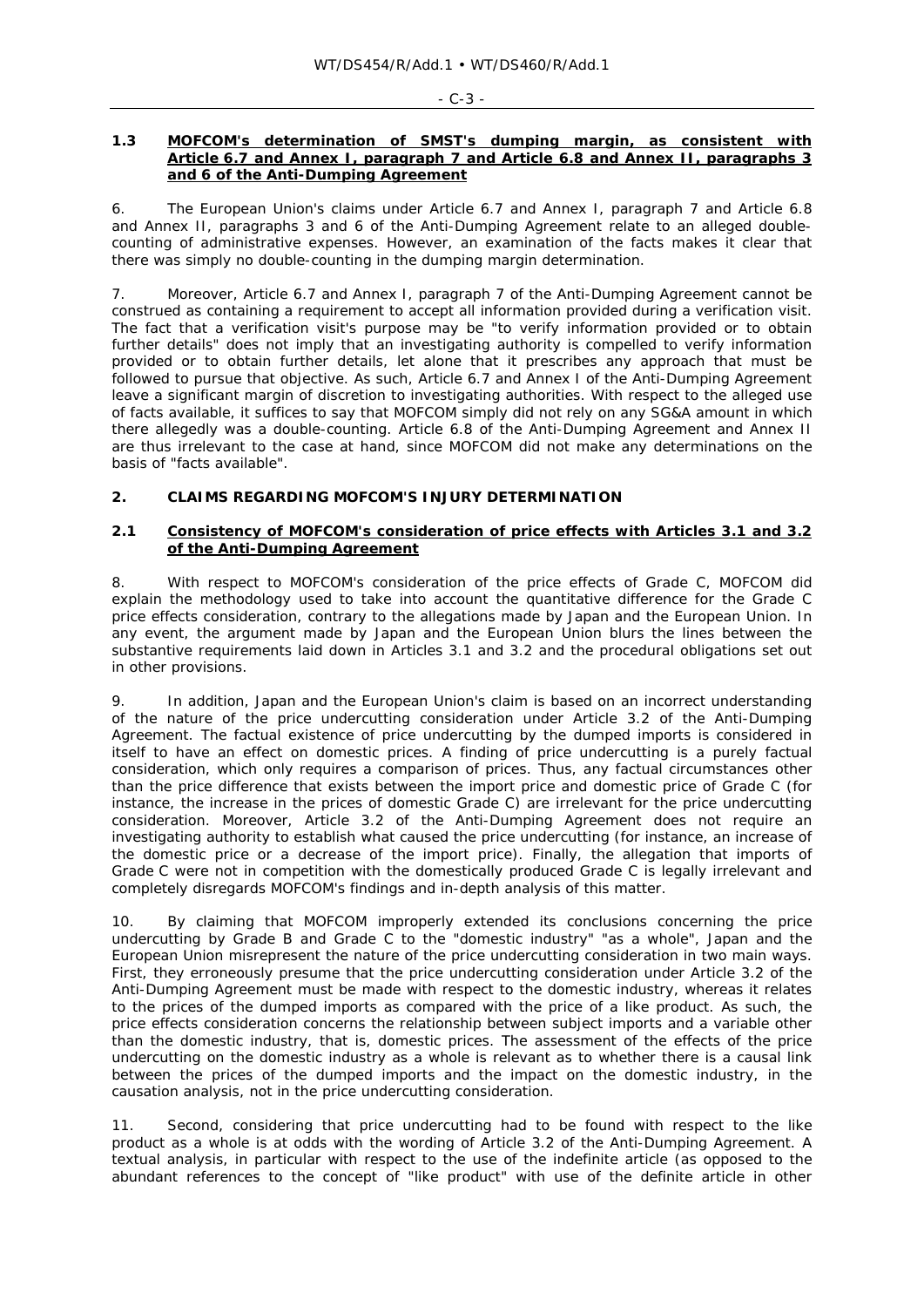### 1.3 MOFCOM's determination of SMST's dumping margin, as consistent with Article 6.7 and Annex I, paragraph 7 and Article 6.8 and Annex II, paragraphs 3 and 6 of the Anti-Dumping Agreement

6. The European Union's claims under Article 6.7 and Annex I, paragraph 7 and Article 6.8 and Annex II, paragraphs 3 and 6 of the Anti-Dumping Agreement relate to an alleged double-counting of administrative expenses. However, an examination of the facts makes it clear that there was simply no double-counting in the dumping margin determination.

7. Moreover, Article 6.7 and Annex I, paragraph 7 of the Anti-Dumping Agreement cannot be construed as containing a requirement to accept all information provided during a verification visit. The fact that a verification visit's purpose may be "to verify information provided or to obtain further details" does not imply that an investigating authority is compelled to verify information provided or to obtain further details, let alone that it prescribes any approach that must be followed to pursue that objective. As such, Article 6.7 and Annex I of the Anti-Dumping Agreement leave a significant margin of discretion to investigating authorities. With respect to the alleged use of facts available, it suffices to say that MOFCOM simply did not rely on any SG&A amount in which there allegedly was a double-counting. Article 6.8 of the Anti-Dumping Agreement and Annex II are thus irrelevant to the case at hand, since MOFCOM did not make any determinations on the basis of "facts available".

## 2. CLAIMS REGARDING MOFCOM'S INJURY DETERMINATION

### 2.1 Consistency of MOFCOM's consideration of price effects with Articles 3.1 and 3.2 of the Anti-Dumping Agreement

8. With respect to MOFCOM's consideration of the price effects of Grade C, MOFCOM did explain the methodology used to take into account the quantitative difference for the Grade C price effects consideration, contrary to the allegations made by Japan and the European Union. In any event, the argument made by Japan and the European Union blurs the lines between the substantive requirements laid down in Articles 3.1 and 3.2 and the procedural obligations set out in other provisions.

9. In addition, Japan and the European Union's claim is based on an incorrect understanding of the nature of the price undercutting consideration under Article 3.2 of the Anti-Dumping Agreement. The factual existence of price undercutting by the dumped imports is considered in itself to have an effect on domestic prices. A finding of price undercutting is a purely factual consideration, which only requires a comparison of prices. Thus, any factual circumstances other than the price difference that exists between the import price and domestic price of Grade C (for instance, the increase in the prices of domestic Grade C) are irrelevant for the price undercutting consideration. Moreover, Article 3.2 of the Anti-Dumping Agreement does not require an investigating authority to establish what caused the price undercutting (for instance, an increase of the domestic price or a decrease of the import price). Finally, the allegation that imports of Grade C were not in competition with the domestically produced Grade C is legally irrelevant and completely disregards MOFCOM's findings and in-depth analysis of this matter.

10. By claiming that MOFCOM improperly extended its conclusions concerning the price undercutting by Grade B and Grade C to the "domestic industry" "as a whole", Japan and the European Union misrepresent the nature of the price undercutting consideration in two main ways. First, they erroneously presume that the price undercutting consideration under Article 3.2 of the Anti-Dumping Agreement must be made with respect to the domestic industry, whereas it relates to the prices of the dumped imports as compared with the price of a like product. As such, the price effects consideration concerns the relationship between subject imports and a variable other than the domestic industry, that is, domestic prices. The assessment of the effects of the price undercutting on the domestic industry as a whole is relevant as to whether there is a causal link between the prices of the dumped imports and the impact on the domestic industry, in the causation analysis, not in the price undercutting consideration.

11. Second, considering that price undercutting had to be found with respect to the like product as a whole is at odds with the wording of Article 3.2 of the Anti-Dumping Agreement. A textual analysis, in particular with respect to the use of the indefinite article (as opposed to the abundant references to the concept of "like product" with use of the definite article in other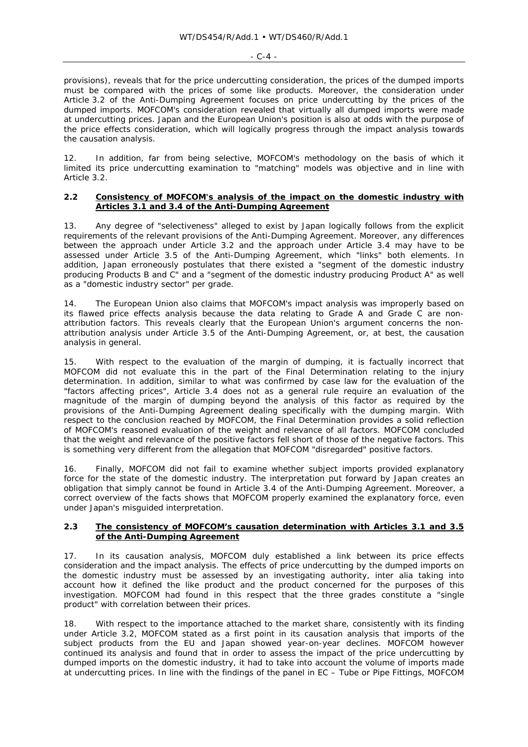provisions), reveals that for the price undercutting consideration, the prices of the dumped imports must be compared with the prices of some like products. Moreover, the consideration under Article 3.2 of the Anti-Dumping Agreement focuses on price undercutting by the prices of the dumped imports. MOFCOM's consideration revealed that virtually all dumped imports were made at undercutting prices. Japan and the European Union's position is also at odds with the purpose of the price effects consideration, which will logically progress through the impact analysis towards the causation analysis.

12. In addition, far from being selective, MOFCOM's methodology on the basis of which it limited its price undercutting examination to "matching" models was objective and in line with Article 3.2.

### 2.2 Consistency of MOFCOM's analysis of the impact on the domestic industry with Articles 3.1 and 3.4 of the Anti-Dumping Agreement

13. Any degree of "selectiveness" alleged to exist by Japan logically follows from the explicit requirements of the relevant provisions of the Anti-Dumping Agreement. Moreover, any differences between the approach under Article 3.2 and the approach under Article 3.4 may have to be assessed under Article 3.5 of the Anti-Dumping Agreement, which "links" both elements. In addition, Japan erroneously postulates that there existed a "segment of the domestic industry producing Products B and C" and a "segment of the domestic industry producing Product A" as well as a "domestic industry sector" per grade.

14. The European Union also claims that MOFCOM's impact analysis was improperly based on its flawed price effects analysis because the data relating to Grade A and Grade C are non-attribution factors. This reveals clearly that the European Union's argument concerns the non-attribution analysis under Article 3.5 of the Anti-Dumping Agreement, or, at best, the causation analysis in general.

15. With respect to the evaluation of the margin of dumping, it is factually incorrect that MOFCOM did not evaluate this in the part of the Final Determination relating to the injury determination. In addition, similar to what was confirmed by case law for the evaluation of the "factors affecting prices", Article 3.4 does not as a general rule require an evaluation of the magnitude of the margin of dumping beyond the analysis of this factor as required by the provisions of the Anti-Dumping Agreement dealing specifically with the dumping margin. With respect to the conclusion reached by MOFCOM, the Final Determination provides a solid reflection of MOFCOM's reasoned evaluation of the weight and relevance of all factors. MOFCOM concluded that the weight and relevance of the positive factors fell short of those of the negative factors. This is something very different from the allegation that MOFCOM "disregarded" positive factors.

16. Finally, MOFCOM did not fail to examine whether subject imports provided explanatory force for the state of the domestic industry. The interpretation put forward by Japan creates an obligation that simply cannot be found in Article 3.4 of the Anti-Dumping Agreement. Moreover, a correct overview of the facts shows that MOFCOM properly examined the explanatory force, even under Japan's misguided interpretation.

### 2.3 The consistency of MOFCOM's causation determination with Articles 3.1 and 3.5 of the Anti-Dumping Agreement

17. In its causation analysis, MOFCOM duly established a link between its price effects consideration and the impact analysis. The effects of price undercutting by the dumped imports on the domestic industry must be assessed by an investigating authority, inter alia taking into account how it defined the like product and the product concerned for the purposes of this investigation. MOFCOM had found in this respect that the three grades constitute a "single product" with correlation between their prices.

18. With respect to the importance attached to the market share, consistently with its finding under Article 3.2, MOFCOM stated as a first point in its causation analysis that imports of the subject products from the EU and Japan showed year-on-year declines. MOFCOM however continued its analysis and found that in order to assess the impact of the price undercutting by dumped imports on the domestic industry, it had to take into account the volume of imports made at undercutting prices. In line with the findings of the panel in *EC – Tube or Pipe Fittings*, MOFCOM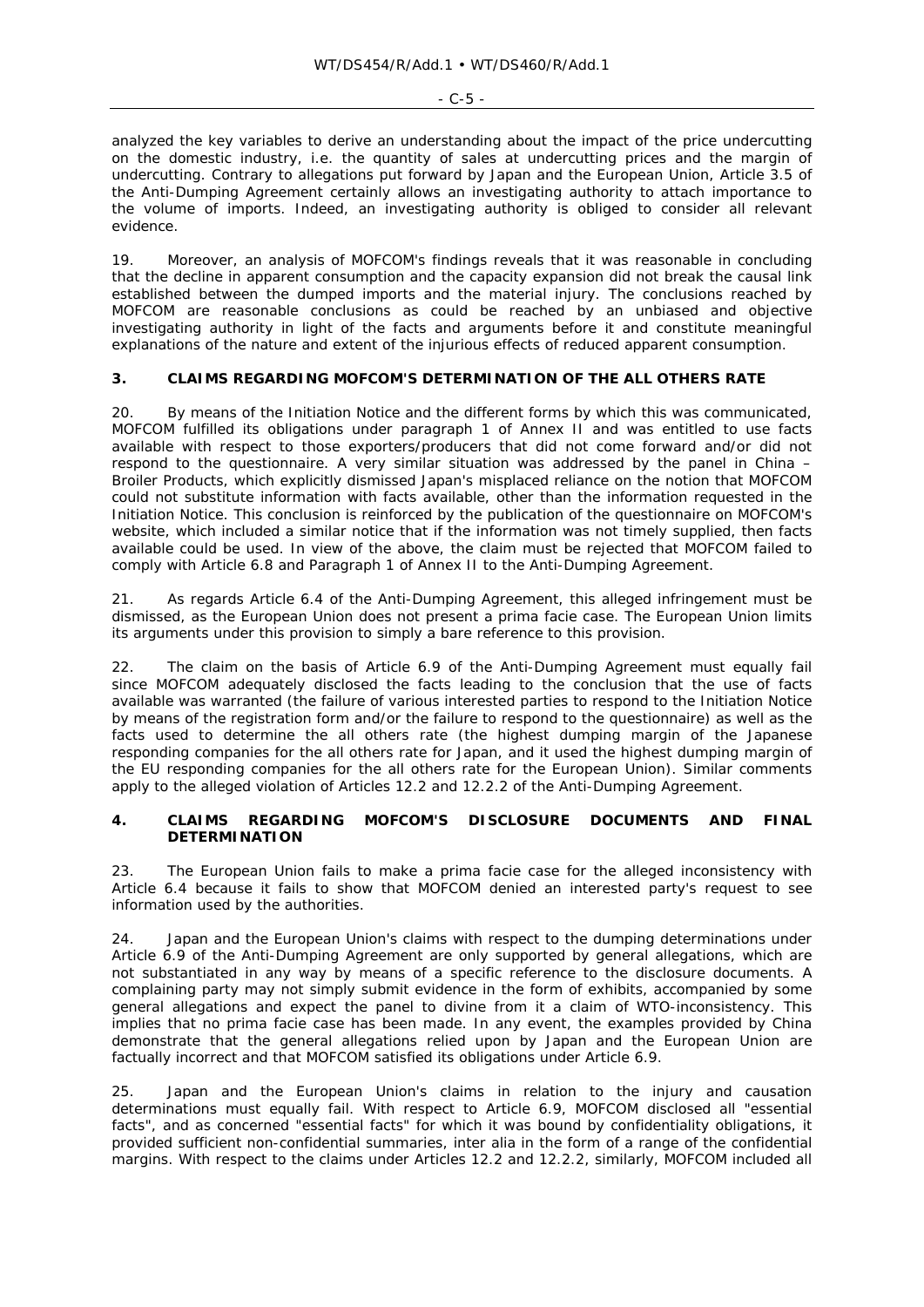analyzed the key variables to derive an understanding about the impact of the price undercutting on the domestic industry, i.e. the quantity of sales at undercutting prices and the margin of undercutting. Contrary to allegations put forward by Japan and the European Union, Article 3.5 of the Anti-Dumping Agreement certainly allows an investigating authority to attach importance to the volume of imports. Indeed, an investigating authority is obliged to consider all relevant evidence.

19. Moreover, an analysis of MOFCOM's findings reveals that it was reasonable in concluding that the decline in apparent consumption and the capacity expansion did not break the causal link established between the dumped imports and the material injury. The conclusions reached by MOFCOM are reasonable conclusions as could be reached by an unbiased and objective investigating authority in light of the facts and arguments before it and constitute meaningful explanations of the nature and extent of the injurious effects of reduced apparent consumption.

### 3. CLAIMS REGARDING MOFCOM'S DETERMINATION OF THE ALL OTHERS RATE

20. By means of the Initiation Notice and the different forms by which this was communicated, MOFCOM fulfilled its obligations under paragraph 1 of Annex II and was entitled to use facts available with respect to those exporters/producers that did not come forward and/or did not respond to the questionnaire. A very similar situation was addressed by the panel in *China – Broiler Products*, which explicitly dismissed Japan's misplaced reliance on the notion that MOFCOM could not substitute information with facts available, other than the information requested in the Initiation Notice. This conclusion is reinforced by the publication of the questionnaire on MOFCOM's website, which included a similar notice that if the information was not timely supplied, then facts available could be used. In view of the above, the claim must be rejected that MOFCOM failed to comply with Article 6.8 and Paragraph 1 of Annex II to the Anti-Dumping Agreement.

21. As regards Article 6.4 of the Anti-Dumping Agreement, this alleged infringement must be dismissed, as the European Union does not present a prima facie case. The European Union limits its arguments under this provision to simply a bare reference to this provision.

22. The claim on the basis of Article 6.9 of the Anti-Dumping Agreement must equally fail since MOFCOM adequately disclosed the facts leading to the conclusion that the use of facts available was warranted (the failure of various interested parties to respond to the Initiation Notice by means of the registration form and/or the failure to respond to the questionnaire) as well as the facts used to determine the all others rate (the highest dumping margin of the Japanese responding companies for the all others rate for Japan, and it used the highest dumping margin of the EU responding companies for the all others rate for the European Union). Similar comments apply to the alleged violation of Articles 12.2 and 12.2.2 of the Anti-Dumping Agreement.

### 4. CLAIMS REGARDING MOFCOM'S DISCLOSURE DOCUMENTS AND FINAL DETERMINATION

23. The European Union fails to make a prima facie case for the alleged inconsistency with Article 6.4 because it fails to show that MOFCOM denied an interested party's request to see information used by the authorities.

24. Japan and the European Union's claims with respect to the dumping determinations under Article 6.9 of the Anti-Dumping Agreement are only supported by general allegations, which are not substantiated in any way by means of a specific reference to the disclosure documents. A complaining party may not simply submit evidence in the form of exhibits, accompanied by some general allegations and expect the panel to divine from it a claim of WTO-inconsistency. This implies that no prima facie case has been made. In any event, the examples provided by China demonstrate that the general allegations relied upon by Japan and the European Union are factually incorrect and that MOFCOM satisfied its obligations under Article 6.9.

25. Japan and the European Union's claims in relation to the injury and causation determinations must equally fail. With respect to Article 6.9, MOFCOM disclosed all "essential facts", and as concerned "essential facts" for which it was bound by confidentiality obligations, it provided sufficient non-confidential summaries, inter alia in the form of a range of the confidential margins. With respect to the claims under Articles 12.2 and 12.2.2, similarly, MOFCOM included all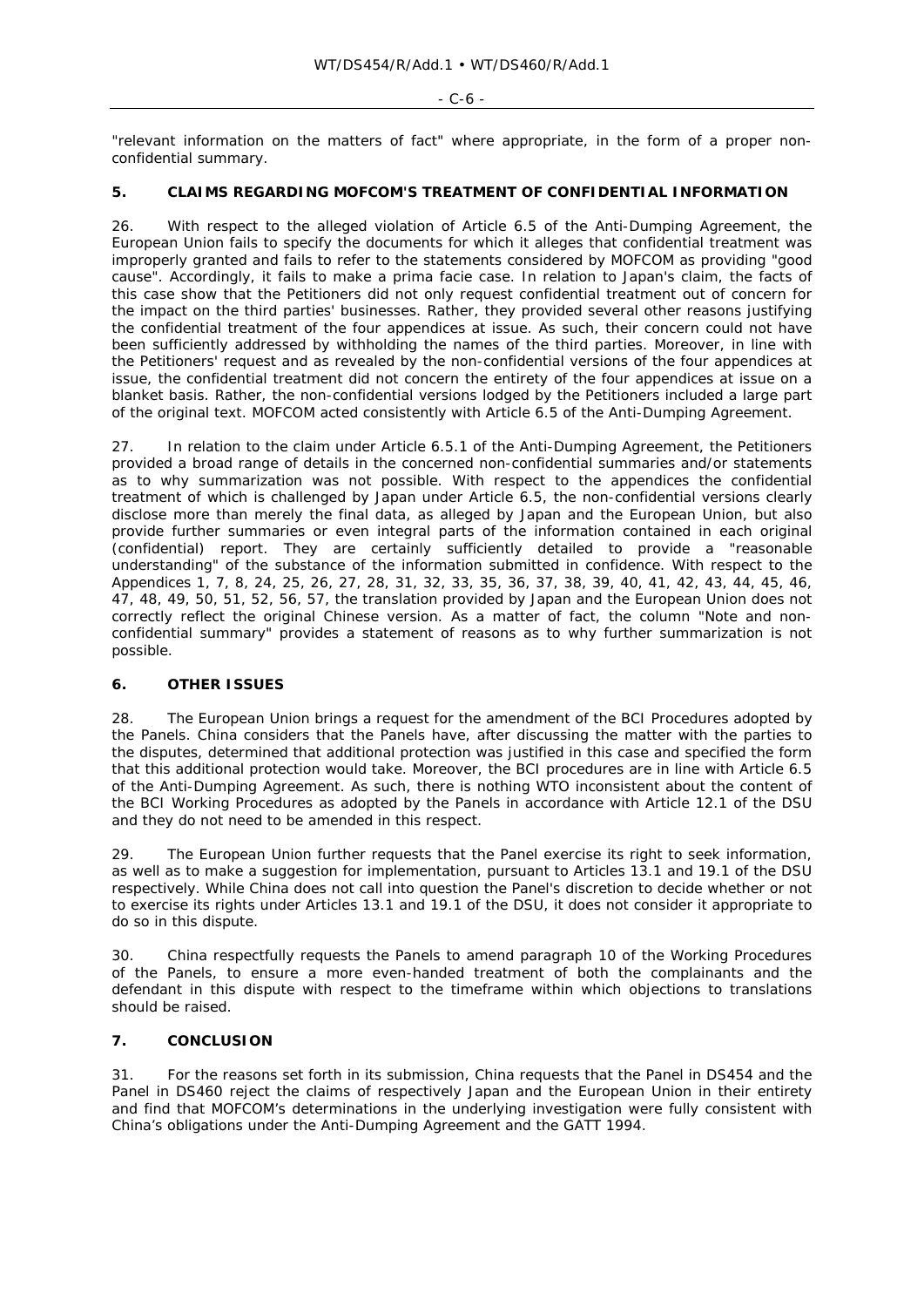"relevant information on the matters of fact" where appropriate, in the form of a proper non-confidential summary.

## 5. CLAIMS REGARDING MOFCOM'S TREATMENT OF CONFIDENTIAL INFORMATION

26. With respect to the alleged violation of Article 6.5 of the Anti-Dumping Agreement, the European Union fails to specify the documents for which it alleges that confidential treatment was improperly granted and fails to refer to the statements considered by MOFCOM as providing "good cause". Accordingly, it fails to make a prima facie case. In relation to Japan's claim, the facts of this case show that the Petitioners did not only request confidential treatment out of concern for the impact on the third parties' businesses. Rather, they provided several other reasons justifying the confidential treatment of the four appendices at issue. As such, their concern could not have been sufficiently addressed by withholding the names of the third parties. Moreover, in line with the Petitioners' request and as revealed by the non-confidential versions of the four appendices at issue, the confidential treatment did not concern the entirety of the four appendices at issue on a blanket basis. Rather, the non-confidential versions lodged by the Petitioners included a large part of the original text. MOFCOM acted consistently with Article 6.5 of the Anti-Dumping Agreement.

27. In relation to the claim under Article 6.5.1 of the Anti-Dumping Agreement, the Petitioners provided a broad range of details in the concerned non-confidential summaries and/or statements as to why summarization was not possible. With respect to the appendices the confidential treatment of which is challenged by Japan under Article 6.5, the non-confidential versions clearly disclose more than merely the final data, as alleged by Japan and the European Union, but also provide further summaries or even integral parts of the information contained in each original (confidential) report. They are certainly sufficiently detailed to provide a "reasonable understanding" of the substance of the information submitted in confidence. With respect to the Appendices 1, 7, 8, 24, 25, 26, 27, 28, 31, 32, 33, 35, 36, 37, 38, 39, 40, 41, 42, 43, 44, 45, 46, 47, 48, 49, 50, 51, 52, 56, 57, the translation provided by Japan and the European Union does not correctly reflect the original Chinese version. As a matter of fact, the column "Note and non-confidential summary" provides a statement of reasons as to why further summarization is not possible.

## 6. OTHER ISSUES

28. The European Union brings a request for the amendment of the BCI Procedures adopted by the Panels. China considers that the Panels have, after discussing the matter with the parties to the disputes, determined that additional protection was justified in this case and specified the form that this additional protection would take. Moreover, the BCI procedures are in line with Article 6.5 of the Anti-Dumping Agreement. As such, there is nothing WTO inconsistent about the content of the BCI Working Procedures as adopted by the Panels in accordance with Article 12.1 of the DSU and they do not need to be amended in this respect.

29. The European Union further requests that the Panel exercise its right to seek information, as well as to make a suggestion for implementation, pursuant to Articles 13.1 and 19.1 of the DSU respectively. While China does not call into question the Panel's discretion to decide whether or not to exercise its rights under Articles 13.1 and 19.1 of the DSU, it does not consider it appropriate to do so in this dispute.

30. China respectfully requests the Panels to amend paragraph 10 of the Working Procedures of the Panels, to ensure a more even-handed treatment of both the complainants and the defendant in this dispute with respect to the timeframe within which objections to translations should be raised.

## 7. CONCLUSION

31. For the reasons set forth in its submission, China requests that the Panel in DS454 and the Panel in DS460 reject the claims of respectively Japan and the European Union in their entirety and find that MOFCOM's determinations in the underlying investigation were fully consistent with China's obligations under the Anti-Dumping Agreement and the GATT 1994.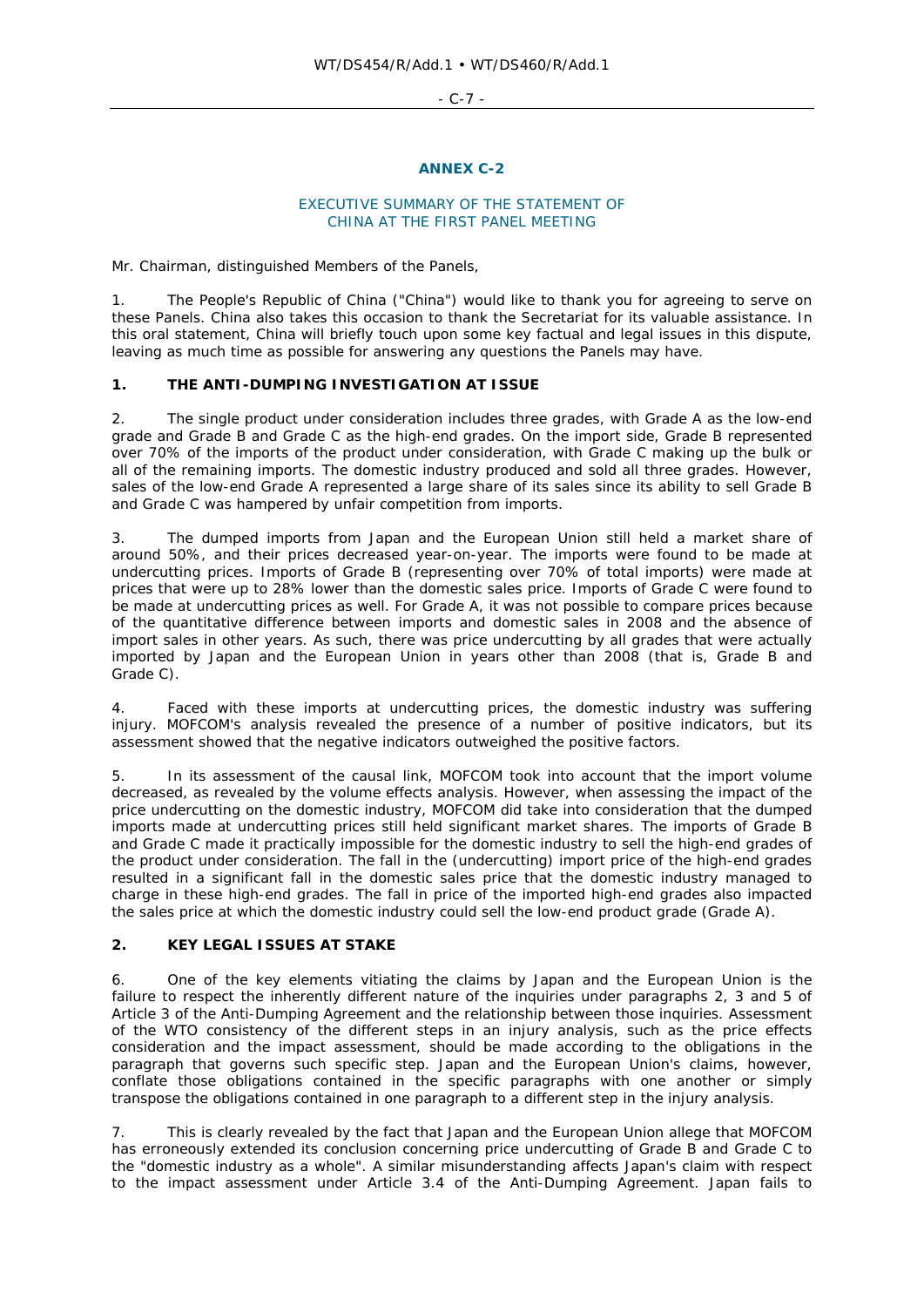## ANNEX C-2

### EXECUTIVE SUMMARY OF THE STATEMENT OF CHINA AT THE FIRST PANEL MEETING

Mr. Chairman, distinguished Members of the Panels,

1. The People's Republic of China ("China") would like to thank you for agreeing to serve on these Panels. China also takes this occasion to thank the Secretariat for its valuable assistance. In this oral statement, China will briefly touch upon some key factual and legal issues in this dispute, leaving as much time as possible for answering any questions the Panels may have.

### 1. THE ANTI-DUMPING INVESTIGATION AT ISSUE

2. The single product under consideration includes three grades, with Grade A as the low-end grade and Grade B and Grade C as the high-end grades. On the import side, Grade B represented over 70% of the imports of the product under consideration, with Grade C making up the bulk or all of the remaining imports. The domestic industry produced and sold all three grades. However, sales of the low-end Grade A represented a large share of its sales since its ability to sell Grade B and Grade C was hampered by unfair competition from imports.

3. The dumped imports from Japan and the European Union still held a market share of around 50%, and their prices decreased year-on-year. The imports were found to be made at undercutting prices. Imports of Grade B (representing over 70% of total imports) were made at prices that were up to 28% lower than the domestic sales price. Imports of Grade C were found to be made at undercutting prices as well. For Grade A, it was not possible to compare prices because of the quantitative difference between imports and domestic sales in 2008 and the absence of import sales in other years. As such, there was price undercutting by all grades that were actually imported by Japan and the European Union in years other than 2008 (that is, Grade B and Grade C).

4. Faced with these imports at undercutting prices, the domestic industry was suffering injury. MOFCOM's analysis revealed the presence of a number of positive indicators, but its assessment showed that the negative indicators outweighed the positive factors.

5. In its assessment of the causal link, MOFCOM took into account that the import volume decreased, as revealed by the volume effects analysis. However, when assessing the impact of the price undercutting on the domestic industry, MOFCOM did take into consideration that the dumped imports made at undercutting prices still held significant market shares. The imports of Grade B and Grade C made it practically impossible for the domestic industry to sell the high-end grades of the product under consideration. The fall in the (undercutting) import price of the high-end grades resulted in a significant fall in the domestic sales price that the domestic industry managed to charge in these high-end grades. The fall in price of the imported high-end grades also impacted the sales price at which the domestic industry could sell the low-end product grade (Grade A).

### 2. KEY LEGAL ISSUES AT STAKE

6. One of the key elements vitiating the claims by Japan and the European Union is the failure to respect the inherently different nature of the inquiries under paragraphs 2, 3 and 5 of Article 3 of the Anti-Dumping Agreement and the relationship between those inquiries. Assessment of the WTO consistency of the different steps in an injury analysis, such as the price effects consideration and the impact assessment, should be made according to the obligations in the paragraph that governs such specific step. Japan and the European Union's claims, however, conflate those obligations contained in the specific paragraphs with one another or simply transpose the obligations contained in one paragraph to a different step in the injury analysis.

7. This is clearly revealed by the fact that Japan and the European Union allege that MOFCOM has erroneously extended its conclusion concerning price undercutting of Grade B and Grade C to the "domestic industry as a whole". A similar misunderstanding affects Japan's claim with respect to the impact assessment under Article 3.4 of the Anti-Dumping Agreement. Japan fails to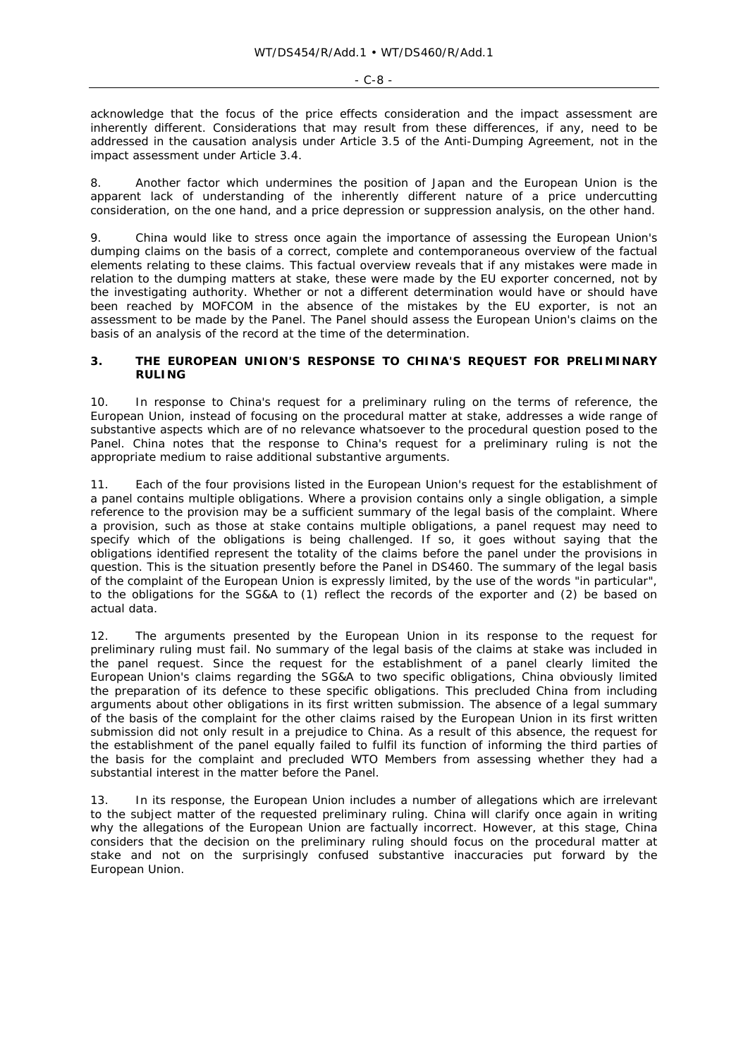acknowledge that the focus of the price effects consideration and the impact assessment are inherently different. Considerations that may result from these differences, if any, need to be addressed in the causation analysis under Article 3.5 of the Anti-Dumping Agreement, not in the impact assessment under Article 3.4.

8. Another factor which undermines the position of Japan and the European Union is the apparent lack of understanding of the inherently different nature of a price undercutting consideration, on the one hand, and a price depression or suppression analysis, on the other hand.

9. China would like to stress once again the importance of assessing the European Union's dumping claims on the basis of a correct, complete and contemporaneous overview of the factual elements relating to these claims. This factual overview reveals that if any mistakes were made in relation to the dumping matters at stake, these were made by the EU exporter concerned, not by the investigating authority. Whether or not a different determination would have or should have been reached by MOFCOM in the absence of the mistakes by the EU exporter, is not an assessment to be made by the Panel. The Panel should assess the European Union's claims on the basis of an analysis of the record at the time of the determination.

## 3. THE EUROPEAN UNION'S RESPONSE TO CHINA'S REQUEST FOR PRELIMINARY RULING

10. In response to China's request for a preliminary ruling on the terms of reference, the European Union, instead of focusing on the procedural matter at stake, addresses a wide range of substantive aspects which are of no relevance whatsoever to the procedural question posed to the Panel. China notes that the response to China's request for a preliminary ruling is not the appropriate medium to raise additional substantive arguments.

11. Each of the four provisions listed in the European Union's request for the establishment of a panel contains multiple obligations. Where a provision contains only a single obligation, a simple reference to the provision may be a sufficient summary of the legal basis of the complaint. Where a provision, such as those at stake contains multiple obligations, a panel request may need to specify which of the obligations is being challenged. If so, it goes without saying that the obligations identified represent the totality of the claims before the panel under the provisions in question. This is the situation presently before the Panel in DS460. The summary of the legal basis of the complaint of the European Union is expressly limited, by the use of the words "in particular", to the obligations for the SG&A to (1) reflect the records of the exporter and (2) be based on actual data.

12. The arguments presented by the European Union in its response to the request for preliminary ruling must fail. No summary of the legal basis of the claims at stake was included in the panel request. Since the request for the establishment of a panel clearly limited the European Union's claims regarding the SG&A to two specific obligations, China obviously limited the preparation of its defence to these specific obligations. This precluded China from including arguments about other obligations in its first written submission. The absence of a legal summary of the basis of the complaint for the other claims raised by the European Union in its first written submission did not only result in a prejudice to China. As a result of this absence, the request for the establishment of the panel equally failed to fulfil its function of informing the third parties of the basis for the complaint and precluded WTO Members from assessing whether they had a substantial interest in the matter before the Panel.

13. In its response, the European Union includes a number of allegations which are irrelevant to the subject matter of the requested preliminary ruling. China will clarify once again in writing why the allegations of the European Union are factually incorrect. However, at this stage, China considers that the decision on the preliminary ruling should focus on the procedural matter at stake and not on the surprisingly confused substantive inaccuracies put forward by the European Union.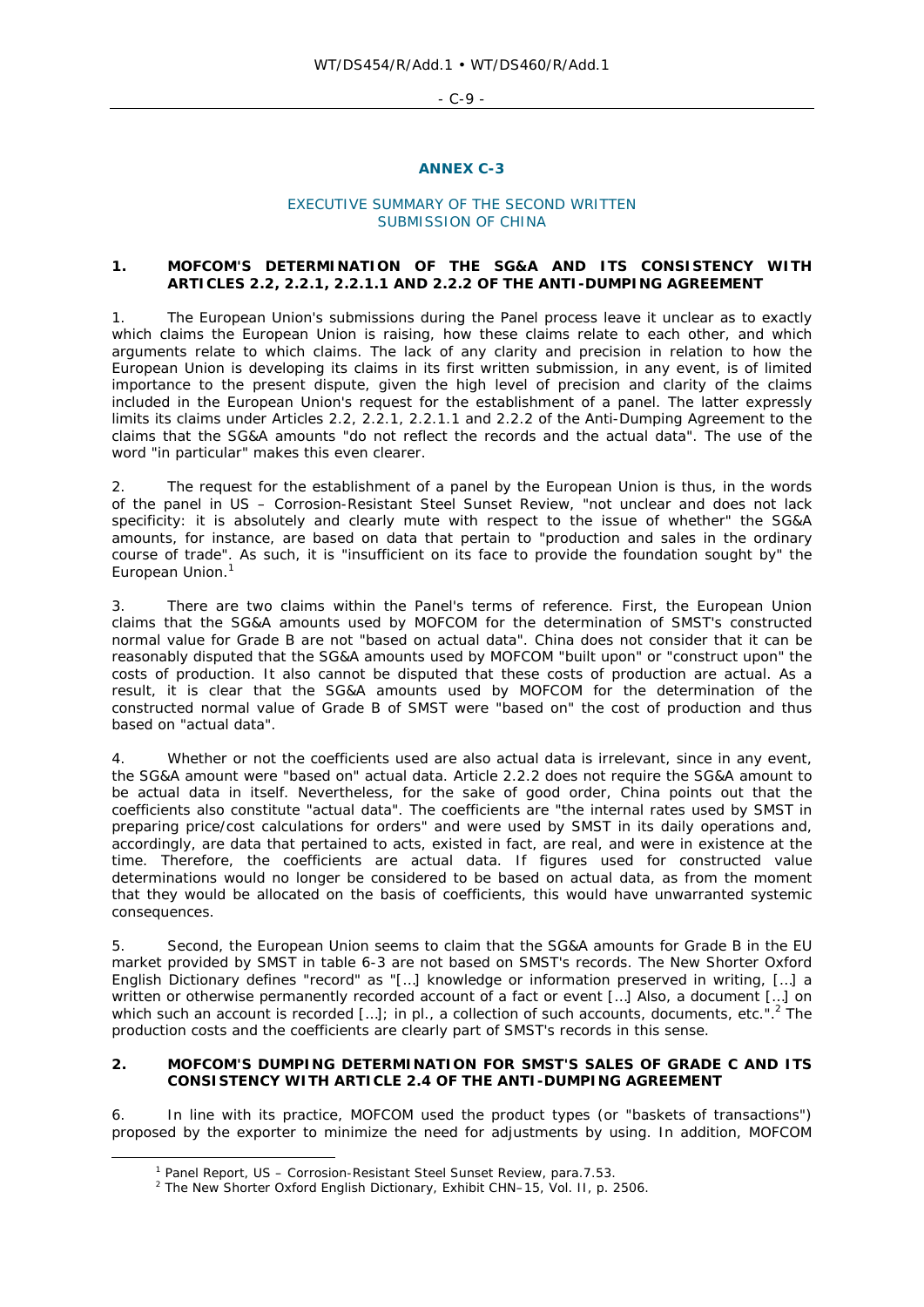## ANNEX C-3

### EXECUTIVE SUMMARY OF THE SECOND WRITTEN SUBMISSION OF CHINA

### 1. MOFCOM'S DETERMINATION OF THE SG&A AND ITS CONSISTENCY WITH ARTICLES 2.2, 2.2.1, 2.2.1.1 AND 2.2.2 OF THE ANTI-DUMPING AGREEMENT

1. The European Union's submissions during the Panel process leave it unclear as to exactly which claims the European Union is raising, how these claims relate to each other, and which arguments relate to which claims. The lack of any clarity and precision in relation to how the European Union is developing its claims in its first written submission, in any event, is of limited importance to the present dispute, given the high level of precision and clarity of the claims included in the European Union's request for the establishment of a panel. The latter expressly limits its claims under Articles 2.2, 2.2.1, 2.2.1.1 and 2.2.2 of the Anti-Dumping Agreement to the claims that the SG&A amounts "do not reflect the records and the actual data". The use of the word "in particular" makes this even clearer.

2. The request for the establishment of a panel by the European Union is thus, in the words of the panel in US – Corrosion-Resistant Steel Sunset Review, "not unclear and does not lack specificity: it is absolutely and clearly mute with respect to the issue of whether" the SG&A amounts, for instance, are based on data that pertain to "production and sales in the ordinary course of trade". As such, it is "insufficient on its face to provide the foundation sought by" the European Union.[1]

3. There are two claims within the Panel's terms of reference. First, the European Union claims that the SG&A amounts used by MOFCOM for the determination of SMST's constructed normal value for Grade B are not "based on actual data". China does not consider that it can be reasonably disputed that the SG&A amounts used by MOFCOM "built upon" or "construct upon" the costs of production. It also cannot be disputed that these costs of production are actual. As a result, it is clear that the SG&A amounts used by MOFCOM for the determination of the constructed normal value of Grade B of SMST were "based on" the cost of production and thus based on "actual data".

4. Whether or not the coefficients used are also actual data is irrelevant, since in any event, the SG&A amount were "based on" actual data. Article 2.2.2 does not require the SG&A amount to be actual data in itself. Nevertheless, for the sake of good order, China points out that the coefficients also constitute "actual data". The coefficients are "the internal rates used by SMST in preparing price/cost calculations for orders" and were used by SMST in its daily operations and, accordingly, are data that pertained to acts, existed in fact, are real, and were in existence at the time. Therefore, the coefficients are actual data. If figures used for constructed value determinations would no longer be considered to be based on actual data, as from the moment that they would be allocated on the basis of coefficients, this would have unwarranted systemic consequences.

5. Second, the European Union seems to claim that the SG&A amounts for Grade B in the EU market provided by SMST in table 6-3 are not based on SMST's records. The New Shorter Oxford English Dictionary defines "record" as "[…] knowledge or information preserved in writing, […] a written or otherwise permanently recorded account of a fact or event […] Also, a document […] on which such an account is recorded […]; in pl., a collection of such accounts, documents, etc.".[2] The production costs and the coefficients are clearly part of SMST's records in this sense.

### 2. MOFCOM'S DUMPING DETERMINATION FOR SMST'S SALES OF GRADE C AND ITS CONSISTENCY WITH ARTICLE 2.4 OF THE ANTI-DUMPING AGREEMENT

6. In line with its practice, MOFCOM used the product types (or "baskets of transactions") proposed by the exporter to minimize the need for adjustments by using. In addition, MOFCOM

[1] Panel Report, US – Corrosion-Resistant Steel Sunset Review, para.7.53.

[2] The New Shorter Oxford English Dictionary, Exhibit CHN–15, Vol. II, p. 2506.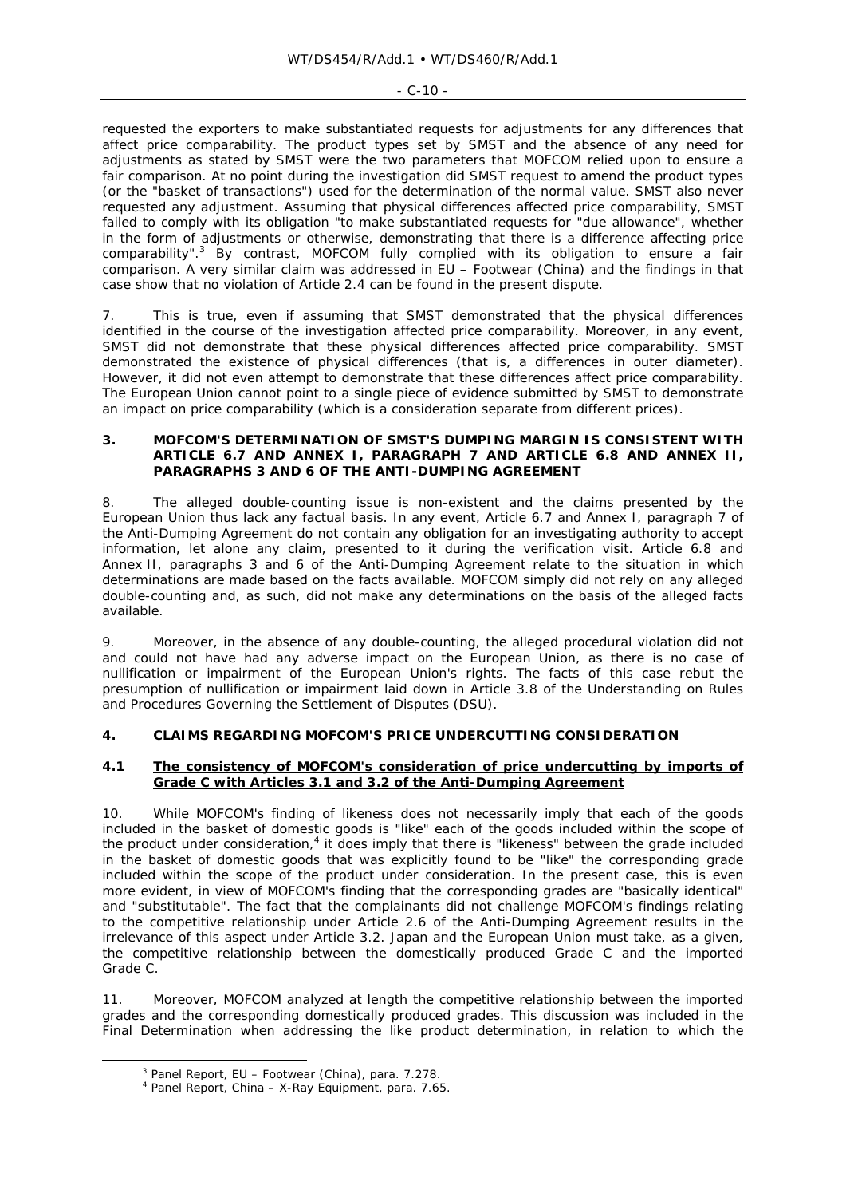requested the exporters to make substantiated requests for adjustments for any differences that affect price comparability. The product types set by SMST and the absence of any need for adjustments as stated by SMST were the two parameters that MOFCOM relied upon to ensure a fair comparison. At no point during the investigation did SMST request to amend the product types (or the "basket of transactions") used for the determination of the normal value. SMST also never requested any adjustment. Assuming that physical differences affected price comparability, SMST failed to comply with its obligation "to make substantiated requests for "due allowance", whether in the form of adjustments or otherwise, demonstrating that there is a difference affecting price comparability".[3] By contrast, MOFCOM fully complied with its obligation to ensure a fair comparison. A very similar claim was addressed in *EU – Footwear (China)* and the findings in that case show that no violation of Article 2.4 can be found in the present dispute.

7. This is true, even if assuming that SMST demonstrated that the physical differences identified in the course of the investigation affected price comparability. Moreover, in any event, SMST did not demonstrate that these physical differences affected price comparability. SMST demonstrated the existence of physical differences (that is, a differences in outer diameter). However, it did not even attempt to demonstrate that these differences affect price comparability. The European Union cannot point to a single piece of evidence submitted by SMST to demonstrate an impact on price comparability (which is a consideration separate from different prices).

### 3. MOFCOM'S DETERMINATION OF SMST'S DUMPING MARGIN IS CONSISTENT WITH ARTICLE 6.7 AND ANNEX I, PARAGRAPH 7 AND ARTICLE 6.8 AND ANNEX II, PARAGRAPHS 3 AND 6 OF THE ANTI-DUMPING AGREEMENT

8. The alleged double-counting issue is non-existent and the claims presented by the European Union thus lack any factual basis. In any event, Article 6.7 and Annex I, paragraph 7 of the Anti-Dumping Agreement do not contain any obligation for an investigating authority to accept information, let alone any claim, presented to it during the verification visit. Article 6.8 and Annex II, paragraphs 3 and 6 of the Anti-Dumping Agreement relate to the situation in which determinations are made based on the facts available. MOFCOM simply did not rely on any alleged double-counting and, as such, did not make any determinations on the basis of the alleged facts available.

9. Moreover, in the absence of any double-counting, the alleged procedural violation did not and could not have had any adverse impact on the European Union, as there is no case of nullification or impairment of the European Union's rights. The facts of this case rebut the presumption of nullification or impairment laid down in Article 3.8 of the Understanding on Rules and Procedures Governing the Settlement of Disputes (DSU).

### 4. CLAIMS REGARDING MOFCOM'S PRICE UNDERCUTTING CONSIDERATION

#### 4.1 The consistency of MOFCOM's consideration of price undercutting by imports of Grade C with Articles 3.1 and 3.2 of the Anti-Dumping Agreement

10. While MOFCOM's finding of likeness does not necessarily imply that each of the goods included in the basket of domestic goods is "like" each of the goods included within the scope of the product under consideration,[4] it does imply that there is "likeness" between the grade included in the basket of domestic goods that was explicitly found to be "like" the corresponding grade included within the scope of the product under consideration. In the present case, this is even more evident, in view of MOFCOM's finding that the corresponding grades are "basically identical" and "substitutable". The fact that the complainants did not challenge MOFCOM's findings relating to the competitive relationship under Article 2.6 of the Anti-Dumping Agreement results in the irrelevance of this aspect under Article 3.2. Japan and the European Union must take, as a given, the competitive relationship between the domestically produced Grade C and the imported Grade C.

11. Moreover, MOFCOM analyzed at length the competitive relationship between the imported grades and the corresponding domestically produced grades. This discussion was included in the Final Determination when addressing the like product determination, in relation to which the

[3] Panel Report, *EU – Footwear (China)*, para. 7.278.

[4] Panel Report, *China – X-Ray Equipment*, para. 7.65.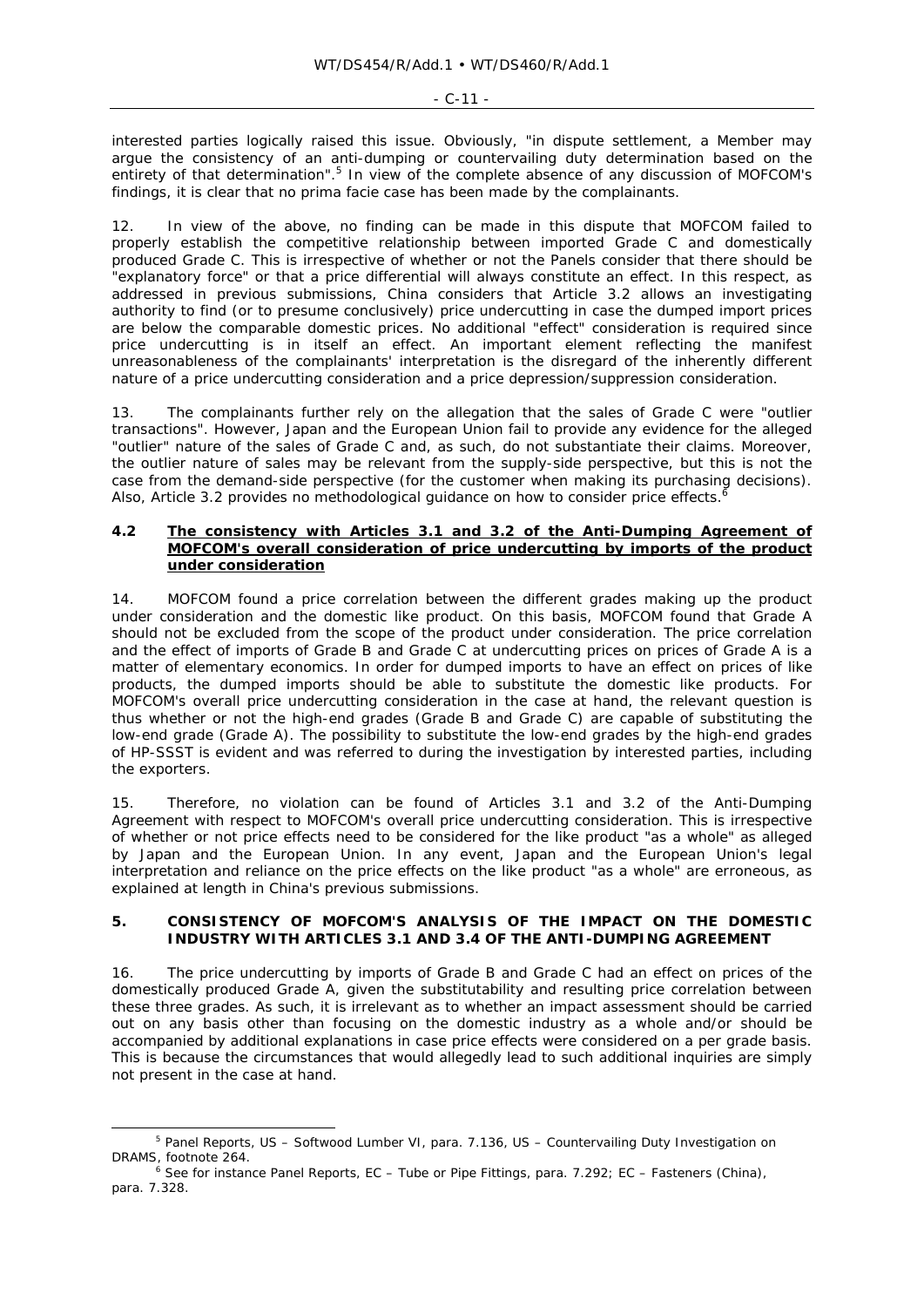interested parties logically raised this issue. Obviously, "in dispute settlement, a Member may argue the consistency of an anti-dumping or countervailing duty determination based on the entirety of that determination".[5] In view of the complete absence of any discussion of MOFCOM's findings, it is clear that no prima facie case has been made by the complainants.

12. In view of the above, no finding can be made in this dispute that MOFCOM failed to properly establish the competitive relationship between imported Grade C and domestically produced Grade C. This is irrespective of whether or not the Panels consider that there should be "explanatory force" or that a price differential will always constitute an effect. In this respect, as addressed in previous submissions, China considers that Article 3.2 allows an investigating authority to find (or to presume conclusively) price undercutting in case the dumped import prices are below the comparable domestic prices. No additional "effect" consideration is required since price undercutting is in itself an effect. An important element reflecting the manifest unreasonableness of the complainants' interpretation is the disregard of the inherently different nature of a price undercutting consideration and a price depression/suppression consideration.

13. The complainants further rely on the allegation that the sales of Grade C were "outlier transactions". However, Japan and the European Union fail to provide any evidence for the alleged "outlier" nature of the sales of Grade C and, as such, do not substantiate their claims. Moreover, the outlier nature of sales may be relevant from the supply-side perspective, but this is not the case from the demand-side perspective (for the customer when making its purchasing decisions). Also, Article 3.2 provides no methodological guidance on how to consider price effects.[6]

### 4.2 The consistency with Articles 3.1 and 3.2 of the Anti-Dumping Agreement of MOFCOM's overall consideration of price undercutting by imports of the product under consideration

14. MOFCOM found a price correlation between the different grades making up the product under consideration and the domestic like product. On this basis, MOFCOM found that Grade A should not be excluded from the scope of the product under consideration. The price correlation and the effect of imports of Grade B and Grade C at undercutting prices on prices of Grade A is a matter of elementary economics. In order for dumped imports to have an effect on prices of like products, the dumped imports should be able to substitute the domestic like products. For MOFCOM's overall price undercutting consideration in the case at hand, the relevant question is thus whether or not the high-end grades (Grade B and Grade C) are capable of substituting the low-end grade (Grade A). The possibility to substitute the low-end grades by the high-end grades of HP-SSST is evident and was referred to during the investigation by interested parties, including the exporters.

15. Therefore, no violation can be found of Articles 3.1 and 3.2 of the Anti-Dumping Agreement with respect to MOFCOM's overall price undercutting consideration. This is irrespective of whether or not price effects need to be considered for the like product "as a whole" as alleged by Japan and the European Union. In any event, Japan and the European Union's legal interpretation and reliance on the price effects on the like product "as a whole" are erroneous, as explained at length in China's previous submissions.

## 5. CONSISTENCY OF MOFCOM'S ANALYSIS OF THE IMPACT ON THE DOMESTIC INDUSTRY WITH ARTICLES 3.1 AND 3.4 OF THE ANTI-DUMPING AGREEMENT

16. The price undercutting by imports of Grade B and Grade C had an effect on prices of the domestically produced Grade A, given the substitutability and resulting price correlation between these three grades. As such, it is irrelevant as to whether an impact assessment should be carried out on any basis other than focusing on the domestic industry as a whole and/or should be accompanied by additional explanations in case price effects were considered on a per grade basis. This is because the circumstances that would allegedly lead to such additional inquiries are simply not present in the case at hand.

---

[5] Panel Reports, *US – Softwood Lumber VI*, para. 7.136, *US – Countervailing Duty Investigation on DRAMS*, footnote 264.

[6] See for instance Panel Reports, *EC – Tube or Pipe Fittings*, para. 7.292; *EC – Fasteners (China)*, para. 7.328.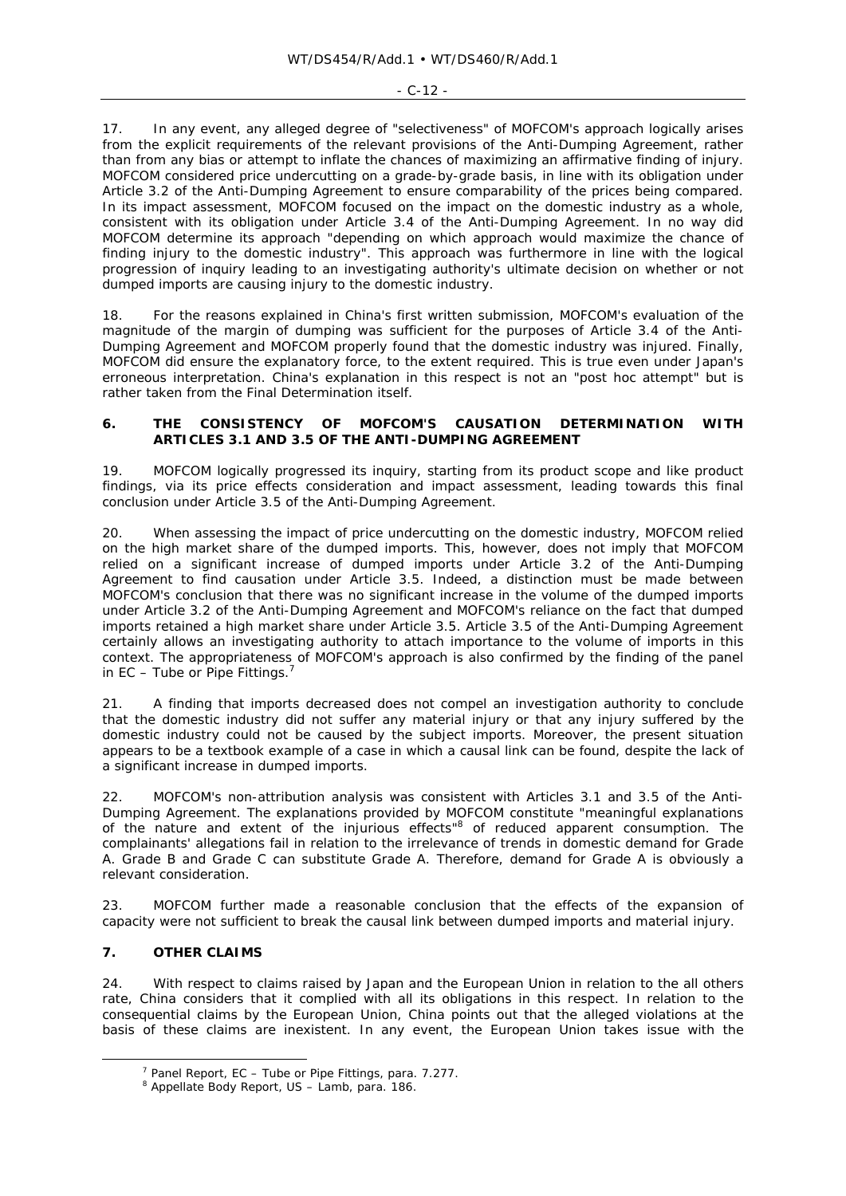17. In any event, any alleged degree of "selectiveness" of MOFCOM's approach logically arises from the explicit requirements of the relevant provisions of the Anti-Dumping Agreement, rather than from any bias or attempt to inflate the chances of maximizing an affirmative finding of injury. MOFCOM considered price undercutting on a grade-by-grade basis, in line with its obligation under Article 3.2 of the Anti-Dumping Agreement to ensure comparability of the prices being compared. In its impact assessment, MOFCOM focused on the impact on the domestic industry as a whole, consistent with its obligation under Article 3.4 of the Anti-Dumping Agreement. In no way did MOFCOM determine its approach "depending on which approach would maximize the chance of finding injury to the domestic industry". This approach was furthermore in line with the logical progression of inquiry leading to an investigating authority's ultimate decision on whether or not dumped imports are causing injury to the domestic industry.

18. For the reasons explained in China's first written submission, MOFCOM's evaluation of the magnitude of the margin of dumping was sufficient for the purposes of Article 3.4 of the Anti-Dumping Agreement and MOFCOM properly found that the domestic industry was injured. Finally, MOFCOM did ensure the explanatory force, to the extent required. This is true even under Japan's erroneous interpretation. China's explanation in this respect is not an "post hoc attempt" but is rather taken from the Final Determination itself.

## 6. THE CONSISTENCY OF MOFCOM'S CAUSATION DETERMINATION WITH ARTICLES 3.1 AND 3.5 OF THE ANTI-DUMPING AGREEMENT

19. MOFCOM logically progressed its inquiry, starting from its product scope and like product findings, via its price effects consideration and impact assessment, leading towards this final conclusion under Article 3.5 of the Anti-Dumping Agreement.

20. When assessing the impact of price undercutting on the domestic industry, MOFCOM relied on the high market share of the dumped imports. This, however, does not imply that MOFCOM relied on a significant increase of dumped imports under Article 3.2 of the Anti-Dumping Agreement to find causation under Article 3.5. Indeed, a distinction must be made between MOFCOM's conclusion that there was no significant increase in the volume of the dumped imports under Article 3.2 of the Anti-Dumping Agreement and MOFCOM's reliance on the fact that dumped imports retained a high market share under Article 3.5. Article 3.5 of the Anti-Dumping Agreement certainly allows an investigating authority to attach importance to the volume of imports in this context. The appropriateness of MOFCOM's approach is also confirmed by the finding of the panel in *EC – Tube or Pipe Fittings*.[7]

21. A finding that imports decreased does not compel an investigation authority to conclude that the domestic industry did not suffer any material injury or that any injury suffered by the domestic industry could not be caused by the subject imports. Moreover, the present situation appears to be a textbook example of a case in which a causal link can be found, despite the lack of a significant increase in dumped imports.

22. MOFCOM's non-attribution analysis was consistent with Articles 3.1 and 3.5 of the Anti-Dumping Agreement. The explanations provided by MOFCOM constitute "meaningful explanations of the nature and extent of the injurious effects"[8] of reduced apparent consumption. The complainants' allegations fail in relation to the irrelevance of trends in domestic demand for Grade A. Grade B and Grade C can substitute Grade A. Therefore, demand for Grade A is obviously a relevant consideration.

23. MOFCOM further made a reasonable conclusion that the effects of the expansion of capacity were not sufficient to break the causal link between dumped imports and material injury.

## 7. OTHER CLAIMS

24. With respect to claims raised by Japan and the European Union in relation to the all others rate, China considers that it complied with all its obligations in this respect. In relation to the consequential claims by the European Union, China points out that the alleged violations at the basis of these claims are inexistent. In any event, the European Union takes issue with the

[7] Panel Report, *EC – Tube or Pipe Fittings*, para. 7.277.

[8] Appellate Body Report, *US – Lamb*, para. 186.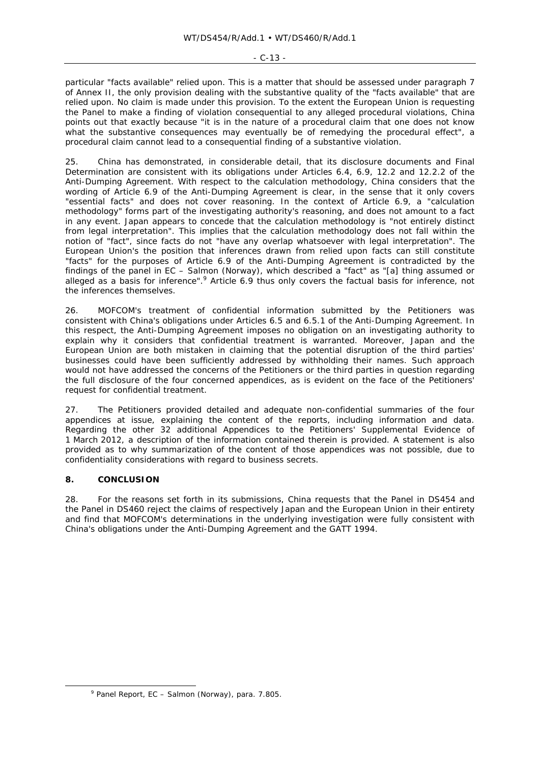particular "facts available" relied upon. This is a matter that should be assessed under paragraph 7 of Annex II, the only provision dealing with the substantive quality of the "facts available" that are relied upon. No claim is made under this provision. To the extent the European Union is requesting the Panel to make a finding of violation consequential to any alleged procedural violations, China points out that exactly because "it is in the nature of a procedural claim that one does not know what the substantive consequences may eventually be of remedying the procedural effect", a procedural claim cannot lead to a consequential finding of a substantive violation.

25. China has demonstrated, in considerable detail, that its disclosure documents and Final Determination are consistent with its obligations under Articles 6.4, 6.9, 12.2 and 12.2.2 of the Anti-Dumping Agreement. With respect to the calculation methodology, China considers that the wording of Article 6.9 of the Anti-Dumping Agreement is clear, in the sense that it only covers "essential facts" and does not cover reasoning. In the context of Article 6.9, a "calculation methodology" forms part of the investigating authority's reasoning, and does not amount to a fact in any event. Japan appears to concede that the calculation methodology is "not entirely distinct from legal interpretation". This implies that the calculation methodology does not fall within the notion of "fact", since facts do not "have any overlap whatsoever with legal interpretation". The European Union's the position that inferences drawn from relied upon facts can still constitute "facts" for the purposes of Article 6.9 of the Anti-Dumping Agreement is contradicted by the findings of the panel in *EC – Salmon (Norway)*, which described a "fact" as "[a] thing assumed or alleged as a basis for inference".[9] Article 6.9 thus only covers the factual basis for inference, not the inferences themselves.

26. MOFCOM's treatment of confidential information submitted by the Petitioners was consistent with China's obligations under Articles 6.5 and 6.5.1 of the Anti-Dumping Agreement. In this respect, the Anti-Dumping Agreement imposes no obligation on an investigating authority to explain why it considers that confidential treatment is warranted. Moreover, Japan and the European Union are both mistaken in claiming that the potential disruption of the third parties' businesses could have been sufficiently addressed by withholding their names. Such approach would not have addressed the concerns of the Petitioners or the third parties in question regarding the full disclosure of the four concerned appendices, as is evident on the face of the Petitioners' request for confidential treatment.

27. The Petitioners provided detailed and adequate non-confidential summaries of the four appendices at issue, explaining the content of the reports, including information and data. Regarding the other 32 additional Appendices to the Petitioners' Supplemental Evidence of 1 March 2012, a description of the information contained therein is provided. A statement is also provided as to why summarization of the content of those appendices was not possible, due to confidentiality considerations with regard to business secrets.

## 8. CONCLUSION

28. For the reasons set forth in its submissions, China requests that the Panel in DS454 and the Panel in DS460 reject the claims of respectively Japan and the European Union in their entirety and find that MOFCOM's determinations in the underlying investigation were fully consistent with China's obligations under the Anti-Dumping Agreement and the GATT 1994.

[9] Panel Report, *EC – Salmon (Norway)*, para. 7.805.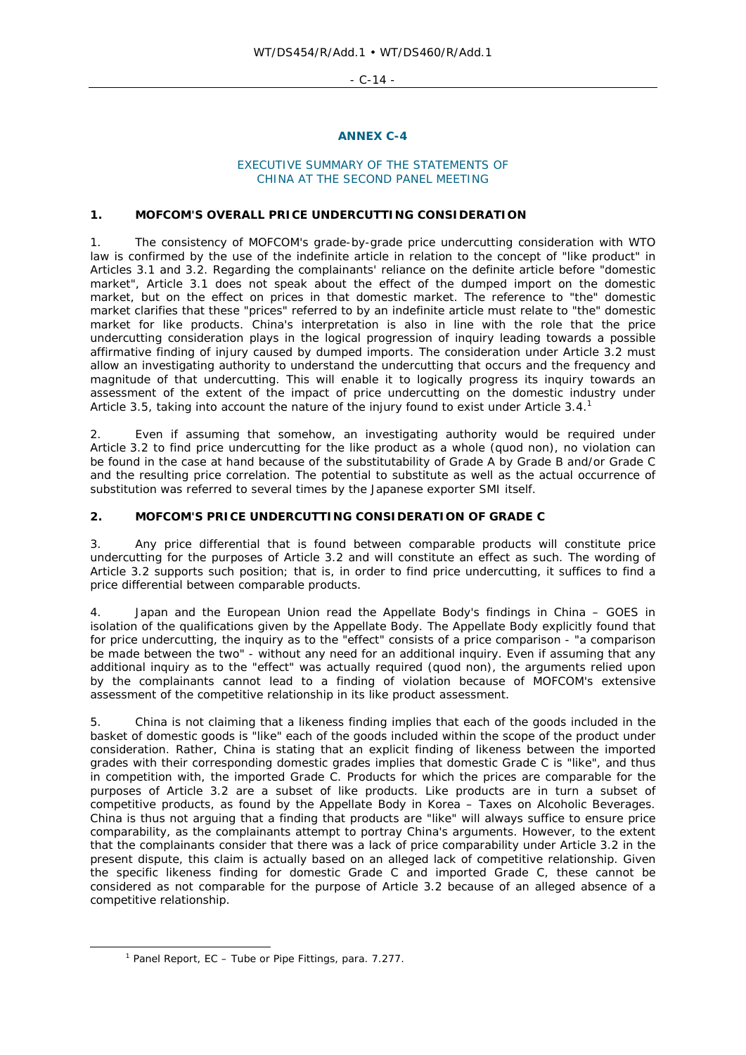## ANNEX C-4

### EXECUTIVE SUMMARY OF THE STATEMENTS OF CHINA AT THE SECOND PANEL MEETING

### 1. MOFCOM'S OVERALL PRICE UNDERCUTTING CONSIDERATION

1. The consistency of MOFCOM's grade-by-grade price undercutting consideration with WTO law is confirmed by the use of the indefinite article in relation to the concept of "like product" in Articles 3.1 and 3.2. Regarding the complainants' reliance on the definite article before "domestic market", Article 3.1 does not speak about the effect of the dumped import on the domestic market, but on the effect on prices in that domestic market. The reference to "the" domestic market clarifies that these "prices" referred to by an indefinite article must relate to "the" domestic market for like products. China's interpretation is also in line with the role that the price undercutting consideration plays in the logical progression of inquiry leading towards a possible affirmative finding of injury caused by dumped imports. The consideration under Article 3.2 must allow an investigating authority to understand the undercutting that occurs and the frequency and magnitude of that undercutting. This will enable it to logically progress its inquiry towards an assessment of the extent of the impact of price undercutting on the domestic industry under Article 3.5, taking into account the nature of the injury found to exist under Article 3.4.[1]

2. Even if assuming that somehow, an investigating authority would be required under Article 3.2 to find price undercutting for the like product as a whole (quod non), no violation can be found in the case at hand because of the substitutability of Grade A by Grade B and/or Grade C and the resulting price correlation. The potential to substitute as well as the actual occurrence of substitution was referred to several times by the Japanese exporter SMI itself.

### 2. MOFCOM'S PRICE UNDERCUTTING CONSIDERATION OF GRADE C

3. Any price differential that is found between comparable products will constitute price undercutting for the purposes of Article 3.2 and will constitute an effect as such. The wording of Article 3.2 supports such position; that is, in order to find price undercutting, it suffices to find a price differential between comparable products.

4. Japan and the European Union read the Appellate Body's findings in China – GOES in isolation of the qualifications given by the Appellate Body. The Appellate Body explicitly found that for price undercutting, the inquiry as to the "effect" consists of a price comparison - "a comparison be made between the two" - without any need for an additional inquiry. Even if assuming that any additional inquiry as to the "effect" was actually required (quod non), the arguments relied upon by the complainants cannot lead to a finding of violation because of MOFCOM's extensive assessment of the competitive relationship in its like product assessment.

5. China is not claiming that a likeness finding implies that each of the goods included in the basket of domestic goods is "like" each of the goods included within the scope of the product under consideration. Rather, China is stating that an explicit finding of likeness between the imported grades with their corresponding domestic grades implies that domestic Grade C is "like", and thus in competition with, the imported Grade C. Products for which the prices are comparable for the purposes of Article 3.2 are a subset of like products. Like products are in turn a subset of competitive products, as found by the Appellate Body in Korea – Taxes on Alcoholic Beverages. China is thus not arguing that a finding that products are "like" will always suffice to ensure price comparability, as the complainants attempt to portray China's arguments. However, to the extent that the complainants consider that there was a lack of price comparability under Article 3.2 in the present dispute, this claim is actually based on an alleged lack of competitive relationship. Given the specific likeness finding for domestic Grade C and imported Grade C, these cannot be considered as not comparable for the purpose of Article 3.2 because of an alleged absence of a competitive relationship.

---

[1] Panel Report, EC – Tube or Pipe Fittings, para. 7.277.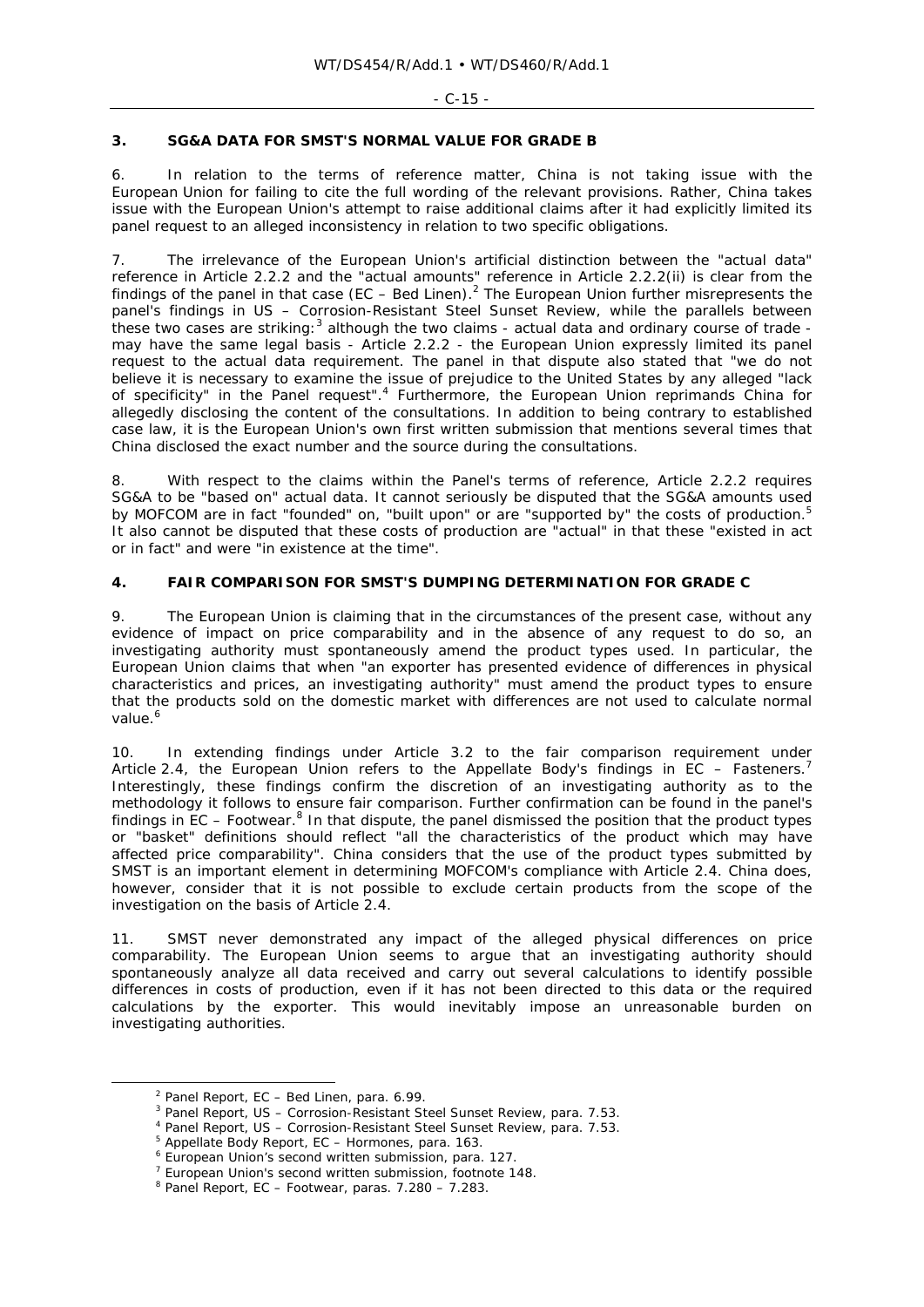## 3. SG&A DATA FOR SMST'S NORMAL VALUE FOR GRADE B

6. In relation to the terms of reference matter, China is not taking issue with the European Union for failing to cite the full wording of the relevant provisions. Rather, China takes issue with the European Union's attempt to raise additional claims after it had explicitly limited its panel request to an alleged inconsistency in relation to two specific obligations.

7. The irrelevance of the European Union's artificial distinction between the "actual data" reference in Article 2.2.2 and the "actual amounts" reference in Article 2.2.2(ii) is clear from the findings of the panel in that case (*EC – Bed Linen*).[2] The European Union further misrepresents the panel's findings in *US – Corrosion-Resistant Steel Sunset Review*, while the parallels between these two cases are striking:[3] although the two claims - actual data and ordinary course of trade - may have the same legal basis - Article 2.2.2 - the European Union expressly limited its panel request to the actual data requirement. The panel in that dispute also stated that "we do not believe it is necessary to examine the issue of prejudice to the United States by any alleged "lack of specificity" in the Panel request".[4] Furthermore, the European Union reprimands China for allegedly disclosing the content of the consultations. In addition to being contrary to established case law, it is the European Union's own first written submission that mentions several times that China disclosed the exact number and the source during the consultations.

8. With respect to the claims within the Panel's terms of reference, Article 2.2.2 requires SG&A to be "based on" actual data. It cannot seriously be disputed that the SG&A amounts used by MOFCOM are in fact "founded" on, "built upon" or are "supported by" the costs of production.[5] It also cannot be disputed that these costs of production are "actual" in that these "existed in act or in fact" and were "in existence at the time".

## 4. FAIR COMPARISON FOR SMST'S DUMPING DETERMINATION FOR GRADE C

9. The European Union is claiming that in the circumstances of the present case, without any evidence of impact on price comparability and in the absence of any request to do so, an investigating authority must spontaneously amend the product types used. In particular, the European Union claims that when "an exporter has presented evidence of differences in physical characteristics and prices, an investigating authority" must amend the product types to ensure that the products sold on the domestic market with differences are not used to calculate normal value.[6]

10. In extending findings under Article 3.2 to the fair comparison requirement under Article 2.4, the European Union refers to the Appellate Body's findings in *EC – Fasteners*.[7] Interestingly, these findings confirm the discretion of an investigating authority as to the methodology it follows to ensure fair comparison. Further confirmation can be found in the panel's findings in *EC – Footwear*.[8] In that dispute, the panel dismissed the position that the product types or "basket" definitions should reflect "all the characteristics of the product which may have affected price comparability". China considers that the use of the product types submitted by SMST is an important element in determining MOFCOM's compliance with Article 2.4. China does, however, consider that it is not possible to exclude certain products from the scope of the investigation on the basis of Article 2.4.

11. SMST never demonstrated any impact of the alleged physical differences on price comparability. The European Union seems to argue that an investigating authority should spontaneously analyze all data received and carry out several calculations to identify possible differences in costs of production, even if it has not been directed to this data or the required calculations by the exporter. This would inevitably impose an unreasonable burden on investigating authorities.

---

[2] Panel Report, *EC – Bed Linen*, para. 6.99.
[3] Panel Report, *US – Corrosion-Resistant Steel Sunset Review*, para. 7.53.
[4] Panel Report, *US – Corrosion-Resistant Steel Sunset Review*, para. 7.53.
[5] Appellate Body Report, *EC – Hormones*, para. 163.
[6] European Union's second written submission, para. 127.
[7] European Union's second written submission, footnote 148.
[8] Panel Report, *EC – Footwear*, paras. 7.280 – 7.283.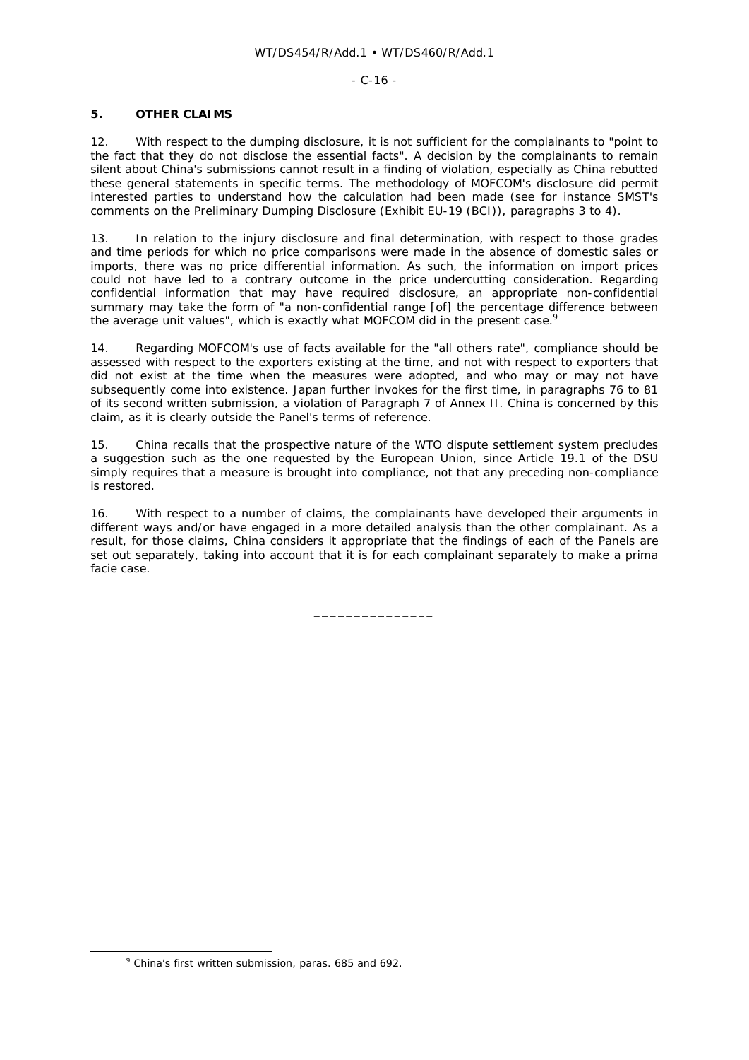## 5. OTHER CLAIMS

12. With respect to the dumping disclosure, it is not sufficient for the complainants to "point to the fact that they do not disclose the essential facts". A decision by the complainants to remain silent about China's submissions cannot result in a finding of violation, especially as China rebutted these general statements in specific terms. The methodology of MOFCOM's disclosure did permit interested parties to understand how the calculation had been made (see for instance SMST's comments on the Preliminary Dumping Disclosure (Exhibit EU-19 (BCI)), paragraphs 3 to 4).

13. In relation to the injury disclosure and final determination, with respect to those grades and time periods for which no price comparisons were made in the absence of domestic sales or imports, there was no price differential information. As such, the information on import prices could not have led to a contrary outcome in the price undercutting consideration. Regarding confidential information that may have required disclosure, an appropriate non-confidential summary may take the form of "a non-confidential range [of] the percentage difference between the average unit values", which is exactly what MOFCOM did in the present case.[9]

14. Regarding MOFCOM's use of facts available for the "all others rate", compliance should be assessed with respect to the exporters existing at the time, and not with respect to exporters that did not exist at the time when the measures were adopted, and who may or may not have subsequently come into existence. Japan further invokes for the first time, in paragraphs 76 to 81 of its second written submission, a violation of Paragraph 7 of Annex II. China is concerned by this claim, as it is clearly outside the Panel's terms of reference.

15. China recalls that the prospective nature of the WTO dispute settlement system precludes a suggestion such as the one requested by the European Union, since Article 19.1 of the DSU simply requires that a measure is brought into compliance, not that any preceding non-compliance is restored.

16. With respect to a number of claims, the complainants have developed their arguments in different ways and/or have engaged in a more detailed analysis than the other complainant. As a result, for those claims, China considers it appropriate that the findings of each of the Panels are set out separately, taking into account that it is for each complainant separately to make a prima facie case.

_______________

[9] China's first written submission, paras. 685 and 692.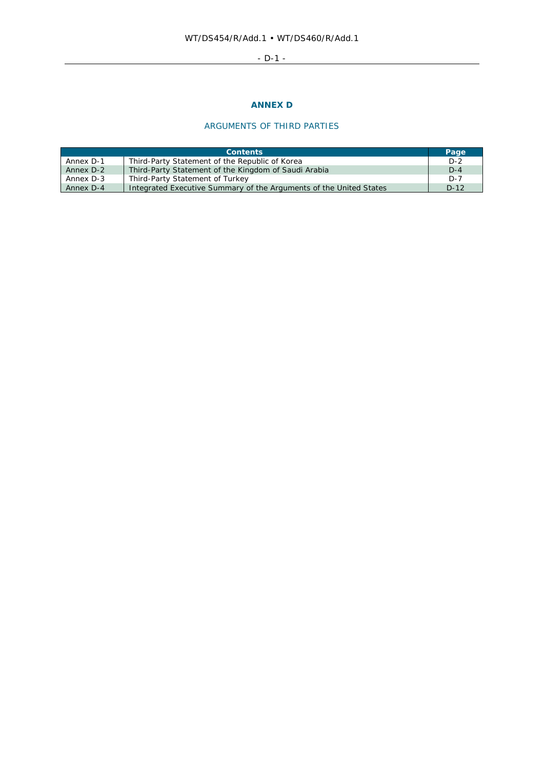# ANNEX D

## ARGUMENTS OF THIRD PARTIES

| Contents | | Page |
|---|---|---|
| Annex D-1 | Third-Party Statement of the Republic of Korea | D-2 |
| Annex D-2 | Third-Party Statement of the Kingdom of Saudi Arabia | D-4 |
| Annex D-3 | Third-Party Statement of Turkey | D-7 |
| Annex D-4 | Integrated Executive Summary of the Arguments of the United States | D-12 |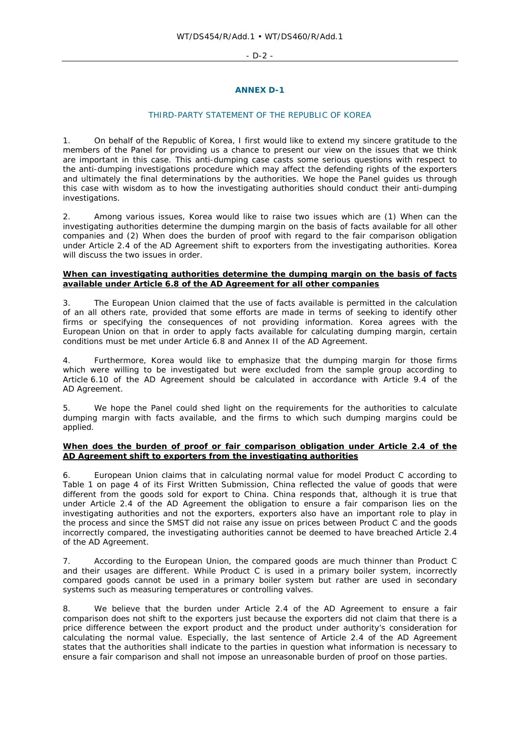## ANNEX D-1

### THIRD-PARTY STATEMENT OF THE REPUBLIC OF KOREA

1. On behalf of the Republic of Korea, I first would like to extend my sincere gratitude to the members of the Panel for providing us a chance to present our view on the issues that we think are important in this case. This anti-dumping case casts some serious questions with respect to the anti-dumping investigations procedure which may affect the defending rights of the exporters and ultimately the final determinations by the authorities. We hope the Panel guides us through this case with wisdom as to how the investigating authorities should conduct their anti-dumping investigations.

2. Among various issues, Korea would like to raise two issues which are (1) When can the investigating authorities determine the dumping margin on the basis of facts available for all other companies and (2) When does the burden of proof with regard to the fair comparison obligation under Article 2.4 of the AD Agreement shift to exporters from the investigating authorities. Korea will discuss the two issues in order.

**When can investigating authorities determine the dumping margin on the basis of facts available under Article 6.8 of the AD Agreement for all other companies**

3. The European Union claimed that the use of facts available is permitted in the calculation of an all others rate, provided that some efforts are made in terms of seeking to identify other firms or specifying the consequences of not providing information. Korea agrees with the European Union on that in order to apply facts available for calculating dumping margin, certain conditions must be met under Article 6.8 and Annex II of the AD Agreement.

4. Furthermore, Korea would like to emphasize that the dumping margin for those firms which were willing to be investigated but were excluded from the sample group according to Article 6.10 of the AD Agreement should be calculated in accordance with Article 9.4 of the AD Agreement.

5. We hope the Panel could shed light on the requirements for the authorities to calculate dumping margin with facts available, and the firms to which such dumping margins could be applied.

**When does the burden of proof or fair comparison obligation under Article 2.4 of the AD Agreement shift to exporters from the investigating authorities**

6. European Union claims that in calculating normal value for model Product C according to Table 1 on page 4 of its First Written Submission, China reflected the value of goods that were different from the goods sold for export to China. China responds that, although it is true that under Article 2.4 of the AD Agreement the obligation to ensure a fair comparison lies on the investigating authorities and not the exporters, exporters also have an important role to play in the process and since the SMST did not raise any issue on prices between Product C and the goods incorrectly compared, the investigating authorities cannot be deemed to have breached Article 2.4 of the AD Agreement.

7. According to the European Union, the compared goods are much thinner than Product C and their usages are different. While Product C is used in a primary boiler system, incorrectly compared goods cannot be used in a primary boiler system but rather are used in secondary systems such as measuring temperatures or controlling valves.

8. We believe that the burden under Article 2.4 of the AD Agreement to ensure a fair comparison does not shift to the exporters just because the exporters did not claim that there is a price difference between the export product and the product under authority's consideration for calculating the normal value. Especially, the last sentence of Article 2.4 of the AD Agreement states that the authorities shall indicate to the parties in question what information is necessary to ensure a fair comparison and shall not impose an unreasonable burden of proof on those parties.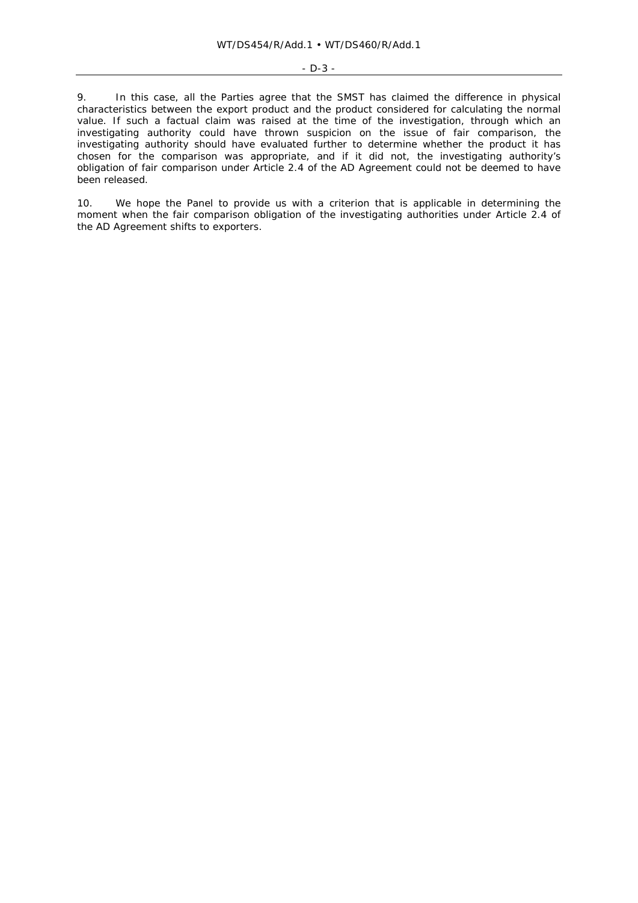9. In this case, all the Parties agree that the SMST has claimed the difference in physical characteristics between the export product and the product considered for calculating the normal value. If such a factual claim was raised at the time of the investigation, through which an investigating authority could have thrown suspicion on the issue of fair comparison, the investigating authority should have evaluated further to determine whether the product it has chosen for the comparison was appropriate, and if it did not, the investigating authority's obligation of fair comparison under Article 2.4 of the AD Agreement could not be deemed to have been released.

10. We hope the Panel to provide us with a criterion that is applicable in determining the moment when the fair comparison obligation of the investigating authorities under Article 2.4 of the AD Agreement shifts to exporters.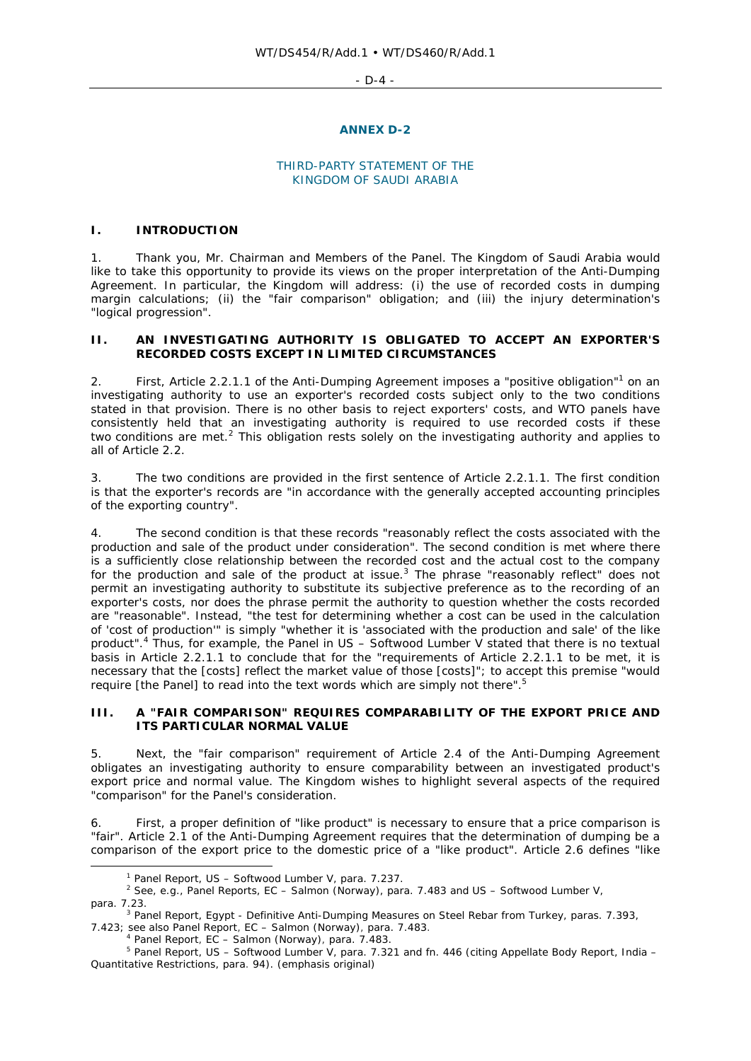## ANNEX D-2

### THIRD-PARTY STATEMENT OF THE KINGDOM OF SAUDI ARABIA

## I. INTRODUCTION

1. Thank you, Mr. Chairman and Members of the Panel. The Kingdom of Saudi Arabia would like to take this opportunity to provide its views on the proper interpretation of the Anti-Dumping Agreement. In particular, the Kingdom will address: (i) the use of recorded costs in dumping margin calculations; (ii) the "fair comparison" obligation; and (iii) the injury determination's "logical progression".

## II. AN INVESTIGATING AUTHORITY IS OBLIGATED TO ACCEPT AN EXPORTER'S RECORDED COSTS EXCEPT IN LIMITED CIRCUMSTANCES

2. First, Article 2.2.1.1 of the Anti-Dumping Agreement imposes a "positive obligation"[1] on an investigating authority to use an exporter's recorded costs subject only to the two conditions stated in that provision. There is no other basis to reject exporters' costs, and WTO panels have consistently held that an investigating authority is required to use recorded costs if these two conditions are met.[2] This obligation rests solely on the investigating authority and applies to all of Article 2.2.

3. The two conditions are provided in the first sentence of Article 2.2.1.1. The first condition is that the exporter's records are "in accordance with the generally accepted accounting principles of the exporting country".

4. The second condition is that these records "reasonably reflect the costs associated with the production and sale of the product under consideration". The second condition is met where there is a sufficiently close relationship between the recorded cost and the actual cost to the company for the production and sale of the product at issue.[3] The phrase "reasonably reflect" does not permit an investigating authority to substitute its subjective preference as to the recording of an exporter's costs, nor does the phrase permit the authority to question whether the costs recorded are "reasonable". Instead, "the test for determining whether a cost can be used in the calculation of 'cost of production'" is simply "whether it is '*associated with* the production and sale' of the like product".[4] Thus, for example, the Panel in *US – Softwood Lumber V* stated that there is no textual basis in Article 2.2.1.1 to conclude that for the "requirements of Article 2.2.1.1 to be met, it is necessary that the [costs] reflect the market value of those [costs]"; to accept this premise "would require [the Panel] to read into the text words which are simply not there".[5]

## III. A "FAIR COMPARISON" REQUIRES COMPARABILITY OF THE EXPORT PRICE AND ITS PARTICULAR NORMAL VALUE

5. Next, the "fair comparison" requirement of Article 2.4 of the Anti-Dumping Agreement obligates an investigating authority to ensure comparability between an investigated product's export price and normal value. The Kingdom wishes to highlight several aspects of the required "comparison" for the Panel's consideration.

6. First, a proper definition of "like product" is necessary to ensure that a price comparison is "fair". Article 2.1 of the Anti-Dumping Agreement requires that the determination of dumping be a comparison of the export price to the domestic price of a "like product". Article 2.6 defines "like

---

[1] Panel Report, *US – Softwood Lumber V*, para. 7.237.

[2] See, e.g., Panel Reports, *EC – Salmon (Norway)*, para. 7.483 and *US – Softwood Lumber V*, para. 7.23.

[3] Panel Report, *Egypt - Definitive Anti-Dumping Measures on Steel Rebar from Turkey*, paras. 7.393, 7.423; see also Panel Report, *EC – Salmon (Norway)*, para. 7.483.

[4] Panel Report, *EC – Salmon (Norway)*, para. 7.483.

[5] Panel Report, *US – Softwood Lumber V*, para. 7.321 and fn. 446 (citing Appellate Body Report, *India – Quantitative Restrictions*, para. 94). (emphasis original)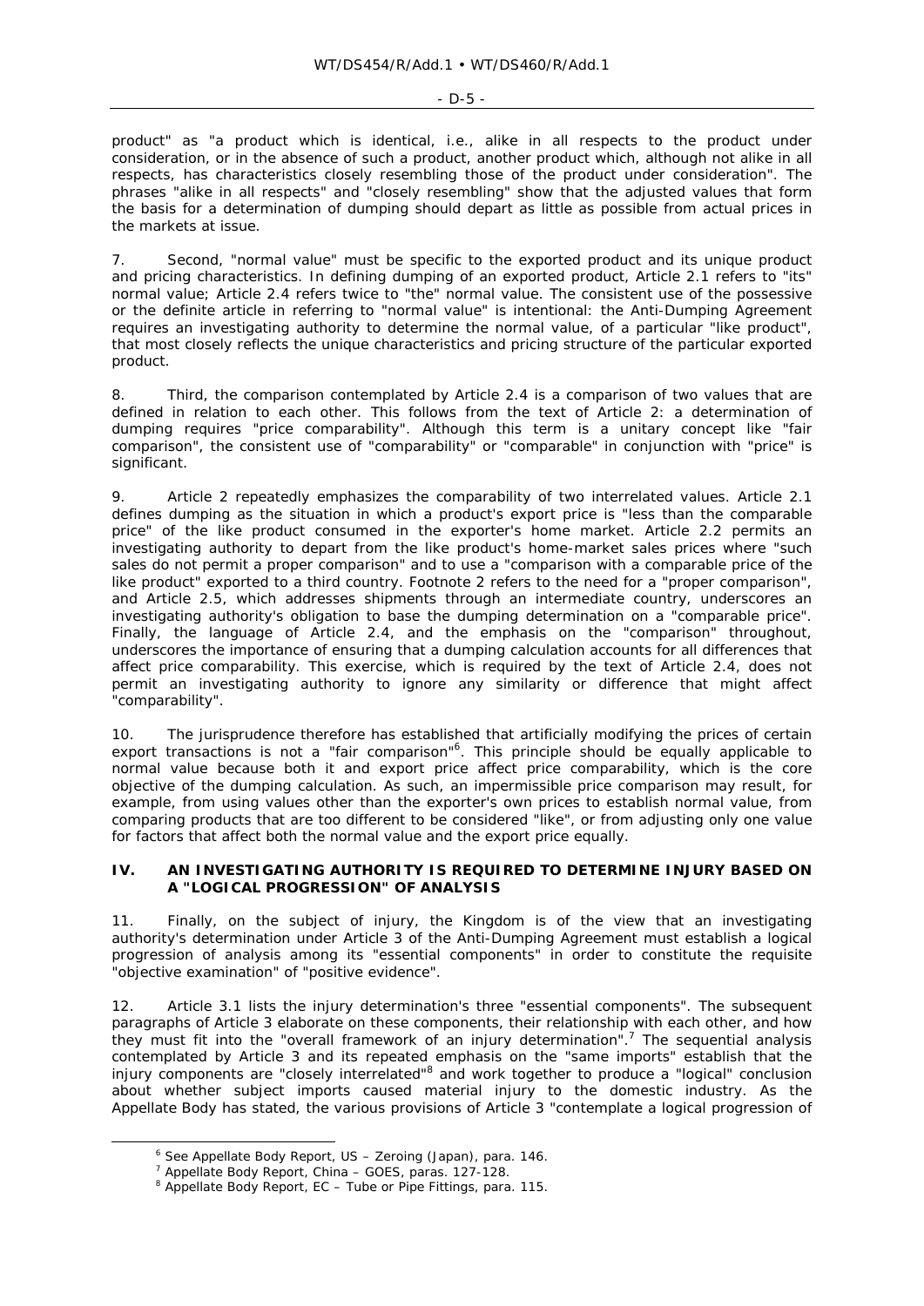product" as "a product which is identical, i.e., alike in all respects to the product under consideration, or in the absence of such a product, another product which, although not alike in all respects, has characteristics closely resembling those of the product under consideration". The phrases "alike in all respects" and "closely resembling" show that the adjusted values that form the basis for a determination of dumping should depart as little as possible from actual prices in the markets at issue.

7. Second, "normal value" must be specific to the exported product and its unique product and pricing characteristics. In defining dumping of an exported product, Article 2.1 refers to "its" normal value; Article 2.4 refers twice to "the" normal value. The consistent use of the possessive or the definite article in referring to "normal value" is intentional: the Anti-Dumping Agreement requires an investigating authority to determine the normal value, of a particular "like product", that most closely reflects the unique characteristics and pricing structure of the particular exported product.

8. Third, the comparison contemplated by Article 2.4 is a comparison of two values that are defined in relation to each other. This follows from the text of Article 2: a determination of dumping requires "price comparability". Although this term is a unitary concept like "fair comparison", the consistent use of "comparability" or "comparable" in conjunction with "price" is significant.

9. Article 2 repeatedly emphasizes the comparability of two interrelated values. Article 2.1 defines dumping as the situation in which a product's export price is "less than the comparable price" of the like product consumed in the exporter's home market. Article 2.2 permits an investigating authority to depart from the like product's home-market sales prices where "such sales do not permit a proper comparison" and to use a "comparison with a comparable price of the like product" exported to a third country. Footnote 2 refers to the need for a "proper comparison", and Article 2.5, which addresses shipments through an intermediate country, underscores an investigating authority's obligation to base the dumping determination on a "comparable price". Finally, the language of Article 2.4, and the emphasis on the "comparison" throughout, underscores the importance of ensuring that a dumping calculation accounts for all differences that affect price comparability. This exercise, which is required by the text of Article 2.4, does not permit an investigating authority to ignore any similarity or difference that might affect "comparability".

10. The jurisprudence therefore has established that artificially modifying the prices of certain export transactions is not a "fair comparison"[6]. This principle should be equally applicable to normal value because both it and export price affect price comparability, which is the core objective of the dumping calculation. As such, an impermissible price comparison may result, for example, from using values other than the exporter's own prices to establish normal value, from comparing products that are too different to be considered "like", or from adjusting only one value for factors that affect both the normal value and the export price equally.

## IV. AN INVESTIGATING AUTHORITY IS REQUIRED TO DETERMINE INJURY BASED ON A "LOGICAL PROGRESSION" OF ANALYSIS

11. Finally, on the subject of injury, the Kingdom is of the view that an investigating authority's determination under Article 3 of the Anti-Dumping Agreement must establish a logical progression of analysis among its "essential components" in order to constitute the requisite "objective examination" of "positive evidence".

12. Article 3.1 lists the injury determination's three "essential components". The subsequent paragraphs of Article 3 elaborate on these components, their relationship with each other, and how they must fit into the "overall framework of an injury determination".[7] The sequential analysis contemplated by Article 3 and its repeated emphasis on the "same imports" establish that the injury components are "closely interrelated"[8] and work together to produce a "logical" conclusion about whether subject imports caused material injury to the domestic industry. As the Appellate Body has stated, the various provisions of Article 3 "contemplate a logical progression of

---

[6] See Appellate Body Report, *US – Zeroing (Japan)*, para. 146.

[7] Appellate Body Report, *China – GOES*, paras. 127-128.

[8] Appellate Body Report, *EC – Tube or Pipe Fittings*, para. 115.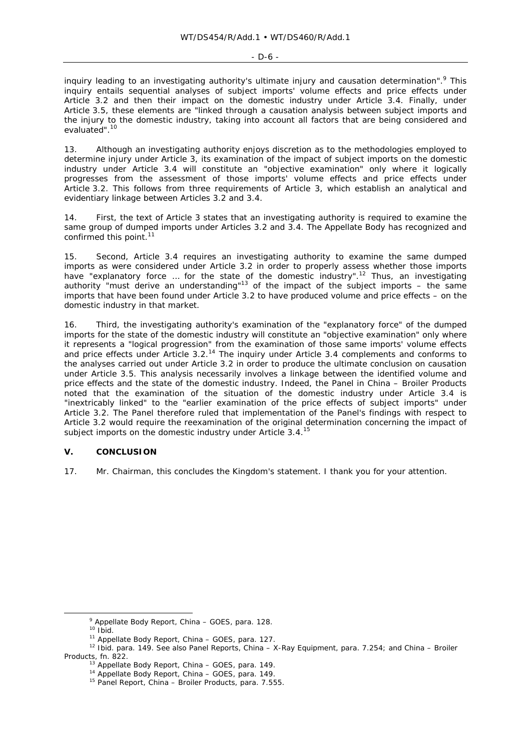inquiry leading to an investigating authority's ultimate injury and causation determination".[9] This inquiry entails sequential analyses of subject imports' volume effects and price effects under Article 3.2 and then their impact on the domestic industry under Article 3.4. Finally, under Article 3.5, these elements are "linked through a causation analysis between subject imports and the injury to the domestic industry, taking into account all factors that are being considered and evaluated".[10]

13. Although an investigating authority enjoys discretion as to the methodologies employed to determine injury under Article 3, its examination of the impact of subject imports on the domestic industry under Article 3.4 will constitute an "objective examination" only where it logically progresses from the assessment of those imports' volume effects and price effects under Article 3.2. This follows from three requirements of Article 3, which establish an analytical and evidentiary linkage between Articles 3.2 and 3.4.

14. First, the text of Article 3 states that an investigating authority is required to examine the same group of dumped imports under Articles 3.2 and 3.4. The Appellate Body has recognized and confirmed this point.[11]

15. Second, Article 3.4 requires an investigating authority to examine the same dumped imports as were considered under Article 3.2 in order to properly assess whether those imports have "explanatory force … for the state of the domestic industry".[12] Thus, an investigating authority "must derive an understanding"[13] of the impact of the subject imports – the same imports that have been found under Article 3.2 to have produced volume and price effects – on the domestic industry in that market.

16. Third, the investigating authority's examination of the "explanatory force" of the dumped imports for the state of the domestic industry will constitute an "objective examination" only where it represents a "logical progression" from the examination of those same imports' volume effects and price effects under Article 3.2.[14] The inquiry under Article 3.4 complements and conforms to the analyses carried out under Article 3.2 in order to produce the ultimate conclusion on causation under Article 3.5. This analysis necessarily involves a linkage between the identified volume and price effects and the state of the domestic industry. Indeed, the Panel in *China – Broiler Products* noted that the examination of the situation of the domestic industry under Article 3.4 is "inextricably linked" to the "earlier examination of the price effects of subject imports" under Article 3.2. The Panel therefore ruled that implementation of the Panel's findings with respect to Article 3.2 would require the reexamination of the original determination concerning the impact of subject imports on the domestic industry under Article 3.4.[15]

## V. CONCLUSION

17. Mr. Chairman, this concludes the Kingdom's statement. I thank you for your attention.

---

[9] Appellate Body Report, *China – GOES*, para. 128.

[10] Ibid.

[11] Appellate Body Report, *China – GOES*, para. 127.

[12] Ibid. para. 149. See also Panel Reports, *China – X-Ray Equipment*, para. 7.254; and *China – Broiler Products*, fn. 822.

[13] Appellate Body Report, *China – GOES*, para. 149.

[14] Appellate Body Report, *China – GOES*, para. 149.

[15] Panel Report, *China – Broiler Products*, para. 7.555.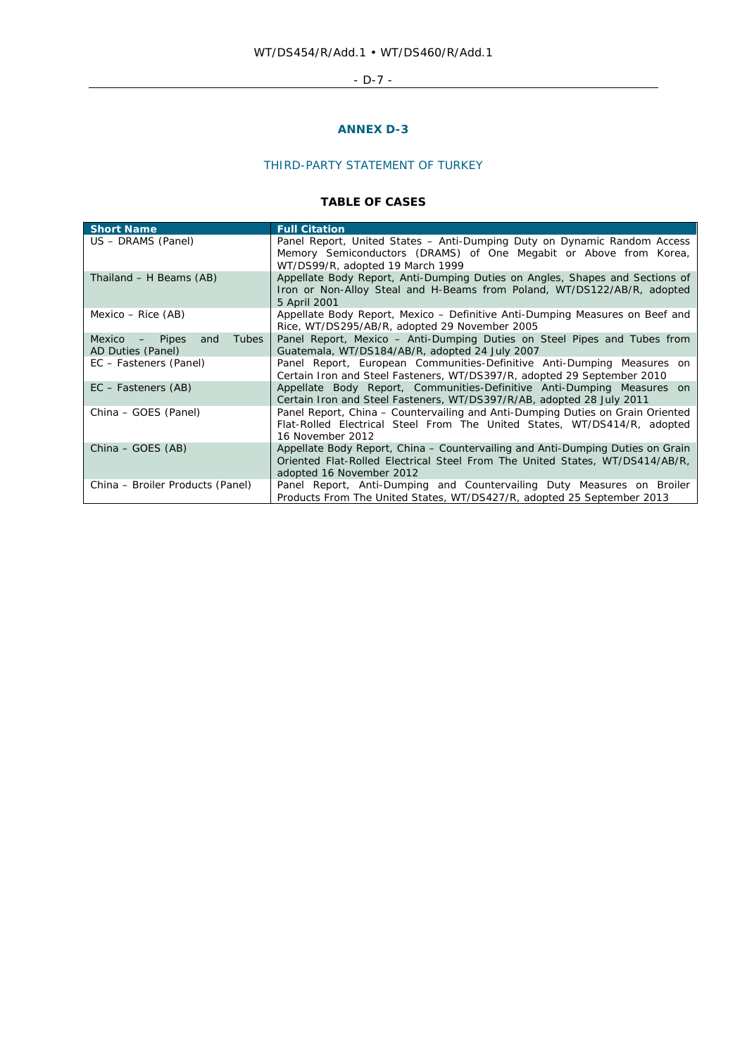# ANNEX D-3

## THIRD-PARTY STATEMENT OF TURKEY

### TABLE OF CASES

| Short Name | Full Citation |
|---|---|
| US – DRAMS (Panel) | Panel Report, United States – Anti-Dumping Duty on Dynamic Random Access Memory Semiconductors (DRAMS) of One Megabit or Above from Korea, WT/DS99/R, adopted 19 March 1999 |
| Thailand – H Beams (AB) | Appellate Body Report, Anti-Dumping Duties on Angles, Shapes and Sections of Iron or Non-Alloy Steal and H-Beams from Poland, WT/DS122/AB/R, adopted 5 April 2001 |
| Mexico – Rice (AB) | Appellate Body Report, Mexico – Definitive Anti-Dumping Measures on Beef and Rice, WT/DS295/AB/R, adopted 29 November 2005 |
| Mexico – Pipes and Tubes AD Duties (Panel) | Panel Report, Mexico – Anti-Dumping Duties on Steel Pipes and Tubes from Guatemala, WT/DS184/AB/R, adopted 24 July 2007 |
| EC – Fasteners (Panel) | Panel Report, European Communities-Definitive Anti-Dumping Measures on Certain Iron and Steel Fasteners, WT/DS397/R, adopted 29 September 2010 |
| EC – Fasteners (AB) | Appellate Body Report, Communities-Definitive Anti-Dumping Measures on Certain Iron and Steel Fasteners, WT/DS397/R/AB, adopted 28 July 2011 |
| China – GOES (Panel) | Panel Report, China – Countervailing and Anti-Dumping Duties on Grain Oriented Flat-Rolled Electrical Steel From The United States, WT/DS414/R, adopted 16 November 2012 |
| China – GOES (AB) | Appellate Body Report, China – Countervailing and Anti-Dumping Duties on Grain Oriented Flat-Rolled Electrical Steel From The United States, WT/DS414/AB/R, adopted 16 November 2012 |
| China – Broiler Products (Panel) | Panel Report, Anti-Dumping and Countervailing Duty Measures on Broiler Products From The United States, WT/DS427/R, adopted 25 September 2013 |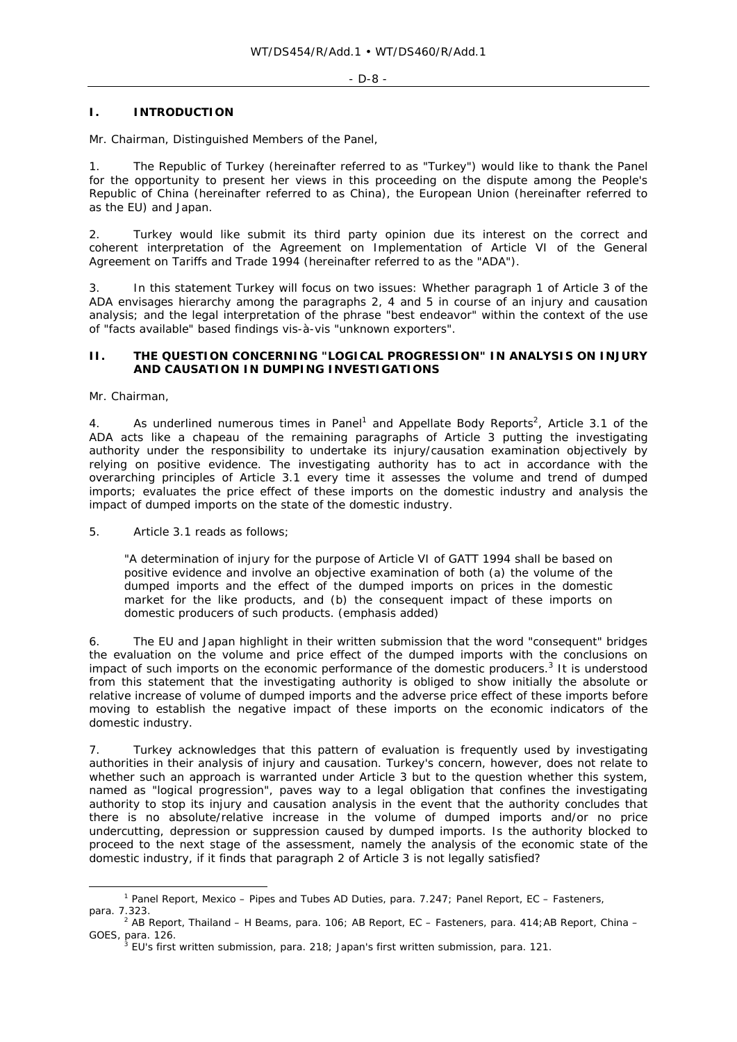## I. INTRODUCTION

Mr. Chairman, Distinguished Members of the Panel,

1. The Republic of Turkey (hereinafter referred to as "Turkey") would like to thank the Panel for the opportunity to present her views in this proceeding on the dispute among the People's Republic of China (hereinafter referred to as China), the European Union (hereinafter referred to as the EU) and Japan.

2. Turkey would like submit its third party opinion due its interest on the correct and coherent interpretation of the Agreement on Implementation of Article VI of the General Agreement on Tariffs and Trade 1994 (hereinafter referred to as the "ADA").

3. In this statement Turkey will focus on two issues: Whether paragraph 1 of Article 3 of the ADA envisages hierarchy among the paragraphs 2, 4 and 5 in course of an injury and causation analysis; and the legal interpretation of the phrase "best endeavor" within the context of the use of "facts available" based findings vis-à-vis "unknown exporters".

## II. THE QUESTION CONCERNING "LOGICAL PROGRESSION" IN ANALYSIS ON INJURY AND CAUSATION IN DUMPING INVESTIGATIONS

Mr. Chairman,

4. As underlined numerous times in Panel[1] and Appellate Body Reports[2], Article 3.1 of the ADA acts like a chapeau of the remaining paragraphs of Article 3 putting the investigating authority under the responsibility to undertake its injury/causation examination objectively by relying on positive evidence. The investigating authority has to act in accordance with the overarching principles of Article 3.1 every time it assesses the volume and trend of dumped imports; evaluates the price effect of these imports on the domestic industry and analysis the impact of dumped imports on the state of the domestic industry.

5. Article 3.1 reads as follows;

> "A determination of injury for the purpose of Article VI of GATT 1994 shall be based on positive evidence and involve an objective examination of both (a) the volume of the dumped imports and the effect of the dumped imports on prices in the domestic market for the like products, and (b) the consequent impact of these imports on domestic producers of such products. (emphasis added)

6. The EU and Japan highlight in their written submission that the word "consequent" bridges the evaluation on the volume and price effect of the dumped imports with the conclusions on impact of such imports on the economic performance of the domestic producers.[3] It is understood from this statement that the investigating authority is obliged to show initially the absolute or relative increase of volume of dumped imports and the adverse price effect of these imports before moving to establish the negative impact of these imports on the economic indicators of the domestic industry.

7. Turkey acknowledges that this pattern of evaluation is frequently used by investigating authorities in their analysis of injury and causation. Turkey's concern, however, does not relate to whether such an approach is warranted under Article 3 but to the question whether this system, named as "logical progression", paves way to a legal obligation that confines the investigating authority to stop its injury and causation analysis in the event that the authority concludes that there is no absolute/relative increase in the volume of dumped imports and/or no price undercutting, depression or suppression caused by dumped imports. Is the authority blocked to proceed to the next stage of the assessment, namely the analysis of the economic state of the domestic industry, if it finds that paragraph 2 of Article 3 is not legally satisfied?

---

[1] Panel Report, Mexico – Pipes and Tubes AD Duties, para. 7.247; Panel Report, EC – Fasteners, para. 7.323.

[2] AB Report, Thailand – H Beams, para. 106; AB Report, EC – Fasteners, para. 414;AB Report, China – GOES, para. 126.

[3] EU's first written submission, para. 218; Japan's first written submission, para. 121.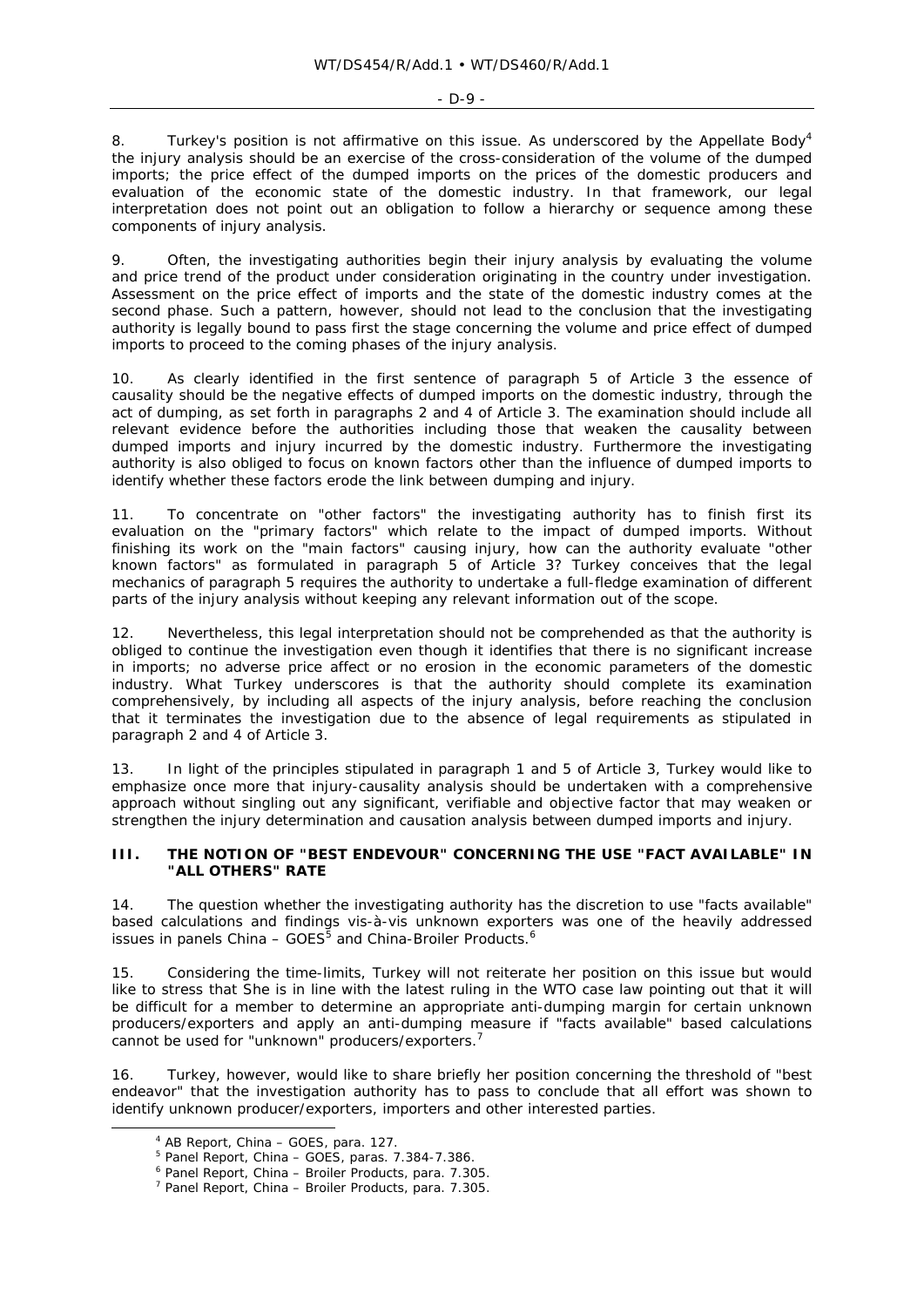8. Turkey's position is not affirmative on this issue. As underscored by the Appellate Body[4] the injury analysis should be an exercise of the cross-consideration of the volume of the dumped imports; the price effect of the dumped imports on the prices of the domestic producers and evaluation of the economic state of the domestic industry. In that framework, our legal interpretation does not point out an obligation to follow a hierarchy or sequence among these components of injury analysis.

9. Often, the investigating authorities begin their injury analysis by evaluating the volume and price trend of the product under consideration originating in the country under investigation. Assessment on the price effect of imports and the state of the domestic industry comes at the second phase. Such a pattern, however, should not lead to the conclusion that the investigating authority is legally bound to pass first the stage concerning the volume and price effect of dumped imports to proceed to the coming phases of the injury analysis.

10. As clearly identified in the first sentence of paragraph 5 of Article 3 the essence of causality should be the negative effects of dumped imports on the domestic industry, through the act of dumping, as set forth in paragraphs 2 and 4 of Article 3. The examination should include all relevant evidence before the authorities including those that weaken the causality between dumped imports and injury incurred by the domestic industry. Furthermore the investigating authority is also obliged to focus on known factors other than the influence of dumped imports to identify whether these factors erode the link between dumping and injury.

11. To concentrate on "other factors" the investigating authority has to finish first its evaluation on the "primary factors" which relate to the impact of dumped imports. Without finishing its work on the "main factors" causing injury, how can the authority evaluate "other known factors" as formulated in paragraph 5 of Article 3? Turkey conceives that the legal mechanics of paragraph 5 requires the authority to undertake a full-fledge examination of different parts of the injury analysis without keeping any relevant information out of the scope.

12. Nevertheless, this legal interpretation should not be comprehended as that the authority is obliged to continue the investigation even though it identifies that there is no significant increase in imports; no adverse price affect or no erosion in the economic parameters of the domestic industry. What Turkey underscores is that the authority should complete its examination comprehensively, by including all aspects of the injury analysis, before reaching the conclusion that it terminates the investigation due to the absence of legal requirements as stipulated in paragraph 2 and 4 of Article 3.

13. In light of the principles stipulated in paragraph 1 and 5 of Article 3, Turkey would like to emphasize once more that injury-causality analysis should be undertaken with a comprehensive approach without singling out any significant, verifiable and objective factor that may weaken or strengthen the injury determination and causation analysis between dumped imports and injury.

### III. THE NOTION OF "BEST ENDEVOUR" CONCERNING THE USE "FACT AVAILABLE" IN "ALL OTHERS" RATE

14. The question whether the investigating authority has the discretion to use "facts available" based calculations and findings vis-à-vis unknown exporters was one of the heavily addressed issues in panels *China – GOES*[5] and *China-Broiler Products*.[6]

15. Considering the time-limits, Turkey will not reiterate her position on this issue but would like to stress that She is in line with the latest ruling in the WTO case law pointing out that it will be difficult for a member to determine an appropriate anti-dumping margin for certain unknown producers/exporters and apply an anti-dumping measure if "facts available" based calculations cannot be used for "unknown" producers/exporters.[7]

16. Turkey, however, would like to share briefly her position concerning the threshold of "best endeavor" that the investigation authority has to pass to conclude that all effort was shown to identify unknown producer/exporters, importers and other interested parties.

---

[4] AB Report, *China – GOES*, para. 127.

[5] Panel Report, *China – GOES*, paras. 7.384-7.386.

[6] Panel Report, *China – Broiler Products*, para. 7.305.

[7] Panel Report, *China – Broiler Products*, para. 7.305.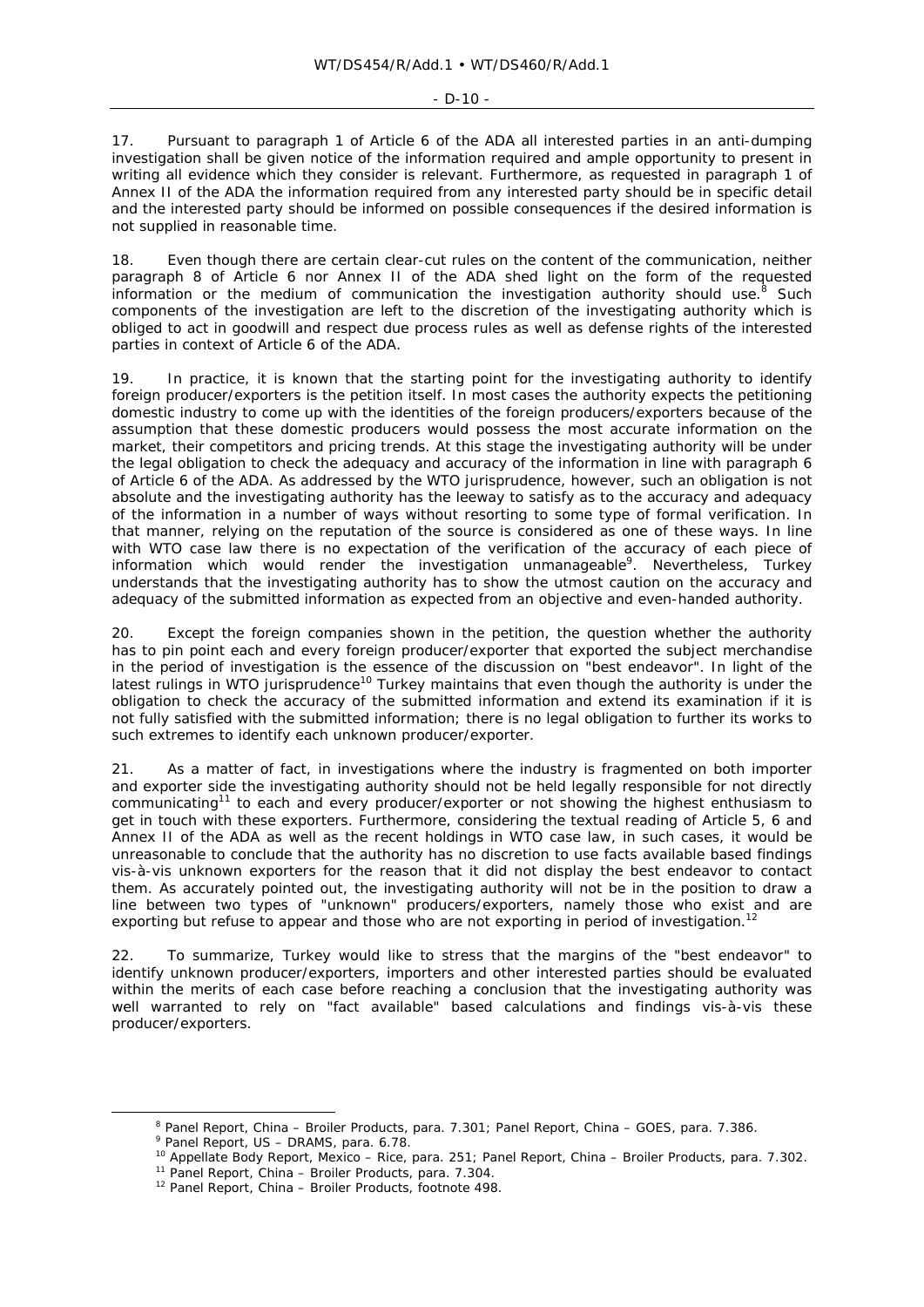17. Pursuant to paragraph 1 of Article 6 of the ADA all interested parties in an anti-dumping investigation shall be given notice of the information required and ample opportunity to present in writing all evidence which they consider is relevant. Furthermore, as requested in paragraph 1 of Annex II of the ADA the information required from any interested party should be in specific detail and the interested party should be informed on possible consequences if the desired information is not supplied in reasonable time.

18. Even though there are certain clear-cut rules on the content of the communication, neither paragraph 8 of Article 6 nor Annex II of the ADA shed light on the form of the requested information or the medium of communication the investigation authority should use.[8] Such components of the investigation are left to the discretion of the investigating authority which is obliged to act in goodwill and respect due process rules as well as defense rights of the interested parties in context of Article 6 of the ADA.

19. In practice, it is known that the starting point for the investigating authority to identify foreign producer/exporters is the petition itself. In most cases the authority expects the petitioning domestic industry to come up with the identities of the foreign producers/exporters because of the assumption that these domestic producers would possess the most accurate information on the market, their competitors and pricing trends. At this stage the investigating authority will be under the legal obligation to check the adequacy and accuracy of the information in line with paragraph 6 of Article 6 of the ADA. As addressed by the WTO jurisprudence, however, such an obligation is not absolute and the investigating authority has the leeway to satisfy as to the accuracy and adequacy of the information in a number of ways without resorting to some type of formal verification. In that manner, relying on the reputation of the source is considered as one of these ways. In line with WTO case law there is no expectation of the verification of the accuracy of each piece of information which would render the investigation unmanageable[9]. Nevertheless, Turkey understands that the investigating authority has to show the utmost caution on the accuracy and adequacy of the submitted information as expected from an objective and even-handed authority.

20. Except the foreign companies shown in the petition, the question whether the authority has to pin point each and every foreign producer/exporter that exported the subject merchandise in the period of investigation is the essence of the discussion on "best endeavor". In light of the latest rulings in WTO jurisprudence[10] Turkey maintains that even though the authority is under the obligation to check the accuracy of the submitted information and extend its examination if it is not fully satisfied with the submitted information; there is no legal obligation to further its works to such extremes to identify each unknown producer/exporter.

21. As a matter of fact, in investigations where the industry is fragmented on both importer and exporter side the investigating authority should not be held legally responsible for not directly communicating[11] to each and every producer/exporter or not showing the highest enthusiasm to get in touch with these exporters. Furthermore, considering the textual reading of Article 5, 6 and Annex II of the ADA as well as the recent holdings in WTO case law, in such cases, it would be unreasonable to conclude that the authority has no discretion to use facts available based findings vis-à-vis unknown exporters for the reason that it did not display the best endeavor to contact them. As accurately pointed out, the investigating authority will not be in the position to draw a line between two types of "unknown" producers/exporters, namely those who exist and are exporting but refuse to appear and those who are not exporting in period of investigation.[12]

22. To summarize, Turkey would like to stress that the margins of the "best endeavor" to identify unknown producer/exporters, importers and other interested parties should be evaluated within the merits of each case before reaching a conclusion that the investigating authority was well warranted to rely on "fact available" based calculations and findings vis-à-vis these producer/exporters.

---

[8] Panel Report, China – Broiler Products, para. 7.301; Panel Report, China – GOES, para. 7.386.

[9] Panel Report, US – DRAMS, para. 6.78.

[10] Appellate Body Report, Mexico – Rice, para. 251; Panel Report, China – Broiler Products, para. 7.302.

[11] Panel Report, China – Broiler Products, para. 7.304.

[12] Panel Report, China – Broiler Products, footnote 498.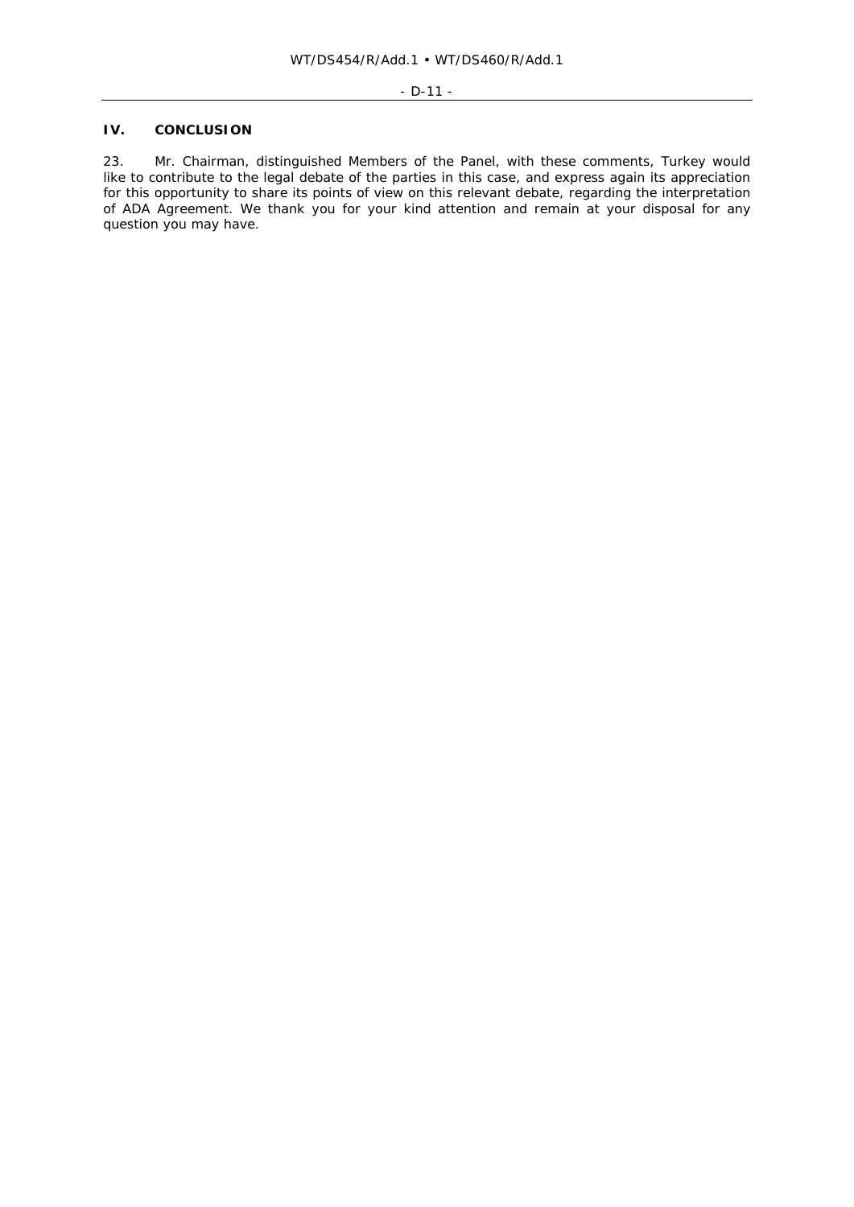## IV. CONCLUSION

23. Mr. Chairman, distinguished Members of the Panel, with these comments, Turkey would like to contribute to the legal debate of the parties in this case, and express again its appreciation for this opportunity to share its points of view on this relevant debate, regarding the interpretation of ADA Agreement. We thank you for your kind attention and remain at your disposal for any question you may have.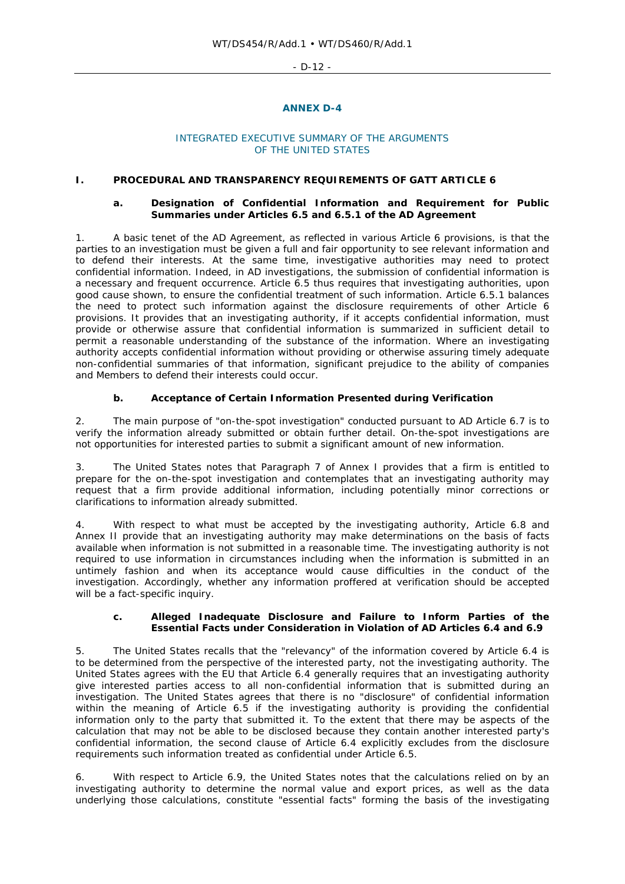## ANNEX D-4

### INTEGRATED EXECUTIVE SUMMARY OF THE ARGUMENTS OF THE UNITED STATES

## I. PROCEDURAL AND TRANSPARENCY REQUIREMENTS OF GATT ARTICLE 6

### a. Designation of Confidential Information and Requirement for Public Summaries under Articles 6.5 and 6.5.1 of the AD Agreement

1. A basic tenet of the AD Agreement, as reflected in various Article 6 provisions, is that the parties to an investigation must be given a full and fair opportunity to see relevant information and to defend their interests. At the same time, investigative authorities may need to protect confidential information. Indeed, in AD investigations, the submission of confidential information is a necessary and frequent occurrence. Article 6.5 thus requires that investigating authorities, upon good cause shown, to ensure the confidential treatment of such information. Article 6.5.1 balances the need to protect such information against the disclosure requirements of other Article 6 provisions. It provides that an investigating authority, if it accepts confidential information, must provide or otherwise assure that confidential information is summarized in sufficient detail to permit a reasonable understanding of the substance of the information. Where an investigating authority accepts confidential information without providing or otherwise assuring timely adequate non-confidential summaries of that information, significant prejudice to the ability of companies and Members to defend their interests could occur.

### b. Acceptance of Certain Information Presented during Verification

2. The main purpose of "on-the-spot investigation" conducted pursuant to AD Article 6.7 is to verify the information already submitted or obtain further detail. On-the-spot investigations are not opportunities for interested parties to submit a significant amount of new information.

3. The United States notes that Paragraph 7 of Annex I provides that a firm is entitled to prepare for the on-the-spot investigation and contemplates that an investigating authority may request that a firm provide additional information, including potentially minor corrections or clarifications to information already submitted.

4. With respect to what must be accepted by the investigating authority, Article 6.8 and Annex II provide that an investigating authority may make determinations on the basis of facts available when information is not submitted in a reasonable time. The investigating authority is not required to use information in circumstances including when the information is submitted in an untimely fashion and when its acceptance would cause difficulties in the conduct of the investigation. Accordingly, whether any information proffered at verification should be accepted will be a fact-specific inquiry.

### c. Alleged Inadequate Disclosure and Failure to Inform Parties of the Essential Facts under Consideration in Violation of AD Articles 6.4 and 6.9

5. The United States recalls that the "relevancy" of the information covered by Article 6.4 is to be determined from the perspective of the interested party, not the investigating authority. The United States agrees with the EU that Article 6.4 generally requires that an investigating authority give interested parties access to all non-confidential information that is submitted during an investigation. The United States agrees that there is no "disclosure" of confidential information within the meaning of Article 6.5 if the investigating authority is providing the confidential information only to the party that submitted it. To the extent that there may be aspects of the calculation that may not be able to be disclosed because they contain another interested party's confidential information, the second clause of Article 6.4 explicitly excludes from the disclosure requirements such information treated as confidential under Article 6.5.

6. With respect to Article 6.9, the United States notes that the calculations relied on by an investigating authority to determine the normal value and export prices, as well as the data underlying those calculations, constitute "essential facts" forming the basis of the investigating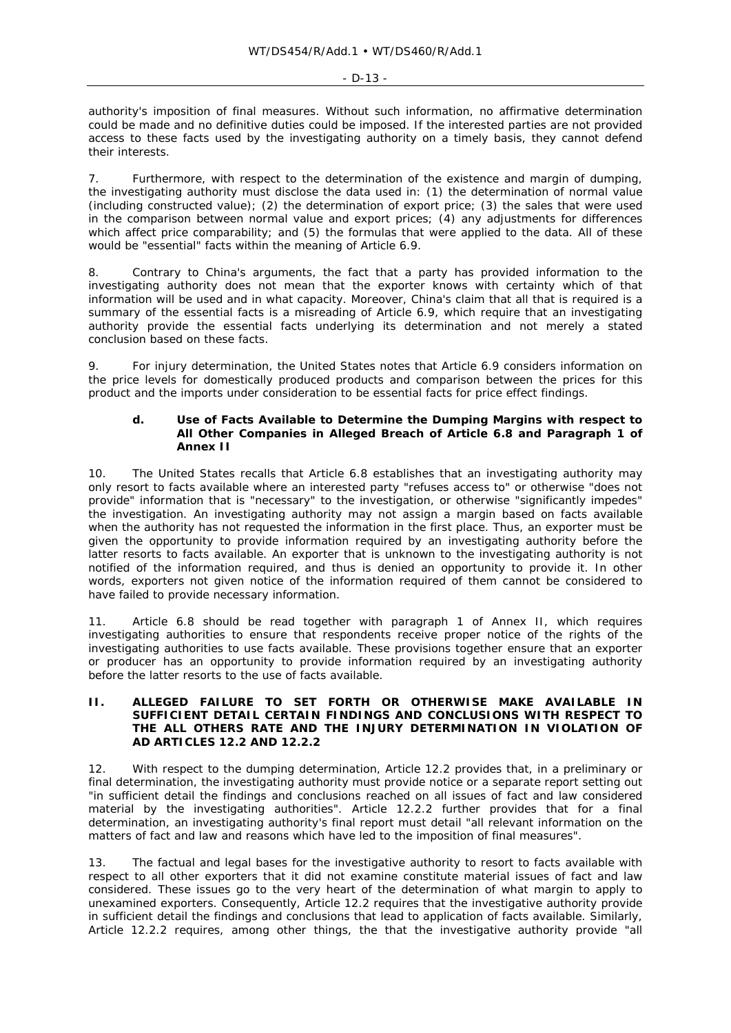authority's imposition of final measures. Without such information, no affirmative determination could be made and no definitive duties could be imposed. If the interested parties are not provided access to these facts used by the investigating authority on a timely basis, they cannot defend their interests.

7. Furthermore, with respect to the determination of the existence and margin of dumping, the investigating authority must disclose the data used in: (1) the determination of normal value (including constructed value); (2) the determination of export price; (3) the sales that were used in the comparison between normal value and export prices; (4) any adjustments for differences which affect price comparability; and (5) the formulas that were applied to the data. All of these would be "essential" facts within the meaning of Article 6.9.

8. Contrary to China's arguments, the fact that a party has provided information to the investigating authority does not mean that the exporter knows with certainty which of that information will be used and in what capacity. Moreover, China's claim that all that is required is a summary of the essential facts is a misreading of Article 6.9, which require that an investigating authority provide the essential facts underlying its determination and not merely a stated conclusion based on these facts.

9. For injury determination, the United States notes that Article 6.9 considers information on the price levels for domestically produced products and comparison between the prices for this product and the imports under consideration to be essential facts for price effect findings.

#### d. Use of Facts Available to Determine the Dumping Margins with respect to All Other Companies in Alleged Breach of Article 6.8 and Paragraph 1 of Annex II

10. The United States recalls that Article 6.8 establishes that an investigating authority may only resort to facts available where an interested party "refuses access to" or otherwise "does not provide" information that is "necessary" to the investigation, or otherwise "significantly impedes" the investigation. An investigating authority may not assign a margin based on facts available when the authority has not requested the information in the first place. Thus, an exporter must be given the opportunity to provide information required by an investigating authority before the latter resorts to facts available. An exporter that is unknown to the investigating authority is not notified of the information required, and thus is denied an opportunity to provide it. In other words, exporters not given notice of the information required of them cannot be considered to have failed to provide necessary information.

11. Article 6.8 should be read together with paragraph 1 of Annex II, which requires investigating authorities to ensure that respondents receive proper notice of the rights of the investigating authorities to use facts available. These provisions together ensure that an exporter or producer has an opportunity to provide information required by an investigating authority before the latter resorts to the use of facts available.

### II. ALLEGED FAILURE TO SET FORTH OR OTHERWISE MAKE AVAILABLE IN SUFFICIENT DETAIL CERTAIN FINDINGS AND CONCLUSIONS WITH RESPECT TO THE ALL OTHERS RATE AND THE INJURY DETERMINATION IN VIOLATION OF AD ARTICLES 12.2 AND 12.2.2

12. With respect to the dumping determination, Article 12.2 provides that, in a preliminary or final determination, the investigating authority must provide notice or a separate report setting out "in sufficient detail the findings and conclusions reached on all issues of fact and law considered material by the investigating authorities". Article 12.2.2 further provides that for a final determination, an investigating authority's final report must detail "all relevant information on the matters of fact and law and reasons which have led to the imposition of final measures".

13. The factual and legal bases for the investigative authority to resort to facts available with respect to all other exporters that it did not examine constitute material issues of fact and law considered. These issues go to the very heart of the determination of what margin to apply to unexamined exporters. Consequently, Article 12.2 requires that the investigative authority provide in sufficient detail the findings and conclusions that lead to application of facts available. Similarly, Article 12.2.2 requires, among other things, the that the investigative authority provide "all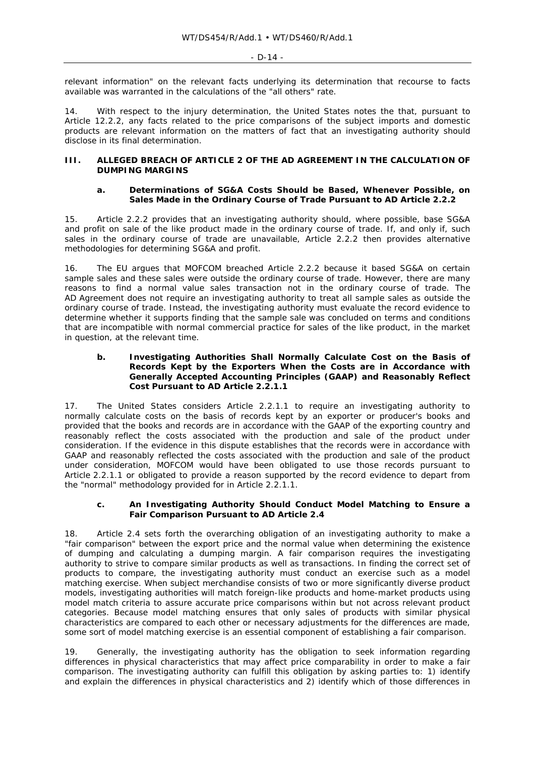relevant information" on the relevant facts underlying its determination that recourse to facts available was warranted in the calculations of the "all others" rate.

14. With respect to the injury determination, the United States notes the that, pursuant to Article 12.2.2, any facts related to the price comparisons of the subject imports and domestic products are relevant information on the matters of fact that an investigating authority should disclose in its final determination.

## III. ALLEGED BREACH OF ARTICLE 2 OF THE AD AGREEMENT IN THE CALCULATION OF DUMPING MARGINS

### a. Determinations of SG&A Costs Should be Based, Whenever Possible, on Sales Made in the Ordinary Course of Trade Pursuant to AD Article 2.2.2

15. Article 2.2.2 provides that an investigating authority should, where possible, base SG&A and profit on sale of the like product made in the ordinary course of trade. If, and only if, such sales in the ordinary course of trade are unavailable, Article 2.2.2 then provides alternative methodologies for determining SG&A and profit.

16. The EU argues that MOFCOM breached Article 2.2.2 because it based SG&A on certain sample sales and these sales were outside the ordinary course of trade. However, there are many reasons to find a normal value sales transaction not in the ordinary course of trade. The AD Agreement does not require an investigating authority to treat all sample sales as outside the ordinary course of trade. Instead, the investigating authority must evaluate the record evidence to determine whether it supports finding that the sample sale was concluded on terms and conditions that are incompatible with normal commercial practice for sales of the like product, in the market in question, at the relevant time.

### b. Investigating Authorities Shall Normally Calculate Cost on the Basis of Records Kept by the Exporters When the Costs are in Accordance with Generally Accepted Accounting Principles (GAAP) and Reasonably Reflect Cost Pursuant to AD Article 2.2.1.1

17. The United States considers Article 2.2.1.1 to require an investigating authority to normally calculate costs on the basis of records kept by an exporter or producer's books and provided that the books and records are in accordance with the GAAP of the exporting country and reasonably reflect the costs associated with the production and sale of the product under consideration. If the evidence in this dispute establishes that the records were in accordance with GAAP and reasonably reflected the costs associated with the production and sale of the product under consideration, MOFCOM would have been obligated to use those records pursuant to Article 2.2.1.1 or obligated to provide a reason supported by the record evidence to depart from the "normal" methodology provided for in Article 2.2.1.1.

### c. An Investigating Authority Should Conduct Model Matching to Ensure a Fair Comparison Pursuant to AD Article 2.4

18. Article 2.4 sets forth the overarching obligation of an investigating authority to make a "fair comparison" between the export price and the normal value when determining the existence of dumping and calculating a dumping margin. A fair comparison requires the investigating authority to strive to compare similar products as well as transactions. In finding the correct set of products to compare, the investigating authority must conduct an exercise such as a model matching exercise. When subject merchandise consists of two or more significantly diverse product models, investigating authorities will match foreign-like products and home-market products using model match criteria to assure accurate price comparisons within but not across relevant product categories. Because model matching ensures that only sales of products with similar physical characteristics are compared to each other or necessary adjustments for the differences are made, some sort of model matching exercise is an essential component of establishing a fair comparison.

19. Generally, the investigating authority has the obligation to seek information regarding differences in physical characteristics that may affect price comparability in order to make a fair comparison. The investigating authority can fulfill this obligation by asking parties to: 1) identify and explain the differences in physical characteristics and 2) identify which of those differences in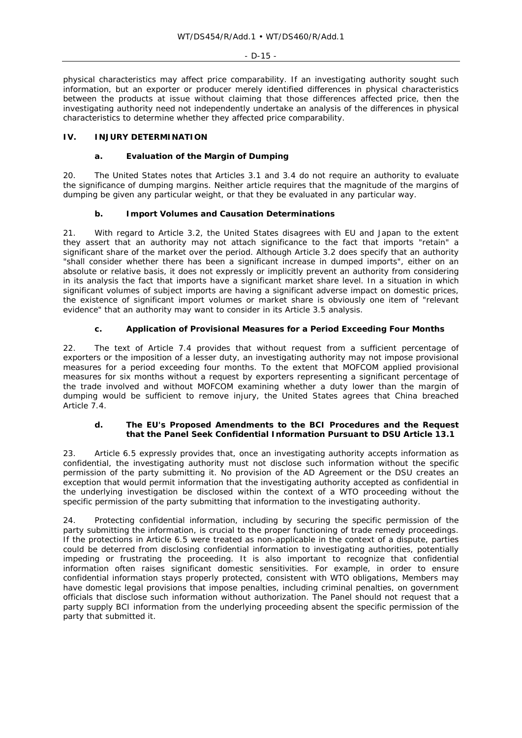physical characteristics may affect price comparability. If an investigating authority sought such information, but an exporter or producer merely identified differences in physical characteristics between the products at issue without claiming that those differences affected price, then the investigating authority need not independently undertake an analysis of the differences in physical characteristics to determine whether they affected price comparability.

## IV. INJURY DETERMINATION

### a. Evaluation of the Margin of Dumping

20. The United States notes that Articles 3.1 and 3.4 do not require an authority to evaluate the significance of dumping margins. Neither article requires that the magnitude of the margins of dumping be given any particular weight, or that they be evaluated in any particular way.

### b. Import Volumes and Causation Determinations

21. With regard to Article 3.2, the United States disagrees with EU and Japan to the extent they assert that an authority may not attach significance to the fact that imports "retain" a significant share of the market over the period. Although Article 3.2 does specify that an authority "shall consider whether there has been a significant increase in dumped imports", either on an absolute or relative basis, it does not expressly or implicitly prevent an authority from considering in its analysis the fact that imports have a significant market share level. In a situation in which significant volumes of subject imports are having a significant adverse impact on domestic prices, the existence of significant import volumes or market share is obviously one item of "relevant evidence" that an authority may want to consider in its Article 3.5 analysis.

### c. Application of Provisional Measures for a Period Exceeding Four Months

22. The text of Article 7.4 provides that without request from a sufficient percentage of exporters or the imposition of a lesser duty, an investigating authority may not impose provisional measures for a period exceeding four months. To the extent that MOFCOM applied provisional measures for six months without a request by exporters representing a significant percentage of the trade involved and without MOFCOM examining whether a duty lower than the margin of dumping would be sufficient to remove injury, the United States agrees that China breached Article 7.4.

### d. The EU's Proposed Amendments to the BCI Procedures and the Request that the Panel Seek Confidential Information Pursuant to DSU Article 13.1

23. Article 6.5 expressly provides that, once an investigating authority accepts information as confidential, the investigating authority must not disclose such information without the specific permission of the party submitting it. No provision of the AD Agreement or the DSU creates an exception that would permit information that the investigating authority accepted as confidential in the underlying investigation be disclosed within the context of a WTO proceeding without the specific permission of the party submitting that information to the investigating authority.

24. Protecting confidential information, including by securing the specific permission of the party submitting the information, is crucial to the proper functioning of trade remedy proceedings. If the protections in Article 6.5 were treated as non-applicable in the context of a dispute, parties could be deterred from disclosing confidential information to investigating authorities, potentially impeding or frustrating the proceeding. It is also important to recognize that confidential information often raises significant domestic sensitivities. For example, in order to ensure confidential information stays properly protected, consistent with WTO obligations, Members may have domestic legal provisions that impose penalties, including criminal penalties, on government officials that disclose such information without authorization. The Panel should not request that a party supply BCI information from the underlying proceeding absent the specific permission of the party that submitted it.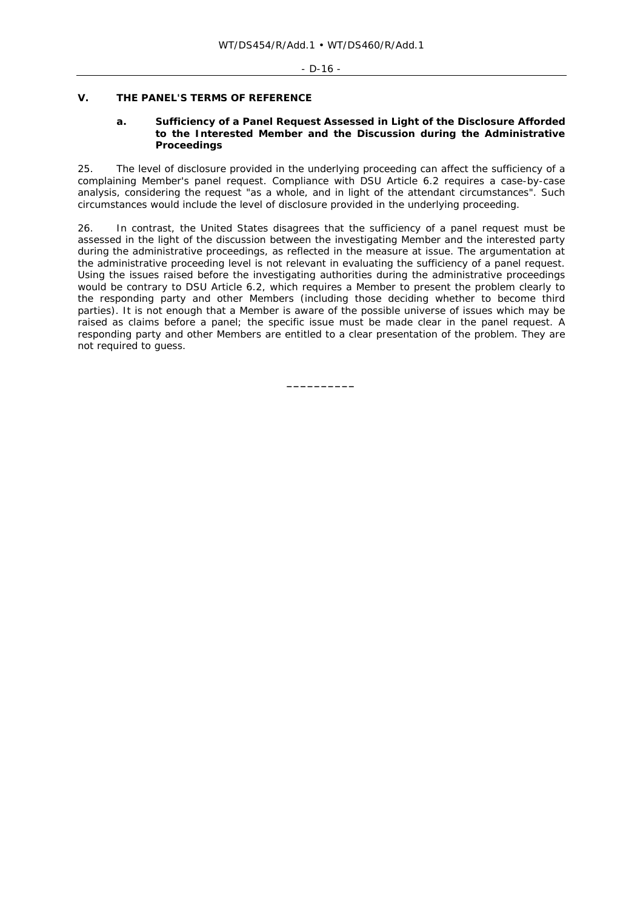## V. THE PANEL'S TERMS OF REFERENCE

### a. Sufficiency of a Panel Request Assessed in Light of the Disclosure Afforded to the Interested Member and the Discussion during the Administrative Proceedings

25. The level of disclosure provided in the underlying proceeding can affect the sufficiency of a complaining Member's panel request. Compliance with DSU Article 6.2 requires a case-by-case analysis, considering the request "as a whole, and in light of the attendant circumstances". Such circumstances would include the level of disclosure provided in the underlying proceeding.

26. In contrast, the United States disagrees that the sufficiency of a panel request must be assessed in the light of the discussion between the investigating Member and the interested party during the administrative proceedings, as reflected in the measure at issue. The argumentation at the administrative proceeding level is not relevant in evaluating the sufficiency of a panel request. Using the issues raised before the investigating authorities during the administrative proceedings would be contrary to DSU Article 6.2, which requires a Member to present the problem clearly to the responding party and other Members (including those deciding whether to become third parties). It is not enough that a Member is aware of the possible universe of issues which may be raised as claims before a panel; the specific issue must be made clear in the panel request. A responding party and other Members are entitled to a clear presentation of the problem. They are not required to guess.

__________